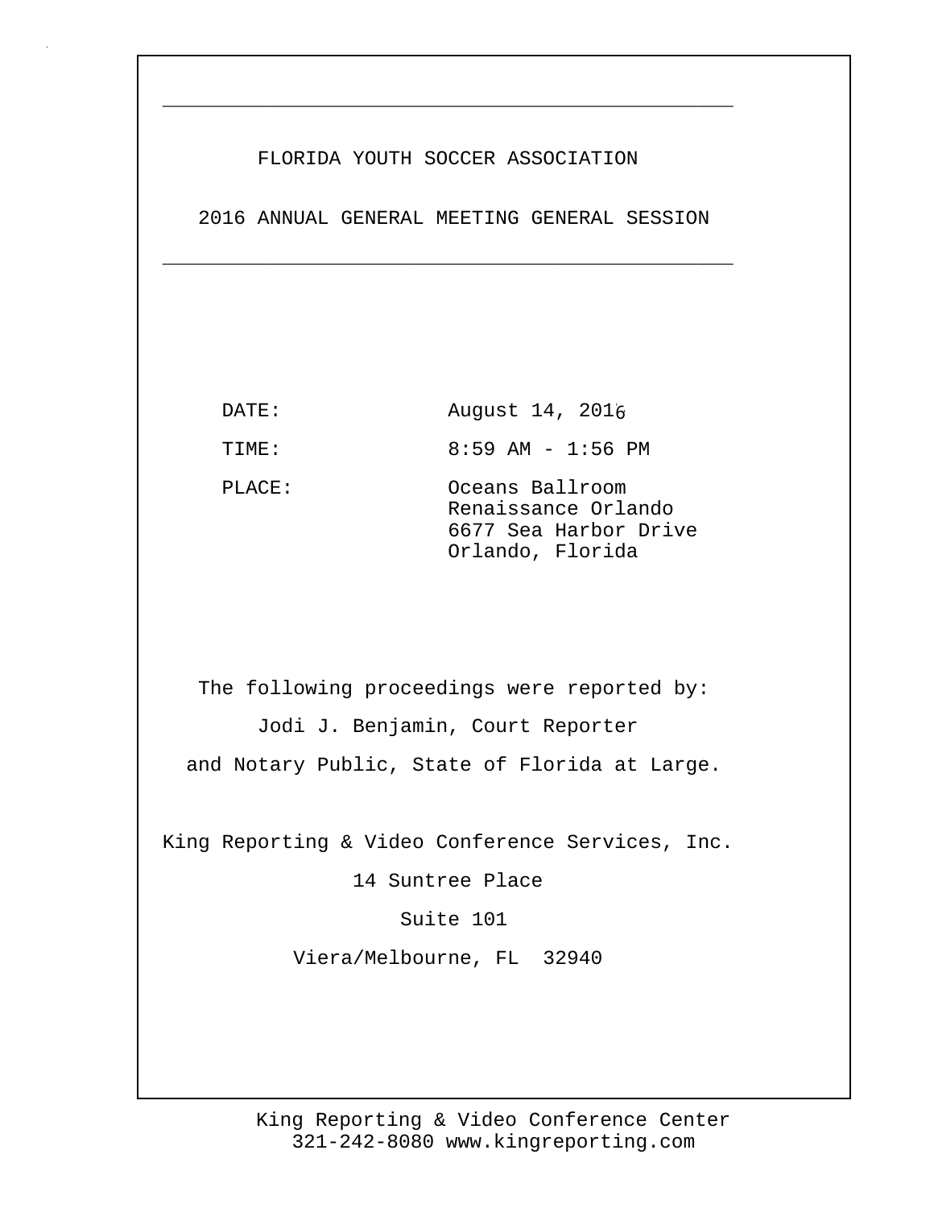# FLORIDA YOUTH SOCCER ASSOCIATION

## 2016 ANNUAL GENERAL MEETING GENERAL SESSION

DATE: August 14, 2016

TIME: 8:59 AM - 1:56 PM

PLACE: Oceans Ballroom
Renaissance Orlando
6677 Sea Harbor Drive
Orlando, Florida

The following proceedings were reported by:
Jodi J. Benjamin, Court Reporter
and Notary Public, State of Florida at Large.

King Reporting & Video Conference Services, Inc.
14 Suntree Place
Suite 101
Viera/Melbourne, FL 32940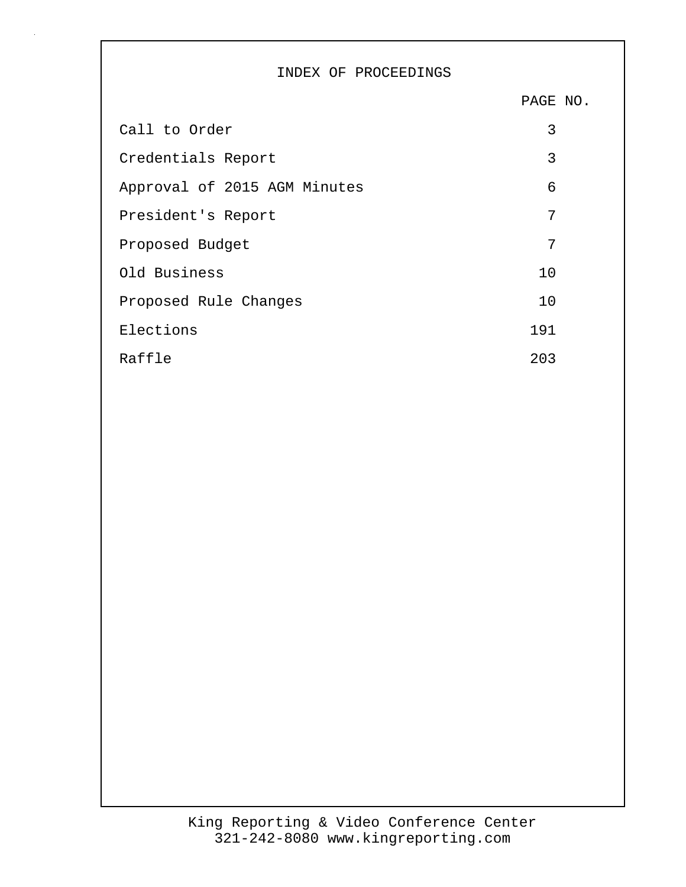# INDEX OF PROCEEDINGS

| | PAGE NO. |
|---|---|
| Call to Order | 3 |
| Credentials Report | 3 |
| Approval of 2015 AGM Minutes | 6 |
| President's Report | 7 |
| Proposed Budget | 7 |
| Old Business | 10 |
| Proposed Rule Changes | 10 |
| Elections | 191 |
| Raffle | 203 |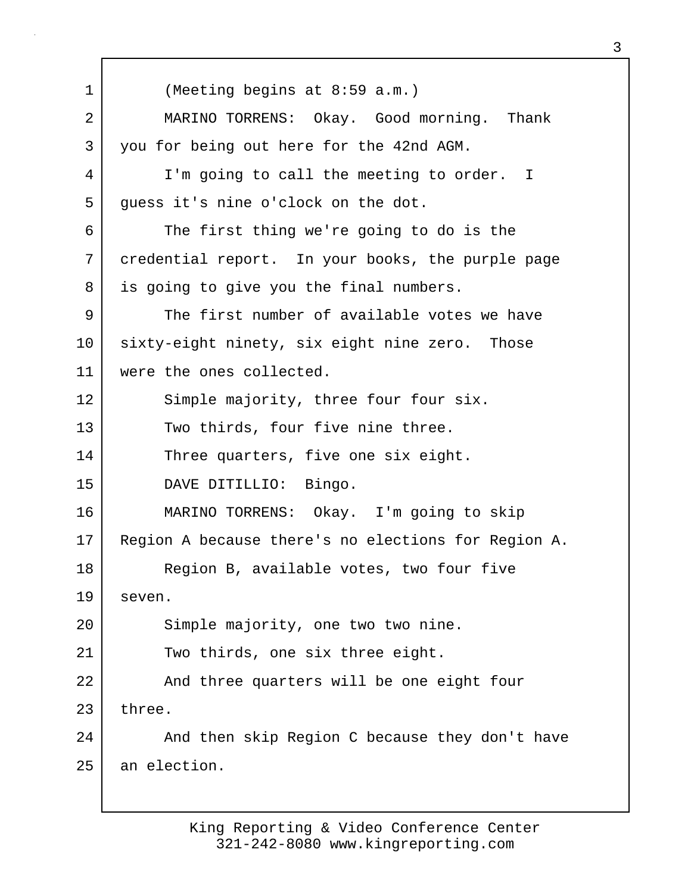(Meeting begins at 8:59 a.m.)

MARINO TORRENS: Okay. Good morning. Thank you for being out here for the 42nd AGM.

I'm going to call the meeting to order. I guess it's nine o'clock on the dot.

The first thing we're going to do is the credential report. In your books, the purple page is going to give you the final numbers.

The first number of available votes we have sixty-eight ninety, six eight nine zero. Those were the ones collected.

Simple majority, three four four six.

Two thirds, four five nine three.

Three quarters, five one six eight.

DAVE DITILLIO: Bingo.

MARINO TORRENS: Okay. I'm going to skip Region A because there's no elections for Region A.

Region B, available votes, two four five seven.

Simple majority, one two two nine.

Two thirds, one six three eight.

And three quarters will be one eight four three.

And then skip Region C because they don't have an election.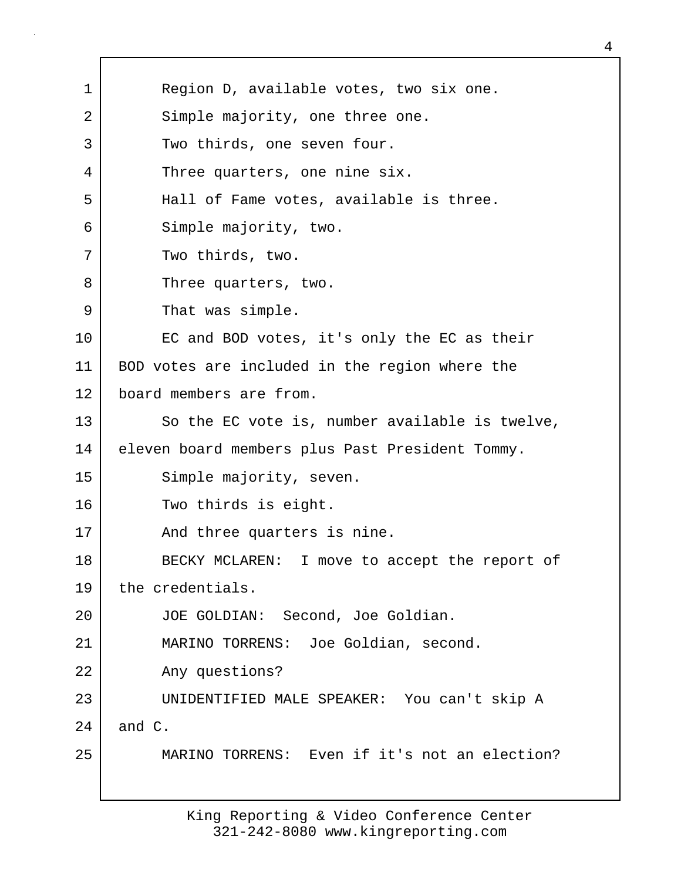Region D, available votes, two six one.

Simple majority, one three one.

Two thirds, one seven four.

Three quarters, one nine six.

Hall of Fame votes, available is three.

Simple majority, two.

Two thirds, two.

Three quarters, two.

That was simple.

EC and BOD votes, it's only the EC as their BOD votes are included in the region where the board members are from.

So the EC vote is, number available is twelve, eleven board members plus Past President Tommy.

Simple majority, seven.

Two thirds is eight.

And three quarters is nine.

BECKY MCLAREN: I move to accept the report of the credentials.

JOE GOLDIAN: Second, Joe Goldian.

MARINO TORRENS: Joe Goldian, second.

Any questions?

UNIDENTIFIED MALE SPEAKER: You can't skip A and C.

MARINO TORRENS: Even if it's not an election?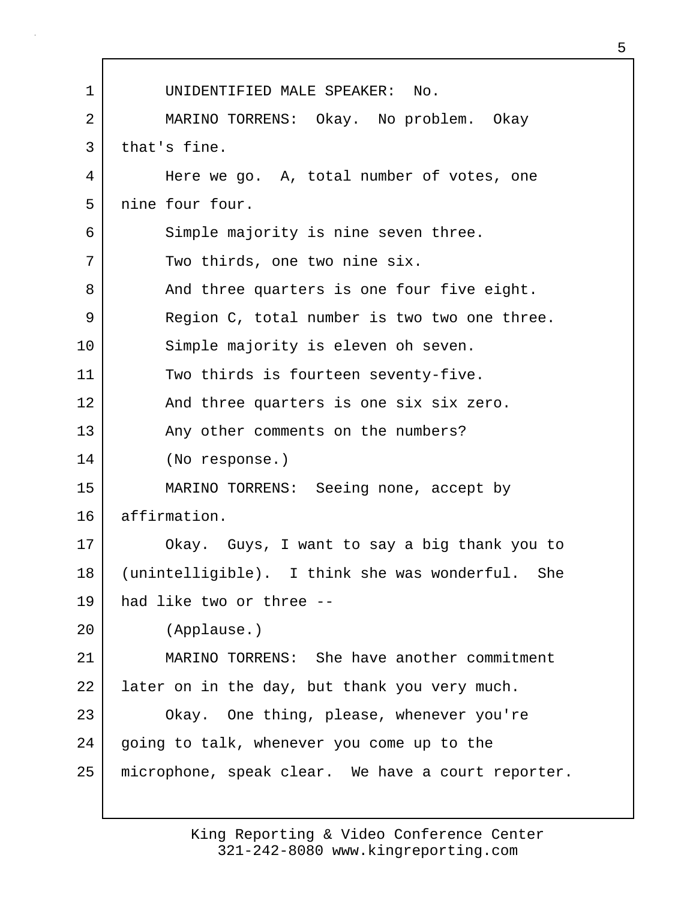UNIDENTIFIED MALE SPEAKER: No.

MARINO TORRENS: Okay. No problem. Okay that's fine.

Here we go. A, total number of votes, one nine four four.

Simple majority is nine seven three.

Two thirds, one two nine six.

And three quarters is one four five eight.

Region C, total number is two two one three.

Simple majority is eleven oh seven.

Two thirds is fourteen seventy-five.

And three quarters is one six six zero.

Any other comments on the numbers?

(No response.)

MARINO TORRENS: Seeing none, accept by affirmation.

Okay. Guys, I want to say a big thank you to (unintelligible). I think she was wonderful. She had like two or three --

(Applause.)

MARINO TORRENS: She have another commitment later on in the day, but thank you very much.

Okay. One thing, please, whenever you're going to talk, whenever you come up to the microphone, speak clear. We have a court reporter.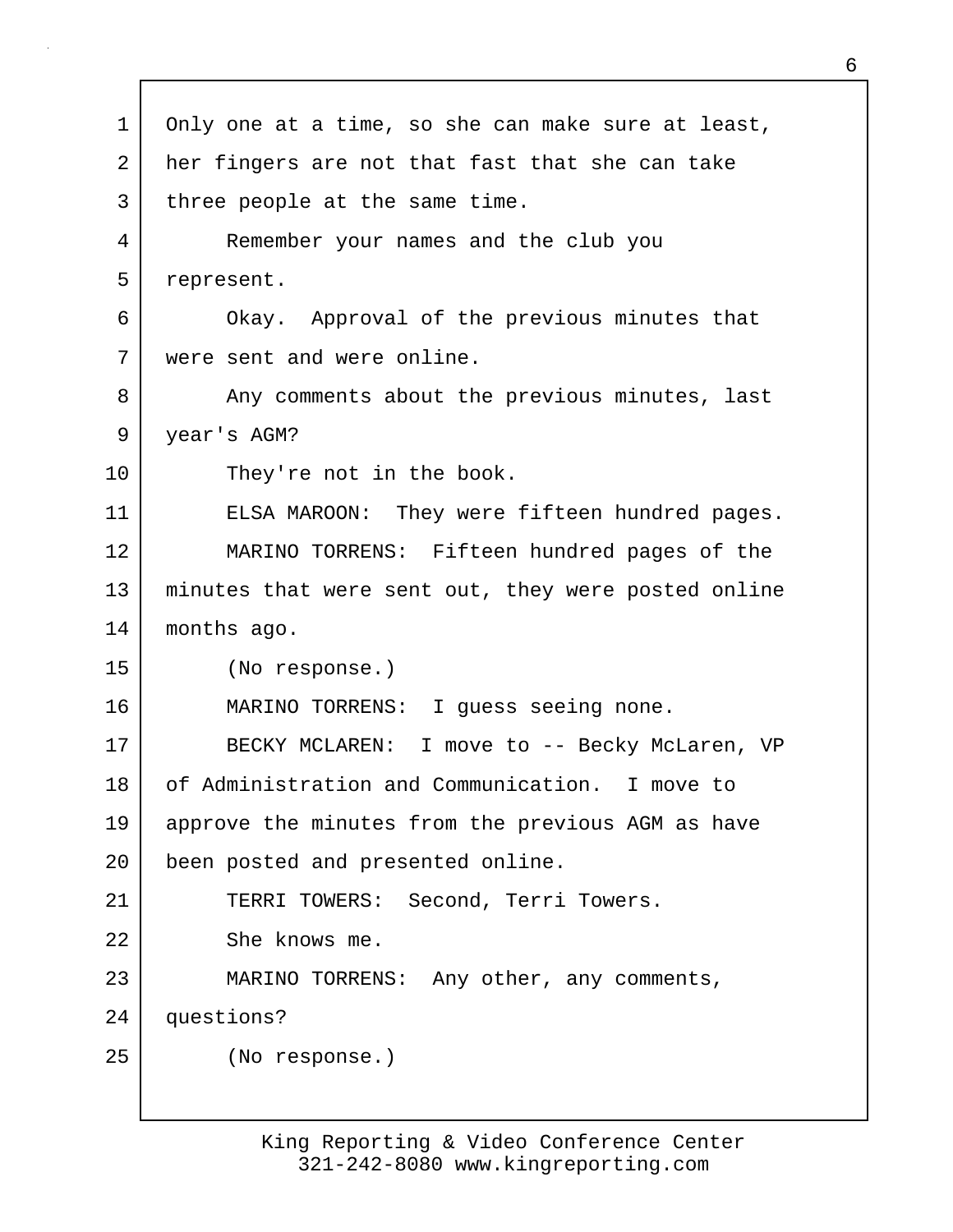Only one at a time, so she can make sure at least, her fingers are not that fast that she can take three people at the same time.

Remember your names and the club you represent.

Okay. Approval of the previous minutes that were sent and were online.

Any comments about the previous minutes, last year's AGM?

They're not in the book.

ELSA MAROON: They were fifteen hundred pages.

MARINO TORRENS: Fifteen hundred pages of the minutes that were sent out, they were posted online months ago.

(No response.)

MARINO TORRENS: I guess seeing none.

BECKY MCLAREN: I move to -- Becky McLaren, VP of Administration and Communication. I move to approve the minutes from the previous AGM as have been posted and presented online.

TERRI TOWERS: Second, Terri Towers.

She knows me.

MARINO TORRENS: Any other, any comments, questions?

(No response.)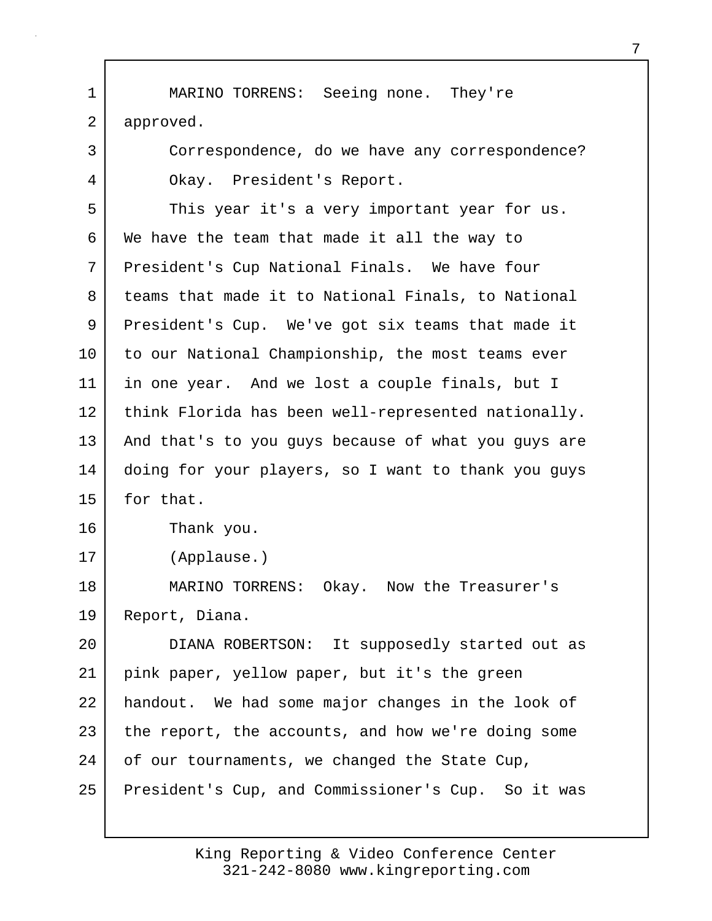MARINO TORRENS: Seeing none. They're approved.

Correspondence, do we have any correspondence?

Okay. President's Report.

This year it's a very important year for us. We have the team that made it all the way to President's Cup National Finals. We have four teams that made it to National Finals, to National President's Cup. We've got six teams that made it to our National Championship, the most teams ever in one year. And we lost a couple finals, but I think Florida has been well-represented nationally. And that's to you guys because of what you guys are doing for your players, so I want to thank you guys for that.

Thank you.

(Applause.)

MARINO TORRENS: Okay. Now the Treasurer's Report, Diana.

DIANA ROBERTSON: It supposedly started out as pink paper, yellow paper, but it's the green handout. We had some major changes in the look of the report, the accounts, and how we're doing some of our tournaments, we changed the State Cup, President's Cup, and Commissioner's Cup. So it was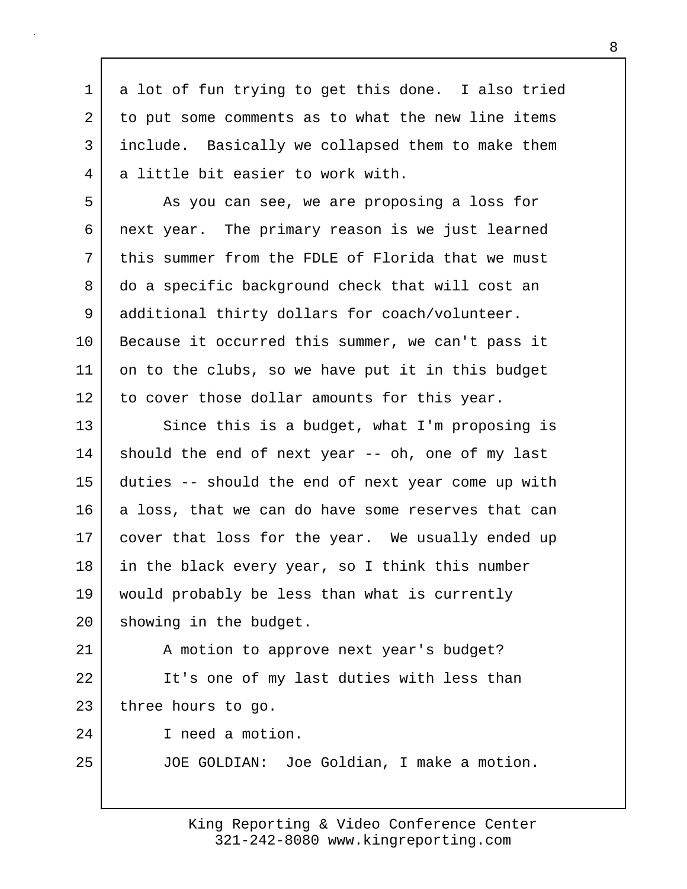a lot of fun trying to get this done. I also tried to put some comments as to what the new line items include. Basically we collapsed them to make them a little bit easier to work with.

As you can see, we are proposing a loss for next year. The primary reason is we just learned this summer from the FDLE of Florida that we must do a specific background check that will cost an additional thirty dollars for coach/volunteer. Because it occurred this summer, we can't pass it on to the clubs, so we have put it in this budget to cover those dollar amounts for this year.

Since this is a budget, what I'm proposing is should the end of next year -- oh, one of my last duties -- should the end of next year come up with a loss, that we can do have some reserves that can cover that loss for the year. We usually ended up in the black every year, so I think this number would probably be less than what is currently showing in the budget.

A motion to approve next year's budget?

It's one of my last duties with less than three hours to go.

I need a motion.

JOE GOLDIAN: Joe Goldian, I make a motion.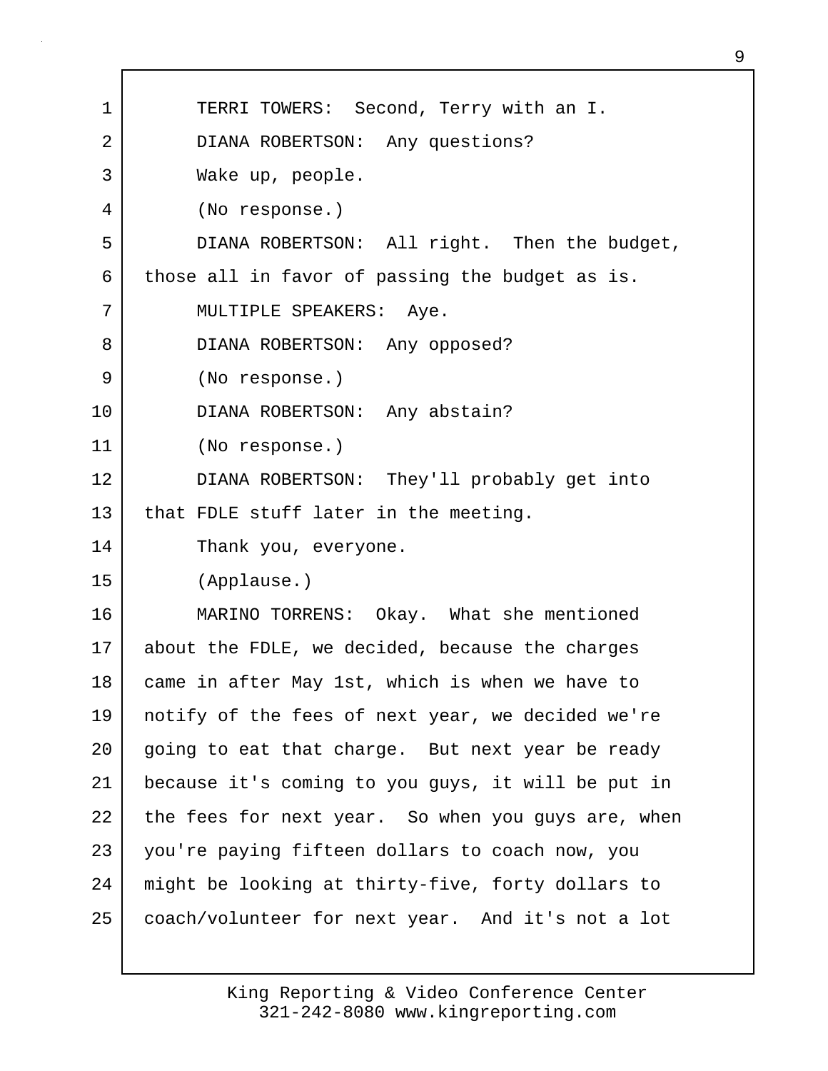TERRI TOWERS: Second, Terry with an I.

DIANA ROBERTSON: Any questions?

Wake up, people.

(No response.)

DIANA ROBERTSON: All right. Then the budget, those all in favor of passing the budget as is.

MULTIPLE SPEAKERS: Aye.

DIANA ROBERTSON: Any opposed?

(No response.)

DIANA ROBERTSON: Any abstain?

(No response.)

DIANA ROBERTSON: They'll probably get into that FDLE stuff later in the meeting.

Thank you, everyone.

(Applause.)

MARINO TORRENS: Okay. What she mentioned about the FDLE, we decided, because the charges came in after May 1st, which is when we have to notify of the fees of next year, we decided we're going to eat that charge. But next year be ready because it's coming to you guys, it will be put in the fees for next year. So when you guys are, when you're paying fifteen dollars to coach now, you might be looking at thirty-five, forty dollars to coach/volunteer for next year. And it's not a lot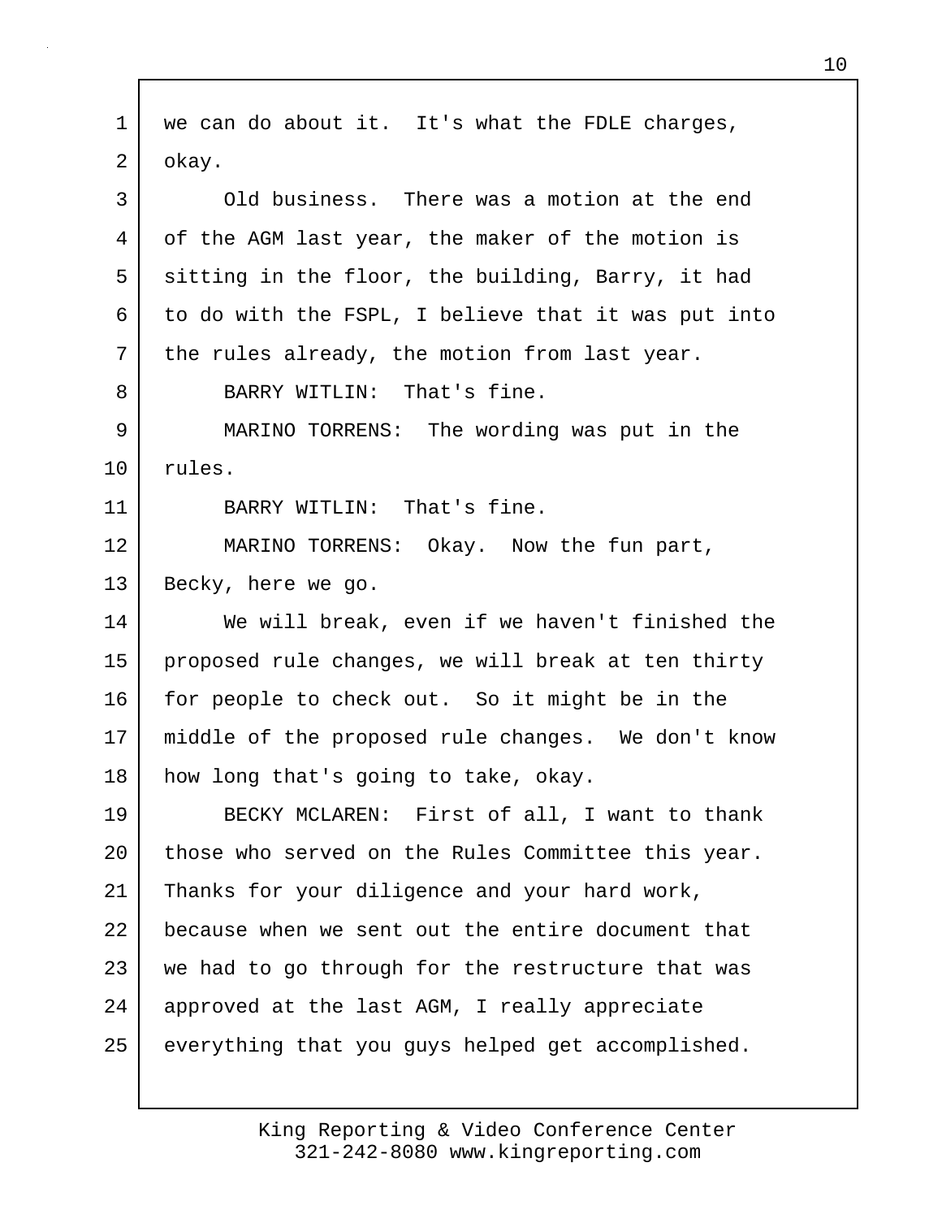we can do about it. It's what the FDLE charges, okay.

Old business. There was a motion at the end of the AGM last year, the maker of the motion is sitting in the floor, the building, Barry, it had to do with the FSPL, I believe that it was put into the rules already, the motion from last year.

BARRY WITLIN: That's fine.

MARINO TORRENS: The wording was put in the rules.

BARRY WITLIN: That's fine.

MARINO TORRENS: Okay. Now the fun part, Becky, here we go.

We will break, even if we haven't finished the proposed rule changes, we will break at ten thirty for people to check out. So it might be in the middle of the proposed rule changes. We don't know how long that's going to take, okay.

BECKY MCLAREN: First of all, I want to thank those who served on the Rules Committee this year. Thanks for your diligence and your hard work, because when we sent out the entire document that we had to go through for the restructure that was approved at the last AGM, I really appreciate everything that you guys helped get accomplished.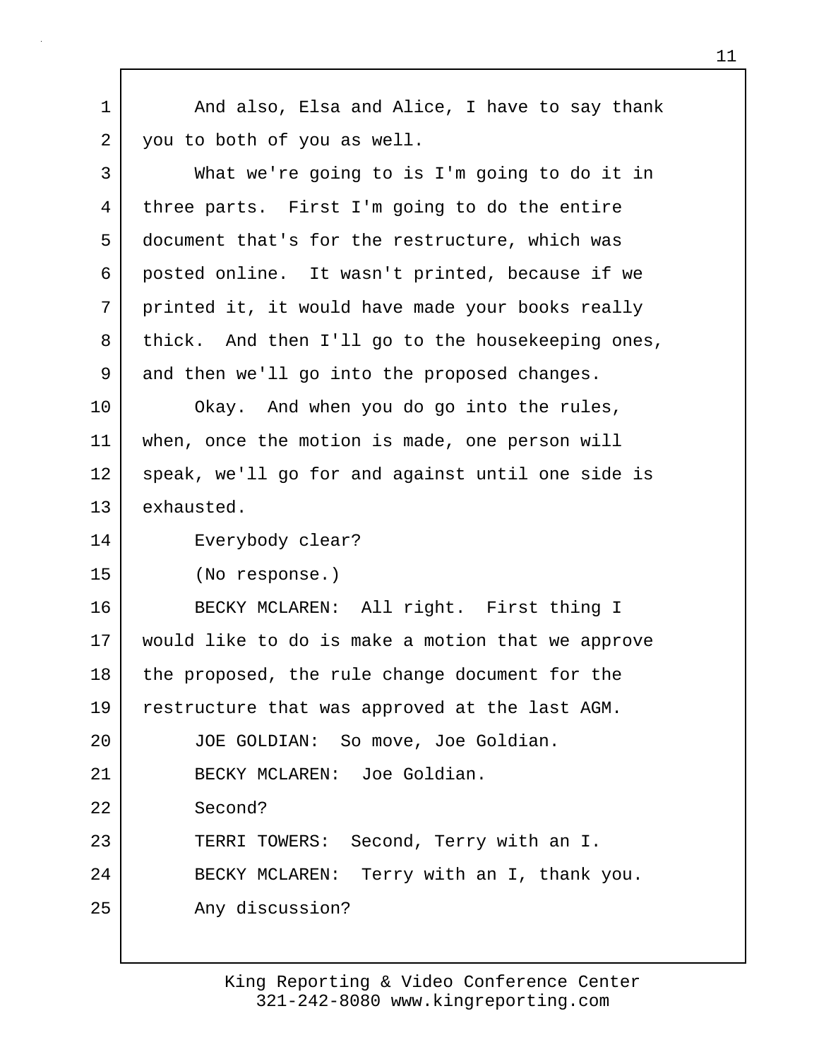And also, Elsa and Alice, I have to say thank you to both of you as well.

What we're going to is I'm going to do it in three parts. First I'm going to do the entire document that's for the restructure, which was posted online. It wasn't printed, because if we printed it, it would have made your books really thick. And then I'll go to the housekeeping ones, and then we'll go into the proposed changes.

Okay. And when you do go into the rules, when, once the motion is made, one person will speak, we'll go for and against until one side is exhausted.

Everybody clear?

(No response.)

BECKY MCLAREN: All right. First thing I would like to do is make a motion that we approve the proposed, the rule change document for the restructure that was approved at the last AGM.

JOE GOLDIAN: So move, Joe Goldian.

BECKY MCLAREN: Joe Goldian.

Second?

TERRI TOWERS: Second, Terry with an I.

BECKY MCLAREN: Terry with an I, thank you.

Any discussion?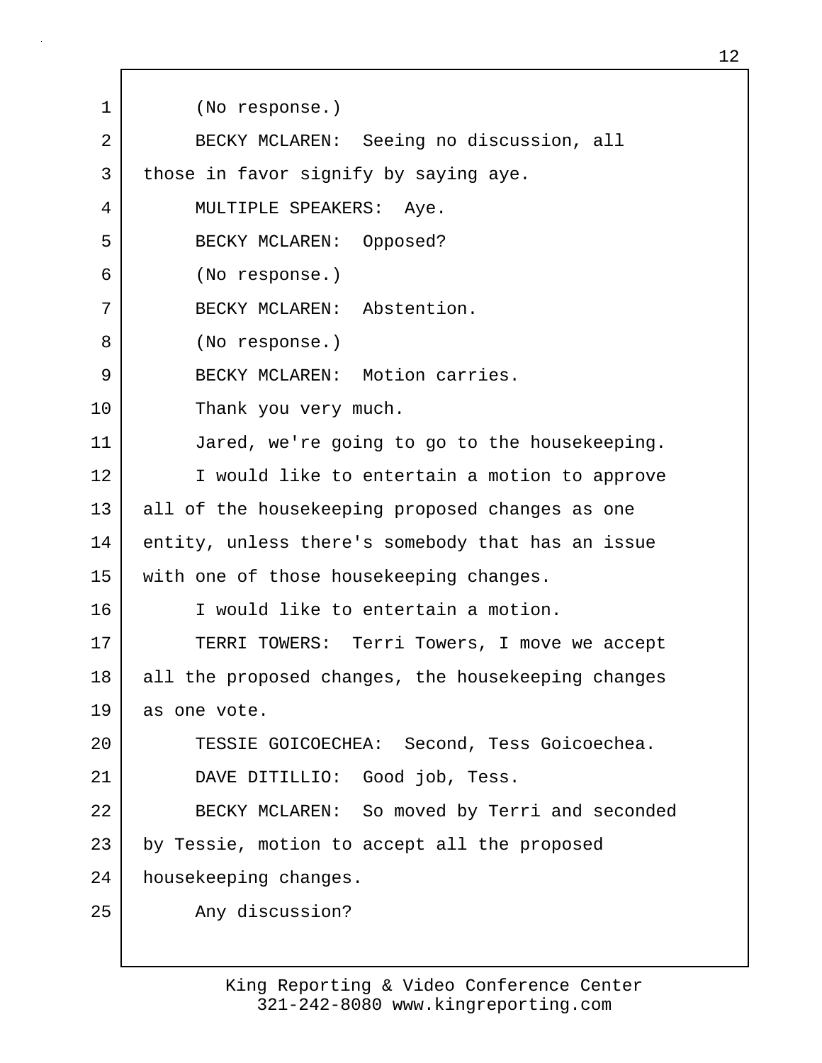(No response.)

BECKY MCLAREN: Seeing no discussion, all those in favor signify by saying aye.

MULTIPLE SPEAKERS: Aye.

BECKY MCLAREN: Opposed?

(No response.)

BECKY MCLAREN: Abstention.

(No response.)

BECKY MCLAREN: Motion carries.

Thank you very much.

Jared, we're going to go to the housekeeping.

I would like to entertain a motion to approve all of the housekeeping proposed changes as one entity, unless there's somebody that has an issue with one of those housekeeping changes.

I would like to entertain a motion.

TERRI TOWERS: Terri Towers, I move we accept all the proposed changes, the housekeeping changes as one vote.

TESSIE GOICOECHEA: Second, Tess Goicoechea.

DAVE DITILLIO: Good job, Tess.

BECKY MCLAREN: So moved by Terri and seconded by Tessie, motion to accept all the proposed housekeeping changes.

Any discussion?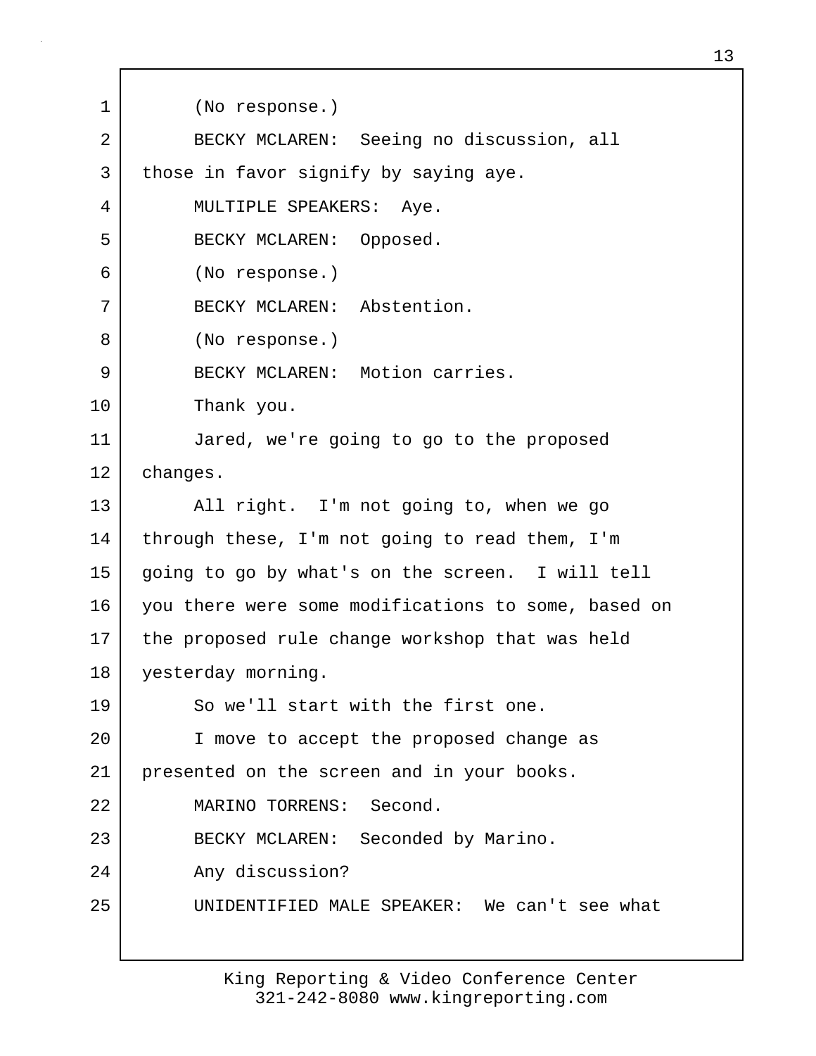(No response.)

BECKY MCLAREN: Seeing no discussion, all those in favor signify by saying aye.

MULTIPLE SPEAKERS: Aye.

BECKY MCLAREN: Opposed.

(No response.)

BECKY MCLAREN: Abstention.

(No response.)

BECKY MCLAREN: Motion carries.

Thank you.

Jared, we're going to go to the proposed changes.

All right. I'm not going to, when we go through these, I'm not going to read them, I'm going to go by what's on the screen. I will tell you there were some modifications to some, based on the proposed rule change workshop that was held yesterday morning.

So we'll start with the first one.

I move to accept the proposed change as presented on the screen and in your books.

MARINO TORRENS: Second.

BECKY MCLAREN: Seconded by Marino.

Any discussion?

UNIDENTIFIED MALE SPEAKER: We can't see what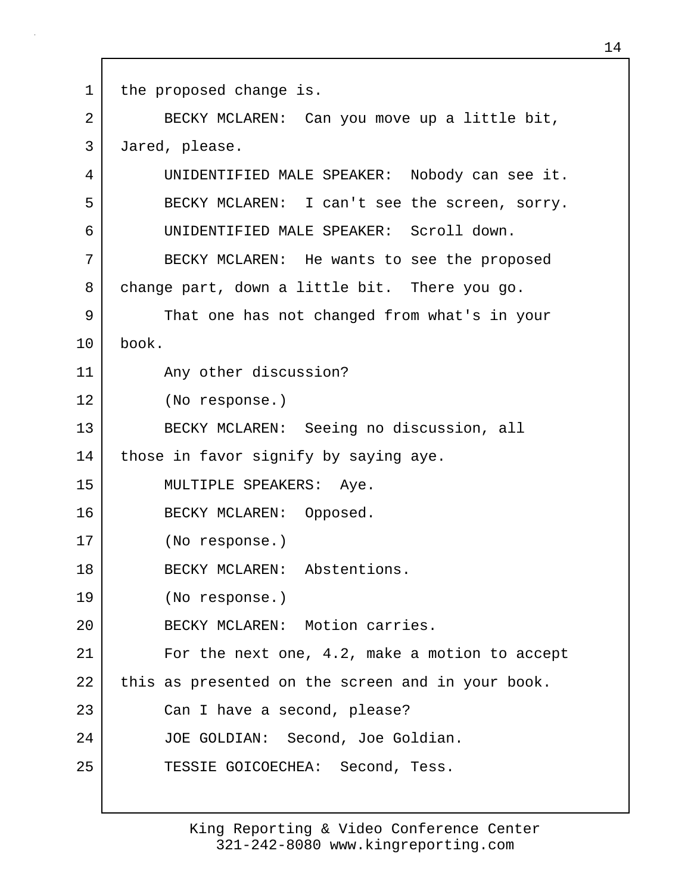the proposed change is.

BECKY MCLAREN: Can you move up a little bit, Jared, please.

UNIDENTIFIED MALE SPEAKER: Nobody can see it.

BECKY MCLAREN: I can't see the screen, sorry.

UNIDENTIFIED MALE SPEAKER: Scroll down.

BECKY MCLAREN: He wants to see the proposed change part, down a little bit. There you go.

That one has not changed from what's in your book.

Any other discussion?

(No response.)

BECKY MCLAREN: Seeing no discussion, all those in favor signify by saying aye.

MULTIPLE SPEAKERS: Aye.

BECKY MCLAREN: Opposed.

(No response.)

BECKY MCLAREN: Abstentions.

(No response.)

BECKY MCLAREN: Motion carries.

For the next one, 4.2, make a motion to accept this as presented on the screen and in your book.

Can I have a second, please?

JOE GOLDIAN: Second, Joe Goldian.

TESSIE GOICOECHEA: Second, Tess.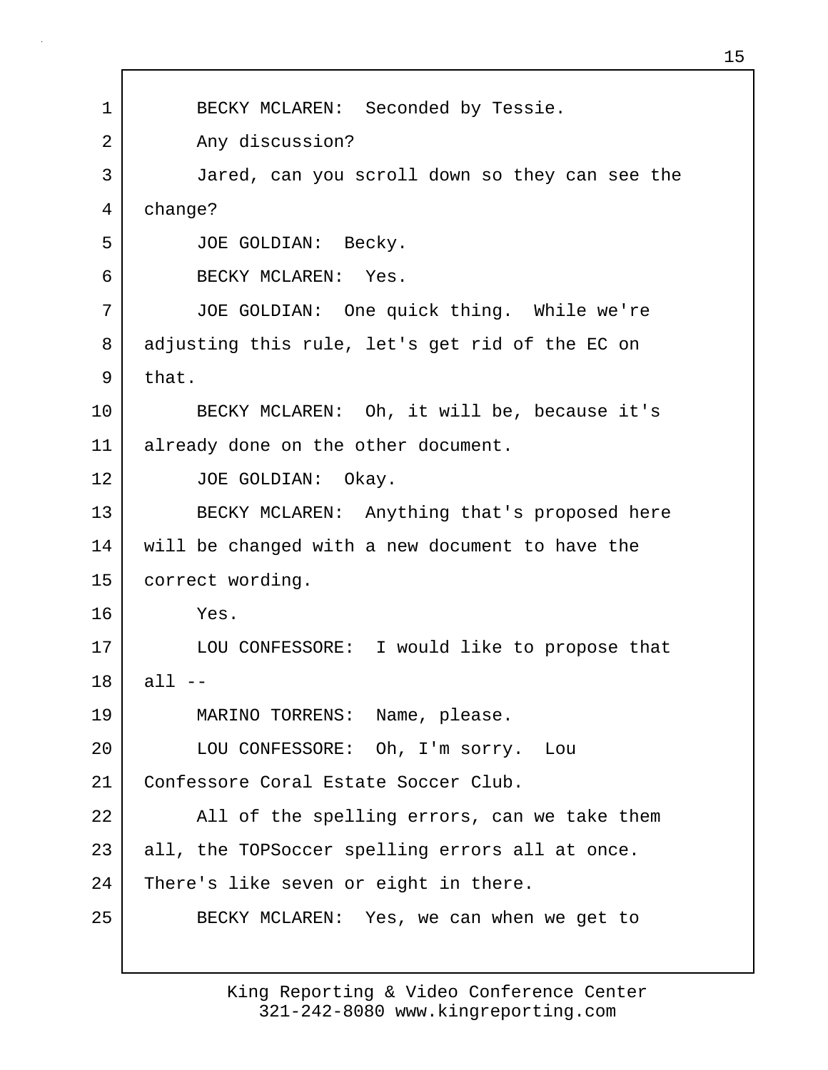BECKY MCLAREN: Seconded by Tessie.

Any discussion?

Jared, can you scroll down so they can see the change?

JOE GOLDIAN: Becky.

BECKY MCLAREN: Yes.

JOE GOLDIAN: One quick thing. While we're adjusting this rule, let's get rid of the EC on that.

BECKY MCLAREN: Oh, it will be, because it's already done on the other document.

JOE GOLDIAN: Okay.

BECKY MCLAREN: Anything that's proposed here will be changed with a new document to have the correct wording.

Yes.

LOU CONFESSORE: I would like to propose that all --

MARINO TORRENS: Name, please.

LOU CONFESSORE: Oh, I'm sorry. Lou Confessore Coral Estate Soccer Club.

All of the spelling errors, can we take them all, the TOPSoccer spelling errors all at once. There's like seven or eight in there.

BECKY MCLAREN: Yes, we can when we get to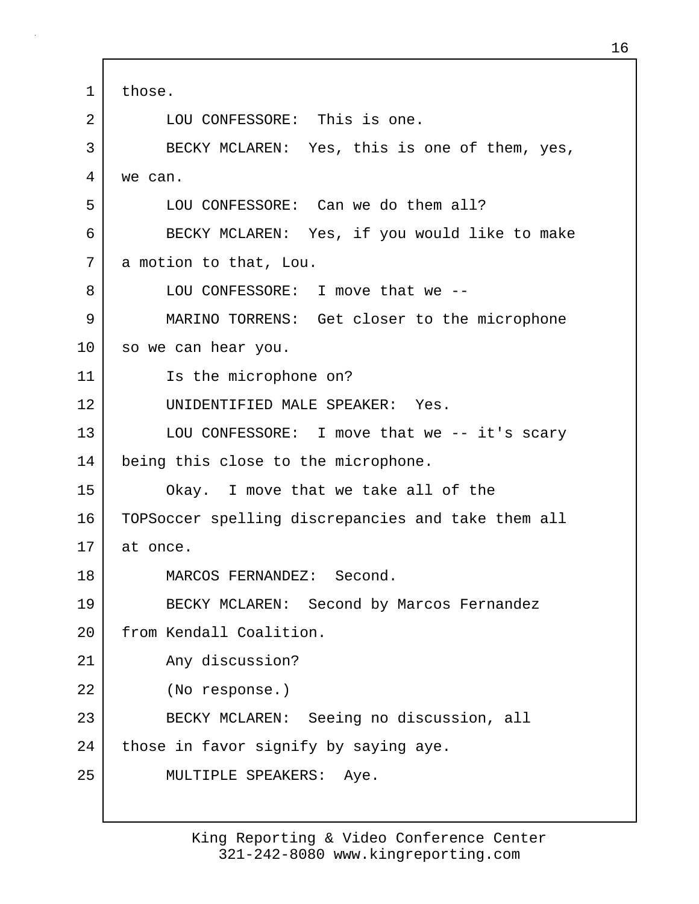those.

LOU CONFESSORE: This is one.

BECKY MCLAREN: Yes, this is one of them, yes, we can.

LOU CONFESSORE: Can we do them all?

BECKY MCLAREN: Yes, if you would like to make a motion to that, Lou.

LOU CONFESSORE: I move that we --

MARINO TORRENS: Get closer to the microphone so we can hear you.

Is the microphone on?

UNIDENTIFIED MALE SPEAKER: Yes.

LOU CONFESSORE: I move that we -- it's scary being this close to the microphone.

Okay. I move that we take all of the TOPSoccer spelling discrepancies and take them all at once.

MARCOS FERNANDEZ: Second.

BECKY MCLAREN: Second by Marcos Fernandez from Kendall Coalition.

Any discussion?

(No response.)

BECKY MCLAREN: Seeing no discussion, all those in favor signify by saying aye.

MULTIPLE SPEAKERS: Aye.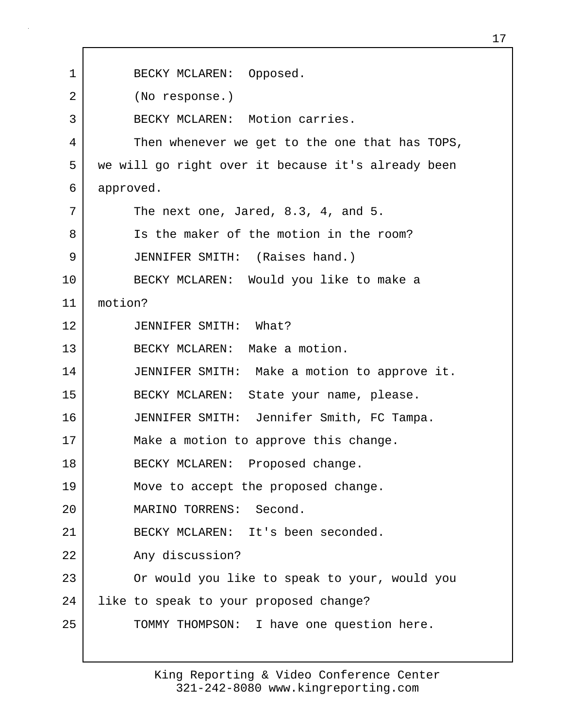1 BECKY MCLAREN: Opposed.
2 (No response.)
3 BECKY MCLAREN: Motion carries.
4 Then whenever we get to the one that has TOPS,
5 we will go right over it because it's already been
6 approved.
7 The next one, Jared, 8.3, 4, and 5.
8 Is the maker of the motion in the room?
9 JENNIFER SMITH: (Raises hand.)
10 BECKY MCLAREN: Would you like to make a
11 motion?
12 JENNIFER SMITH: What?
13 BECKY MCLAREN: Make a motion.
14 JENNIFER SMITH: Make a motion to approve it.
15 BECKY MCLAREN: State your name, please.
16 JENNIFER SMITH: Jennifer Smith, FC Tampa.
17 Make a motion to approve this change.
18 BECKY MCLAREN: Proposed change.
19 Move to accept the proposed change.
20 MARINO TORRENS: Second.
21 BECKY MCLAREN: It's been seconded.
22 Any discussion?
23 Or would you like to speak to your, would you
24 like to speak to your proposed change?
25 TOMMY THOMPSON: I have one question here.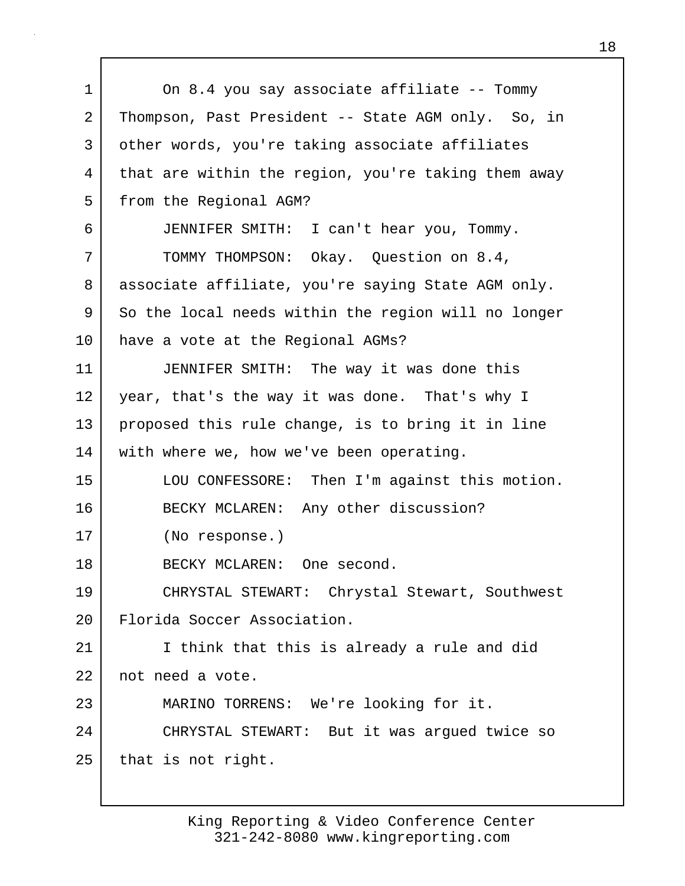On 8.4 you say associate affiliate -- Tommy Thompson, Past President -- State AGM only. So, in other words, you're taking associate affiliates that are within the region, you're taking them away from the Regional AGM?

JENNIFER SMITH: I can't hear you, Tommy.

TOMMY THOMPSON: Okay. Question on 8.4, associate affiliate, you're saying State AGM only. So the local needs within the region will no longer have a vote at the Regional AGMs?

JENNIFER SMITH: The way it was done this year, that's the way it was done. That's why I proposed this rule change, is to bring it in line with where we, how we've been operating.

LOU CONFESSORE: Then I'm against this motion.

BECKY MCLAREN: Any other discussion?

(No response.)

BECKY MCLAREN: One second.

CHRYSTAL STEWART: Chrystal Stewart, Southwest Florida Soccer Association.

I think that this is already a rule and did not need a vote.

MARINO TORRENS: We're looking for it.

CHRYSTAL STEWART: But it was argued twice so that is not right.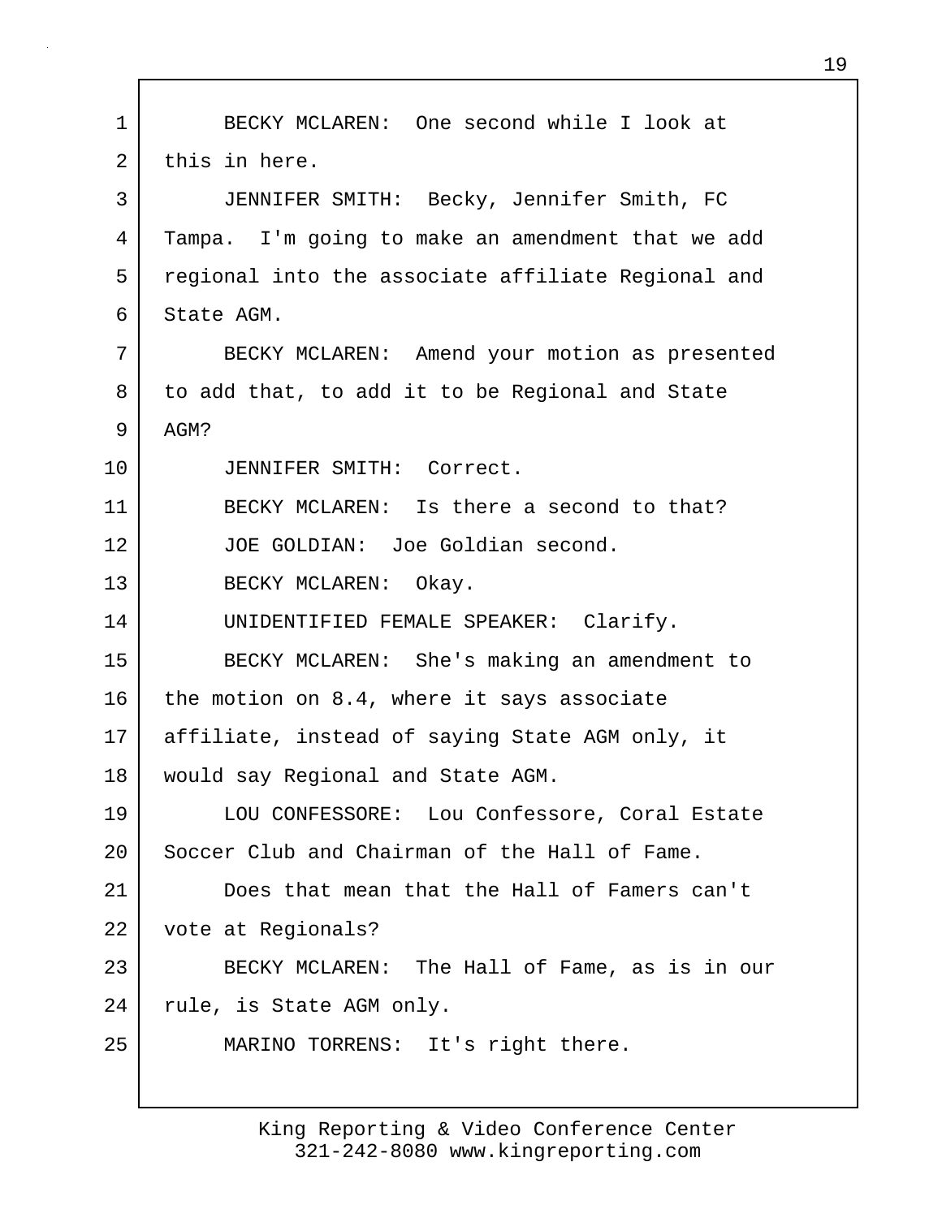BECKY MCLAREN: One second while I look at this in here.

JENNIFER SMITH: Becky, Jennifer Smith, FC Tampa. I'm going to make an amendment that we add regional into the associate affiliate Regional and State AGM.

BECKY MCLAREN: Amend your motion as presented to add that, to add it to be Regional and State AGM?

JENNIFER SMITH: Correct.

BECKY MCLAREN: Is there a second to that?

JOE GOLDIAN: Joe Goldian second.

BECKY MCLAREN: Okay.

UNIDENTIFIED FEMALE SPEAKER: Clarify.

BECKY MCLAREN: She's making an amendment to the motion on 8.4, where it says associate affiliate, instead of saying State AGM only, it would say Regional and State AGM.

LOU CONFESSORE: Lou Confessore, Coral Estate Soccer Club and Chairman of the Hall of Fame.

Does that mean that the Hall of Famers can't vote at Regionals?

BECKY MCLAREN: The Hall of Fame, as is in our rule, is State AGM only.

MARINO TORRENS: It's right there.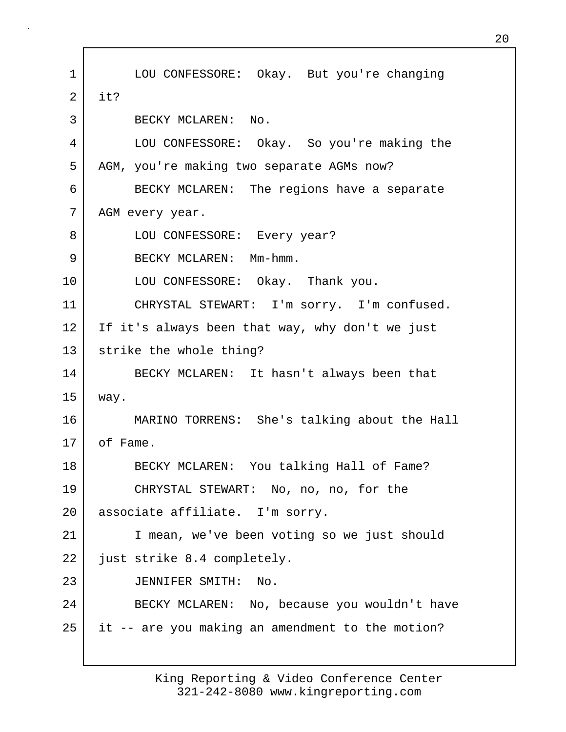LOU CONFESSORE: Okay. But you're changing it?

BECKY MCLAREN: No.

LOU CONFESSORE: Okay. So you're making the AGM, you're making two separate AGMs now?

BECKY MCLAREN: The regions have a separate AGM every year.

LOU CONFESSORE: Every year?

BECKY MCLAREN: Mm-hmm.

LOU CONFESSORE: Okay. Thank you.

CHRYSTAL STEWART: I'm sorry. I'm confused. If it's always been that way, why don't we just strike the whole thing?

BECKY MCLAREN: It hasn't always been that way.

MARINO TORRENS: She's talking about the Hall of Fame.

BECKY MCLAREN: You talking Hall of Fame?

CHRYSTAL STEWART: No, no, no, for the associate affiliate. I'm sorry.

I mean, we've been voting so we just should just strike 8.4 completely.

JENNIFER SMITH: No.

BECKY MCLAREN: No, because you wouldn't have it -- are you making an amendment to the motion?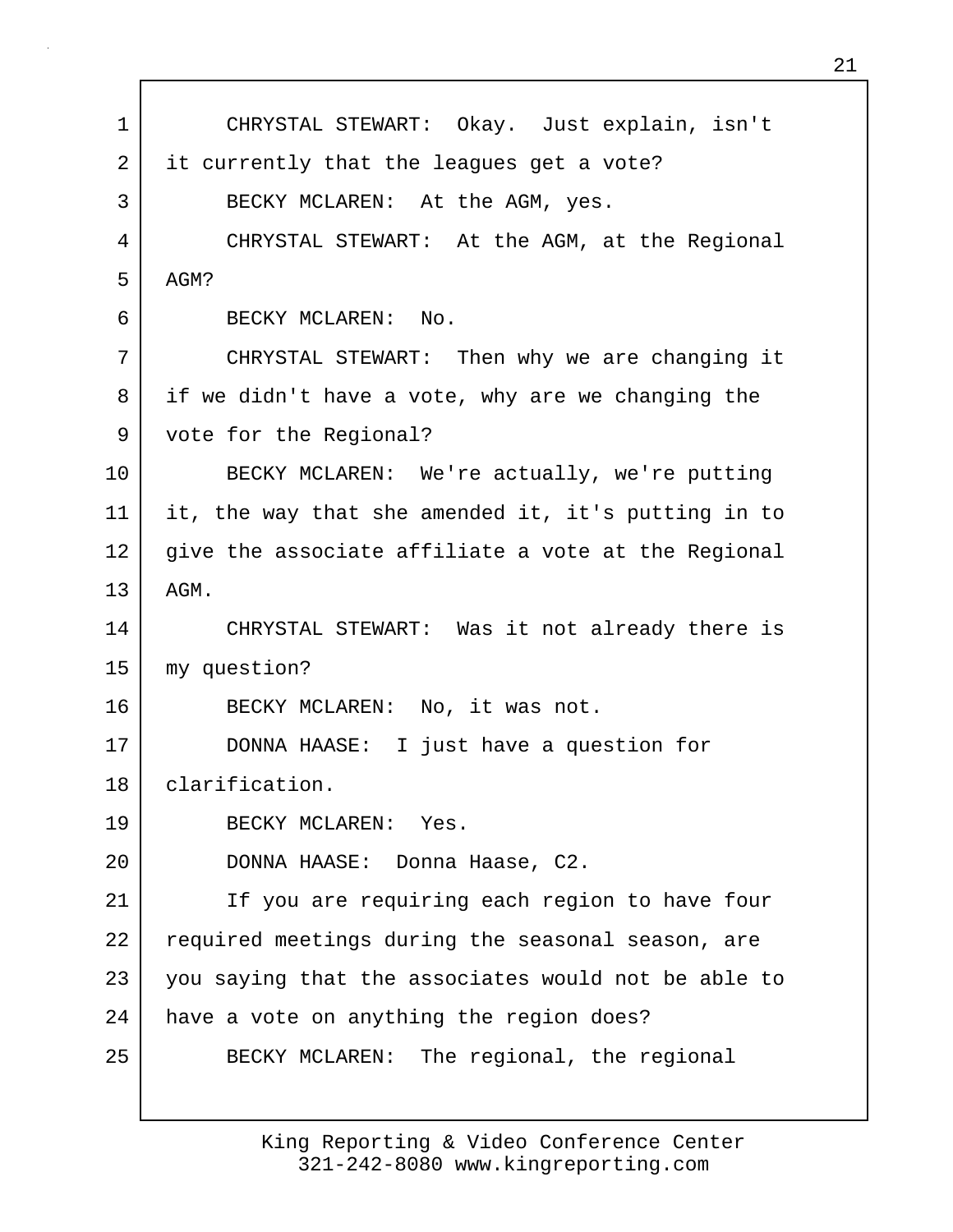CHRYSTAL STEWART: Okay. Just explain, isn't it currently that the leagues get a vote?

BECKY MCLAREN: At the AGM, yes.

CHRYSTAL STEWART: At the AGM, at the Regional AGM?

BECKY MCLAREN: No.

CHRYSTAL STEWART: Then why we are changing it if we didn't have a vote, why are we changing the vote for the Regional?

BECKY MCLAREN: We're actually, we're putting it, the way that she amended it, it's putting in to give the associate affiliate a vote at the Regional AGM.

CHRYSTAL STEWART: Was it not already there is my question?

BECKY MCLAREN: No, it was not.

DONNA HAASE: I just have a question for clarification.

BECKY MCLAREN: Yes.

DONNA HAASE: Donna Haase, C2.

If you are requiring each region to have four required meetings during the seasonal season, are you saying that the associates would not be able to have a vote on anything the region does?

BECKY MCLAREN: The regional, the regional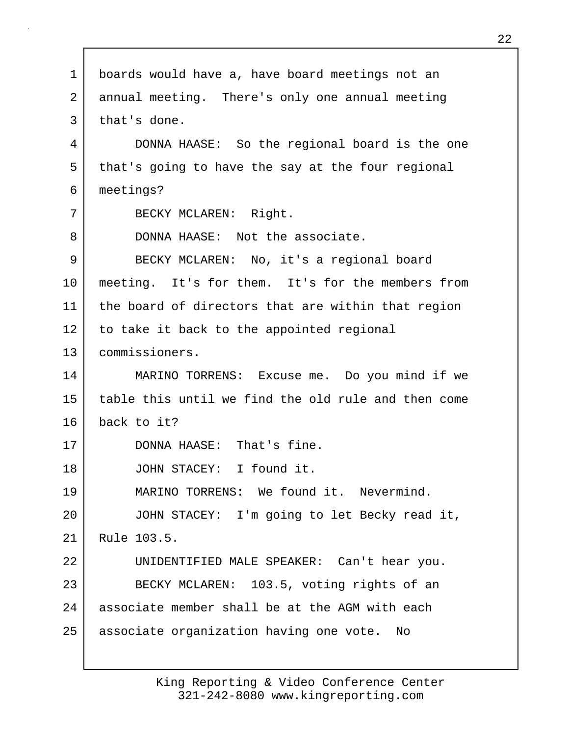boards would have a, have board meetings not an annual meeting. There's only one annual meeting that's done.

DONNA HAASE: So the regional board is the one that's going to have the say at the four regional meetings?

BECKY MCLAREN: Right.

DONNA HAASE: Not the associate.

BECKY MCLAREN: No, it's a regional board meeting. It's for them. It's for the members from the board of directors that are within that region to take it back to the appointed regional commissioners.

MARINO TORRENS: Excuse me. Do you mind if we table this until we find the old rule and then come back to it?

DONNA HAASE: That's fine.

JOHN STACEY: I found it.

MARINO TORRENS: We found it. Nevermind.

JOHN STACEY: I'm going to let Becky read it, Rule 103.5.

UNIDENTIFIED MALE SPEAKER: Can't hear you.

BECKY MCLAREN: 103.5, voting rights of an associate member shall be at the AGM with each associate organization having one vote. No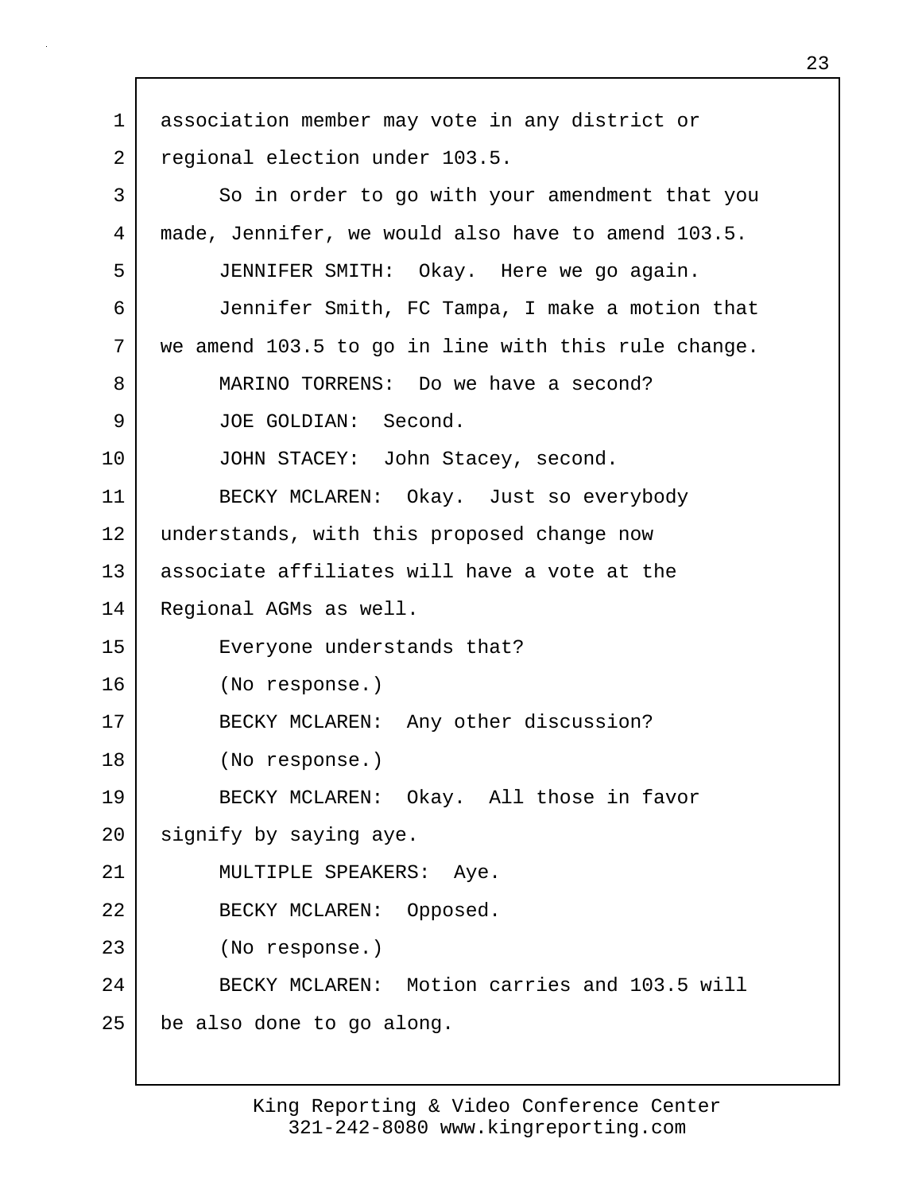association member may vote in any district or regional election under 103.5.

So in order to go with your amendment that you made, Jennifer, we would also have to amend 103.5.

JENNIFER SMITH: Okay. Here we go again.

Jennifer Smith, FC Tampa, I make a motion that we amend 103.5 to go in line with this rule change.

MARINO TORRENS: Do we have a second?

JOE GOLDIAN: Second.

JOHN STACEY: John Stacey, second.

BECKY MCLAREN: Okay. Just so everybody understands, with this proposed change now associate affiliates will have a vote at the Regional AGMs as well.

Everyone understands that?

(No response.)

BECKY MCLAREN: Any other discussion?

(No response.)

BECKY MCLAREN: Okay. All those in favor signify by saying aye.

MULTIPLE SPEAKERS: Aye.

BECKY MCLAREN: Opposed.

(No response.)

BECKY MCLAREN: Motion carries and 103.5 will be also done to go along.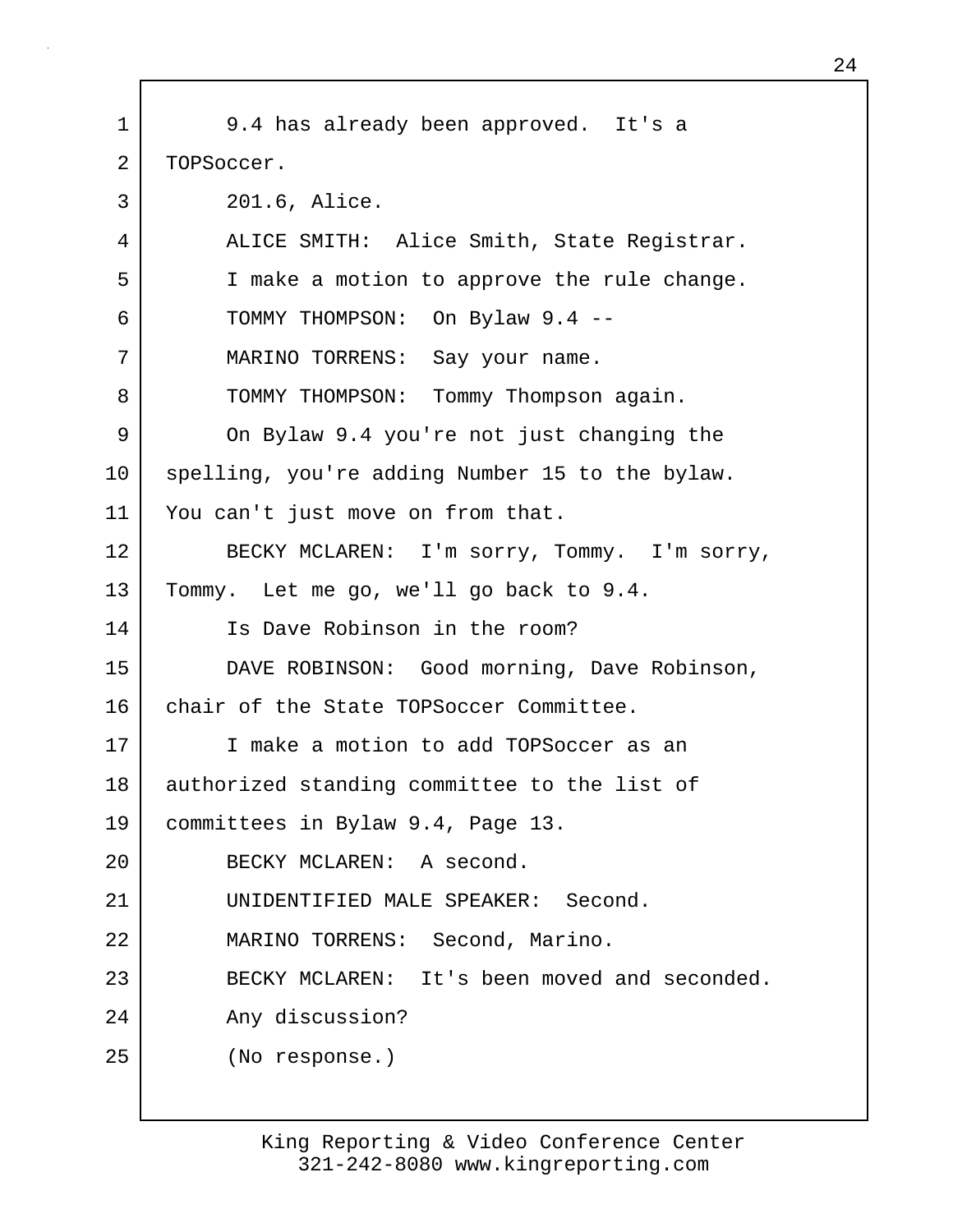9.4 has already been approved. It's a TOPSoccer.

201.6, Alice.

ALICE SMITH: Alice Smith, State Registrar.

I make a motion to approve the rule change.

TOMMY THOMPSON: On Bylaw 9.4 --

MARINO TORRENS: Say your name.

TOMMY THOMPSON: Tommy Thompson again.

On Bylaw 9.4 you're not just changing the spelling, you're adding Number 15 to the bylaw. You can't just move on from that.

BECKY MCLAREN: I'm sorry, Tommy. I'm sorry, Tommy. Let me go, we'll go back to 9.4.

Is Dave Robinson in the room?

DAVE ROBINSON: Good morning, Dave Robinson, chair of the State TOPSoccer Committee.

I make a motion to add TOPSoccer as an authorized standing committee to the list of committees in Bylaw 9.4, Page 13.

BECKY MCLAREN: A second.

UNIDENTIFIED MALE SPEAKER: Second.

MARINO TORRENS: Second, Marino.

BECKY MCLAREN: It's been moved and seconded.

Any discussion?

(No response.)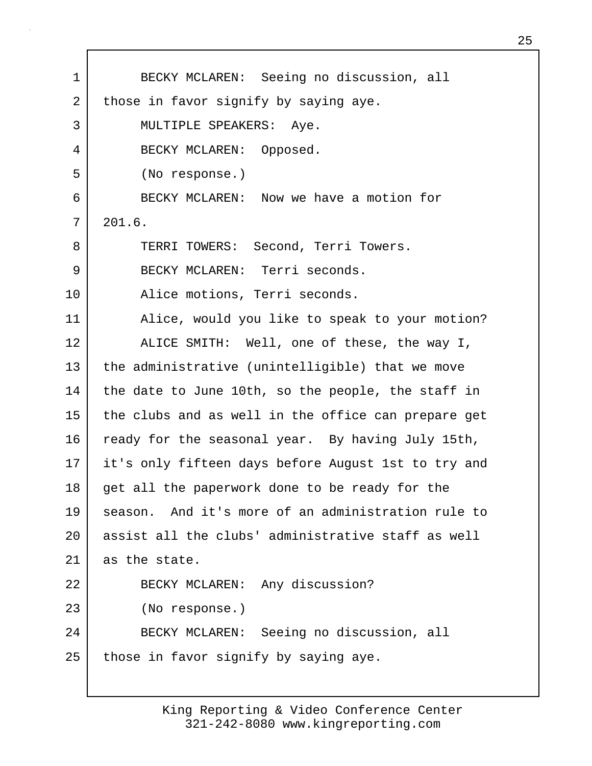BECKY MCLAREN: Seeing no discussion, all those in favor signify by saying aye.

MULTIPLE SPEAKERS: Aye.

BECKY MCLAREN: Opposed.

(No response.)

BECKY MCLAREN: Now we have a motion for 201.6.

TERRI TOWERS: Second, Terri Towers.

BECKY MCLAREN: Terri seconds.

Alice motions, Terri seconds.

Alice, would you like to speak to your motion?

ALICE SMITH: Well, one of these, the way I, the administrative (unintelligible) that we move the date to June 10th, so the people, the staff in the clubs and as well in the office can prepare get ready for the seasonal year. By having July 15th, it's only fifteen days before August 1st to try and get all the paperwork done to be ready for the season. And it's more of an administration rule to assist all the clubs' administrative staff as well as the state.

BECKY MCLAREN: Any discussion?

(No response.)

BECKY MCLAREN: Seeing no discussion, all those in favor signify by saying aye.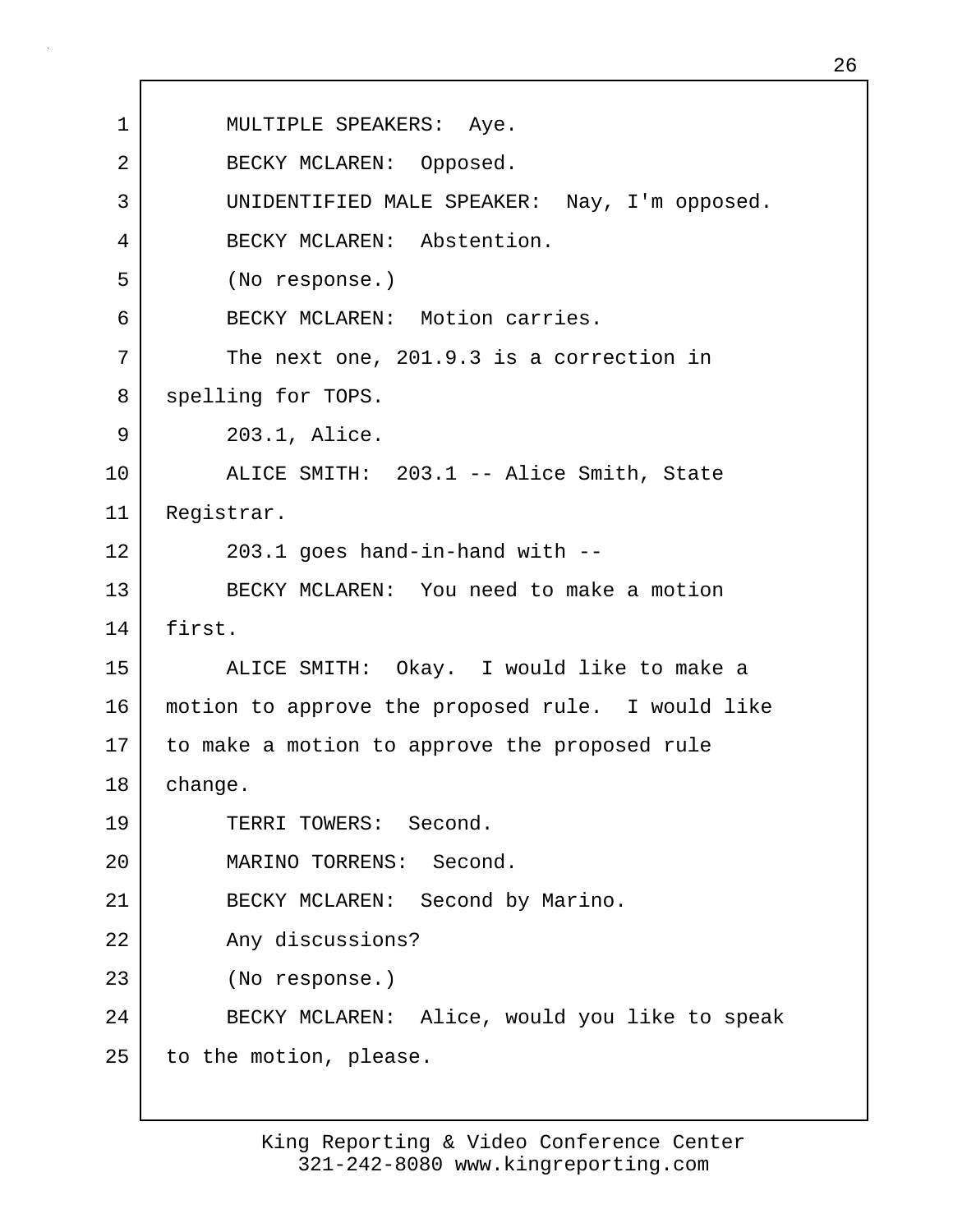MULTIPLE SPEAKERS: Aye.

BECKY MCLAREN: Opposed.

UNIDENTIFIED MALE SPEAKER: Nay, I'm opposed.

BECKY MCLAREN: Abstention.

(No response.)

BECKY MCLAREN: Motion carries.

The next one, 201.9.3 is a correction in spelling for TOPS.

203.1, Alice.

ALICE SMITH: 203.1 -- Alice Smith, State Registrar.

203.1 goes hand-in-hand with --

BECKY MCLAREN: You need to make a motion first.

ALICE SMITH: Okay. I would like to make a motion to approve the proposed rule. I would like to make a motion to approve the proposed rule change.

TERRI TOWERS: Second.

MARINO TORRENS: Second.

BECKY MCLAREN: Second by Marino.

Any discussions?

(No response.)

BECKY MCLAREN: Alice, would you like to speak to the motion, please.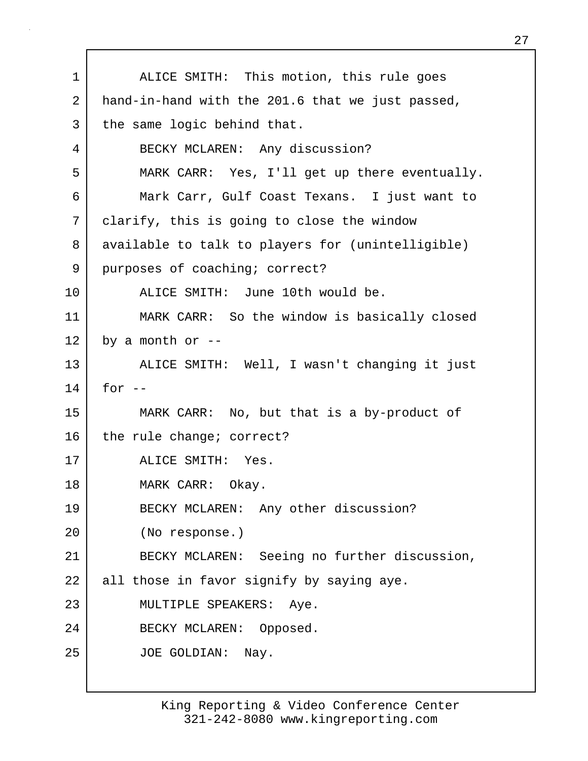ALICE SMITH: This motion, this rule goes hand-in-hand with the 201.6 that we just passed, the same logic behind that.

BECKY MCLAREN: Any discussion?

MARK CARR: Yes, I'll get up there eventually.

Mark Carr, Gulf Coast Texans. I just want to clarify, this is going to close the window available to talk to players for (unintelligible) purposes of coaching; correct?

ALICE SMITH: June 10th would be.

MARK CARR: So the window is basically closed by a month or --

ALICE SMITH: Well, I wasn't changing it just for --

MARK CARR: No, but that is a by-product of the rule change; correct?

ALICE SMITH: Yes.

MARK CARR: Okay.

BECKY MCLAREN: Any other discussion?

(No response.)

BECKY MCLAREN: Seeing no further discussion, all those in favor signify by saying aye.

MULTIPLE SPEAKERS: Aye.

BECKY MCLAREN: Opposed.

JOE GOLDIAN: Nay.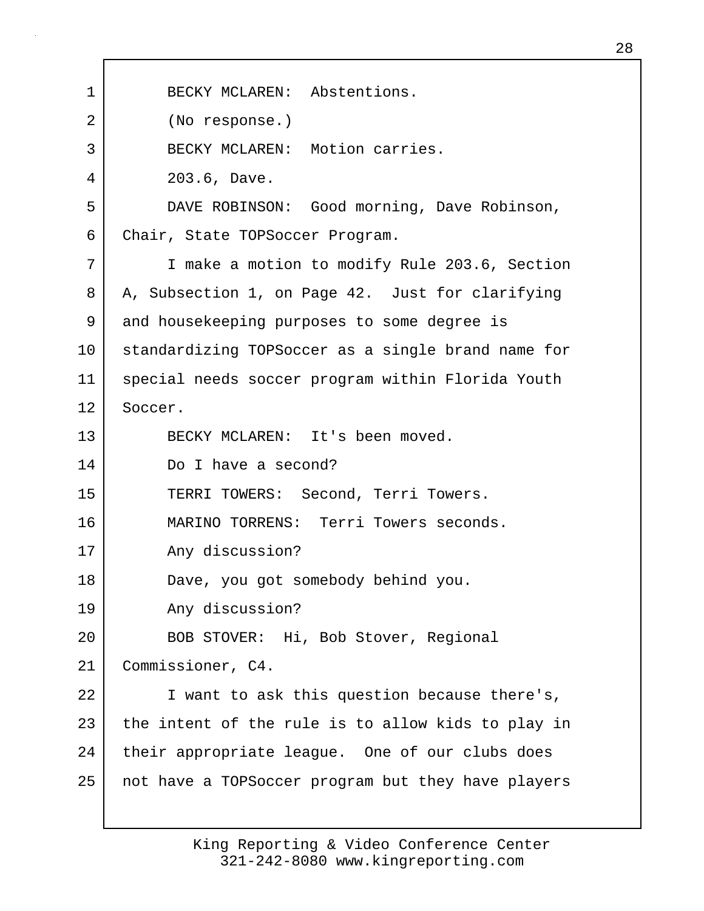BECKY MCLAREN: Abstentions.

(No response.)

BECKY MCLAREN: Motion carries.

203.6, Dave.

DAVE ROBINSON: Good morning, Dave Robinson, Chair, State TOPSoccer Program.

I make a motion to modify Rule 203.6, Section A, Subsection 1, on Page 42. Just for clarifying and housekeeping purposes to some degree is standardizing TOPSoccer as a single brand name for special needs soccer program within Florida Youth Soccer.

BECKY MCLAREN: It's been moved.

Do I have a second?

TERRI TOWERS: Second, Terri Towers.

MARINO TORRENS: Terri Towers seconds.

Any discussion?

Dave, you got somebody behind you.

Any discussion?

BOB STOVER: Hi, Bob Stover, Regional Commissioner, C4.

I want to ask this question because there's, the intent of the rule is to allow kids to play in their appropriate league. One of our clubs does not have a TOPSoccer program but they have players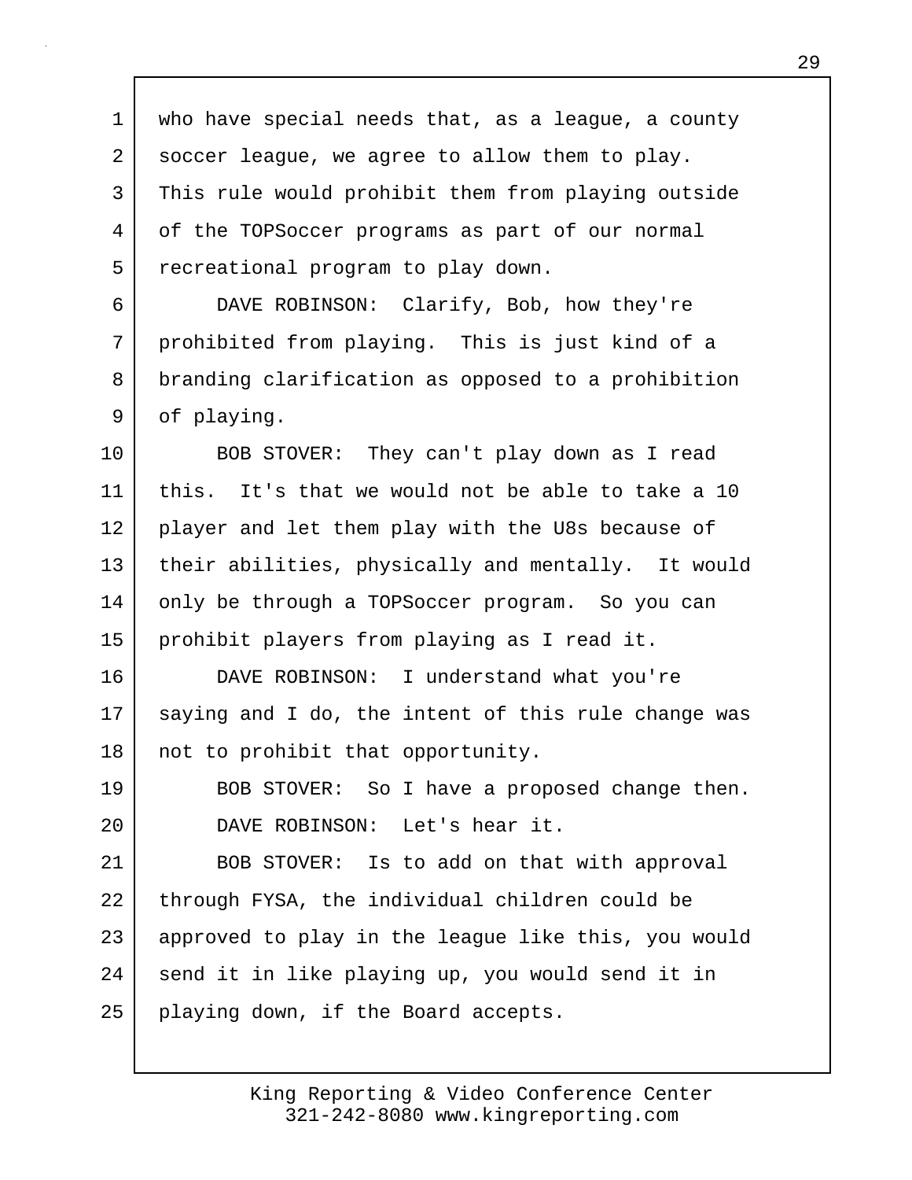who have special needs that, as a league, a county soccer league, we agree to allow them to play. This rule would prohibit them from playing outside of the TOPSoccer programs as part of our normal recreational program to play down.

DAVE ROBINSON: Clarify, Bob, how they're prohibited from playing. This is just kind of a branding clarification as opposed to a prohibition of playing.

BOB STOVER: They can't play down as I read this. It's that we would not be able to take a 10 player and let them play with the U8s because of their abilities, physically and mentally. It would only be through a TOPSoccer program. So you can prohibit players from playing as I read it.

DAVE ROBINSON: I understand what you're saying and I do, the intent of this rule change was not to prohibit that opportunity.

BOB STOVER: So I have a proposed change then.

DAVE ROBINSON: Let's hear it.

BOB STOVER: Is to add on that with approval through FYSA, the individual children could be approved to play in the league like this, you would send it in like playing up, you would send it in playing down, if the Board accepts.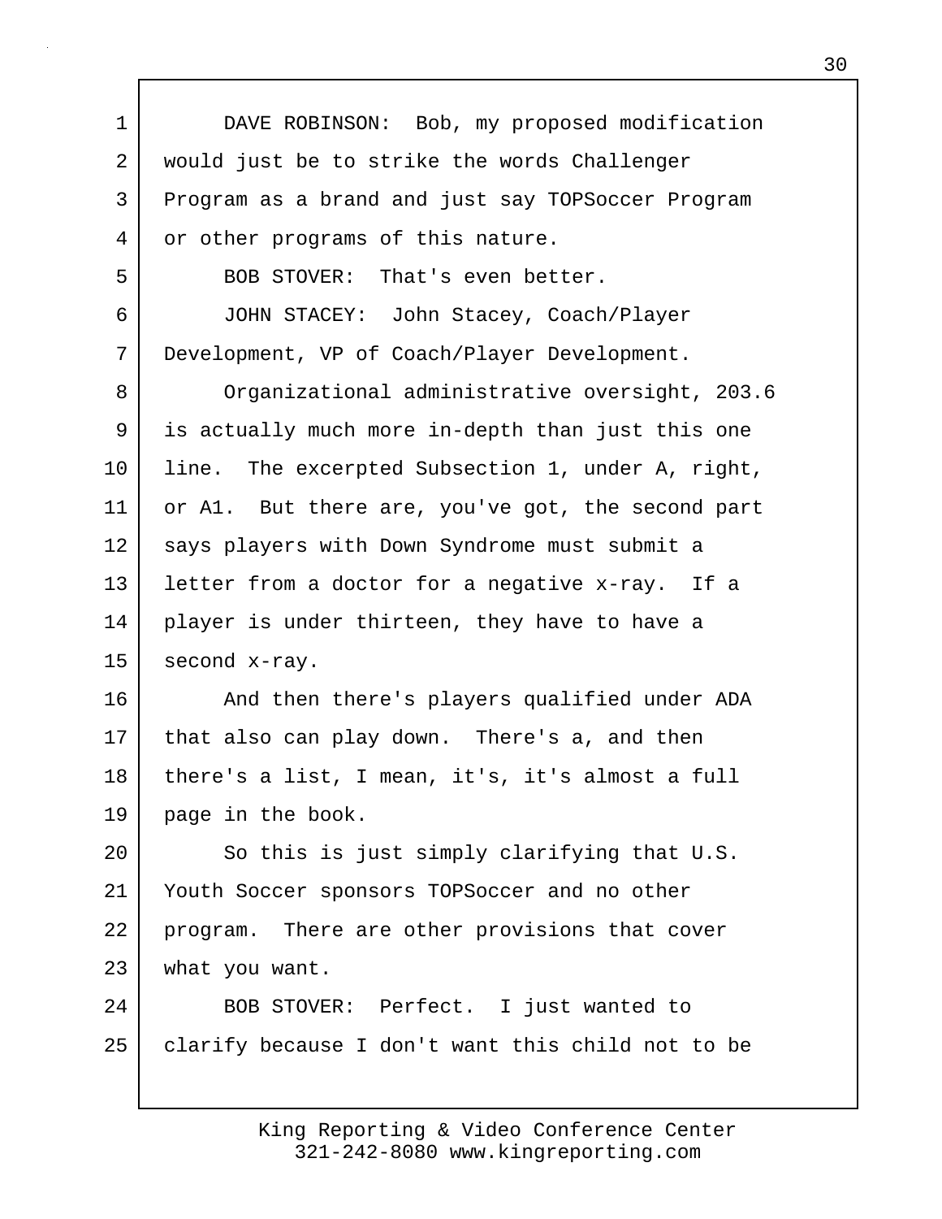DAVE ROBINSON: Bob, my proposed modification would just be to strike the words Challenger Program as a brand and just say TOPSoccer Program or other programs of this nature.

BOB STOVER: That's even better.

JOHN STACEY: John Stacey, Coach/Player Development, VP of Coach/Player Development.

Organizational administrative oversight, 203.6 is actually much more in-depth than just this one line. The excerpted Subsection 1, under A, right, or A1. But there are, you've got, the second part says players with Down Syndrome must submit a letter from a doctor for a negative x-ray. If a player is under thirteen, they have to have a second x-ray.

And then there's players qualified under ADA that also can play down. There's a, and then there's a list, I mean, it's, it's almost a full page in the book.

So this is just simply clarifying that U.S. Youth Soccer sponsors TOPSoccer and no other program. There are other provisions that cover what you want.

BOB STOVER: Perfect. I just wanted to clarify because I don't want this child not to be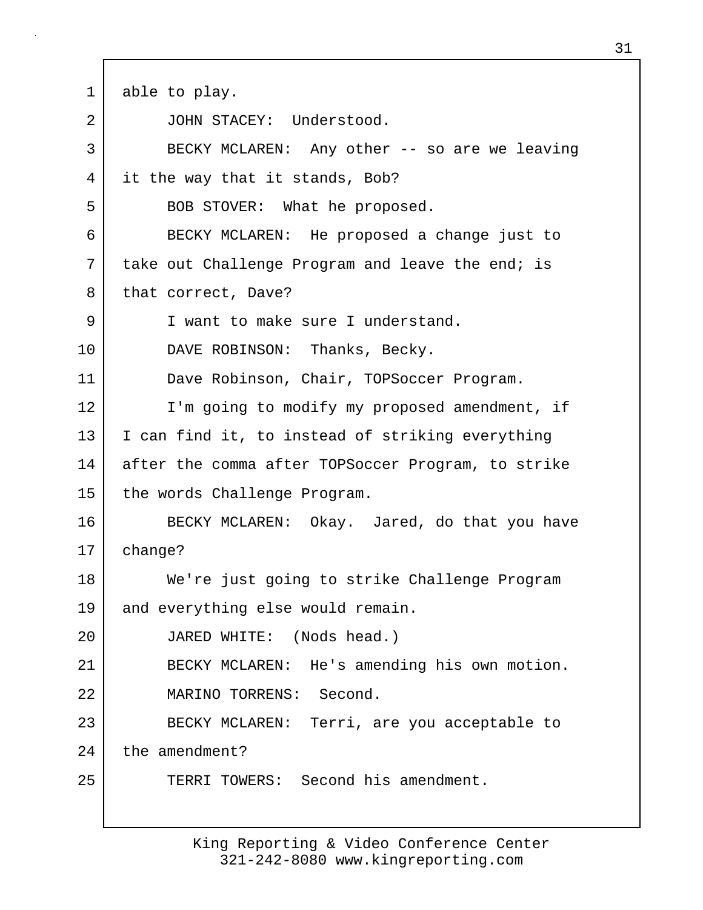1 able to play.

2 JOHN STACEY: Understood.

3 BECKY MCLAREN: Any other -- so are we leaving
4 it the way that it stands, Bob?

5 BOB STOVER: What he proposed.

6 BECKY MCLAREN: He proposed a change just to
7 take out Challenge Program and leave the end; is
8 that correct, Dave?

9 I want to make sure I understand.

10 DAVE ROBINSON: Thanks, Becky.

11 Dave Robinson, Chair, TOPSoccer Program.

12 I'm going to modify my proposed amendment, if
13 I can find it, to instead of striking everything
14 after the comma after TOPSoccer Program, to strike
15 the words Challenge Program.

16 BECKY MCLAREN: Okay. Jared, do that you have
17 change?

18 We're just going to strike Challenge Program
19 and everything else would remain.

20 JARED WHITE: (Nods head.)

21 BECKY MCLAREN: He's amending his own motion.

22 MARINO TORRENS: Second.

23 BECKY MCLAREN: Terri, are you acceptable to
24 the amendment?

25 TERRI TOWERS: Second his amendment.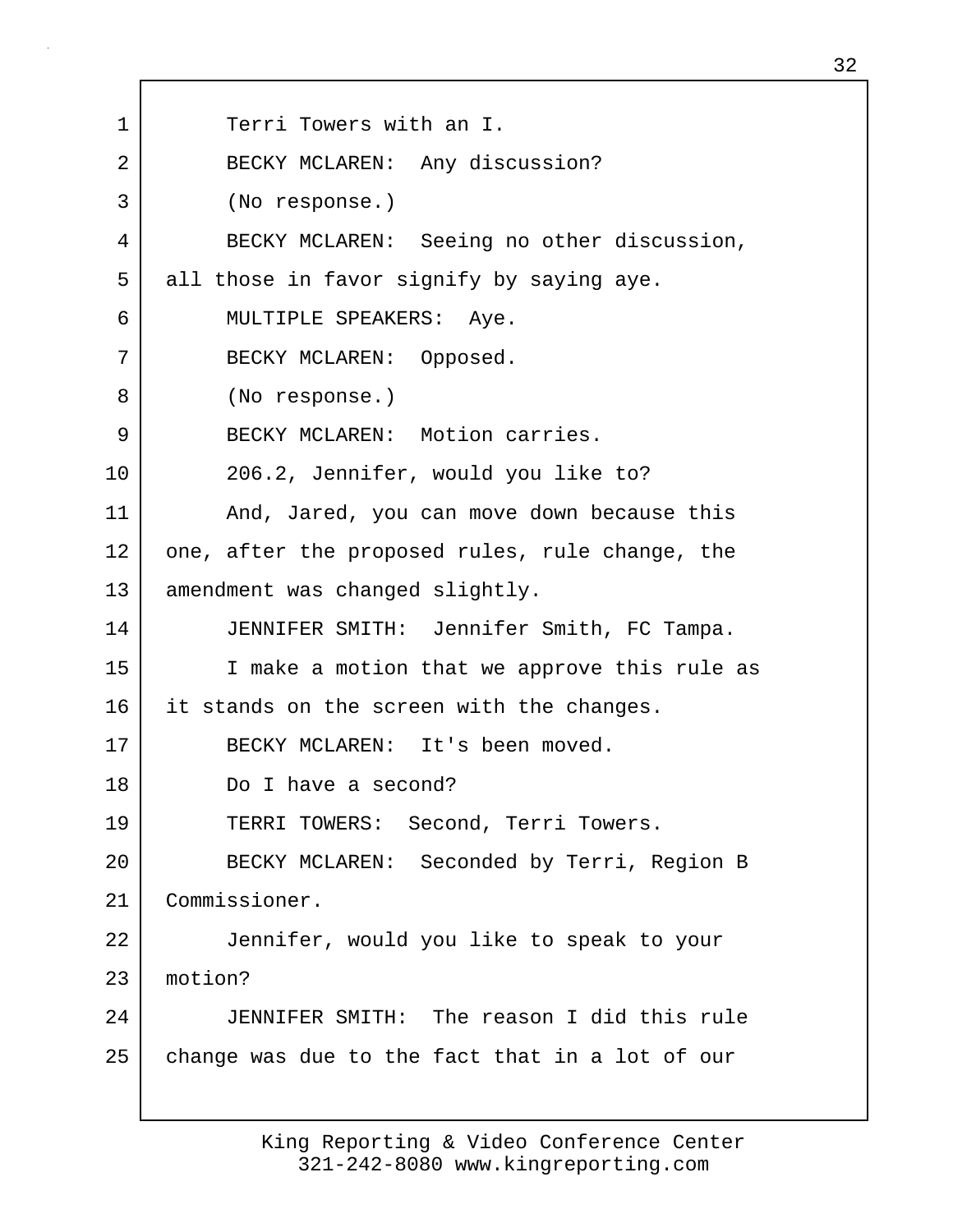1 Terri Towers with an I.

2 BECKY MCLAREN: Any discussion?

3 (No response.)

4 BECKY MCLAREN: Seeing no other discussion,
5 all those in favor signify by saying aye.

6 MULTIPLE SPEAKERS: Aye.

7 BECKY MCLAREN: Opposed.

8 (No response.)

9 BECKY MCLAREN: Motion carries.

10 206.2, Jennifer, would you like to?

11 And, Jared, you can move down because this
12 one, after the proposed rules, rule change, the
13 amendment was changed slightly.

14 JENNIFER SMITH: Jennifer Smith, FC Tampa.

15 I make a motion that we approve this rule as
16 it stands on the screen with the changes.

17 BECKY MCLAREN: It's been moved.

18 Do I have a second?

19 TERRI TOWERS: Second, Terri Towers.

20 BECKY MCLAREN: Seconded by Terri, Region B
21 Commissioner.

22 Jennifer, would you like to speak to your
23 motion?

24 JENNIFER SMITH: The reason I did this rule
25 change was due to the fact that in a lot of our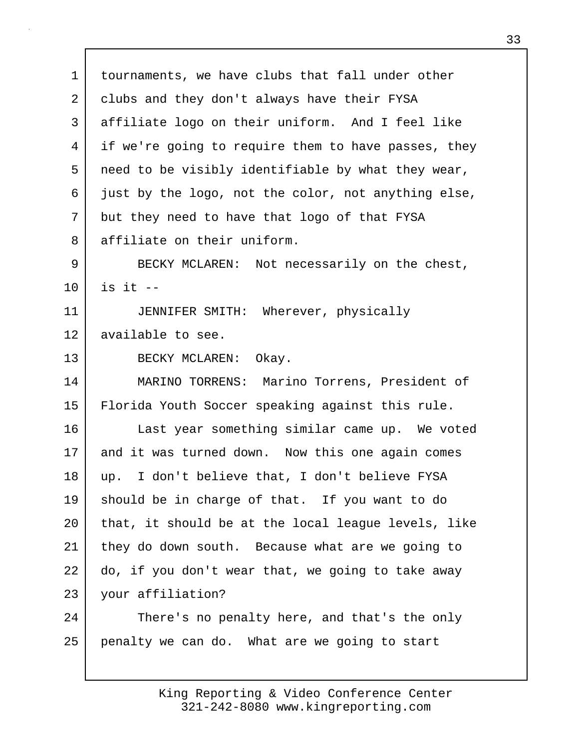tournaments, we have clubs that fall under other clubs and they don't always have their FYSA affiliate logo on their uniform. And I feel like if we're going to require them to have passes, they need to be visibly identifiable by what they wear, just by the logo, not the color, not anything else, but they need to have that logo of that FYSA affiliate on their uniform.

BECKY MCLAREN: Not necessarily on the chest, is it --

JENNIFER SMITH: Wherever, physically available to see.

BECKY MCLAREN: Okay.

MARINO TORRENS: Marino Torrens, President of Florida Youth Soccer speaking against this rule.

Last year something similar came up. We voted and it was turned down. Now this one again comes up. I don't believe that, I don't believe FYSA should be in charge of that. If you want to do that, it should be at the local league levels, like they do down south. Because what are we going to do, if you don't wear that, we going to take away your affiliation?

There's no penalty here, and that's the only penalty we can do. What are we going to start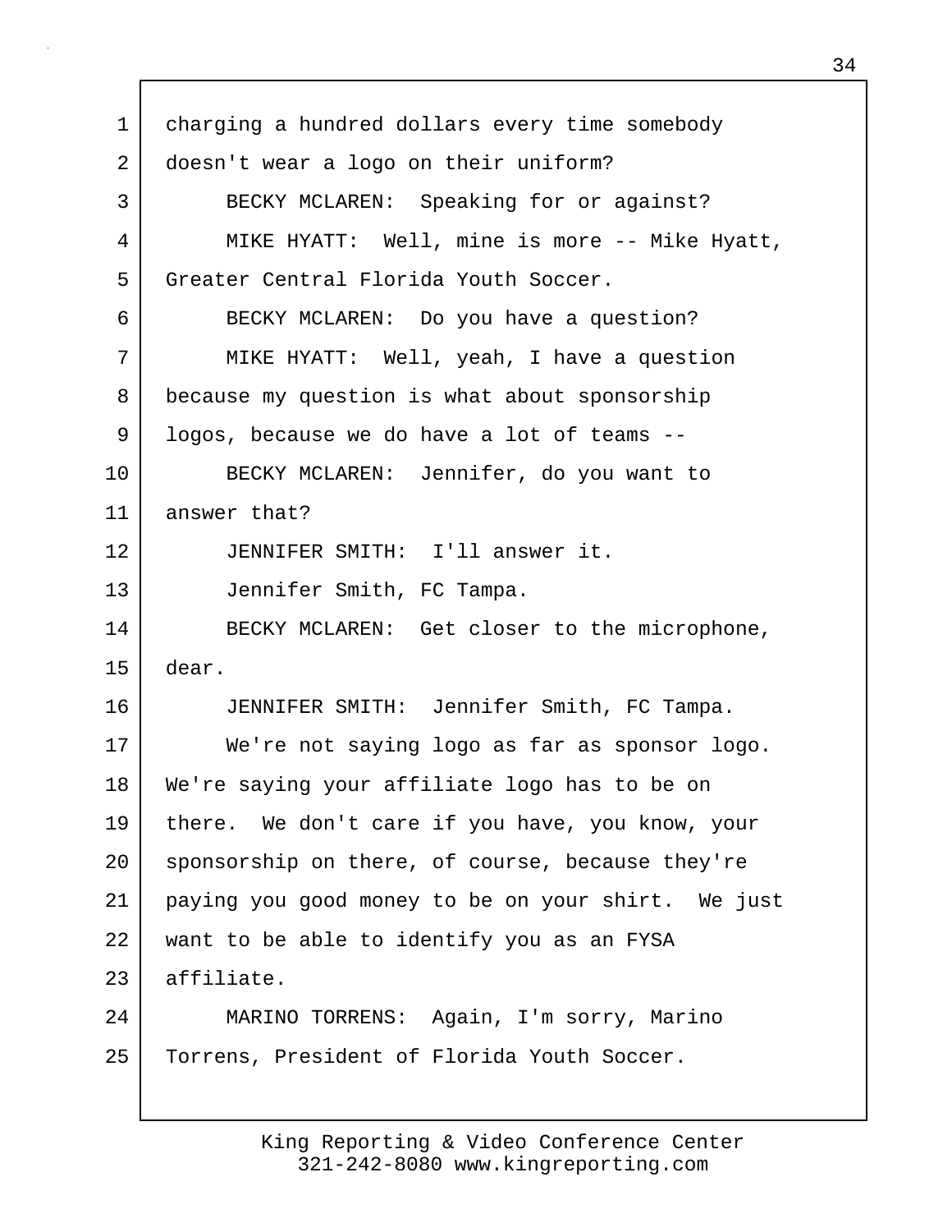charging a hundred dollars every time somebody doesn't wear a logo on their uniform?

BECKY MCLAREN: Speaking for or against?

MIKE HYATT: Well, mine is more -- Mike Hyatt, Greater Central Florida Youth Soccer.

BECKY MCLAREN: Do you have a question?

MIKE HYATT: Well, yeah, I have a question because my question is what about sponsorship logos, because we do have a lot of teams --

BECKY MCLAREN: Jennifer, do you want to answer that?

JENNIFER SMITH: I'll answer it.

Jennifer Smith, FC Tampa.

BECKY MCLAREN: Get closer to the microphone, dear.

JENNIFER SMITH: Jennifer Smith, FC Tampa.

We're not saying logo as far as sponsor logo. We're saying your affiliate logo has to be on there. We don't care if you have, you know, your sponsorship on there, of course, because they're paying you good money to be on your shirt. We just want to be able to identify you as an FYSA affiliate.

MARINO TORRENS: Again, I'm sorry, Marino Torrens, President of Florida Youth Soccer.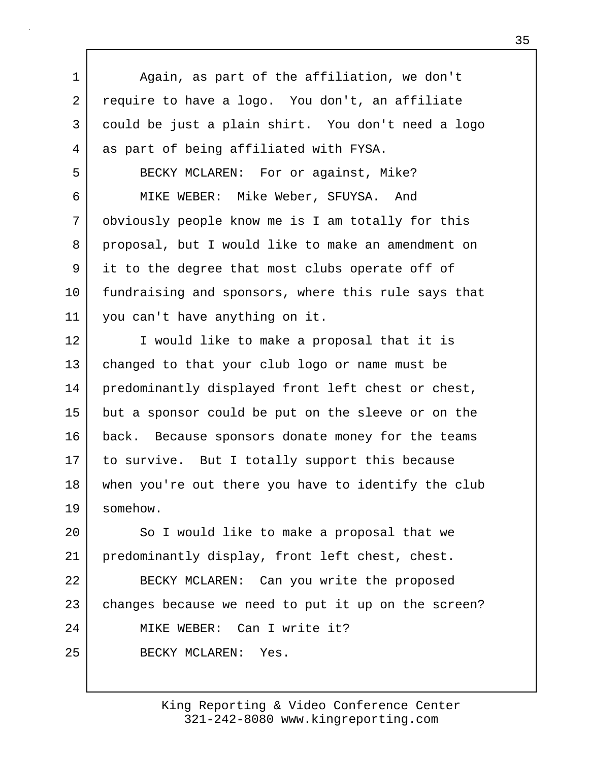Again, as part of the affiliation, we don't require to have a logo. You don't, an affiliate could be just a plain shirt. You don't need a logo as part of being affiliated with FYSA.

BECKY MCLAREN: For or against, Mike?

MIKE WEBER: Mike Weber, SFUYSA. And obviously people know me is I am totally for this proposal, but I would like to make an amendment on it to the degree that most clubs operate off of fundraising and sponsors, where this rule says that you can't have anything on it.

I would like to make a proposal that it is changed to that your club logo or name must be predominantly displayed front left chest or chest, but a sponsor could be put on the sleeve or on the back. Because sponsors donate money for the teams to survive. But I totally support this because when you're out there you have to identify the club somehow.

So I would like to make a proposal that we predominantly display, front left chest, chest.

BECKY MCLAREN: Can you write the proposed changes because we need to put it up on the screen?

MIKE WEBER: Can I write it?

BECKY MCLAREN: Yes.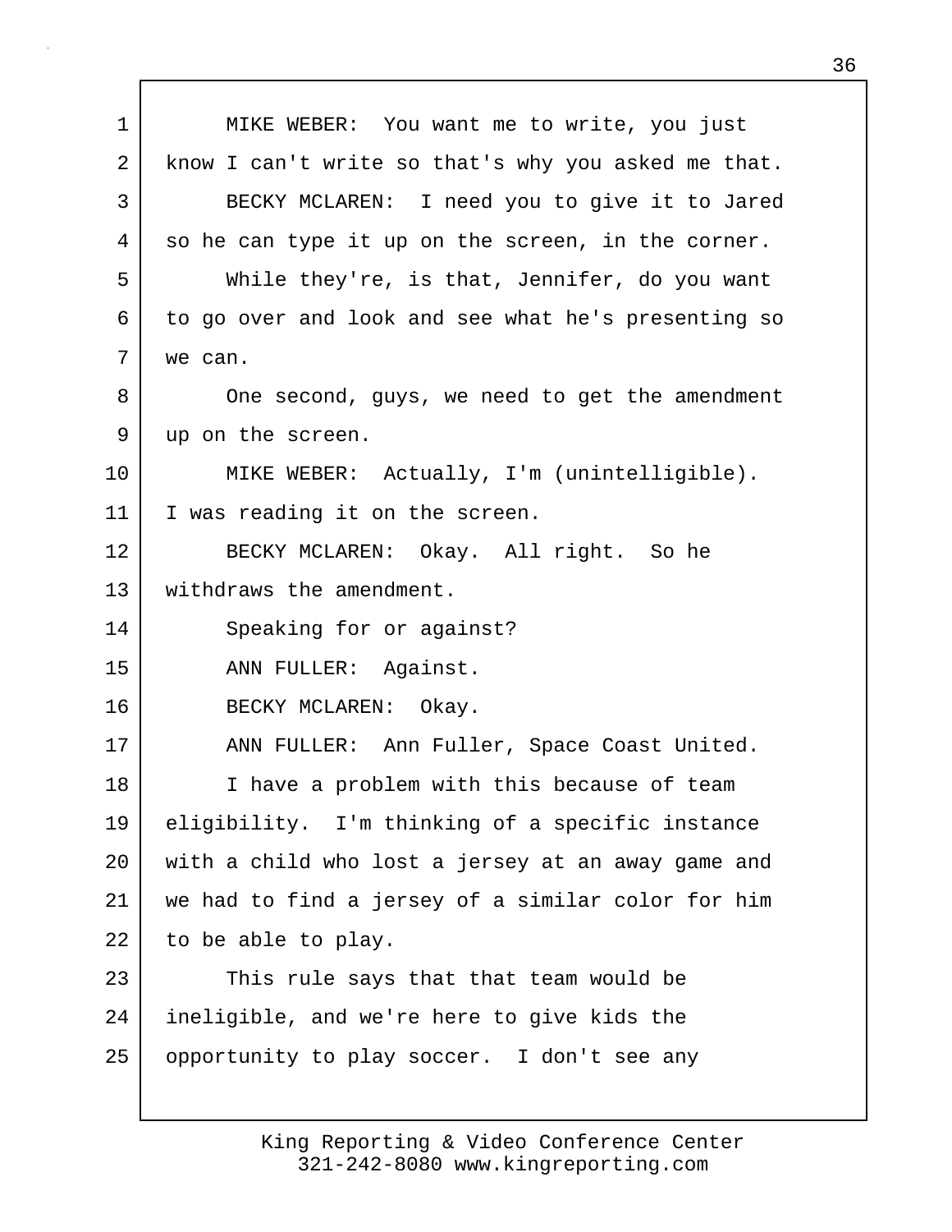MIKE WEBER: You want me to write, you just know I can't write so that's why you asked me that.

BECKY MCLAREN: I need you to give it to Jared so he can type it up on the screen, in the corner.

While they're, is that, Jennifer, do you want to go over and look and see what he's presenting so we can.

One second, guys, we need to get the amendment up on the screen.

MIKE WEBER: Actually, I'm (unintelligible). I was reading it on the screen.

BECKY MCLAREN: Okay. All right. So he withdraws the amendment.

Speaking for or against?

ANN FULLER: Against.

BECKY MCLAREN: Okay.

ANN FULLER: Ann Fuller, Space Coast United.

I have a problem with this because of team eligibility. I'm thinking of a specific instance with a child who lost a jersey at an away game and we had to find a jersey of a similar color for him to be able to play.

This rule says that that team would be ineligible, and we're here to give kids the opportunity to play soccer. I don't see any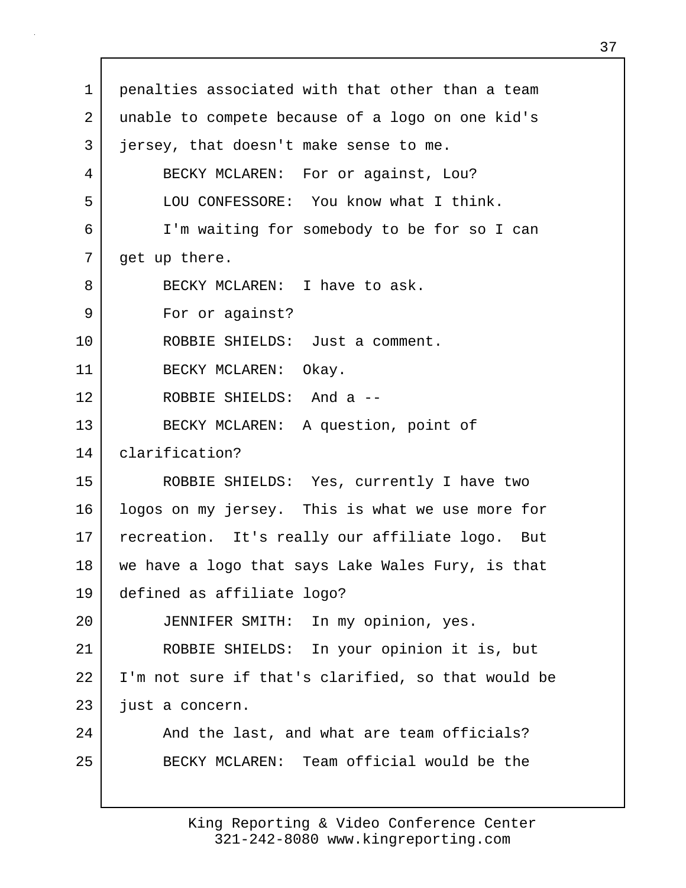penalties associated with that other than a team unable to compete because of a logo on one kid's jersey, that doesn't make sense to me.

BECKY MCLAREN: For or against, Lou?

LOU CONFESSORE: You know what I think.

I'm waiting for somebody to be for so I can get up there.

BECKY MCLAREN: I have to ask.

For or against?

ROBBIE SHIELDS: Just a comment.

BECKY MCLAREN: Okay.

ROBBIE SHIELDS: And a --

BECKY MCLAREN: A question, point of clarification?

ROBBIE SHIELDS: Yes, currently I have two logos on my jersey. This is what we use more for recreation. It's really our affiliate logo. But we have a logo that says Lake Wales Fury, is that defined as affiliate logo?

JENNIFER SMITH: In my opinion, yes.

ROBBIE SHIELDS: In your opinion it is, but I'm not sure if that's clarified, so that would be just a concern.

And the last, and what are team officials?

BECKY MCLAREN: Team official would be the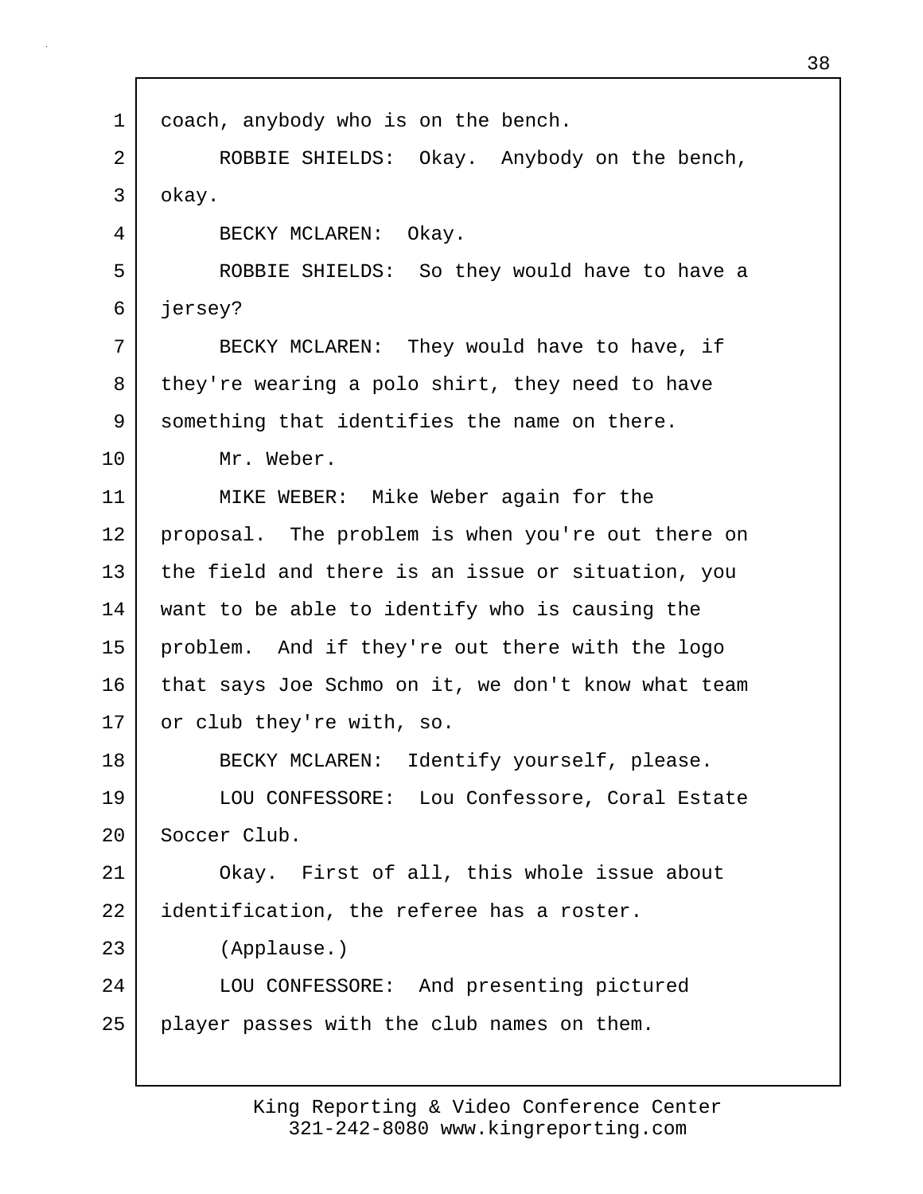coach, anybody who is on the bench.

ROBBIE SHIELDS: Okay. Anybody on the bench, okay.

BECKY MCLAREN: Okay.

ROBBIE SHIELDS: So they would have to have a jersey?

BECKY MCLAREN: They would have to have, if they're wearing a polo shirt, they need to have something that identifies the name on there.

Mr. Weber.

MIKE WEBER: Mike Weber again for the proposal. The problem is when you're out there on the field and there is an issue or situation, you want to be able to identify who is causing the problem. And if they're out there with the logo that says Joe Schmo on it, we don't know what team or club they're with, so.

BECKY MCLAREN: Identify yourself, please.

LOU CONFESSORE: Lou Confessore, Coral Estate Soccer Club.

Okay. First of all, this whole issue about identification, the referee has a roster.

(Applause.)

LOU CONFESSORE: And presenting pictured player passes with the club names on them.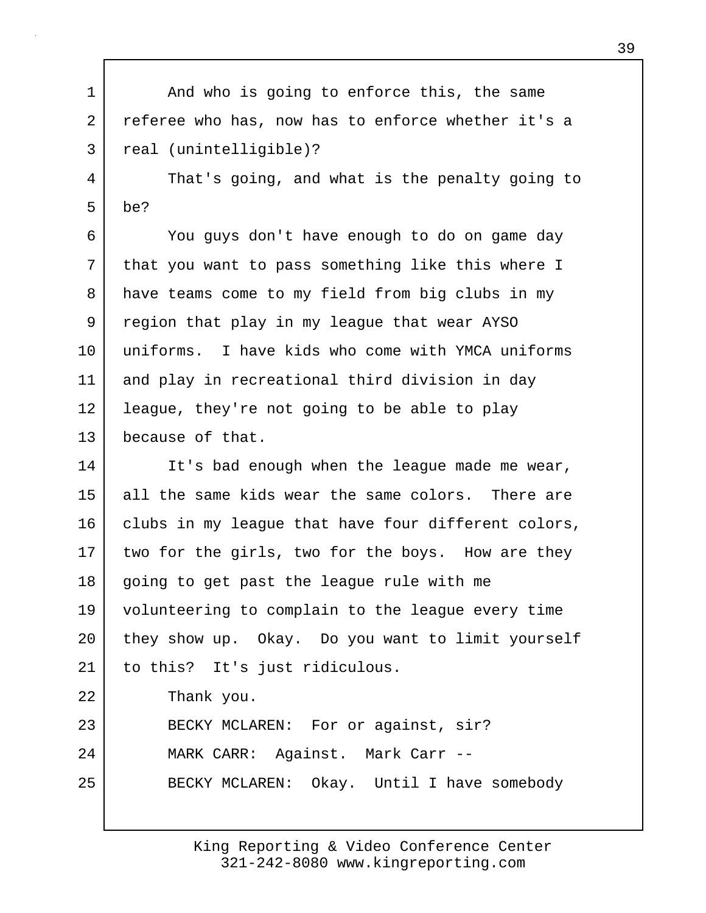1 And who is going to enforce this, the same
2 referee who has, now has to enforce whether it's a
3 real (unintelligible)?
4 That's going, and what is the penalty going to
5 be?
6 You guys don't have enough to do on game day
7 that you want to pass something like this where I
8 have teams come to my field from big clubs in my
9 region that play in my league that wear AYSO
10 uniforms. I have kids who come with YMCA uniforms
11 and play in recreational third division in day
12 league, they're not going to be able to play
13 because of that.
14 It's bad enough when the league made me wear,
15 all the same kids wear the same colors. There are
16 clubs in my league that have four different colors,
17 two for the girls, two for the boys. How are they
18 going to get past the league rule with me
19 volunteering to complain to the league every time
20 they show up. Okay. Do you want to limit yourself
21 to this? It's just ridiculous.
22 Thank you.
23 BECKY MCLAREN: For or against, sir?
24 MARK CARR: Against. Mark Carr --
25 BECKY MCLAREN: Okay. Until I have somebody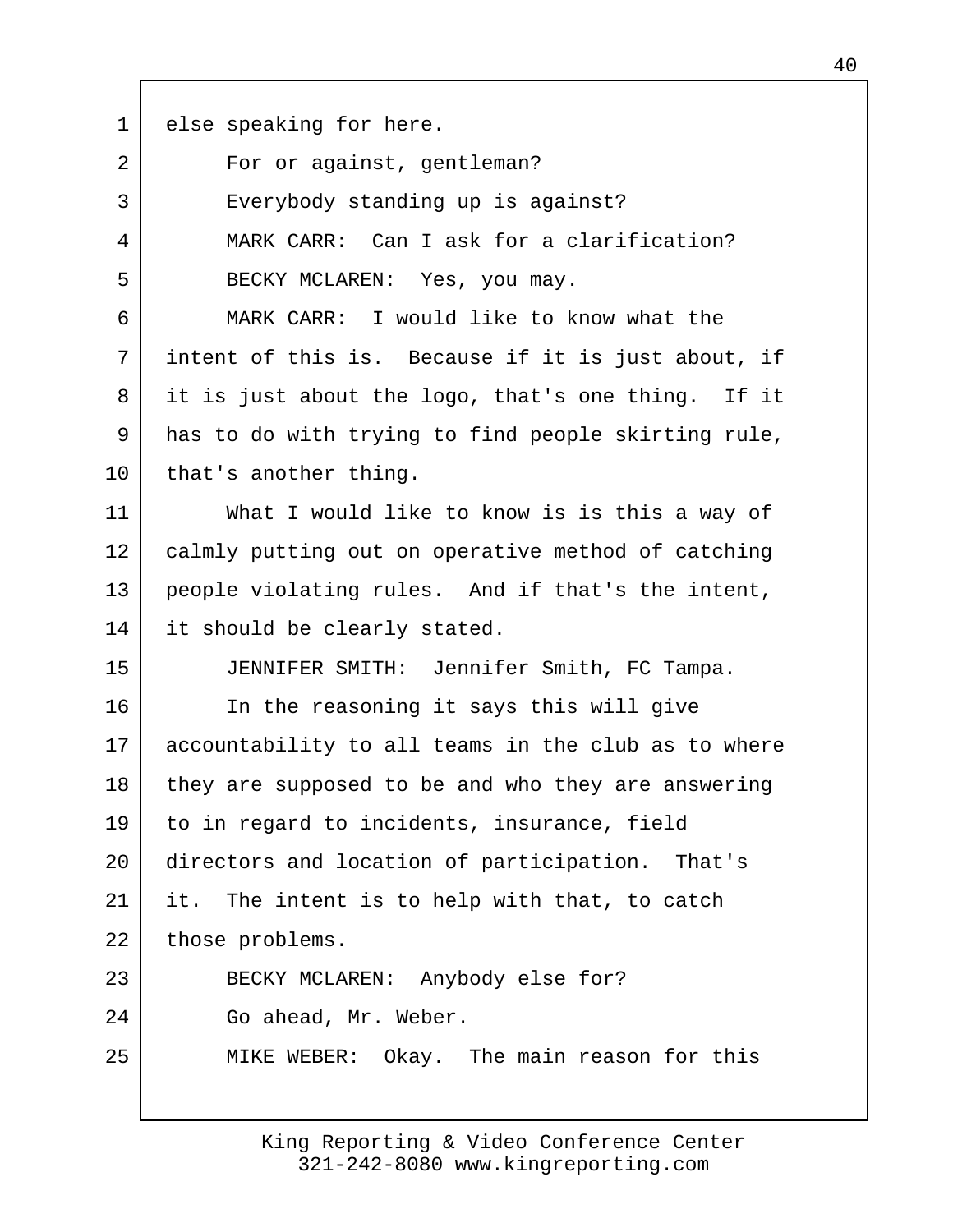else speaking for here.

For or against, gentleman?

Everybody standing up is against?

MARK CARR: Can I ask for a clarification?

BECKY MCLAREN: Yes, you may.

MARK CARR: I would like to know what the intent of this is. Because if it is just about, if it is just about the logo, that's one thing. If it has to do with trying to find people skirting rule, that's another thing.

What I would like to know is is this a way of calmly putting out on operative method of catching people violating rules. And if that's the intent, it should be clearly stated.

JENNIFER SMITH: Jennifer Smith, FC Tampa.

In the reasoning it says this will give accountability to all teams in the club as to where they are supposed to be and who they are answering to in regard to incidents, insurance, field directors and location of participation. That's it. The intent is to help with that, to catch those problems.

BECKY MCLAREN: Anybody else for?

Go ahead, Mr. Weber.

MIKE WEBER: Okay. The main reason for this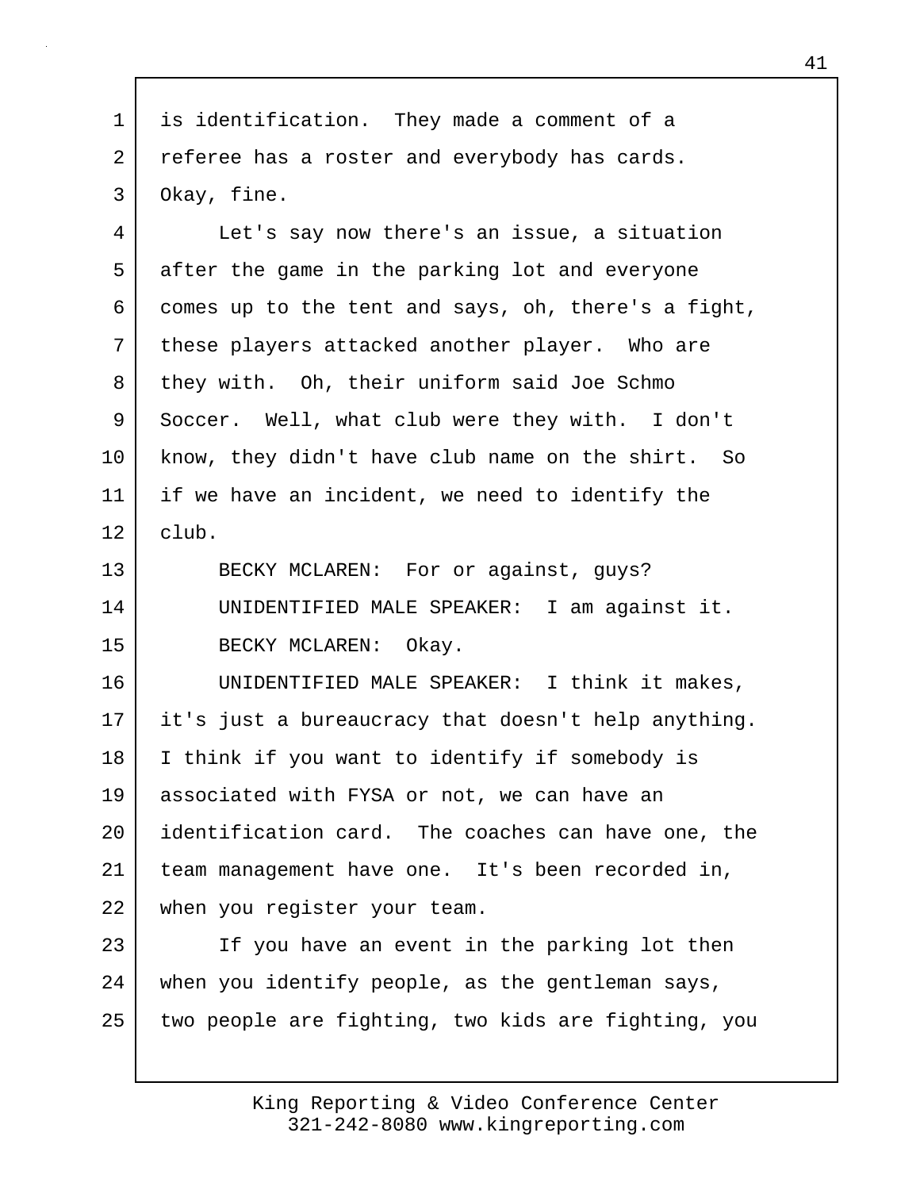is identification. They made a comment of a referee has a roster and everybody has cards. Okay, fine.

Let's say now there's an issue, a situation after the game in the parking lot and everyone comes up to the tent and says, oh, there's a fight, these players attacked another player. Who are they with. Oh, their uniform said Joe Schmo Soccer. Well, what club were they with. I don't know, they didn't have club name on the shirt. So if we have an incident, we need to identify the club.

BECKY MCLAREN: For or against, guys?

UNIDENTIFIED MALE SPEAKER: I am against it.

BECKY MCLAREN: Okay.

UNIDENTIFIED MALE SPEAKER: I think it makes, it's just a bureaucracy that doesn't help anything. I think if you want to identify if somebody is associated with FYSA or not, we can have an identification card. The coaches can have one, the team management have one. It's been recorded in, when you register your team.

If you have an event in the parking lot then when you identify people, as the gentleman says, two people are fighting, two kids are fighting, you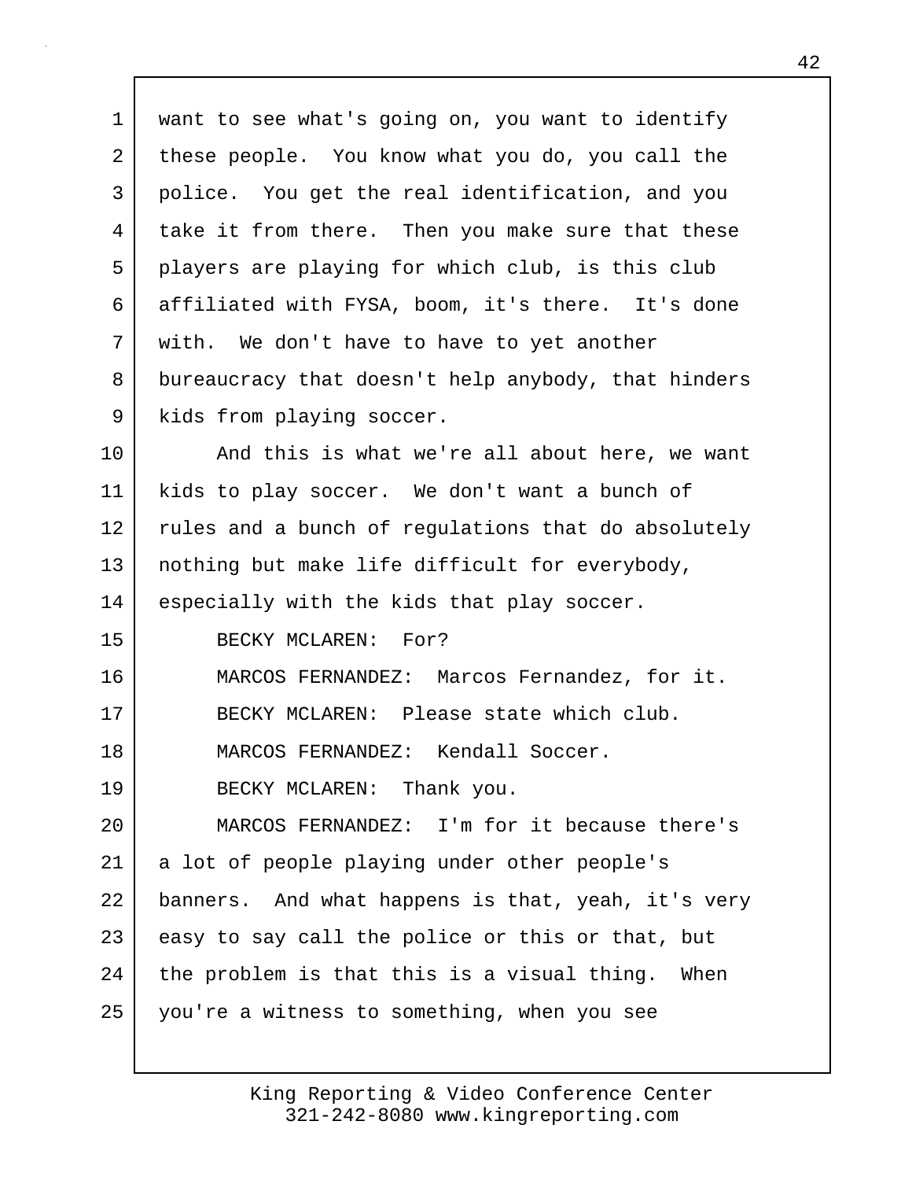want to see what's going on, you want to identify these people. You know what you do, you call the police. You get the real identification, and you take it from there. Then you make sure that these players are playing for which club, is this club affiliated with FYSA, boom, it's there. It's done with. We don't have to have to yet another bureaucracy that doesn't help anybody, that hinders kids from playing soccer.

And this is what we're all about here, we want kids to play soccer. We don't want a bunch of rules and a bunch of regulations that do absolutely nothing but make life difficult for everybody, especially with the kids that play soccer.

BECKY MCLAREN: For?

MARCOS FERNANDEZ: Marcos Fernandez, for it.

BECKY MCLAREN: Please state which club.

MARCOS FERNANDEZ: Kendall Soccer.

BECKY MCLAREN: Thank you.

MARCOS FERNANDEZ: I'm for it because there's a lot of people playing under other people's banners. And what happens is that, yeah, it's very easy to say call the police or this or that, but the problem is that this is a visual thing. When you're a witness to something, when you see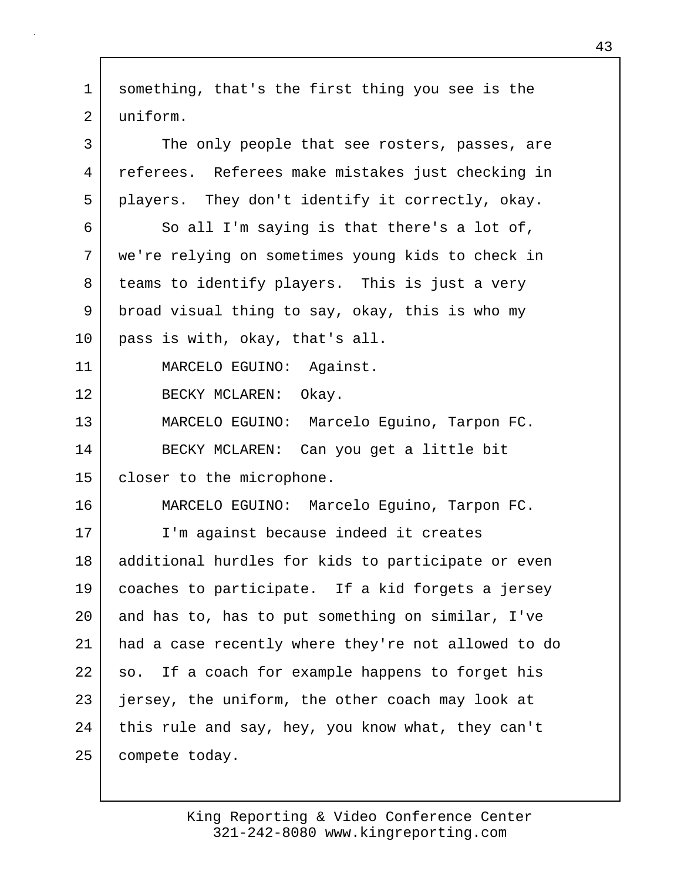something, that's the first thing you see is the uniform.

The only people that see rosters, passes, are referees. Referees make mistakes just checking in players. They don't identify it correctly, okay.

So all I'm saying is that there's a lot of, we're relying on sometimes young kids to check in teams to identify players. This is just a very broad visual thing to say, okay, this is who my pass is with, okay, that's all.

MARCELO EGUINO: Against.

BECKY MCLAREN: Okay.

MARCELO EGUINO: Marcelo Eguino, Tarpon FC.

BECKY MCLAREN: Can you get a little bit closer to the microphone.

MARCELO EGUINO: Marcelo Eguino, Tarpon FC.

I'm against because indeed it creates additional hurdles for kids to participate or even coaches to participate. If a kid forgets a jersey and has to, has to put something on similar, I've had a case recently where they're not allowed to do so. If a coach for example happens to forget his jersey, the uniform, the other coach may look at this rule and say, hey, you know what, they can't compete today.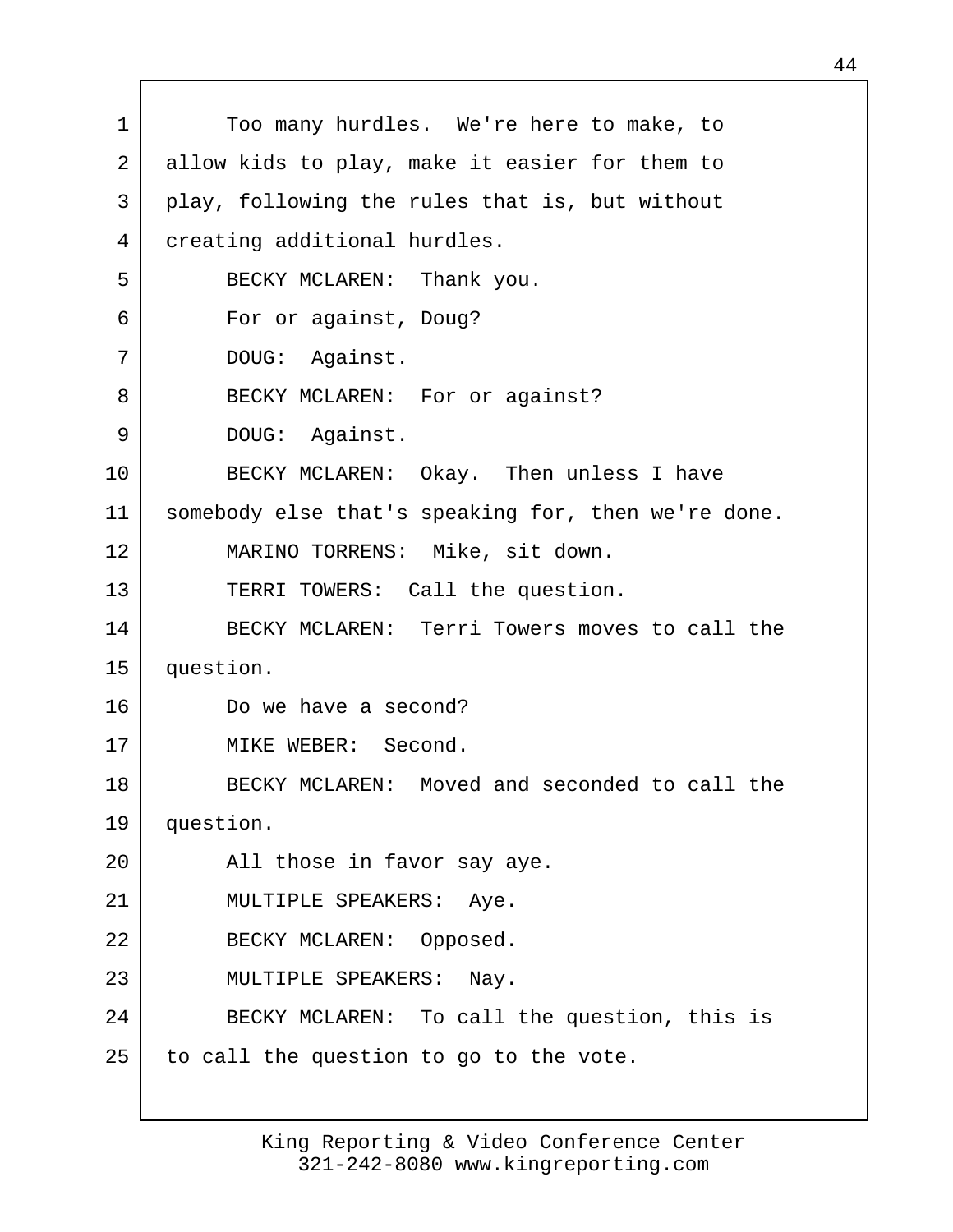Too many hurdles. We're here to make, to allow kids to play, make it easier for them to play, following the rules that is, but without creating additional hurdles.

BECKY MCLAREN: Thank you.

For or against, Doug?

DOUG: Against.

BECKY MCLAREN: For or against?

DOUG: Against.

BECKY MCLAREN: Okay. Then unless I have somebody else that's speaking for, then we're done.

MARINO TORRENS: Mike, sit down.

TERRI TOWERS: Call the question.

BECKY MCLAREN: Terri Towers moves to call the question.

Do we have a second?

MIKE WEBER: Second.

BECKY MCLAREN: Moved and seconded to call the question.

All those in favor say aye.

MULTIPLE SPEAKERS: Aye.

BECKY MCLAREN: Opposed.

MULTIPLE SPEAKERS: Nay.

BECKY MCLAREN: To call the question, this is to call the question to go to the vote.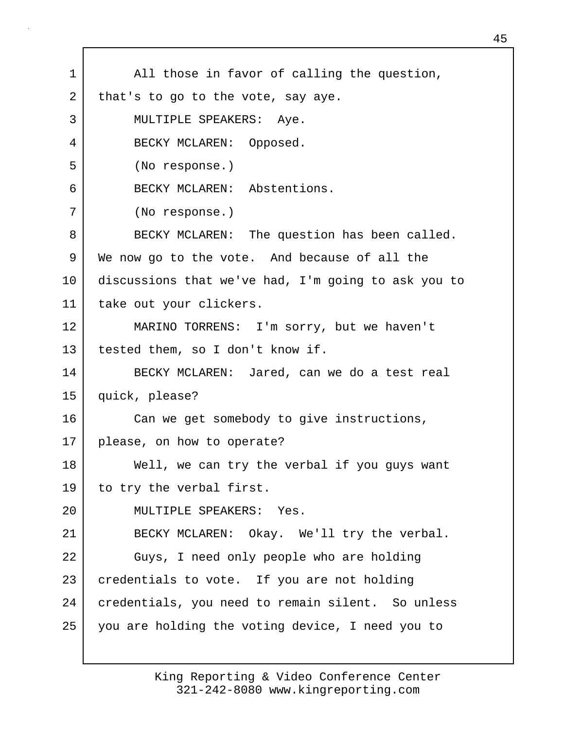All those in favor of calling the question, that's to go to the vote, say aye.

MULTIPLE SPEAKERS: Aye.

BECKY MCLAREN: Opposed.

(No response.)

BECKY MCLAREN: Abstentions.

(No response.)

BECKY MCLAREN: The question has been called. We now go to the vote. And because of all the discussions that we've had, I'm going to ask you to take out your clickers.

MARINO TORRENS: I'm sorry, but we haven't tested them, so I don't know if.

BECKY MCLAREN: Jared, can we do a test real quick, please?

Can we get somebody to give instructions, please, on how to operate?

Well, we can try the verbal if you guys want to try the verbal first.

MULTIPLE SPEAKERS: Yes.

BECKY MCLAREN: Okay. We'll try the verbal.

Guys, I need only people who are holding credentials to vote. If you are not holding credentials, you need to remain silent. So unless you are holding the voting device, I need you to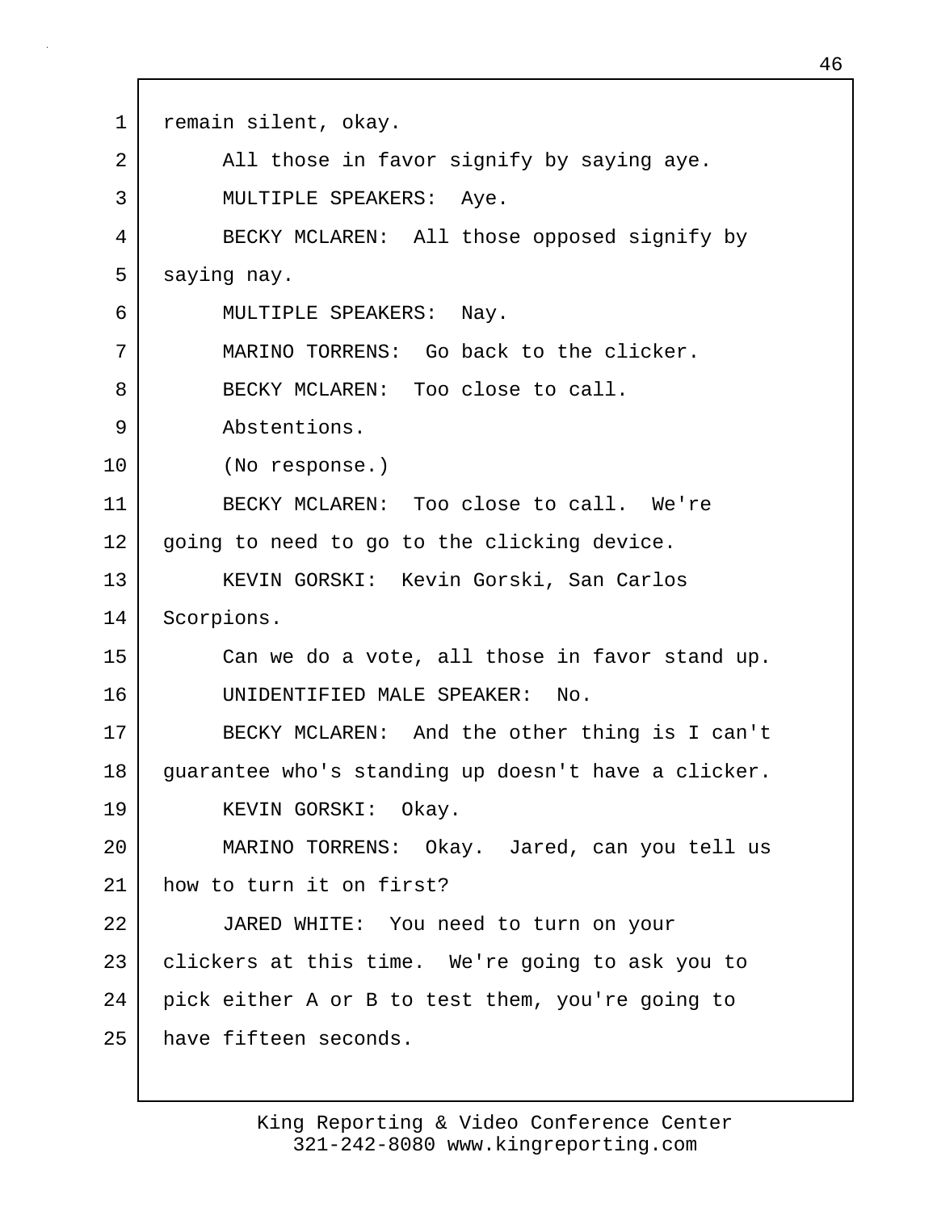remain silent, okay.

All those in favor signify by saying aye.

MULTIPLE SPEAKERS: Aye.

BECKY MCLAREN: All those opposed signify by saying nay.

MULTIPLE SPEAKERS: Nay.

MARINO TORRENS: Go back to the clicker.

BECKY MCLAREN: Too close to call.

Abstentions.

(No response.)

BECKY MCLAREN: Too close to call. We're going to need to go to the clicking device.

KEVIN GORSKI: Kevin Gorski, San Carlos Scorpions.

Can we do a vote, all those in favor stand up.

UNIDENTIFIED MALE SPEAKER: No.

BECKY MCLAREN: And the other thing is I can't guarantee who's standing up doesn't have a clicker.

KEVIN GORSKI: Okay.

MARINO TORRENS: Okay. Jared, can you tell us how to turn it on first?

JARED WHITE: You need to turn on your clickers at this time. We're going to ask you to pick either A or B to test them, you're going to have fifteen seconds.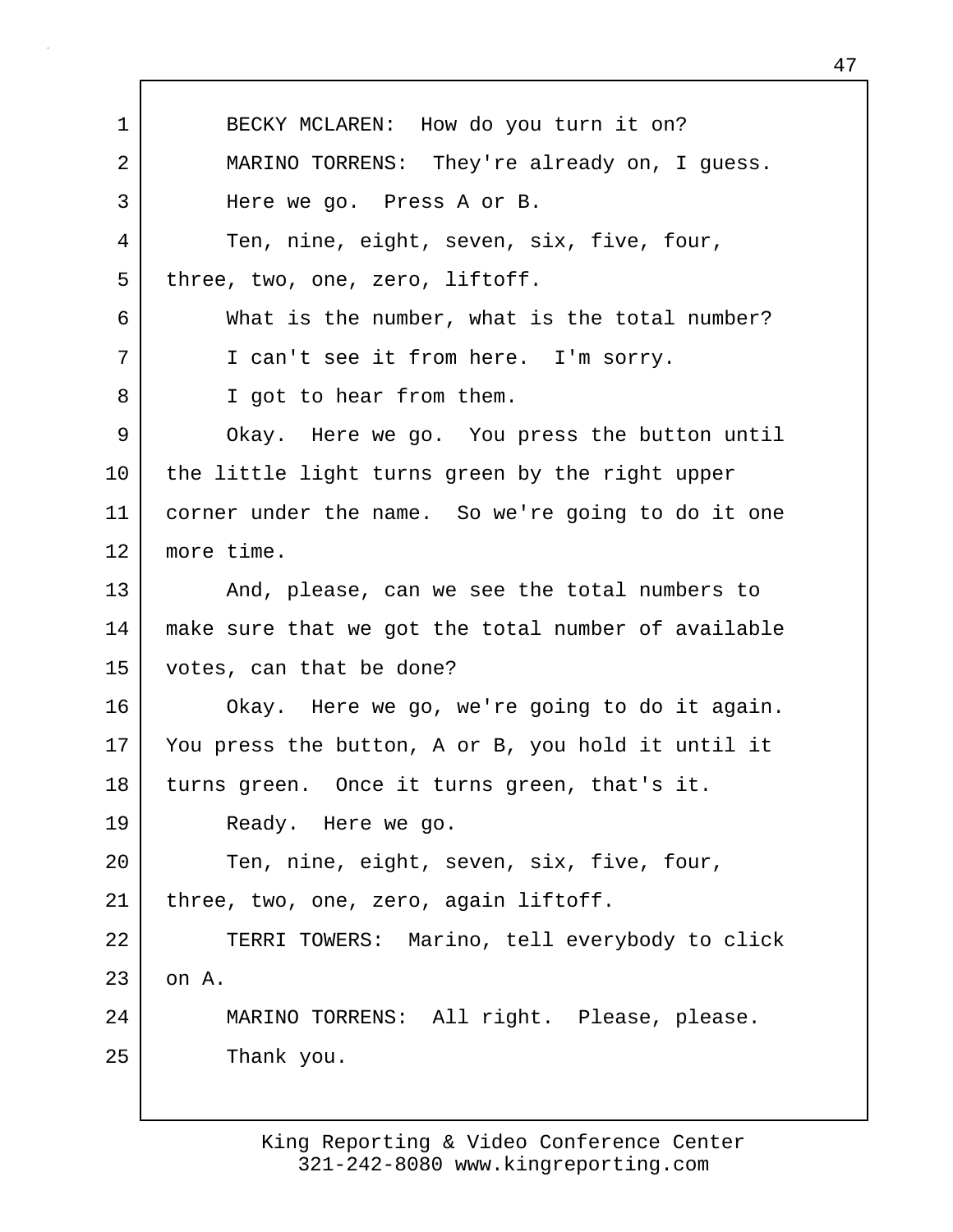BECKY MCLAREN: How do you turn it on?

MARINO TORRENS: They're already on, I guess.

Here we go. Press A or B.

Ten, nine, eight, seven, six, five, four, three, two, one, zero, liftoff.

What is the number, what is the total number?

I can't see it from here. I'm sorry.

I got to hear from them.

Okay. Here we go. You press the button until the little light turns green by the right upper corner under the name. So we're going to do it one more time.

And, please, can we see the total numbers to make sure that we got the total number of available votes, can that be done?

Okay. Here we go, we're going to do it again. You press the button, A or B, you hold it until it turns green. Once it turns green, that's it.

Ready. Here we go.

Ten, nine, eight, seven, six, five, four, three, two, one, zero, again liftoff.

TERRI TOWERS: Marino, tell everybody to click on A.

MARINO TORRENS: All right. Please, please.

Thank you.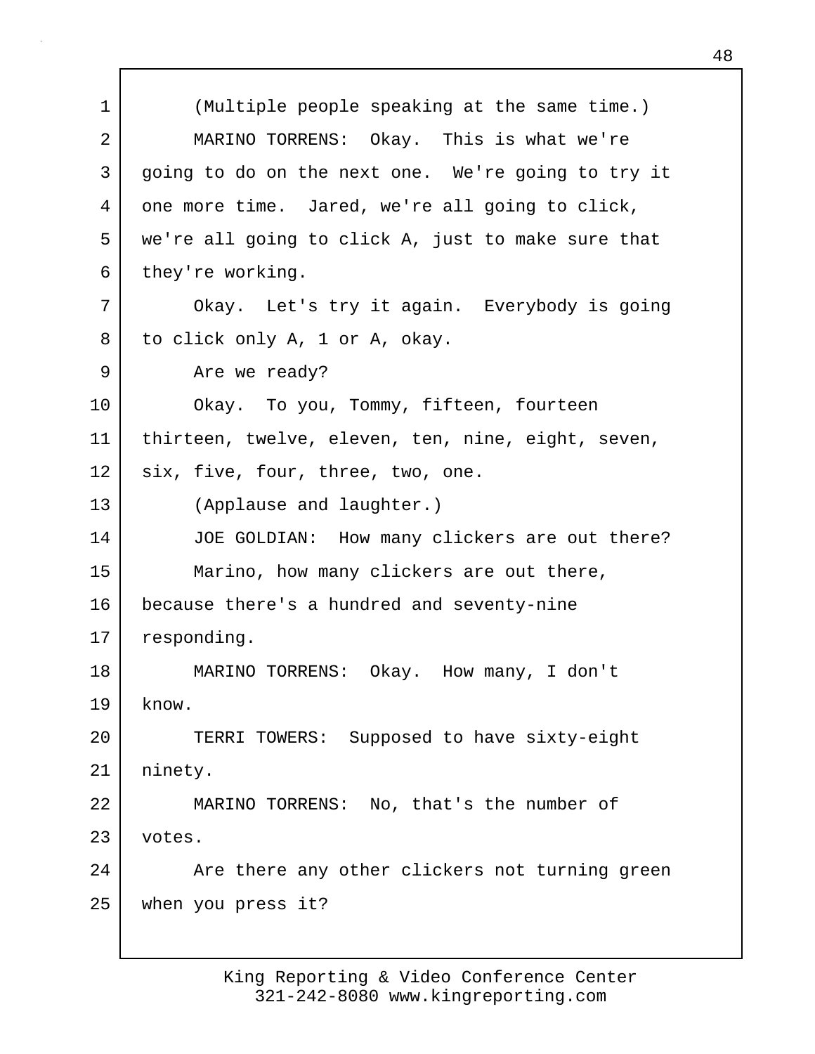(Multiple people speaking at the same time.)

MARINO TORRENS: Okay. This is what we're going to do on the next one. We're going to try it one more time. Jared, we're all going to click, we're all going to click A, just to make sure that they're working.

Okay. Let's try it again. Everybody is going to click only A, 1 or A, okay.

Are we ready?

Okay. To you, Tommy, fifteen, fourteen thirteen, twelve, eleven, ten, nine, eight, seven, six, five, four, three, two, one.

(Applause and laughter.)

JOE GOLDIAN: How many clickers are out there?

Marino, how many clickers are out there, because there's a hundred and seventy-nine responding.

MARINO TORRENS: Okay. How many, I don't know.

TERRI TOWERS: Supposed to have sixty-eight ninety.

MARINO TORRENS: No, that's the number of votes.

Are there any other clickers not turning green when you press it?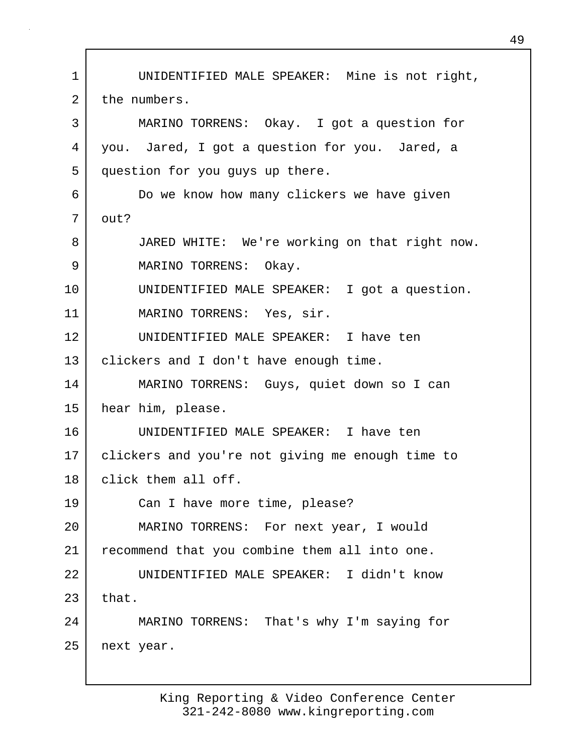UNIDENTIFIED MALE SPEAKER: Mine is not right, the numbers.

MARINO TORRENS: Okay. I got a question for you. Jared, I got a question for you. Jared, a question for you guys up there.

Do we know how many clickers we have given out?

JARED WHITE: We're working on that right now.

MARINO TORRENS: Okay.

UNIDENTIFIED MALE SPEAKER: I got a question.

MARINO TORRENS: Yes, sir.

UNIDENTIFIED MALE SPEAKER: I have ten clickers and I don't have enough time.

MARINO TORRENS: Guys, quiet down so I can hear him, please.

UNIDENTIFIED MALE SPEAKER: I have ten clickers and you're not giving me enough time to click them all off.

Can I have more time, please?

MARINO TORRENS: For next year, I would recommend that you combine them all into one.

UNIDENTIFIED MALE SPEAKER: I didn't know that.

MARINO TORRENS: That's why I'm saying for next year.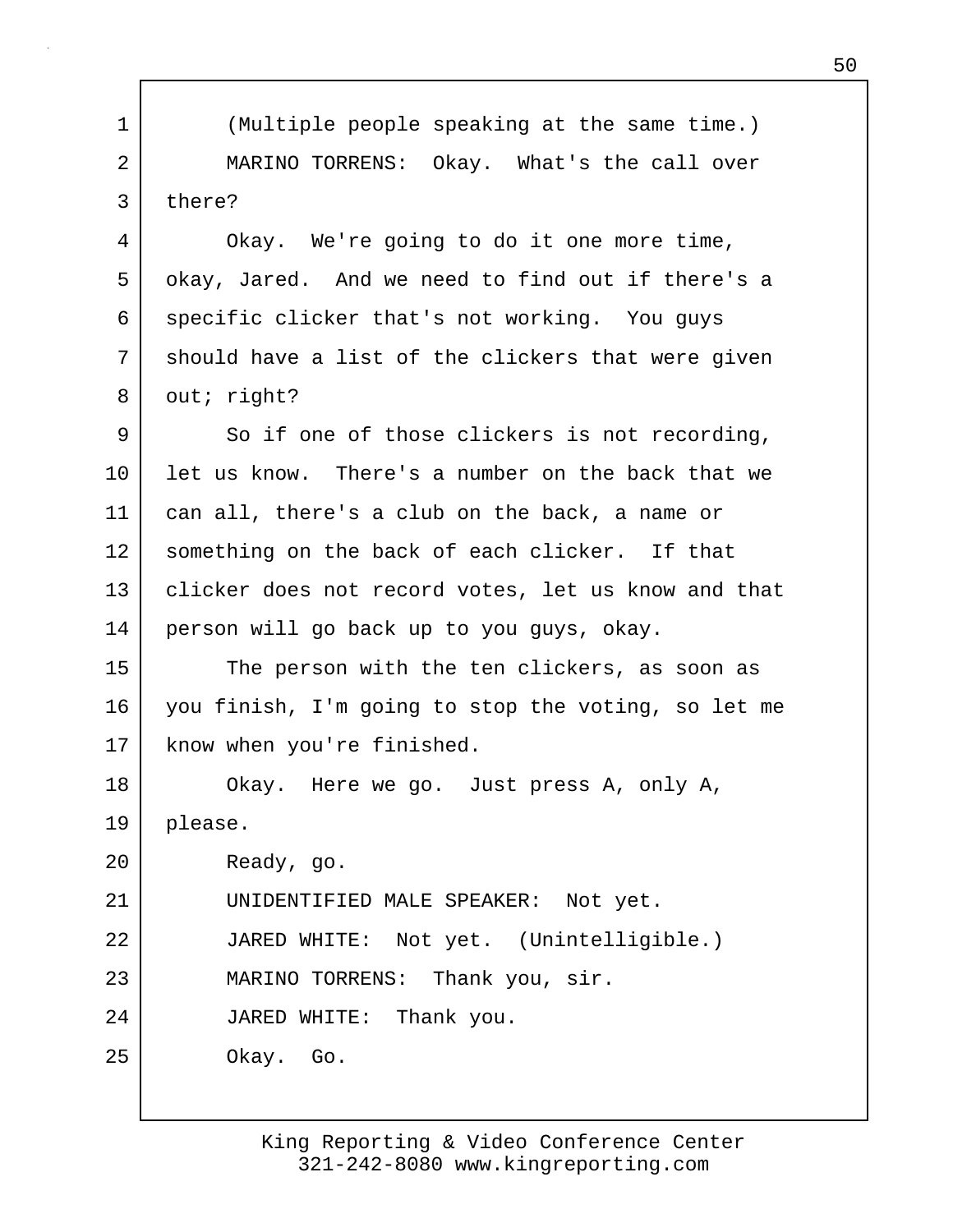(Multiple people speaking at the same time.)

MARINO TORRENS: Okay. What's the call over there?

Okay. We're going to do it one more time, okay, Jared. And we need to find out if there's a specific clicker that's not working. You guys should have a list of the clickers that were given out; right?

So if one of those clickers is not recording, let us know. There's a number on the back that we can all, there's a club on the back, a name or something on the back of each clicker. If that clicker does not record votes, let us know and that person will go back up to you guys, okay.

The person with the ten clickers, as soon as you finish, I'm going to stop the voting, so let me know when you're finished.

Okay. Here we go. Just press A, only A, please.

Ready, go.

UNIDENTIFIED MALE SPEAKER: Not yet.

JARED WHITE: Not yet. (Unintelligible.)

MARINO TORRENS: Thank you, sir.

JARED WHITE: Thank you.

Okay. Go.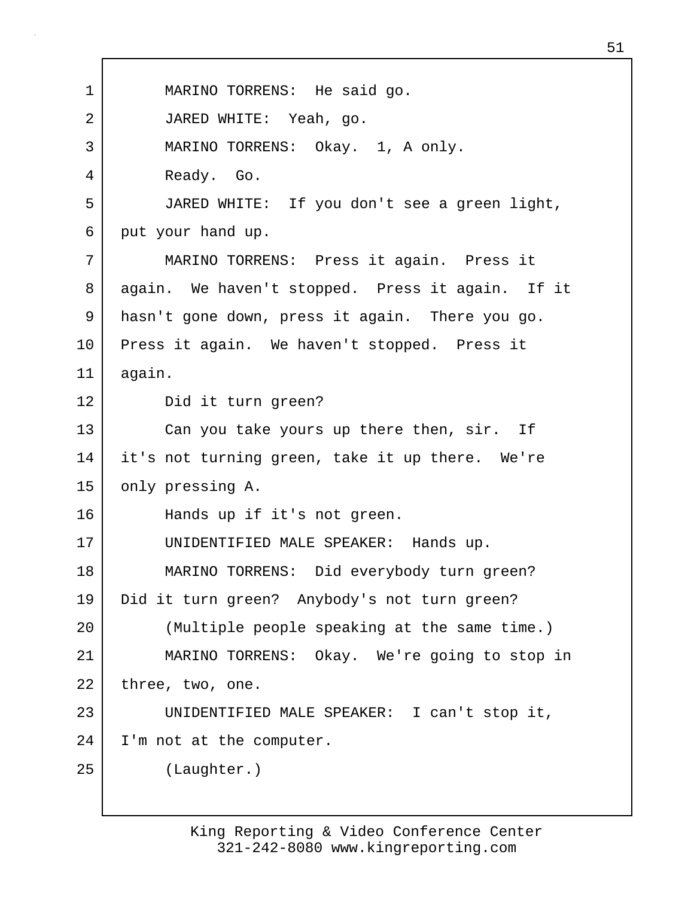MARINO TORRENS: He said go.

JARED WHITE: Yeah, go.

MARINO TORRENS: Okay. 1, A only.

Ready. Go.

JARED WHITE: If you don't see a green light, put your hand up.

MARINO TORRENS: Press it again. Press it again. We haven't stopped. Press it again. If it hasn't gone down, press it again. There you go. Press it again. We haven't stopped. Press it again.

Did it turn green?

Can you take yours up there then, sir. If it's not turning green, take it up there. We're only pressing A.

Hands up if it's not green.

UNIDENTIFIED MALE SPEAKER: Hands up.

MARINO TORRENS: Did everybody turn green? Did it turn green? Anybody's not turn green?

(Multiple people speaking at the same time.)

MARINO TORRENS: Okay. We're going to stop in three, two, one.

UNIDENTIFIED MALE SPEAKER: I can't stop it, I'm not at the computer.

(Laughter.)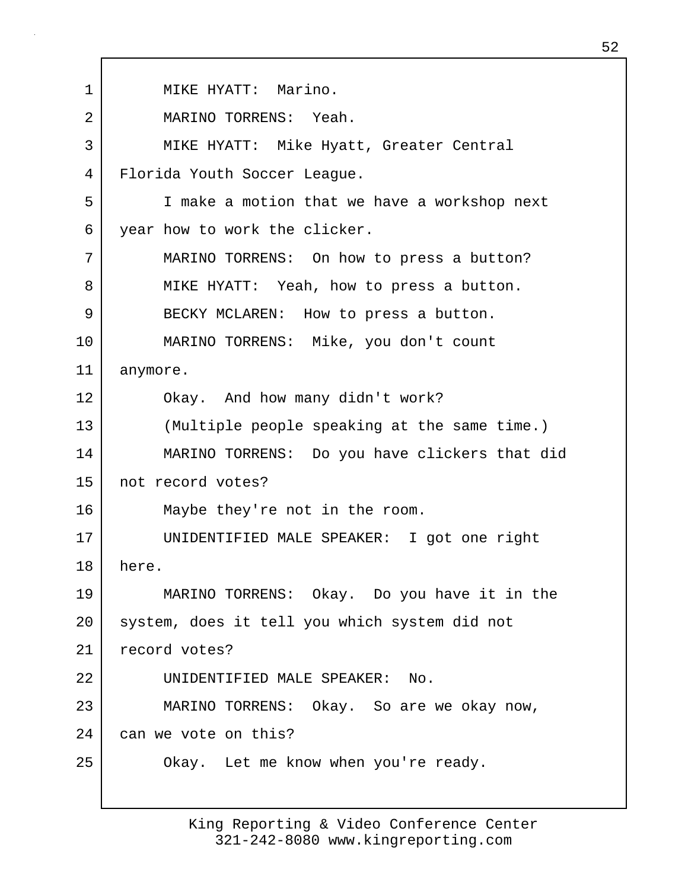MIKE HYATT: Marino.

MARINO TORRENS: Yeah.

MIKE HYATT: Mike Hyatt, Greater Central Florida Youth Soccer League.

I make a motion that we have a workshop next year how to work the clicker.

MARINO TORRENS: On how to press a button?

MIKE HYATT: Yeah, how to press a button.

BECKY MCLAREN: How to press a button.

MARINO TORRENS: Mike, you don't count anymore.

Okay. And how many didn't work?

(Multiple people speaking at the same time.)

MARINO TORRENS: Do you have clickers that did not record votes?

Maybe they're not in the room.

UNIDENTIFIED MALE SPEAKER: I got one right here.

MARINO TORRENS: Okay. Do you have it in the system, does it tell you which system did not record votes?

UNIDENTIFIED MALE SPEAKER: No.

MARINO TORRENS: Okay. So are we okay now, can we vote on this?

Okay. Let me know when you're ready.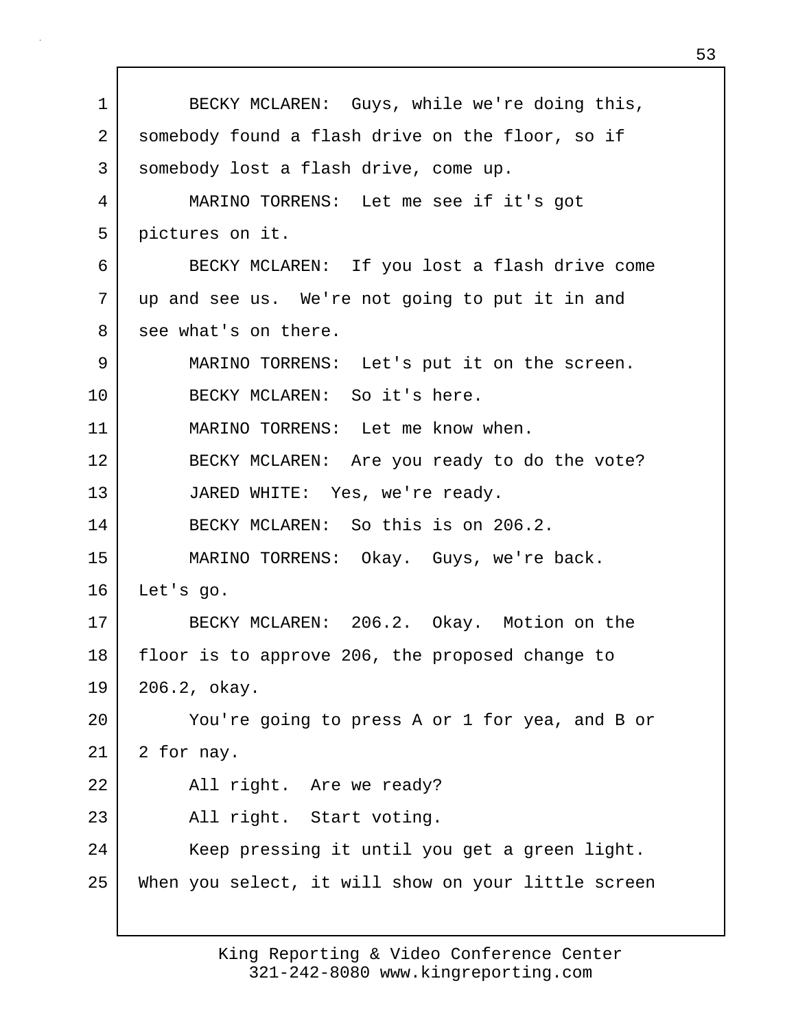BECKY MCLAREN: Guys, while we're doing this, somebody found a flash drive on the floor, so if somebody lost a flash drive, come up.

MARINO TORRENS: Let me see if it's got pictures on it.

BECKY MCLAREN: If you lost a flash drive come up and see us. We're not going to put it in and see what's on there.

MARINO TORRENS: Let's put it on the screen.

BECKY MCLAREN: So it's here.

MARINO TORRENS: Let me know when.

BECKY MCLAREN: Are you ready to do the vote?

JARED WHITE: Yes, we're ready.

BECKY MCLAREN: So this is on 206.2.

MARINO TORRENS: Okay. Guys, we're back. Let's go.

BECKY MCLAREN: 206.2. Okay. Motion on the floor is to approve 206, the proposed change to 206.2, okay.

You're going to press A or 1 for yea, and B or 2 for nay.

All right. Are we ready?

All right. Start voting.

Keep pressing it until you get a green light. When you select, it will show on your little screen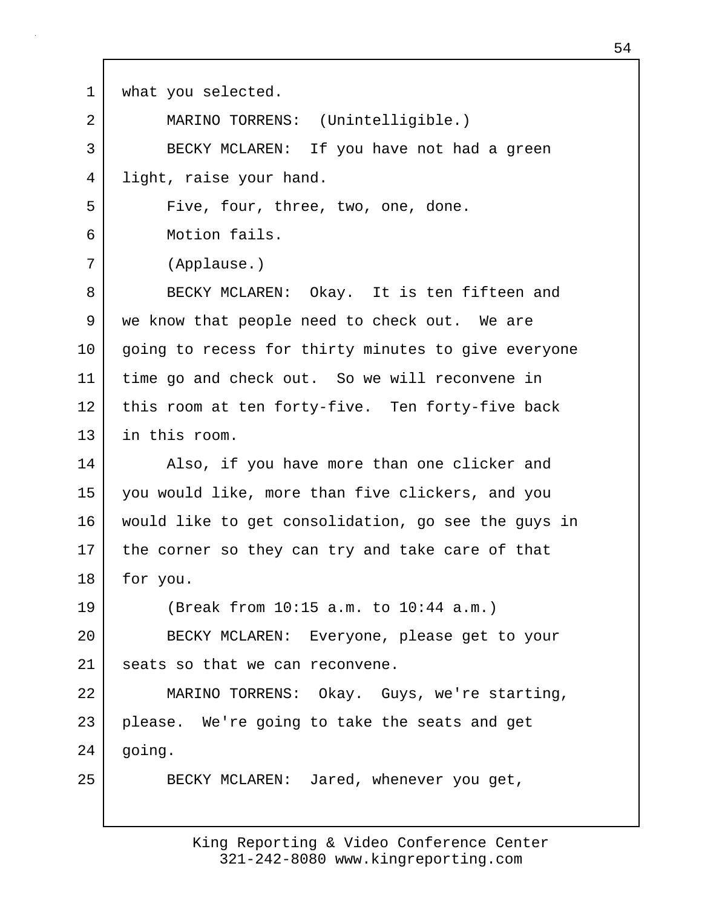what you selected.

MARINO TORRENS: (Unintelligible.)

BECKY MCLAREN: If you have not had a green light, raise your hand.

Five, four, three, two, one, done.

Motion fails.

(Applause.)

BECKY MCLAREN: Okay. It is ten fifteen and we know that people need to check out. We are going to recess for thirty minutes to give everyone time go and check out. So we will reconvene in this room at ten forty-five. Ten forty-five back in this room.

Also, if you have more than one clicker and you would like, more than five clickers, and you would like to get consolidation, go see the guys in the corner so they can try and take care of that for you.

(Break from 10:15 a.m. to 10:44 a.m.)

BECKY MCLAREN: Everyone, please get to your seats so that we can reconvene.

MARINO TORRENS: Okay. Guys, we're starting, please. We're going to take the seats and get going.

BECKY MCLAREN: Jared, whenever you get,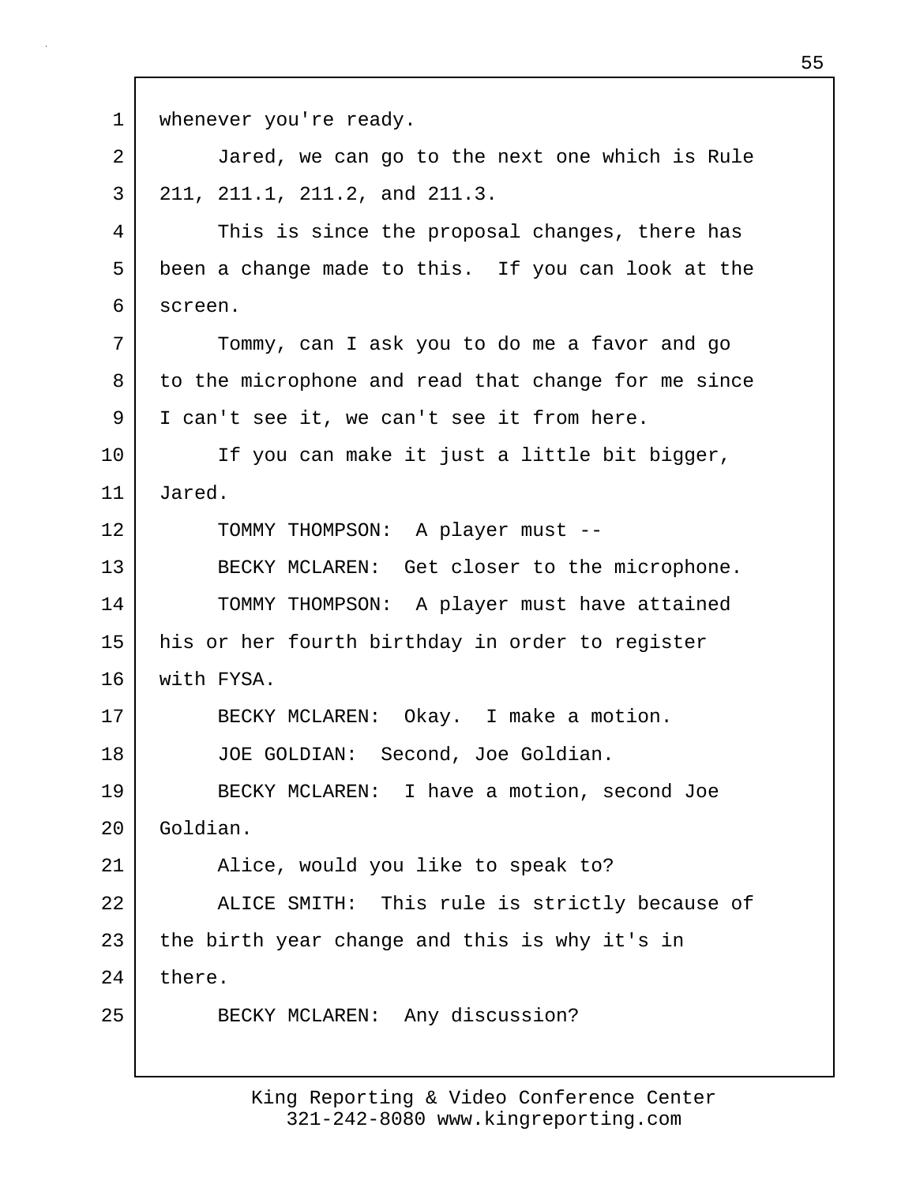whenever you're ready.

Jared, we can go to the next one which is Rule 211, 211.1, 211.2, and 211.3.

This is since the proposal changes, there has been a change made to this. If you can look at the screen.

Tommy, can I ask you to do me a favor and go to the microphone and read that change for me since I can't see it, we can't see it from here.

If you can make it just a little bit bigger, Jared.

TOMMY THOMPSON: A player must --

BECKY MCLAREN: Get closer to the microphone.

TOMMY THOMPSON: A player must have attained his or her fourth birthday in order to register with FYSA.

BECKY MCLAREN: Okay. I make a motion.

JOE GOLDIAN: Second, Joe Goldian.

BECKY MCLAREN: I have a motion, second Joe Goldian.

Alice, would you like to speak to?

ALICE SMITH: This rule is strictly because of the birth year change and this is why it's in there.

BECKY MCLAREN: Any discussion?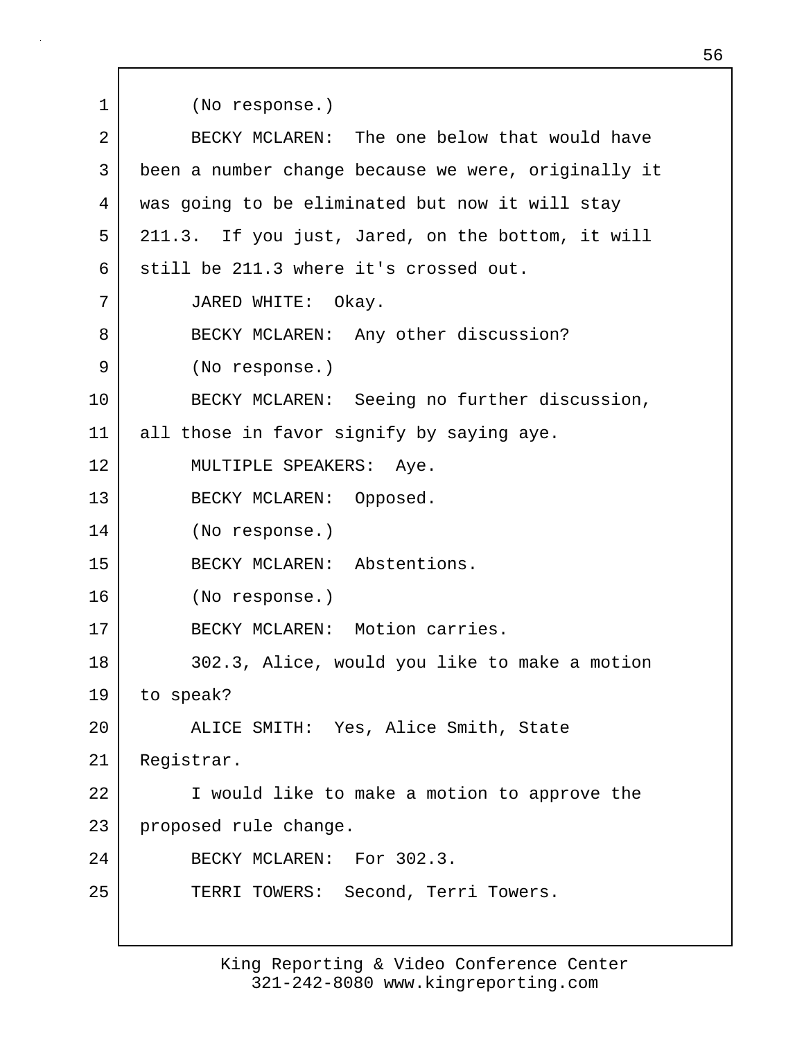(No response.)

BECKY MCLAREN: The one below that would have been a number change because we were, originally it was going to be eliminated but now it will stay 211.3. If you just, Jared, on the bottom, it will still be 211.3 where it's crossed out.

JARED WHITE: Okay.

BECKY MCLAREN: Any other discussion?

(No response.)

BECKY MCLAREN: Seeing no further discussion, all those in favor signify by saying aye.

MULTIPLE SPEAKERS: Aye.

BECKY MCLAREN: Opposed.

(No response.)

BECKY MCLAREN: Abstentions.

(No response.)

BECKY MCLAREN: Motion carries.

302.3, Alice, would you like to make a motion to speak?

ALICE SMITH: Yes, Alice Smith, State Registrar.

I would like to make a motion to approve the proposed rule change.

BECKY MCLAREN: For 302.3.

TERRI TOWERS: Second, Terri Towers.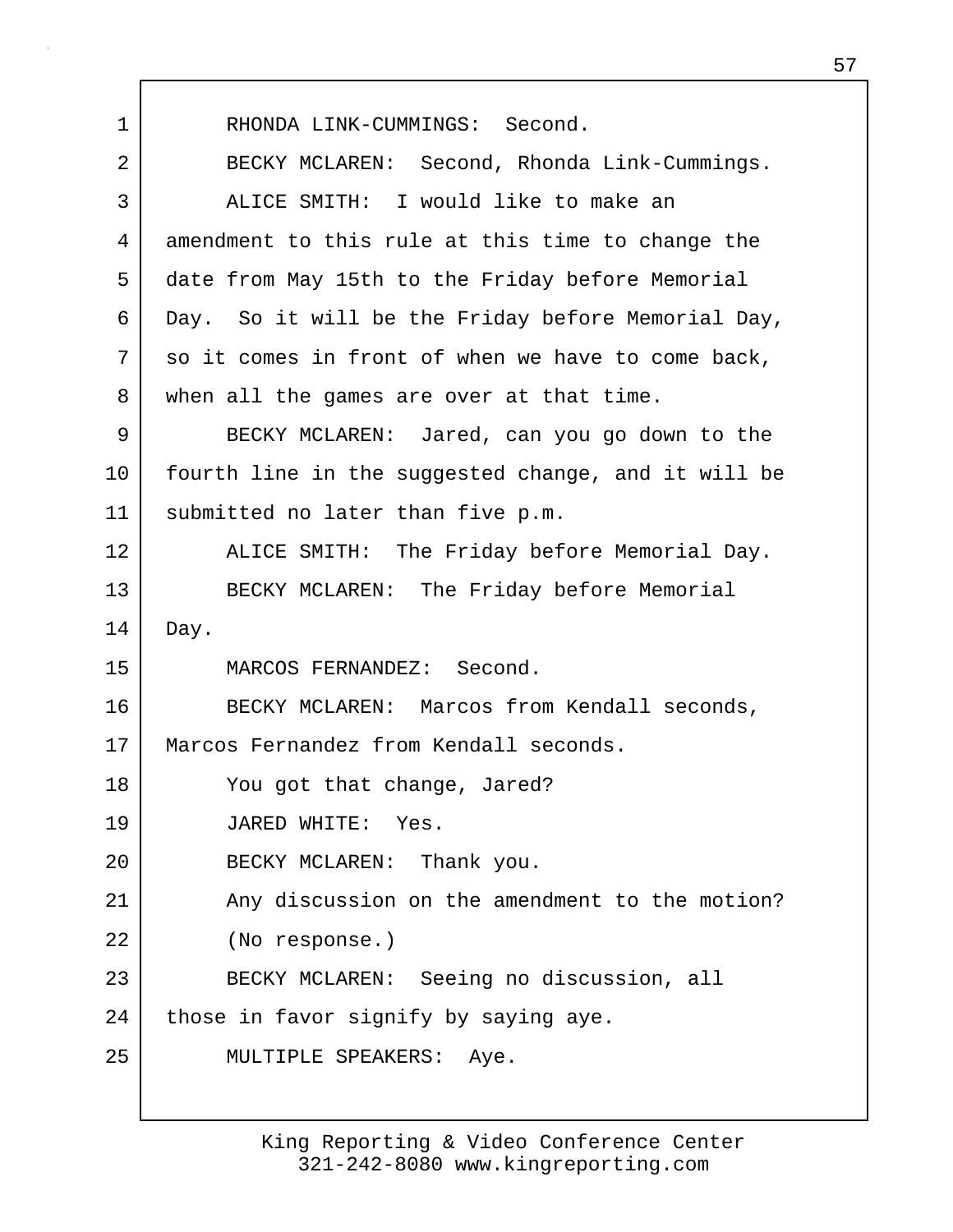RHONDA LINK-CUMMINGS: Second.

BECKY MCLAREN: Second, Rhonda Link-Cummings.

ALICE SMITH: I would like to make an amendment to this rule at this time to change the date from May 15th to the Friday before Memorial Day. So it will be the Friday before Memorial Day, so it comes in front of when we have to come back, when all the games are over at that time.

BECKY MCLAREN: Jared, can you go down to the fourth line in the suggested change, and it will be submitted no later than five p.m.

ALICE SMITH: The Friday before Memorial Day.

BECKY MCLAREN: The Friday before Memorial Day.

MARCOS FERNANDEZ: Second.

BECKY MCLAREN: Marcos from Kendall seconds, Marcos Fernandez from Kendall seconds.

You got that change, Jared?

JARED WHITE: Yes.

BECKY MCLAREN: Thank you.

Any discussion on the amendment to the motion?

(No response.)

BECKY MCLAREN: Seeing no discussion, all those in favor signify by saying aye.

MULTIPLE SPEAKERS: Aye.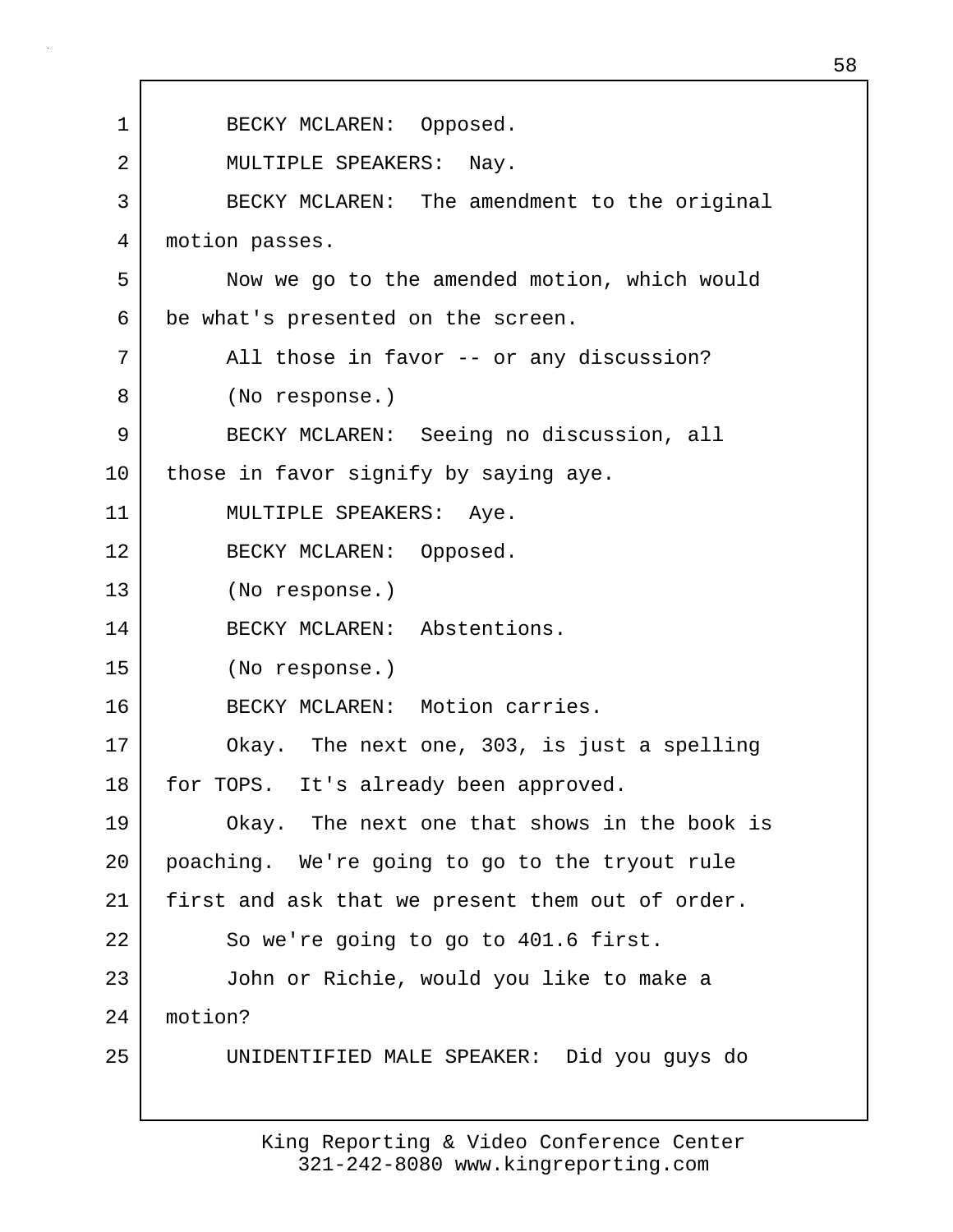BECKY MCLAREN: Opposed.

MULTIPLE SPEAKERS: Nay.

BECKY MCLAREN: The amendment to the original motion passes.

Now we go to the amended motion, which would be what's presented on the screen.

All those in favor -- or any discussion?

(No response.)

BECKY MCLAREN: Seeing no discussion, all those in favor signify by saying aye.

MULTIPLE SPEAKERS: Aye.

BECKY MCLAREN: Opposed.

(No response.)

BECKY MCLAREN: Abstentions.

(No response.)

BECKY MCLAREN: Motion carries.

Okay. The next one, 303, is just a spelling for TOPS. It's already been approved.

Okay. The next one that shows in the book is poaching. We're going to go to the tryout rule first and ask that we present them out of order.

So we're going to go to 401.6 first.

John or Richie, would you like to make a motion?

UNIDENTIFIED MALE SPEAKER: Did you guys do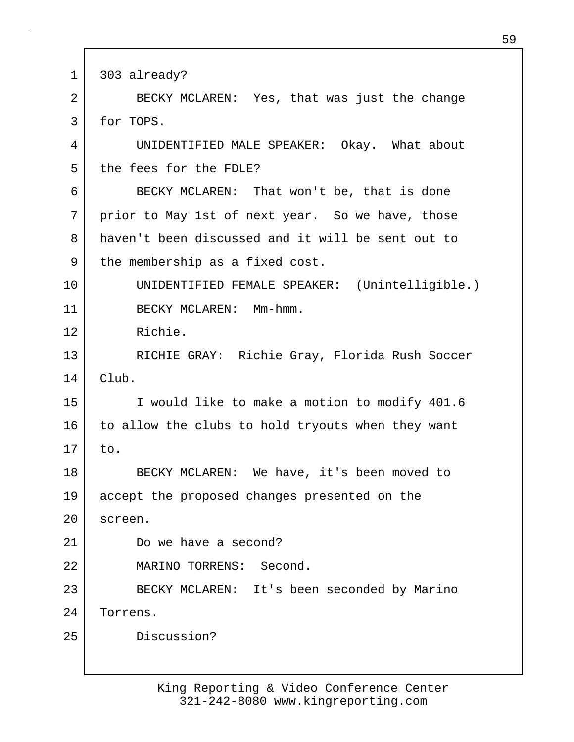303 already?

BECKY MCLAREN: Yes, that was just the change for TOPS.

UNIDENTIFIED MALE SPEAKER: Okay. What about the fees for the FDLE?

BECKY MCLAREN: That won't be, that is done prior to May 1st of next year. So we have, those haven't been discussed and it will be sent out to the membership as a fixed cost.

UNIDENTIFIED FEMALE SPEAKER: (Unintelligible.)

BECKY MCLAREN: Mm-hmm.

Richie.

RICHIE GRAY: Richie Gray, Florida Rush Soccer Club.

I would like to make a motion to modify 401.6 to allow the clubs to hold tryouts when they want to.

BECKY MCLAREN: We have, it's been moved to accept the proposed changes presented on the screen.

Do we have a second?

MARINO TORRENS: Second.

BECKY MCLAREN: It's been seconded by Marino Torrens.

Discussion?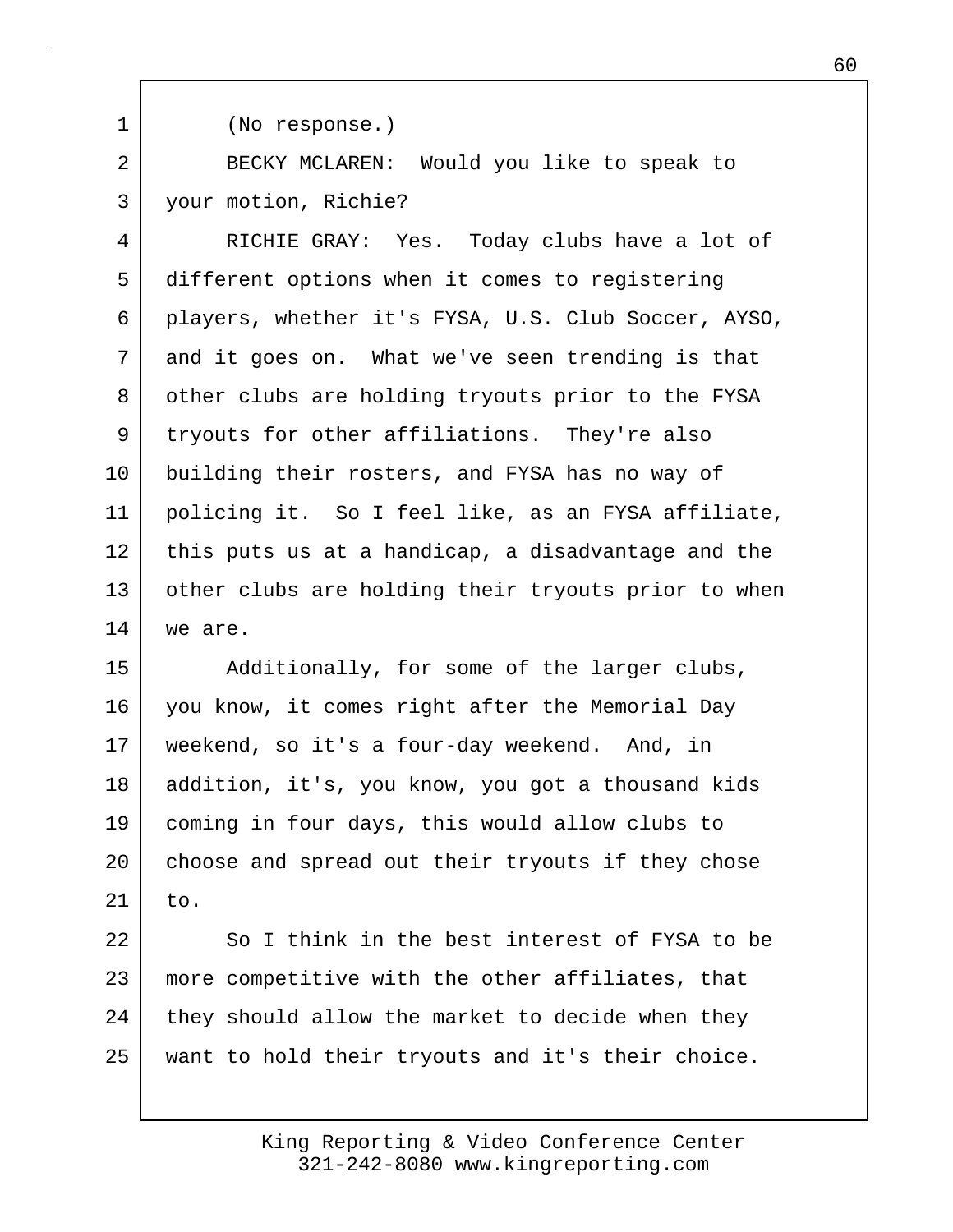(No response.)

BECKY MCLAREN: Would you like to speak to your motion, Richie?

RICHIE GRAY: Yes. Today clubs have a lot of different options when it comes to registering players, whether it's FYSA, U.S. Club Soccer, AYSO, and it goes on. What we've seen trending is that other clubs are holding tryouts prior to the FYSA tryouts for other affiliations. They're also building their rosters, and FYSA has no way of policing it. So I feel like, as an FYSA affiliate, this puts us at a handicap, a disadvantage and the other clubs are holding their tryouts prior to when we are.

Additionally, for some of the larger clubs, you know, it comes right after the Memorial Day weekend, so it's a four-day weekend. And, in addition, it's, you know, you got a thousand kids coming in four days, this would allow clubs to choose and spread out their tryouts if they chose to.

So I think in the best interest of FYSA to be more competitive with the other affiliates, that they should allow the market to decide when they want to hold their tryouts and it's their choice.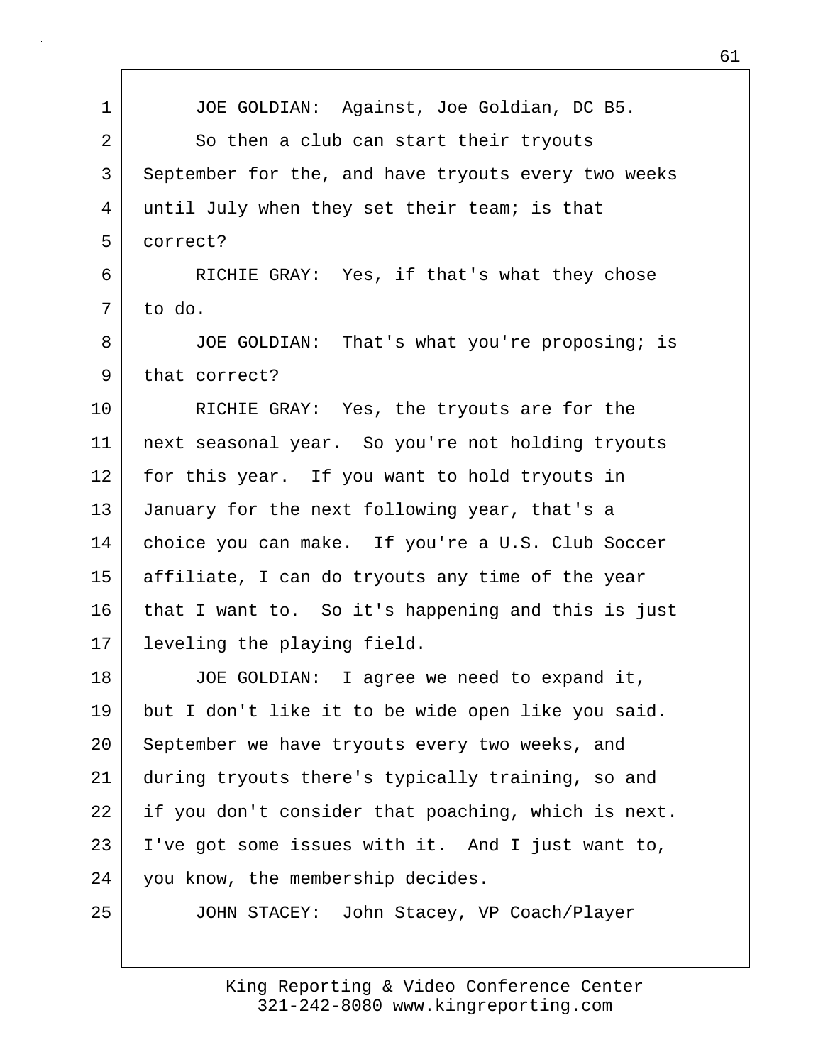JOE GOLDIAN: Against, Joe Goldian, DC B5.

So then a club can start their tryouts September for the, and have tryouts every two weeks until July when they set their team; is that correct?

RICHIE GRAY: Yes, if that's what they chose to do.

JOE GOLDIAN: That's what you're proposing; is that correct?

RICHIE GRAY: Yes, the tryouts are for the next seasonal year. So you're not holding tryouts for this year. If you want to hold tryouts in January for the next following year, that's a choice you can make. If you're a U.S. Club Soccer affiliate, I can do tryouts any time of the year that I want to. So it's happening and this is just leveling the playing field.

JOE GOLDIAN: I agree we need to expand it, but I don't like it to be wide open like you said. September we have tryouts every two weeks, and during tryouts there's typically training, so and if you don't consider that poaching, which is next. I've got some issues with it. And I just want to, you know, the membership decides.

JOHN STACEY: John Stacey, VP Coach/Player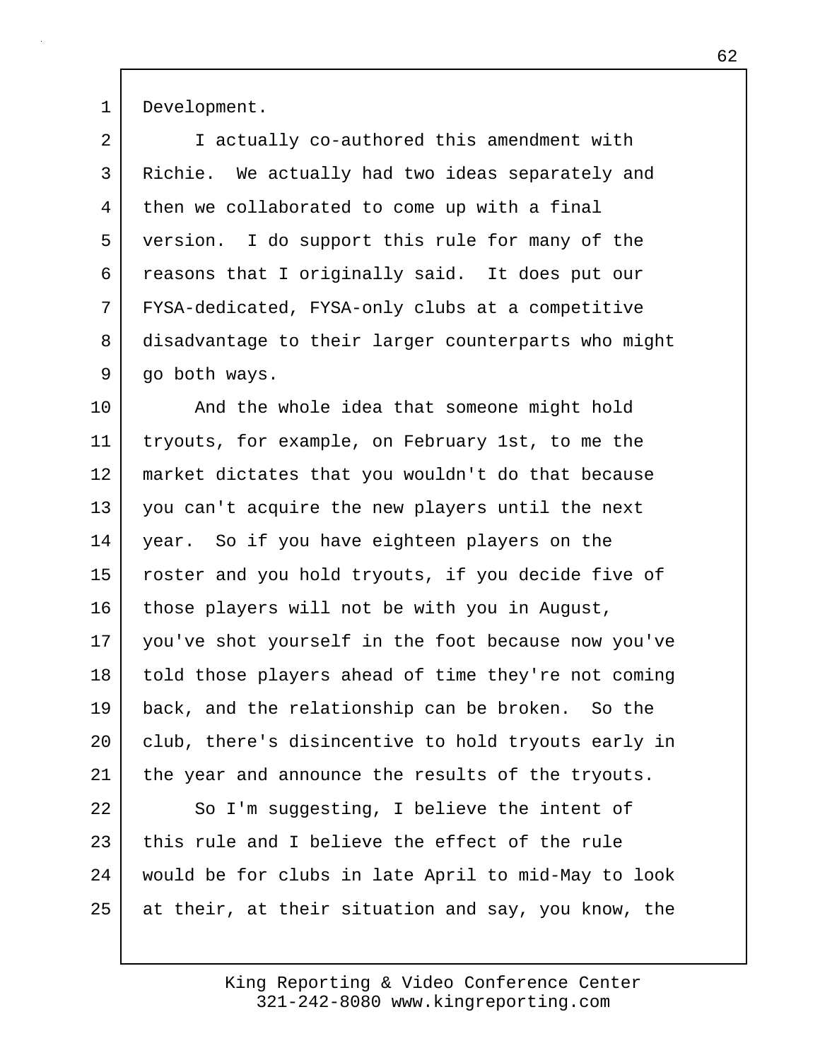Development.

I actually co-authored this amendment with Richie. We actually had two ideas separately and then we collaborated to come up with a final version. I do support this rule for many of the reasons that I originally said. It does put our FYSA-dedicated, FYSA-only clubs at a competitive disadvantage to their larger counterparts who might go both ways.

And the whole idea that someone might hold tryouts, for example, on February 1st, to me the market dictates that you wouldn't do that because you can't acquire the new players until the next year. So if you have eighteen players on the roster and you hold tryouts, if you decide five of those players will not be with you in August, you've shot yourself in the foot because now you've told those players ahead of time they're not coming back, and the relationship can be broken. So the club, there's disincentive to hold tryouts early in the year and announce the results of the tryouts.

So I'm suggesting, I believe the intent of this rule and I believe the effect of the rule would be for clubs in late April to mid-May to look at their, at their situation and say, you know, the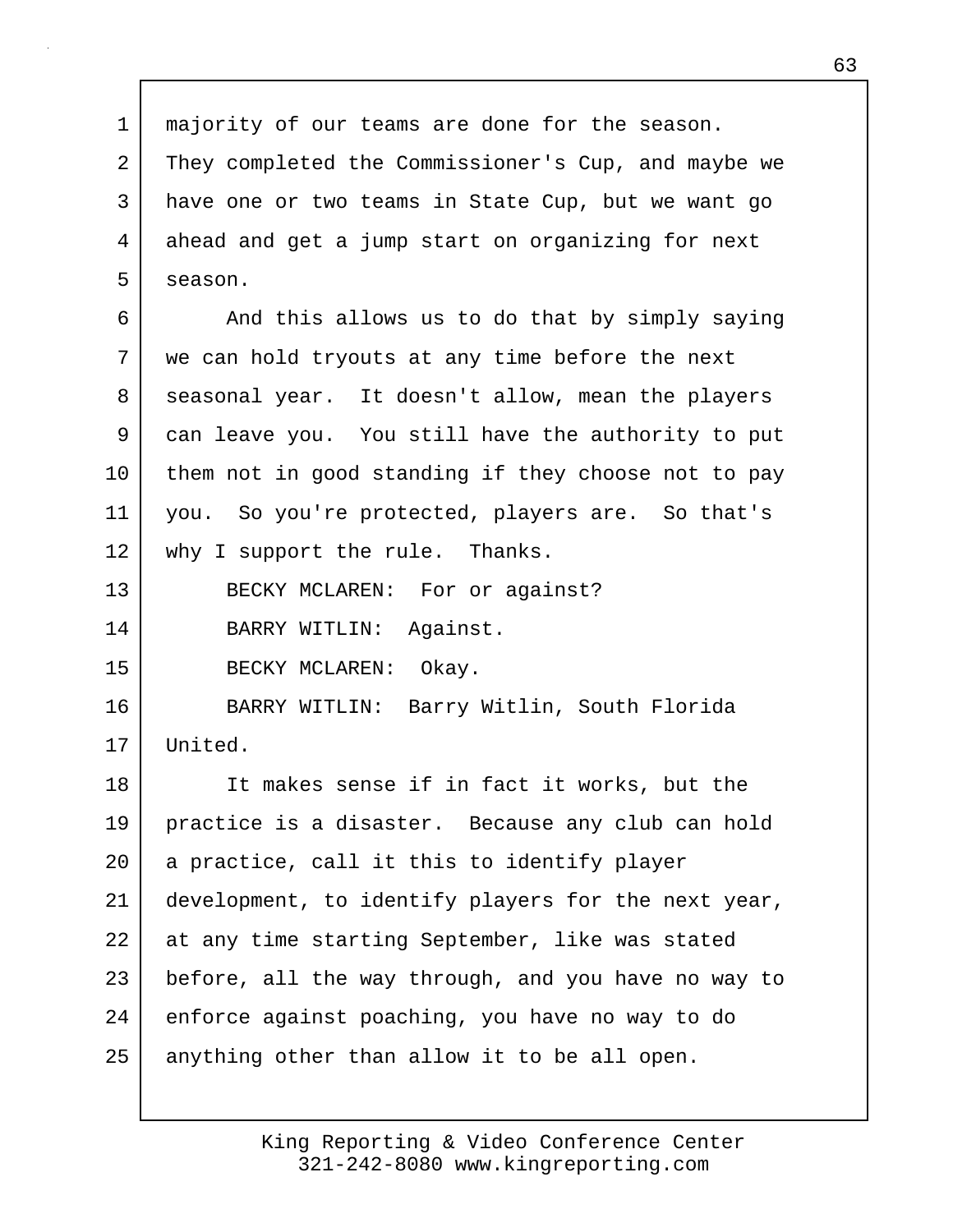majority of our teams are done for the season. They completed the Commissioner's Cup, and maybe we have one or two teams in State Cup, but we want go ahead and get a jump start on organizing for next season.

And this allows us to do that by simply saying we can hold tryouts at any time before the next seasonal year. It doesn't allow, mean the players can leave you. You still have the authority to put them not in good standing if they choose not to pay you. So you're protected, players are. So that's why I support the rule. Thanks.

BECKY MCLAREN: For or against?

BARRY WITLIN: Against.

BECKY MCLAREN: Okay.

BARRY WITLIN: Barry Witlin, South Florida United.

It makes sense if in fact it works, but the practice is a disaster. Because any club can hold a practice, call it this to identify player development, to identify players for the next year, at any time starting September, like was stated before, all the way through, and you have no way to enforce against poaching, you have no way to do anything other than allow it to be all open.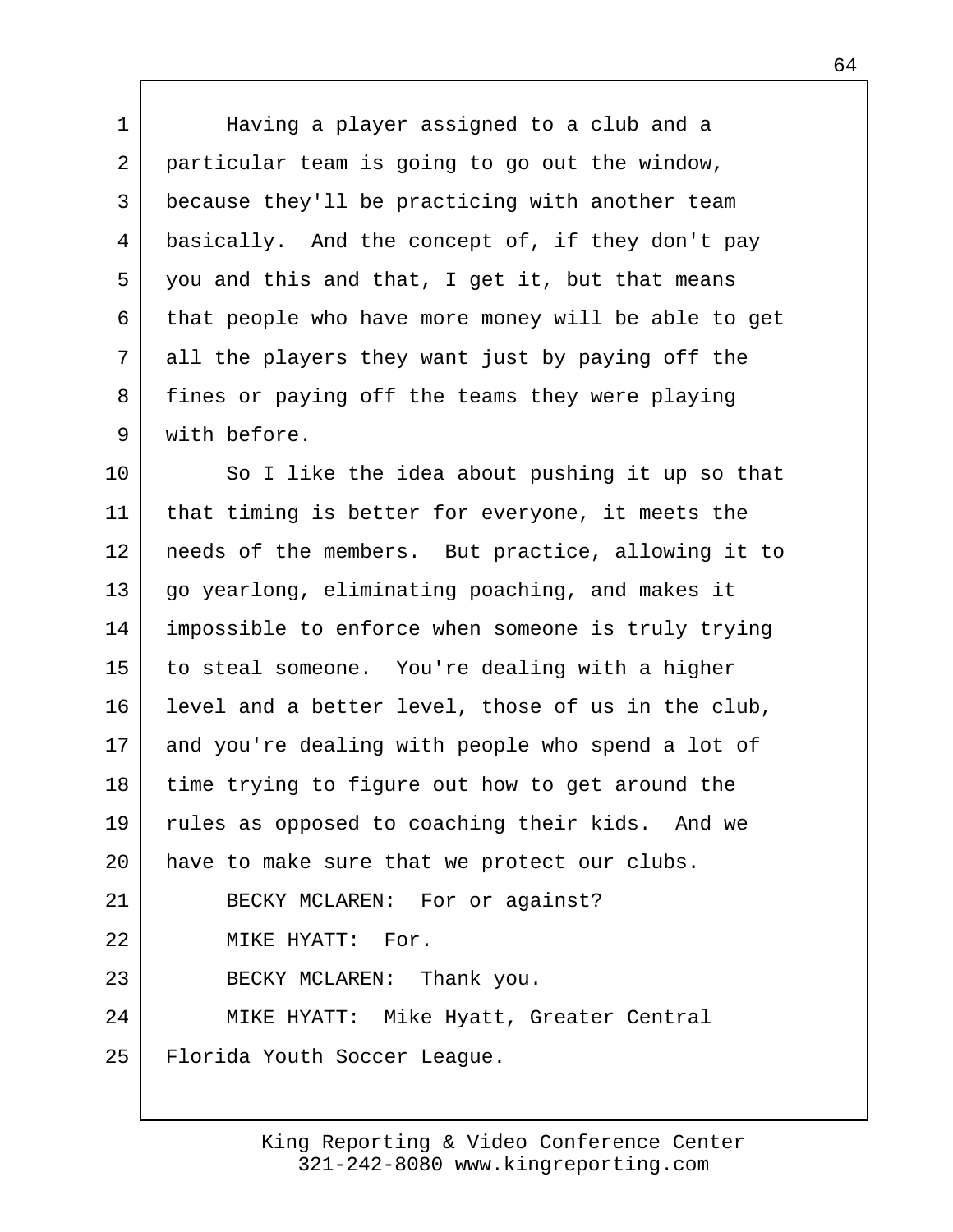Having a player assigned to a club and a particular team is going to go out the window, because they'll be practicing with another team basically. And the concept of, if they don't pay you and this and that, I get it, but that means that people who have more money will be able to get all the players they want just by paying off the fines or paying off the teams they were playing with before.

So I like the idea about pushing it up so that that timing is better for everyone, it meets the needs of the members. But practice, allowing it to go yearlong, eliminating poaching, and makes it impossible to enforce when someone is truly trying to steal someone. You're dealing with a higher level and a better level, those of us in the club, and you're dealing with people who spend a lot of time trying to figure out how to get around the rules as opposed to coaching their kids. And we have to make sure that we protect our clubs.

BECKY MCLAREN: For or against?

MIKE HYATT: For.

BECKY MCLAREN: Thank you.

MIKE HYATT: Mike Hyatt, Greater Central Florida Youth Soccer League.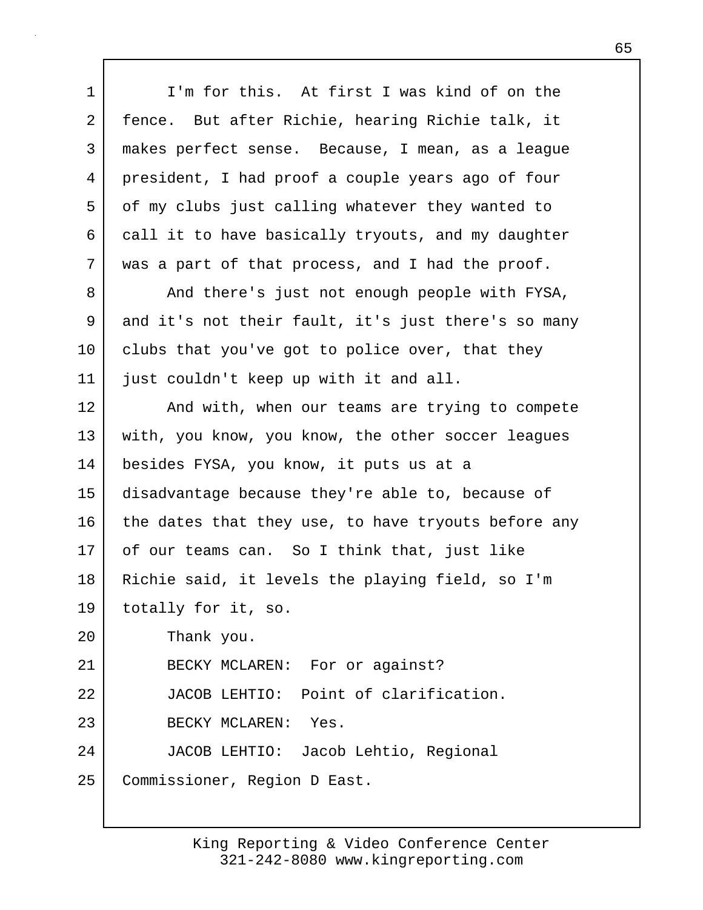I'm for this. At first I was kind of on the fence. But after Richie, hearing Richie talk, it makes perfect sense. Because, I mean, as a league president, I had proof a couple years ago of four of my clubs just calling whatever they wanted to call it to have basically tryouts, and my daughter was a part of that process, and I had the proof.

And there's just not enough people with FYSA, and it's not their fault, it's just there's so many clubs that you've got to police over, that they just couldn't keep up with it and all.

And with, when our teams are trying to compete with, you know, you know, the other soccer leagues besides FYSA, you know, it puts us at a disadvantage because they're able to, because of the dates that they use, to have tryouts before any of our teams can. So I think that, just like Richie said, it levels the playing field, so I'm totally for it, so.

Thank you.

BECKY MCLAREN: For or against?

JACOB LEHTIO: Point of clarification.

BECKY MCLAREN: Yes.

JACOB LEHTIO: Jacob Lehtio, Regional Commissioner, Region D East.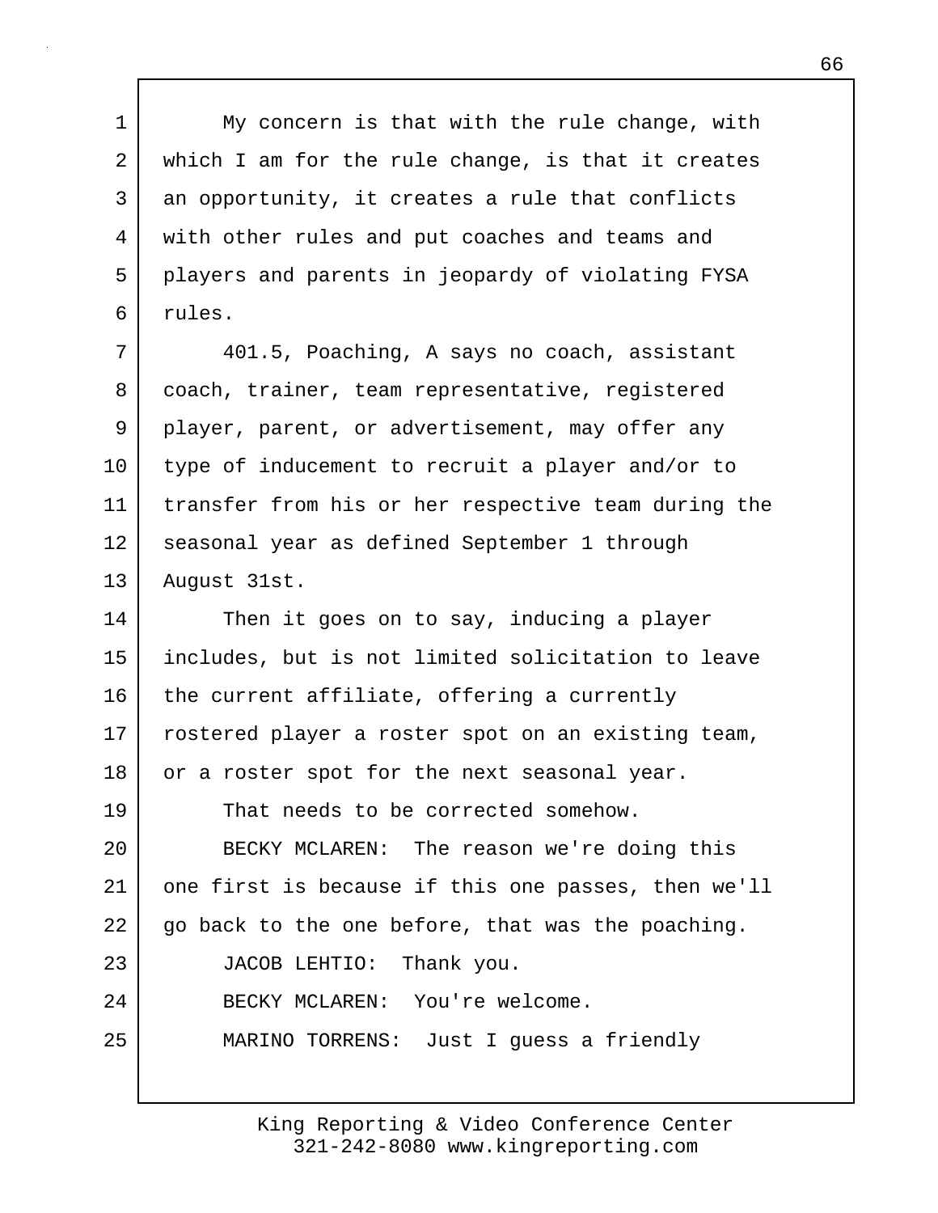My concern is that with the rule change, with which I am for the rule change, is that it creates an opportunity, it creates a rule that conflicts with other rules and put coaches and teams and players and parents in jeopardy of violating FYSA rules.

401.5, Poaching, A says no coach, assistant coach, trainer, team representative, registered player, parent, or advertisement, may offer any type of inducement to recruit a player and/or to transfer from his or her respective team during the seasonal year as defined September 1 through August 31st.

Then it goes on to say, inducing a player includes, but is not limited solicitation to leave the current affiliate, offering a currently rostered player a roster spot on an existing team, or a roster spot for the next seasonal year.

That needs to be corrected somehow.

BECKY MCLAREN: The reason we're doing this one first is because if this one passes, then we'll go back to the one before, that was the poaching.

JACOB LEHTIO: Thank you.

BECKY MCLAREN: You're welcome.

MARINO TORRENS: Just I guess a friendly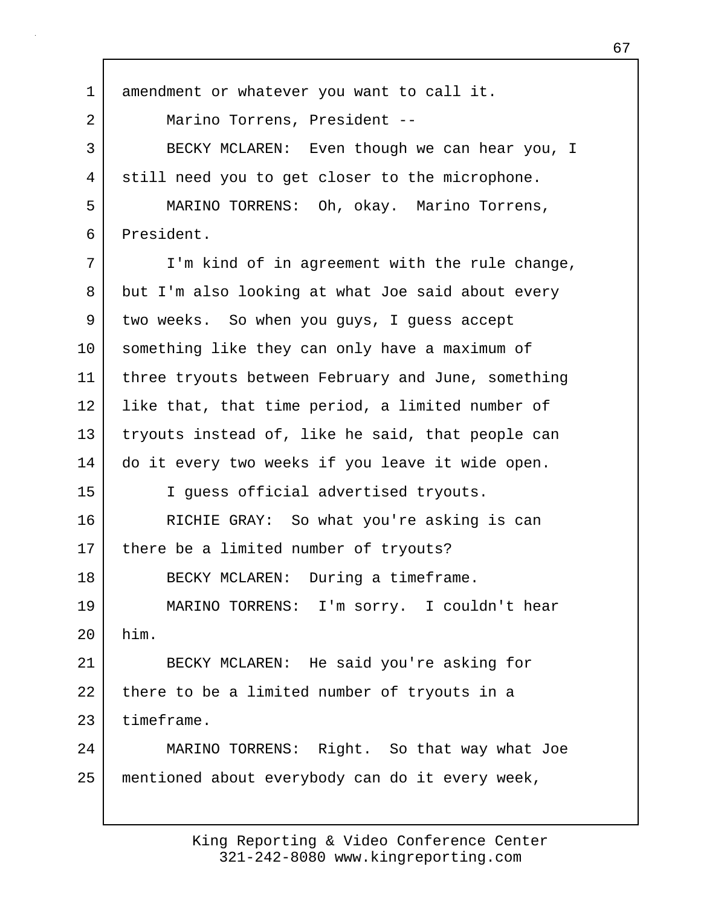amendment or whatever you want to call it.

Marino Torrens, President --

BECKY MCLAREN: Even though we can hear you, I still need you to get closer to the microphone.

MARINO TORRENS: Oh, okay. Marino Torrens, President.

I'm kind of in agreement with the rule change, but I'm also looking at what Joe said about every two weeks. So when you guys, I guess accept something like they can only have a maximum of three tryouts between February and June, something like that, that time period, a limited number of tryouts instead of, like he said, that people can do it every two weeks if you leave it wide open.

I guess official advertised tryouts.

RICHIE GRAY: So what you're asking is can there be a limited number of tryouts?

BECKY MCLAREN: During a timeframe.

MARINO TORRENS: I'm sorry. I couldn't hear him.

BECKY MCLAREN: He said you're asking for there to be a limited number of tryouts in a timeframe.

MARINO TORRENS: Right. So that way what Joe mentioned about everybody can do it every week,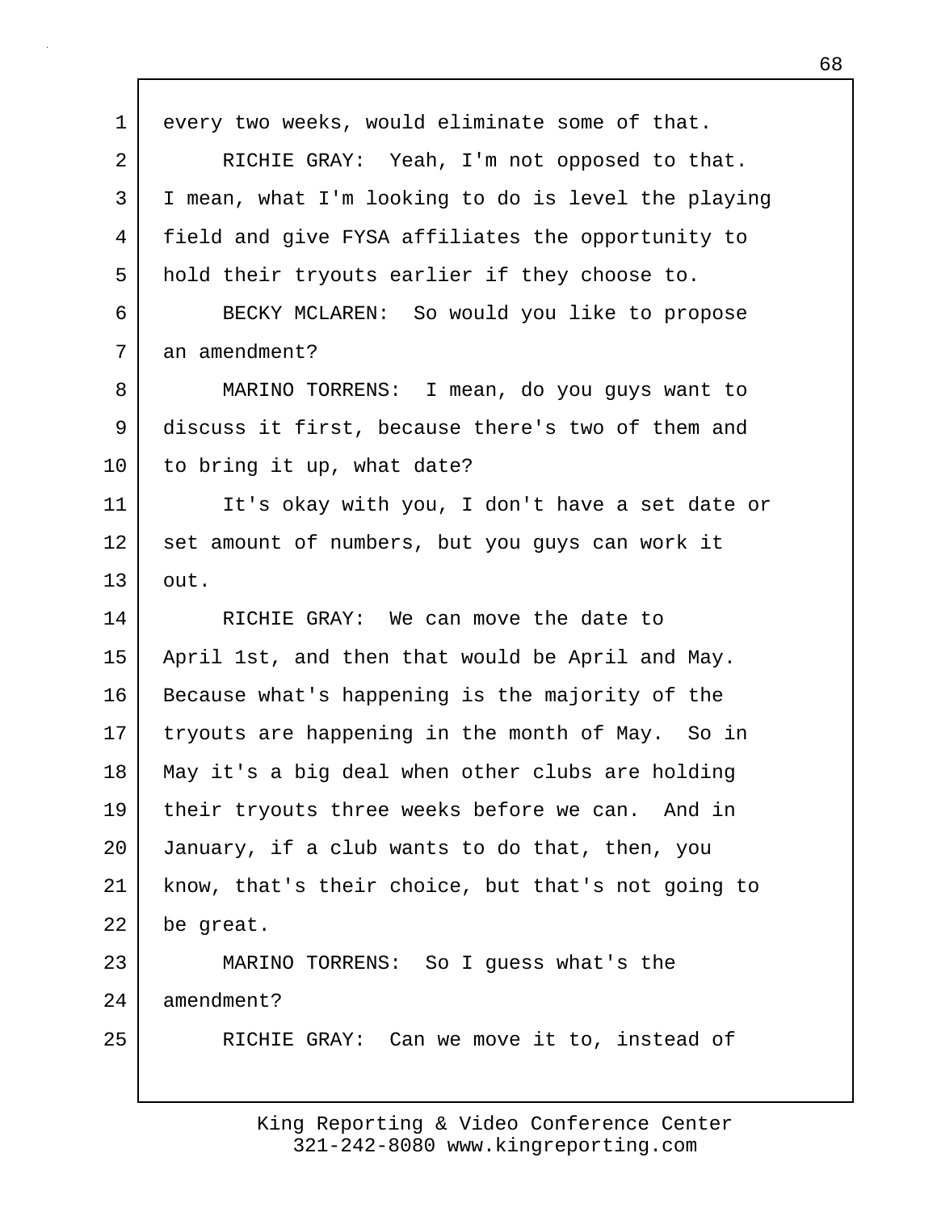every two weeks, would eliminate some of that.

RICHIE GRAY: Yeah, I'm not opposed to that. I mean, what I'm looking to do is level the playing field and give FYSA affiliates the opportunity to hold their tryouts earlier if they choose to.

BECKY MCLAREN: So would you like to propose an amendment?

MARINO TORRENS: I mean, do you guys want to discuss it first, because there's two of them and to bring it up, what date?

It's okay with you, I don't have a set date or set amount of numbers, but you guys can work it out.

RICHIE GRAY: We can move the date to April 1st, and then that would be April and May. Because what's happening is the majority of the tryouts are happening in the month of May. So in May it's a big deal when other clubs are holding their tryouts three weeks before we can. And in January, if a club wants to do that, then, you know, that's their choice, but that's not going to be great.

MARINO TORRENS: So I guess what's the amendment?

RICHIE GRAY: Can we move it to, instead of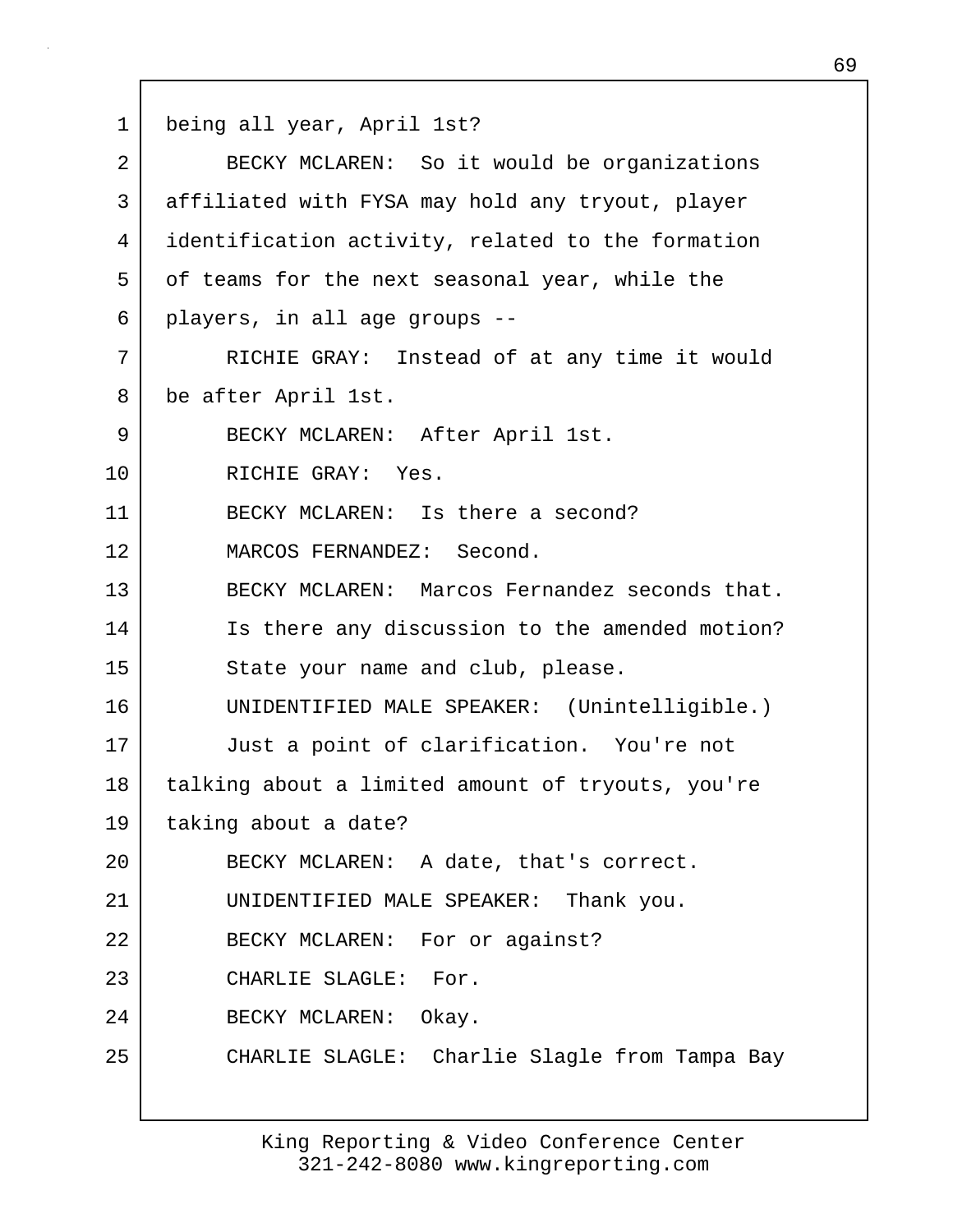being all year, April 1st?

BECKY MCLAREN: So it would be organizations affiliated with FYSA may hold any tryout, player identification activity, related to the formation of teams for the next seasonal year, while the players, in all age groups --

RICHIE GRAY: Instead of at any time it would be after April 1st.

BECKY MCLAREN: After April 1st.

RICHIE GRAY: Yes.

BECKY MCLAREN: Is there a second?

MARCOS FERNANDEZ: Second.

BECKY MCLAREN: Marcos Fernandez seconds that. Is there any discussion to the amended motion? State your name and club, please.

UNIDENTIFIED MALE SPEAKER: (Unintelligible.) Just a point of clarification. You're not talking about a limited amount of tryouts, you're taking about a date?

BECKY MCLAREN: A date, that's correct.

UNIDENTIFIED MALE SPEAKER: Thank you.

BECKY MCLAREN: For or against?

CHARLIE SLAGLE: For.

BECKY MCLAREN: Okay.

CHARLIE SLAGLE: Charlie Slagle from Tampa Bay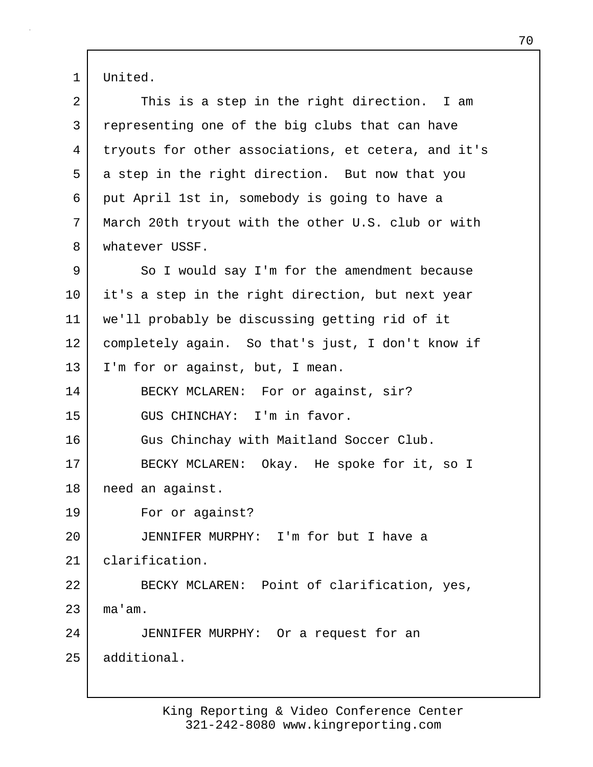United.

This is a step in the right direction. I am representing one of the big clubs that can have tryouts for other associations, et cetera, and it's a step in the right direction. But now that you put April 1st in, somebody is going to have a March 20th tryout with the other U.S. club or with whatever USSF.

So I would say I'm for the amendment because it's a step in the right direction, but next year we'll probably be discussing getting rid of it completely again. So that's just, I don't know if I'm for or against, but, I mean.

BECKY MCLAREN: For or against, sir?

GUS CHINCHAY: I'm in favor.

Gus Chinchay with Maitland Soccer Club.

BECKY MCLAREN: Okay. He spoke for it, so I need an against.

For or against?

JENNIFER MURPHY: I'm for but I have a clarification.

BECKY MCLAREN: Point of clarification, yes, ma'am.

JENNIFER MURPHY: Or a request for an additional.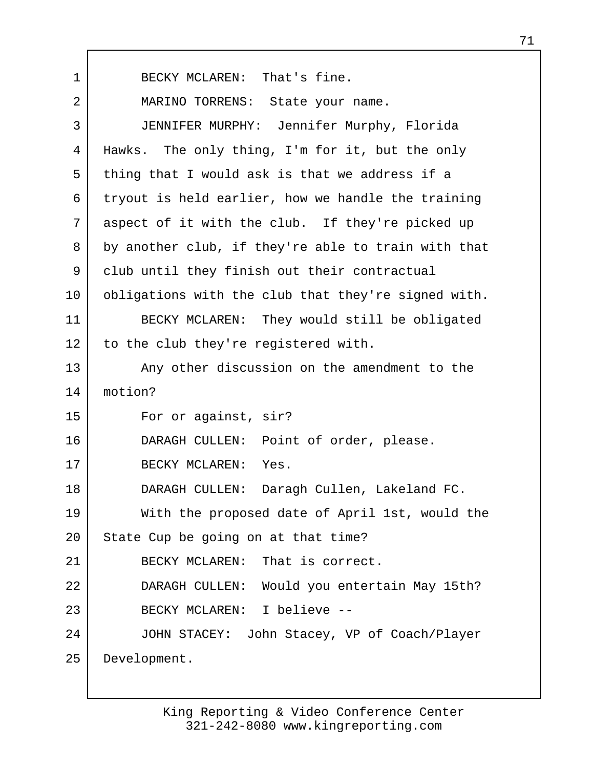BECKY MCLAREN: That's fine.

MARINO TORRENS: State your name.

JENNIFER MURPHY: Jennifer Murphy, Florida Hawks. The only thing, I'm for it, but the only thing that I would ask is that we address if a tryout is held earlier, how we handle the training aspect of it with the club. If they're picked up by another club, if they're able to train with that club until they finish out their contractual obligations with the club that they're signed with.

BECKY MCLAREN: They would still be obligated to the club they're registered with.

Any other discussion on the amendment to the motion?

For or against, sir?

DARAGH CULLEN: Point of order, please.

BECKY MCLAREN: Yes.

DARAGH CULLEN: Daragh Cullen, Lakeland FC.

With the proposed date of April 1st, would the State Cup be going on at that time?

BECKY MCLAREN: That is correct.

DARAGH CULLEN: Would you entertain May 15th?

BECKY MCLAREN: I believe --

JOHN STACEY: John Stacey, VP of Coach/Player Development.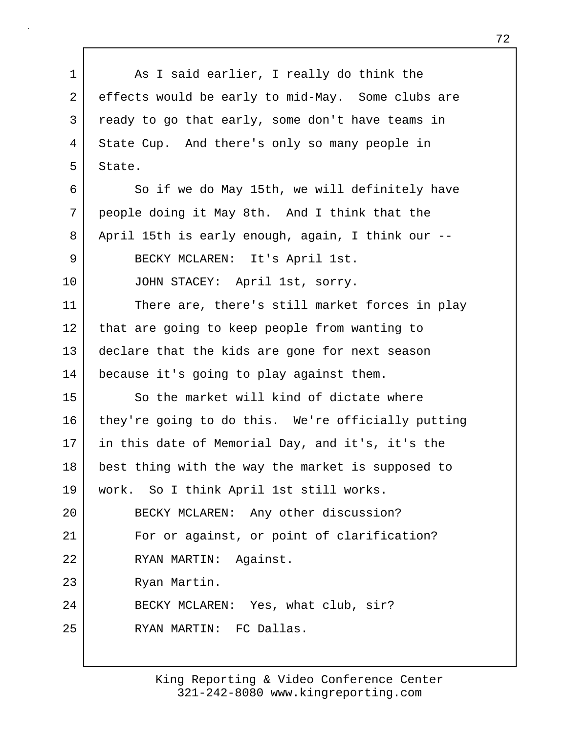As I said earlier, I really do think the effects would be early to mid-May. Some clubs are ready to go that early, some don't have teams in State Cup. And there's only so many people in State.

So if we do May 15th, we will definitely have people doing it May 8th. And I think that the April 15th is early enough, again, I think our --

BECKY MCLAREN: It's April 1st.

JOHN STACEY: April 1st, sorry.

There are, there's still market forces in play that are going to keep people from wanting to declare that the kids are gone for next season because it's going to play against them.

So the market will kind of dictate where they're going to do this. We're officially putting in this date of Memorial Day, and it's, it's the best thing with the way the market is supposed to work. So I think April 1st still works.

BECKY MCLAREN: Any other discussion?

For or against, or point of clarification?

RYAN MARTIN: Against.

Ryan Martin.

BECKY MCLAREN: Yes, what club, sir?

RYAN MARTIN: FC Dallas.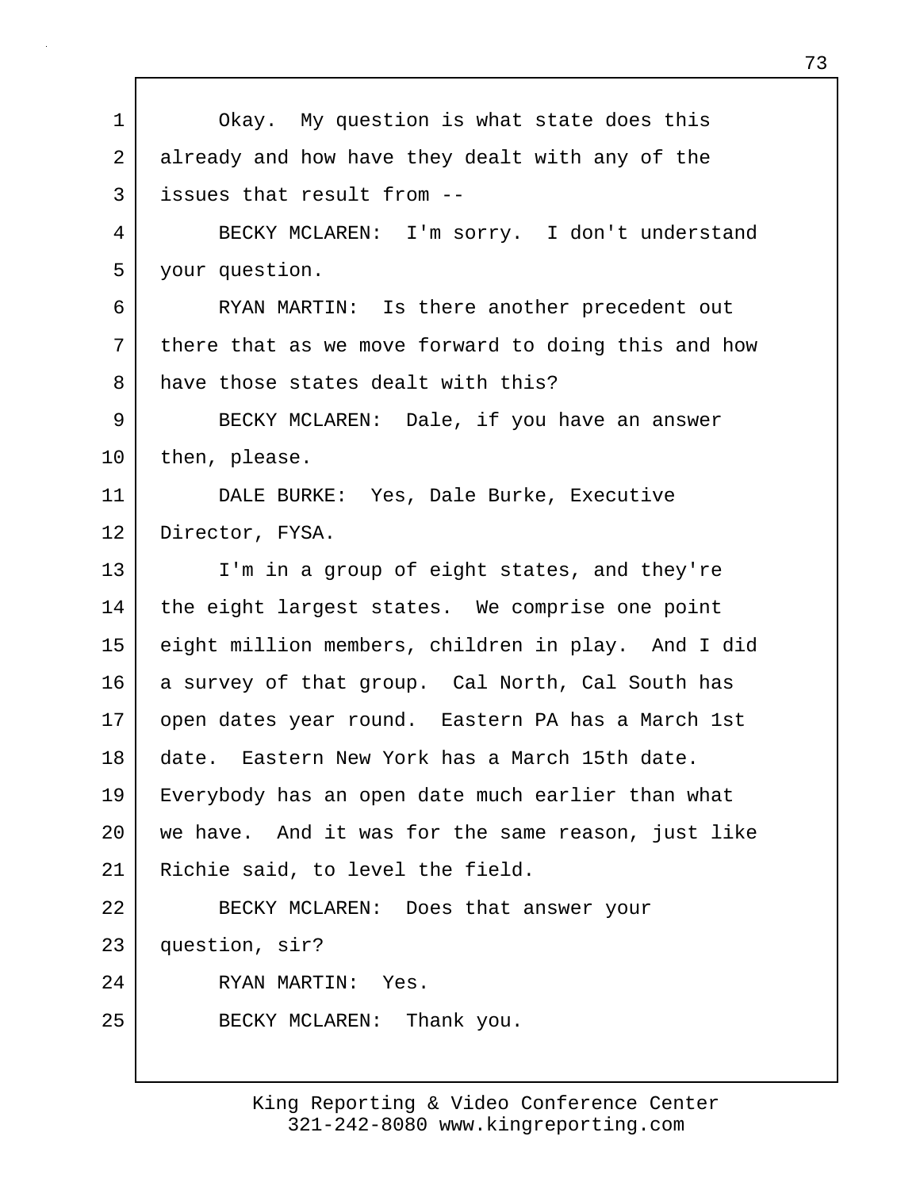Okay. My question is what state does this already and how have they dealt with any of the issues that result from --

BECKY MCLAREN: I'm sorry. I don't understand your question.

RYAN MARTIN: Is there another precedent out there that as we move forward to doing this and how have those states dealt with this?

BECKY MCLAREN: Dale, if you have an answer then, please.

DALE BURKE: Yes, Dale Burke, Executive Director, FYSA.

I'm in a group of eight states, and they're the eight largest states. We comprise one point eight million members, children in play. And I did a survey of that group. Cal North, Cal South has open dates year round. Eastern PA has a March 1st date. Eastern New York has a March 15th date. Everybody has an open date much earlier than what we have. And it was for the same reason, just like Richie said, to level the field.

BECKY MCLAREN: Does that answer your question, sir?

RYAN MARTIN: Yes.

BECKY MCLAREN: Thank you.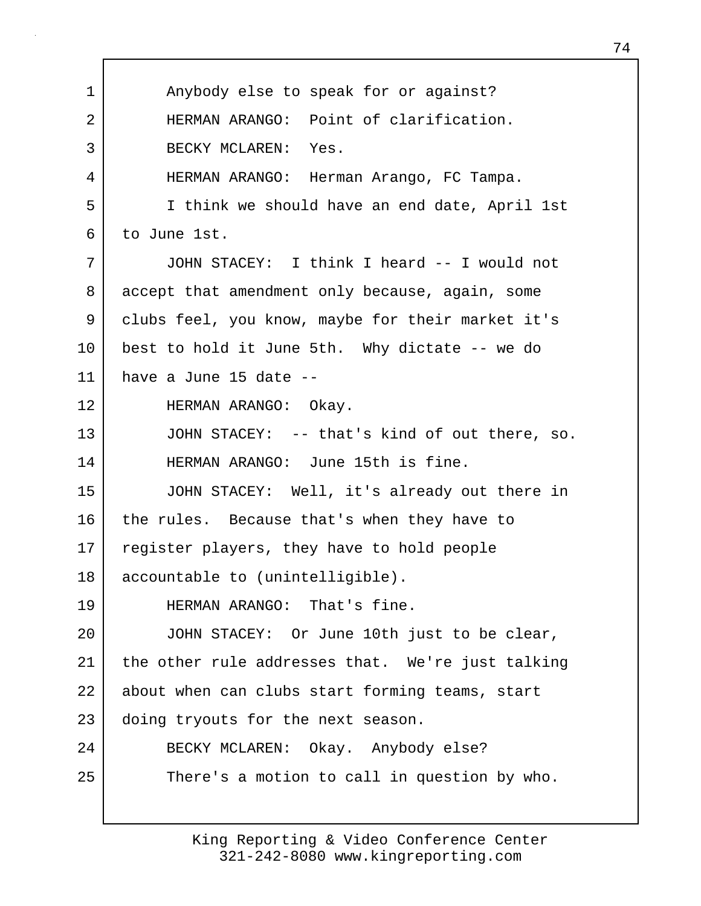Anybody else to speak for or against?

HERMAN ARANGO: Point of clarification.

BECKY MCLAREN: Yes.

HERMAN ARANGO: Herman Arango, FC Tampa.

I think we should have an end date, April 1st to June 1st.

JOHN STACEY: I think I heard -- I would not accept that amendment only because, again, some clubs feel, you know, maybe for their market it's best to hold it June 5th. Why dictate -- we do have a June 15 date --

HERMAN ARANGO: Okay.

JOHN STACEY: -- that's kind of out there, so.

HERMAN ARANGO: June 15th is fine.

JOHN STACEY: Well, it's already out there in the rules. Because that's when they have to register players, they have to hold people accountable to (unintelligible).

HERMAN ARANGO: That's fine.

JOHN STACEY: Or June 10th just to be clear, the other rule addresses that. We're just talking about when can clubs start forming teams, start doing tryouts for the next season.

BECKY MCLAREN: Okay. Anybody else?

There's a motion to call in question by who.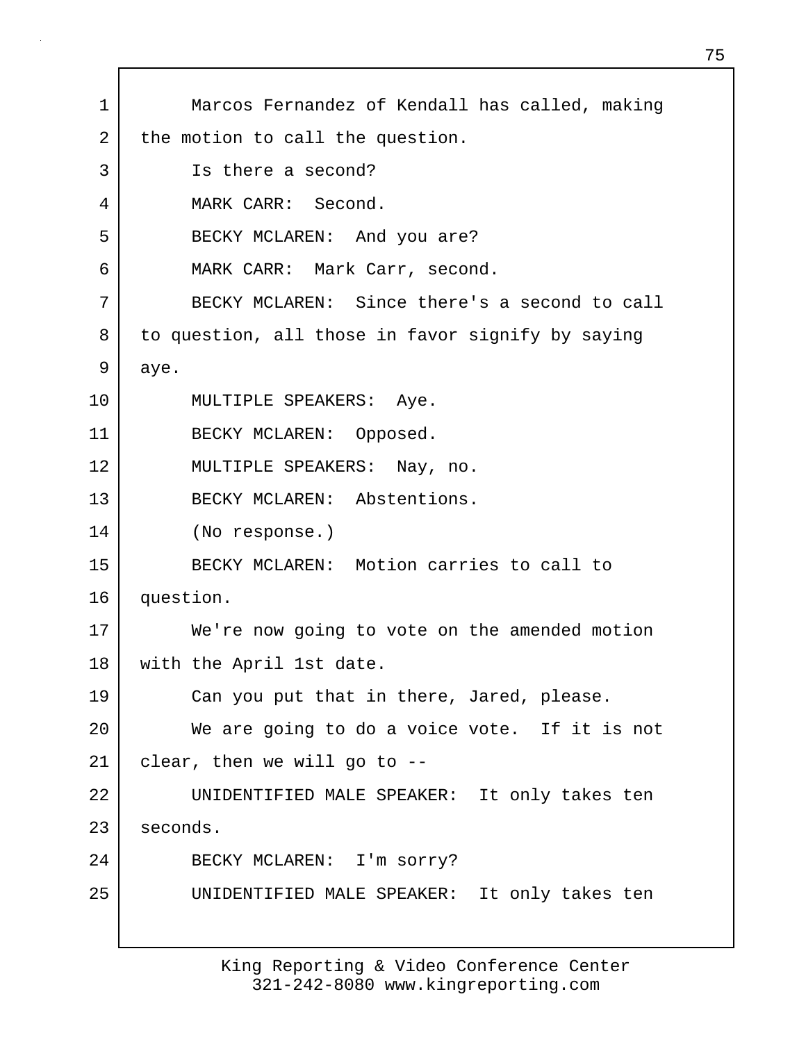1 Marcos Fernandez of Kendall has called, making
2 the motion to call the question.
3 Is there a second?
4 MARK CARR: Second.
5 BECKY MCLAREN: And you are?
6 MARK CARR: Mark Carr, second.
7 BECKY MCLAREN: Since there's a second to call
8 to question, all those in favor signify by saying
9 aye.
10 MULTIPLE SPEAKERS: Aye.
11 BECKY MCLAREN: Opposed.
12 MULTIPLE SPEAKERS: Nay, no.
13 BECKY MCLAREN: Abstentions.
14 (No response.)
15 BECKY MCLAREN: Motion carries to call to
16 question.
17 We're now going to vote on the amended motion
18 with the April 1st date.
19 Can you put that in there, Jared, please.
20 We are going to do a voice vote. If it is not
21 clear, then we will go to --
22 UNIDENTIFIED MALE SPEAKER: It only takes ten
23 seconds.
24 BECKY MCLAREN: I'm sorry?
25 UNIDENTIFIED MALE SPEAKER: It only takes ten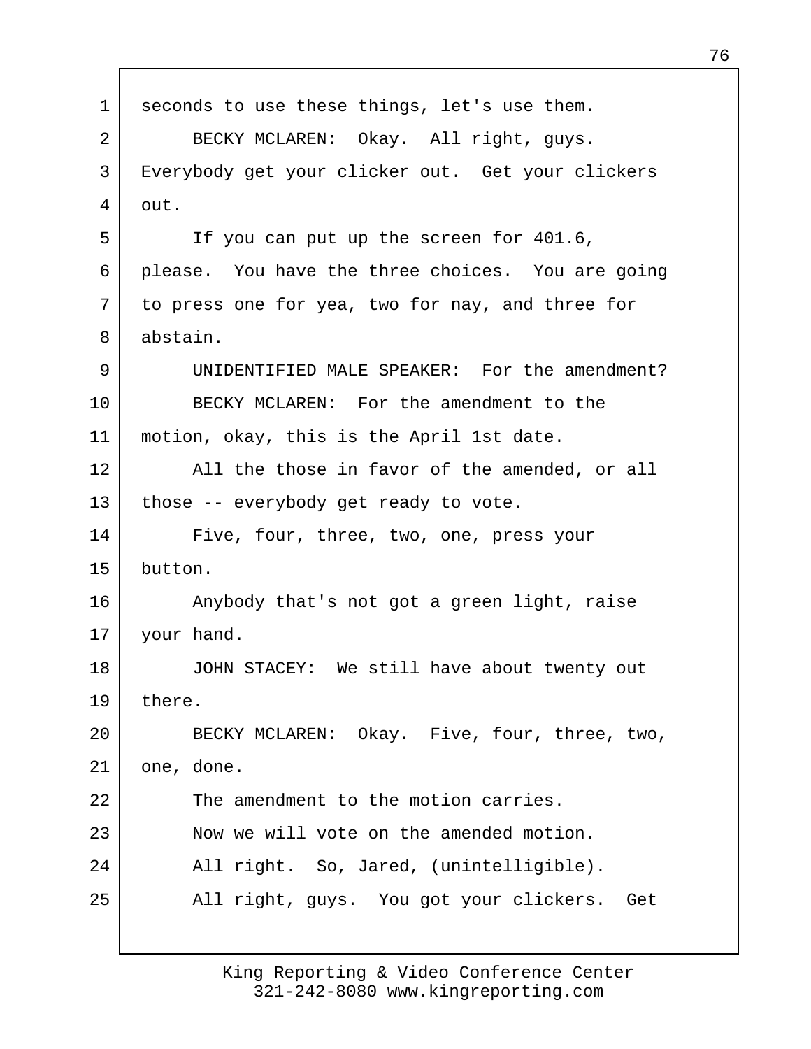seconds to use these things, let's use them.

BECKY MCLAREN: Okay. All right, guys. Everybody get your clicker out. Get your clickers out.

If you can put up the screen for 401.6, please. You have the three choices. You are going to press one for yea, two for nay, and three for abstain.

UNIDENTIFIED MALE SPEAKER: For the amendment?

BECKY MCLAREN: For the amendment to the motion, okay, this is the April 1st date.

All the those in favor of the amended, or all those -- everybody get ready to vote.

Five, four, three, two, one, press your button.

Anybody that's not got a green light, raise your hand.

JOHN STACEY: We still have about twenty out there.

BECKY MCLAREN: Okay. Five, four, three, two, one, done.

The amendment to the motion carries.

Now we will vote on the amended motion.

All right. So, Jared, (unintelligible).

All right, guys. You got your clickers. Get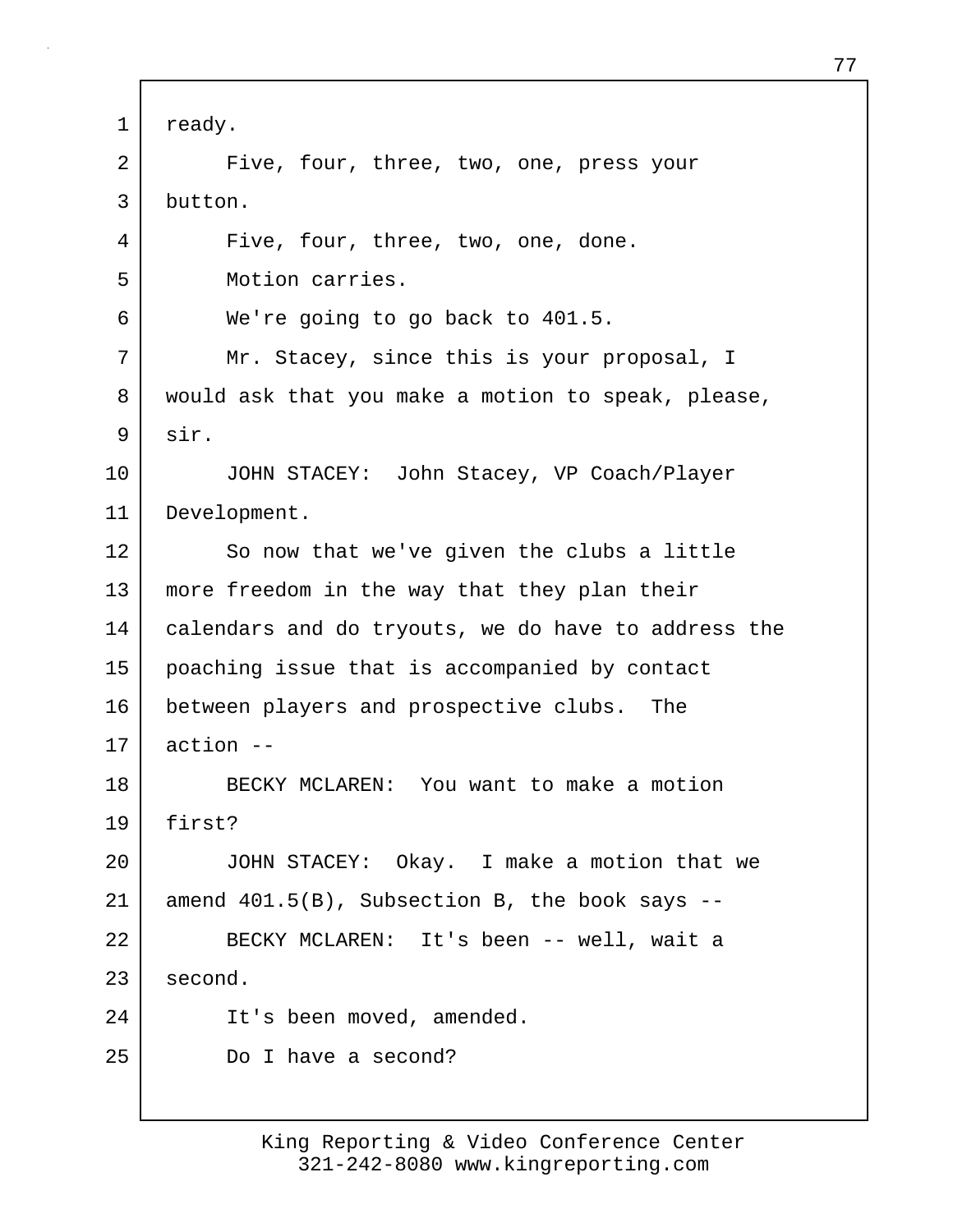ready.

Five, four, three, two, one, press your button.

Five, four, three, two, one, done.

Motion carries.

We're going to go back to 401.5.

Mr. Stacey, since this is your proposal, I would ask that you make a motion to speak, please, sir.

JOHN STACEY: John Stacey, VP Coach/Player Development.

So now that we've given the clubs a little more freedom in the way that they plan their calendars and do tryouts, we do have to address the poaching issue that is accompanied by contact between players and prospective clubs. The action --

BECKY MCLAREN: You want to make a motion first?

JOHN STACEY: Okay. I make a motion that we amend 401.5(B), Subsection B, the book says --

BECKY MCLAREN: It's been -- well, wait a second.

It's been moved, amended.

Do I have a second?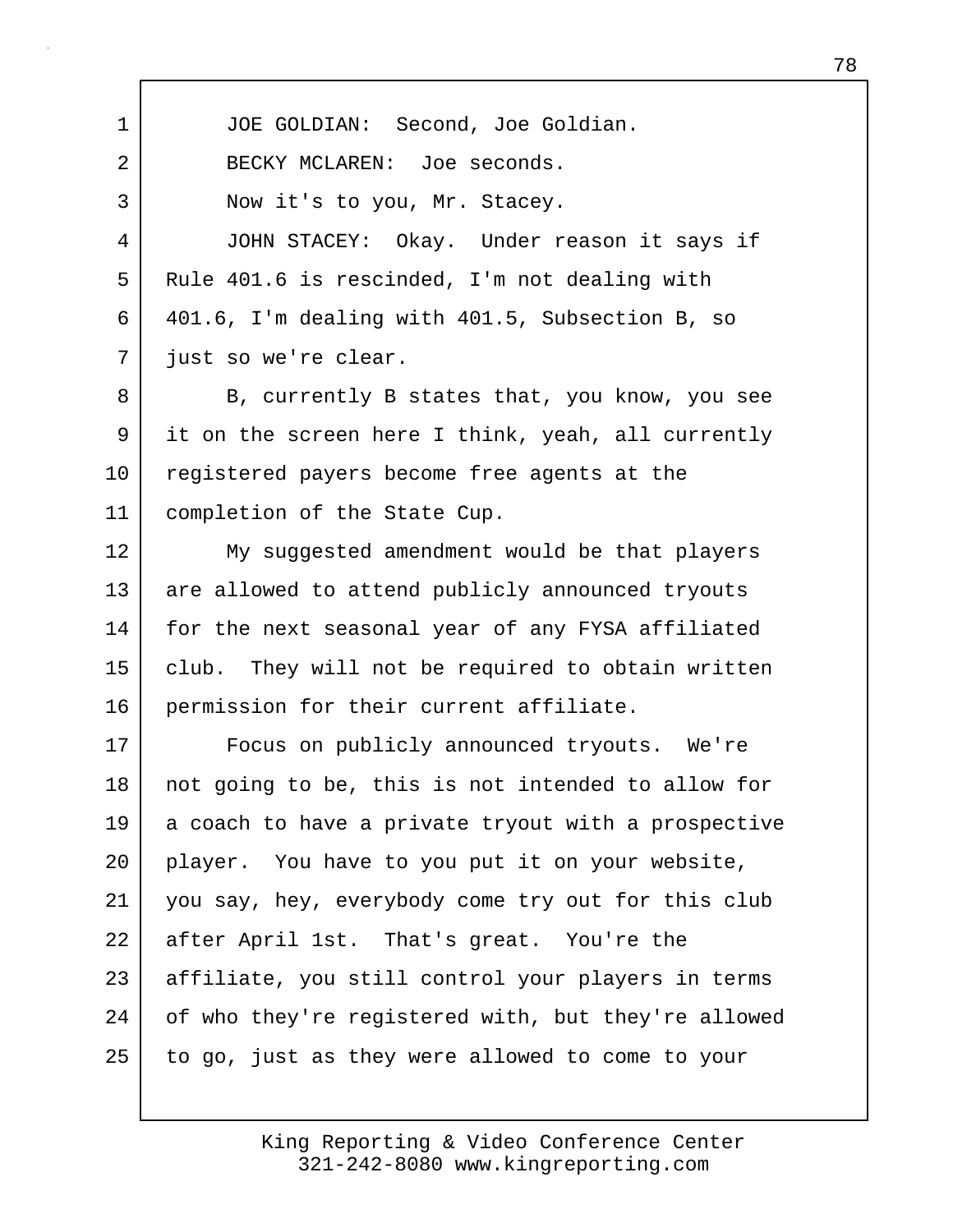JOE GOLDIAN: Second, Joe Goldian.

BECKY MCLAREN: Joe seconds.

Now it's to you, Mr. Stacey.

JOHN STACEY: Okay. Under reason it says if Rule 401.6 is rescinded, I'm not dealing with 401.6, I'm dealing with 401.5, Subsection B, so just so we're clear.

B, currently B states that, you know, you see it on the screen here I think, yeah, all currently registered payers become free agents at the completion of the State Cup.

My suggested amendment would be that players are allowed to attend publicly announced tryouts for the next seasonal year of any FYSA affiliated club. They will not be required to obtain written permission for their current affiliate.

Focus on publicly announced tryouts. We're not going to be, this is not intended to allow for a coach to have a private tryout with a prospective player. You have to you put it on your website, you say, hey, everybody come try out for this club after April 1st. That's great. You're the affiliate, you still control your players in terms of who they're registered with, but they're allowed to go, just as they were allowed to come to your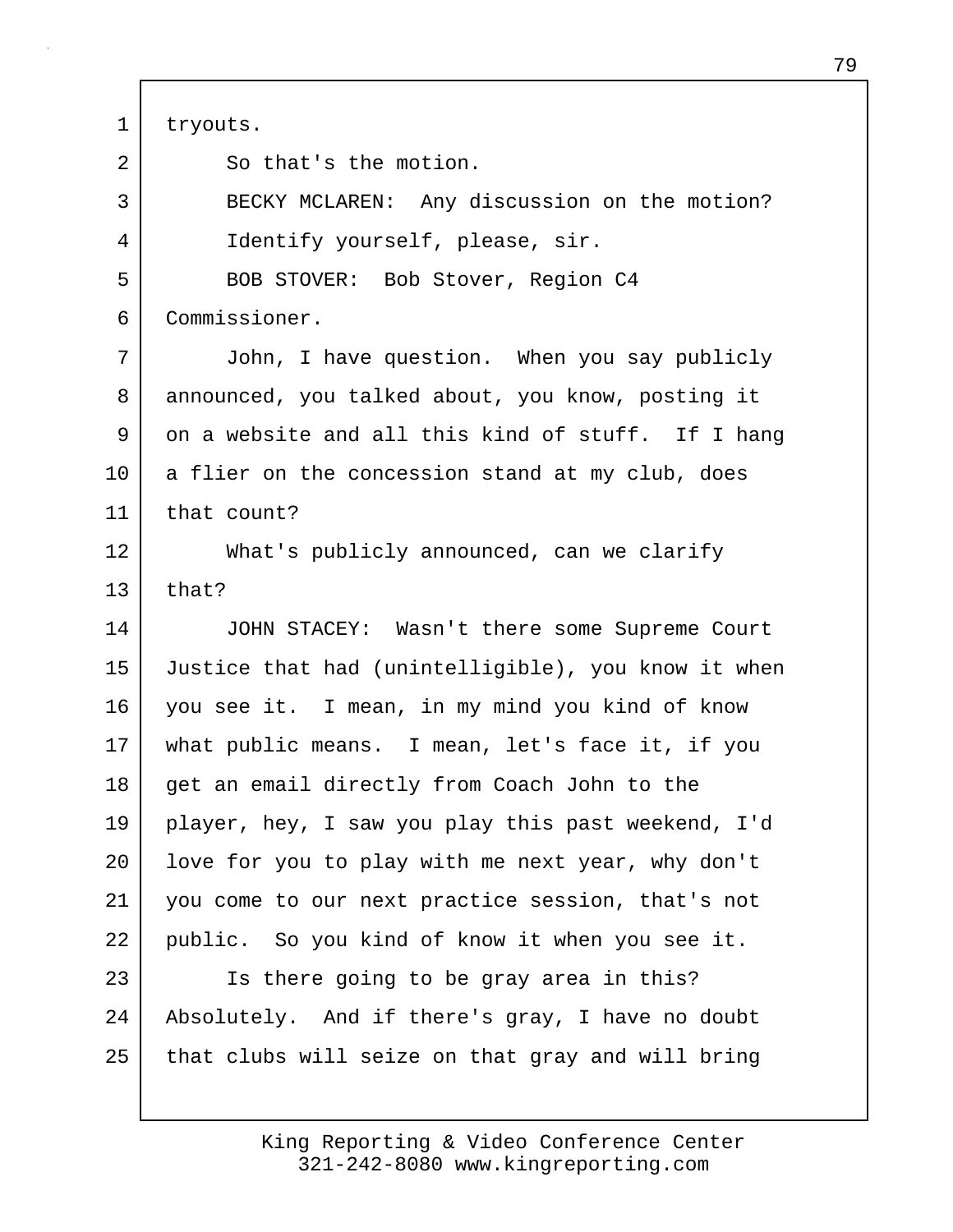tryouts.

So that's the motion.

BECKY MCLAREN: Any discussion on the motion?

Identify yourself, please, sir.

BOB STOVER: Bob Stover, Region C4 Commissioner.

John, I have question. When you say publicly announced, you talked about, you know, posting it on a website and all this kind of stuff. If I hang a flier on the concession stand at my club, does that count?

What's publicly announced, can we clarify that?

JOHN STACEY: Wasn't there some Supreme Court Justice that had (unintelligible), you know it when you see it. I mean, in my mind you kind of know what public means. I mean, let's face it, if you get an email directly from Coach John to the player, hey, I saw you play this past weekend, I'd love for you to play with me next year, why don't you come to our next practice session, that's not public. So you kind of know it when you see it.

Is there going to be gray area in this? Absolutely. And if there's gray, I have no doubt that clubs will seize on that gray and will bring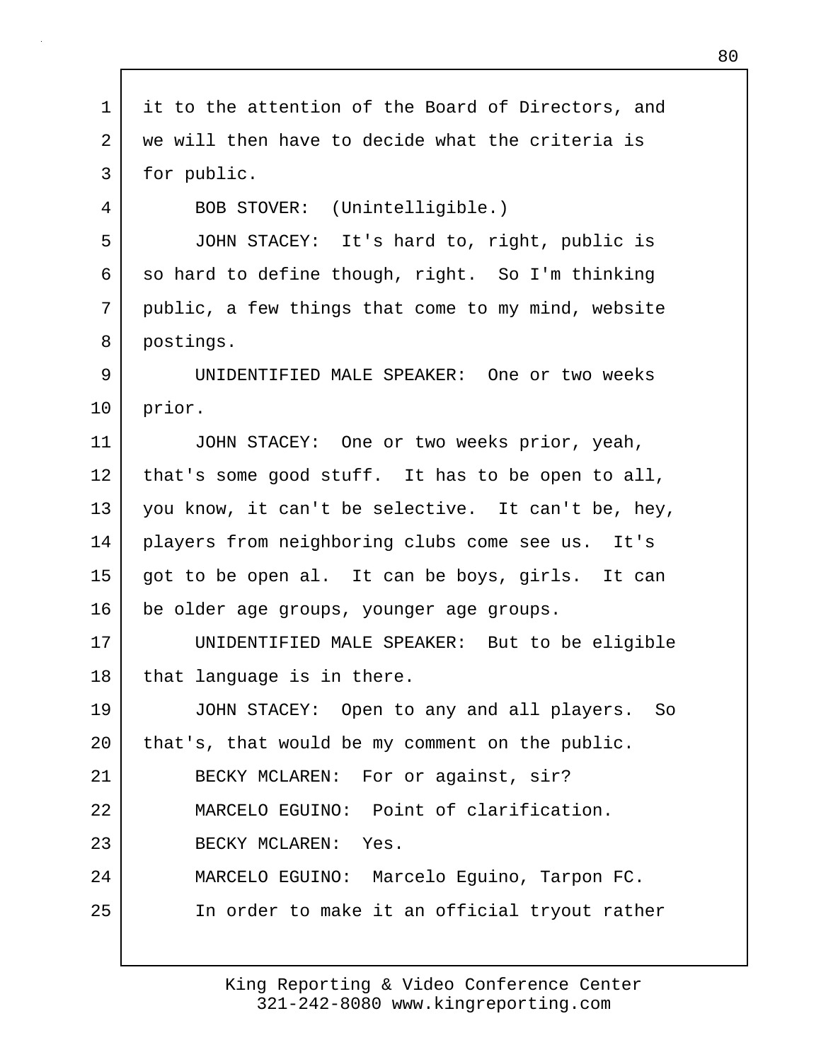1 it to the attention of the Board of Directors, and
2 we will then have to decide what the criteria is
3 for public.
4 BOB STOVER: (Unintelligible.)
5 JOHN STACEY: It's hard to, right, public is
6 so hard to define though, right. So I'm thinking
7 public, a few things that come to my mind, website
8 postings.
9 UNIDENTIFIED MALE SPEAKER: One or two weeks
10 prior.
11 JOHN STACEY: One or two weeks prior, yeah,
12 that's some good stuff. It has to be open to all,
13 you know, it can't be selective. It can't be, hey,
14 players from neighboring clubs come see us. It's
15 got to be open al. It can be boys, girls. It can
16 be older age groups, younger age groups.
17 UNIDENTIFIED MALE SPEAKER: But to be eligible
18 that language is in there.
19 JOHN STACEY: Open to any and all players. So
20 that's, that would be my comment on the public.
21 BECKY MCLAREN: For or against, sir?
22 MARCELO EGUINO: Point of clarification.
23 BECKY MCLAREN: Yes.
24 MARCELO EGUINO: Marcelo Eguino, Tarpon FC.
25 In order to make it an official tryout rather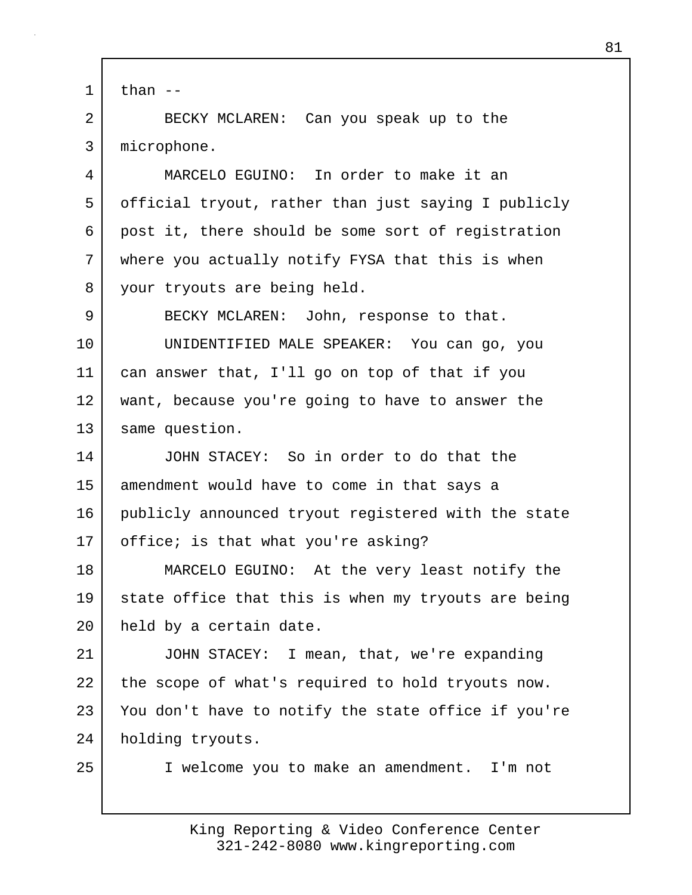than --

BECKY MCLAREN: Can you speak up to the microphone.

MARCELO EGUINO: In order to make it an official tryout, rather than just saying I publicly post it, there should be some sort of registration where you actually notify FYSA that this is when your tryouts are being held.

BECKY MCLAREN: John, response to that.

UNIDENTIFIED MALE SPEAKER: You can go, you can answer that, I'll go on top of that if you want, because you're going to have to answer the same question.

JOHN STACEY: So in order to do that the amendment would have to come in that says a publicly announced tryout registered with the state office; is that what you're asking?

MARCELO EGUINO: At the very least notify the state office that this is when my tryouts are being held by a certain date.

JOHN STACEY: I mean, that, we're expanding the scope of what's required to hold tryouts now. You don't have to notify the state office if you're holding tryouts.

I welcome you to make an amendment. I'm not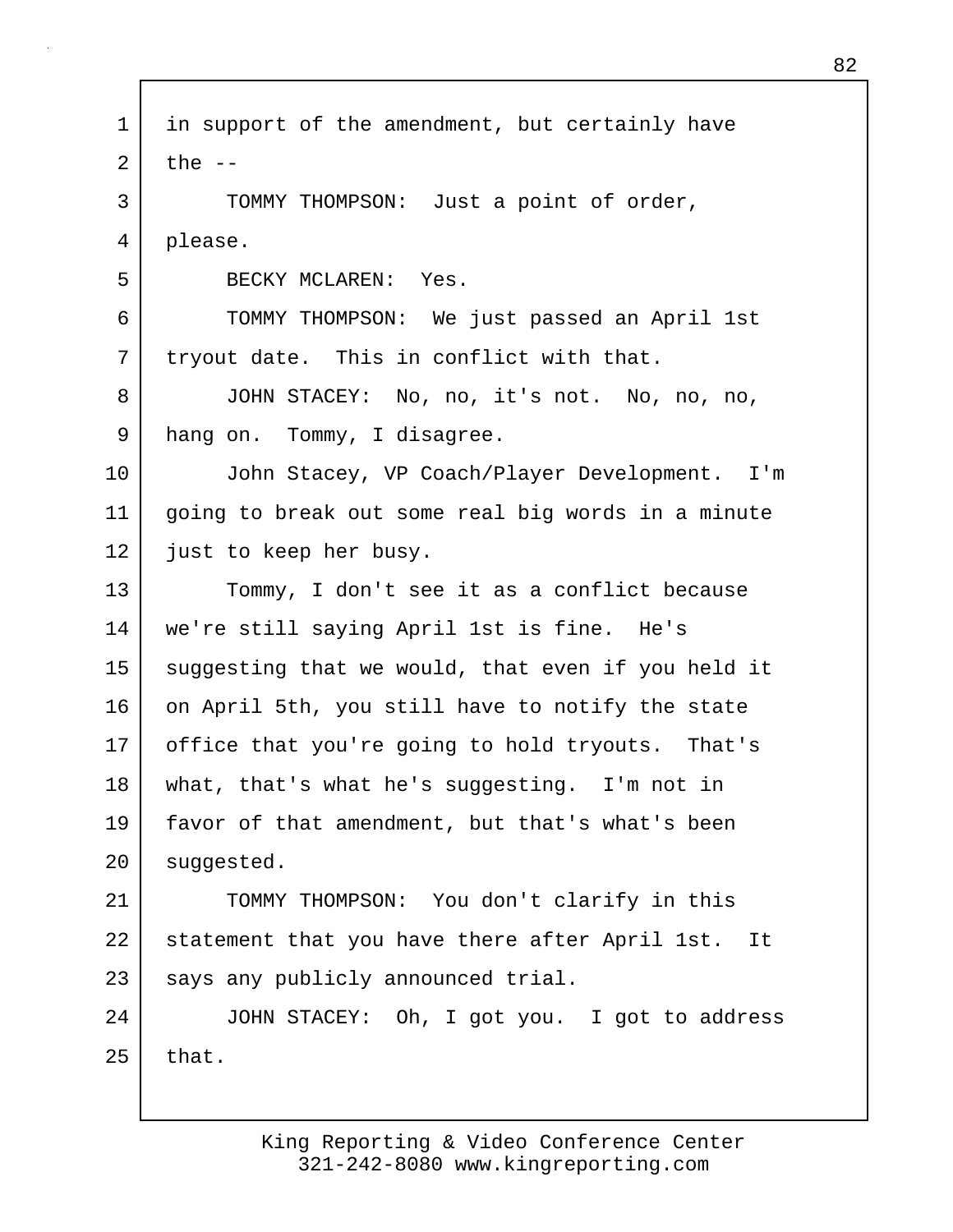in support of the amendment, but certainly have the --

TOMMY THOMPSON: Just a point of order, please.

BECKY MCLAREN: Yes.

TOMMY THOMPSON: We just passed an April 1st tryout date. This in conflict with that.

JOHN STACEY: No, no, it's not. No, no, no, hang on. Tommy, I disagree.

John Stacey, VP Coach/Player Development. I'm going to break out some real big words in a minute just to keep her busy.

Tommy, I don't see it as a conflict because we're still saying April 1st is fine. He's suggesting that we would, that even if you held it on April 5th, you still have to notify the state office that you're going to hold tryouts. That's what, that's what he's suggesting. I'm not in favor of that amendment, but that's what's been suggested.

TOMMY THOMPSON: You don't clarify in this statement that you have there after April 1st. It says any publicly announced trial.

JOHN STACEY: Oh, I got you. I got to address that.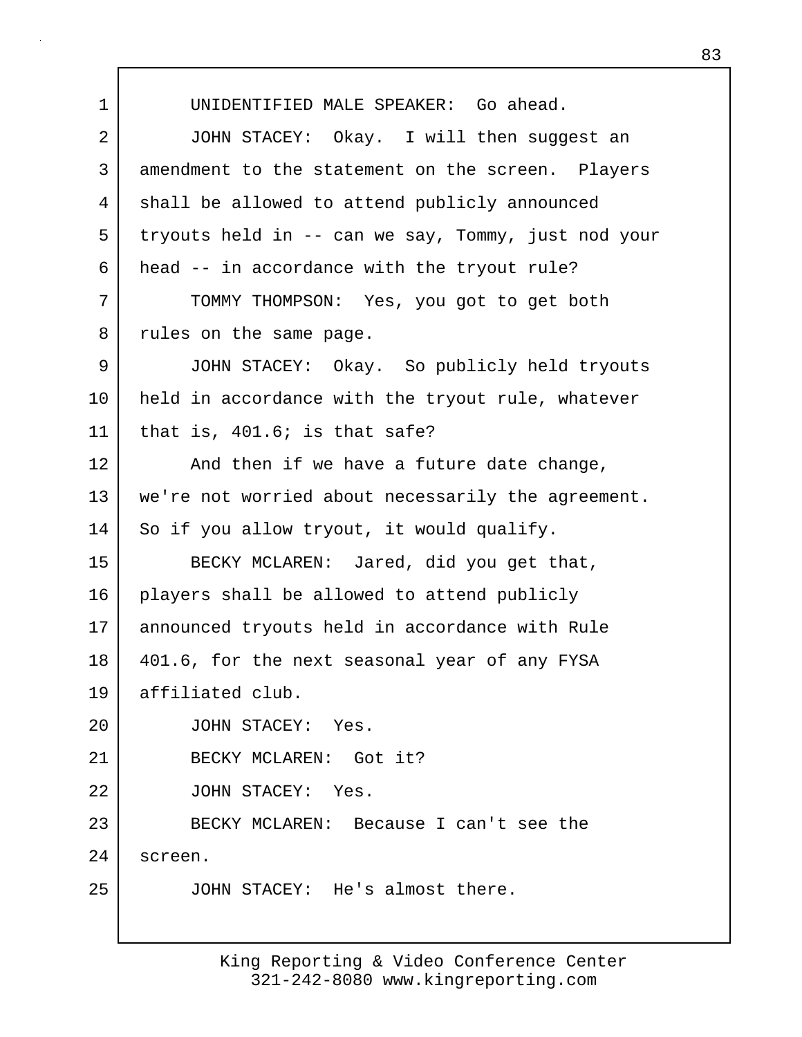UNIDENTIFIED MALE SPEAKER: Go ahead.

JOHN STACEY: Okay. I will then suggest an amendment to the statement on the screen. Players shall be allowed to attend publicly announced tryouts held in -- can we say, Tommy, just nod your head -- in accordance with the tryout rule?

TOMMY THOMPSON: Yes, you got to get both rules on the same page.

JOHN STACEY: Okay. So publicly held tryouts held in accordance with the tryout rule, whatever that is, 401.6; is that safe?

And then if we have a future date change, we're not worried about necessarily the agreement. So if you allow tryout, it would qualify.

BECKY MCLAREN: Jared, did you get that, players shall be allowed to attend publicly announced tryouts held in accordance with Rule 401.6, for the next seasonal year of any FYSA affiliated club.

JOHN STACEY: Yes.

BECKY MCLAREN: Got it?

JOHN STACEY: Yes.

BECKY MCLAREN: Because I can't see the screen.

JOHN STACEY: He's almost there.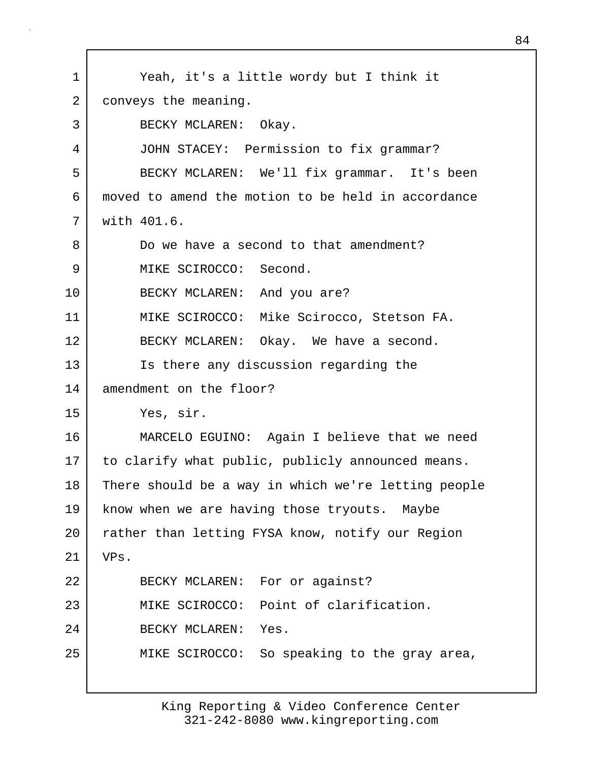1 Yeah, it's a little wordy but I think it
2 conveys the meaning.
3 BECKY MCLAREN: Okay.
4 JOHN STACEY: Permission to fix grammar?
5 BECKY MCLAREN: We'll fix grammar. It's been
6 moved to amend the motion to be held in accordance
7 with 401.6.
8 Do we have a second to that amendment?
9 MIKE SCIROCCO: Second.
10 BECKY MCLAREN: And you are?
11 MIKE SCIROCCO: Mike Scirocco, Stetson FA.
12 BECKY MCLAREN: Okay. We have a second.
13 Is there any discussion regarding the
14 amendment on the floor?
15 Yes, sir.
16 MARCELO EGUINO: Again I believe that we need
17 to clarify what public, publicly announced means.
18 There should be a way in which we're letting people
19 know when we are having those tryouts. Maybe
20 rather than letting FYSA know, notify our Region
21 VPs.
22 BECKY MCLAREN: For or against?
23 MIKE SCIROCCO: Point of clarification.
24 BECKY MCLAREN: Yes.
25 MIKE SCIROCCO: So speaking to the gray area,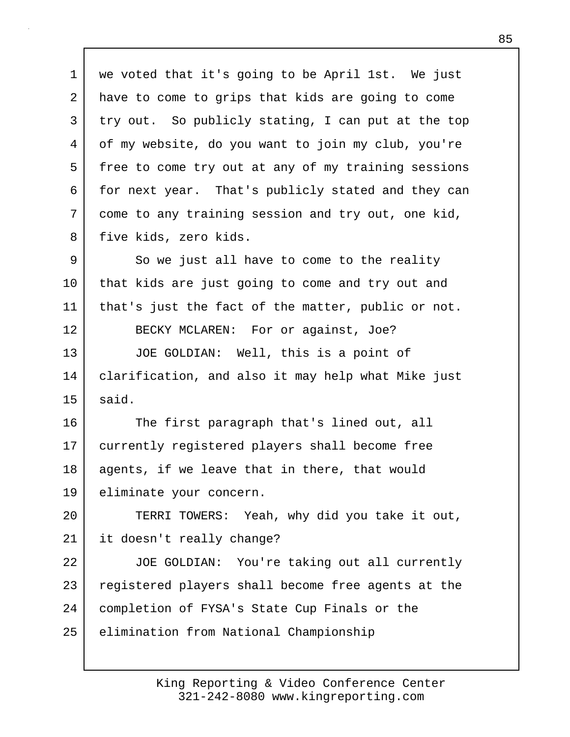we voted that it's going to be April 1st. We just have to come to grips that kids are going to come try out. So publicly stating, I can put at the top of my website, do you want to join my club, you're free to come try out at any of my training sessions for next year. That's publicly stated and they can come to any training session and try out, one kid, five kids, zero kids.

So we just all have to come to the reality that kids are just going to come and try out and that's just the fact of the matter, public or not.

BECKY MCLAREN: For or against, Joe?

JOE GOLDIAN: Well, this is a point of clarification, and also it may help what Mike just said.

The first paragraph that's lined out, all currently registered players shall become free agents, if we leave that in there, that would eliminate your concern.

TERRI TOWERS: Yeah, why did you take it out, it doesn't really change?

JOE GOLDIAN: You're taking out all currently registered players shall become free agents at the completion of FYSA's State Cup Finals or the elimination from National Championship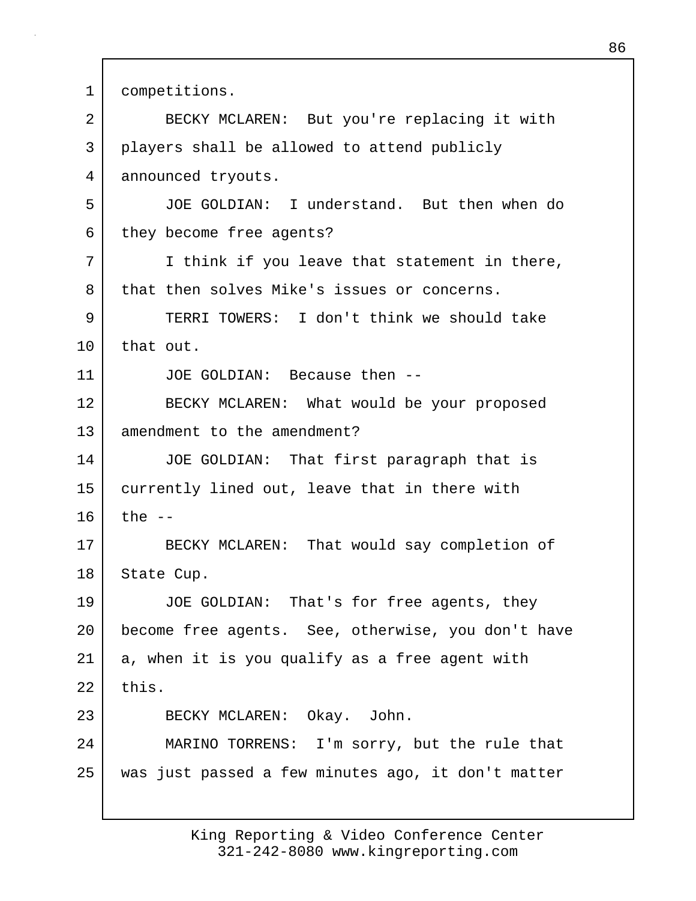competitions.

BECKY MCLAREN: But you're replacing it with players shall be allowed to attend publicly announced tryouts.

JOE GOLDIAN: I understand. But then when do they become free agents?

I think if you leave that statement in there, that then solves Mike's issues or concerns.

TERRI TOWERS: I don't think we should take that out.

JOE GOLDIAN: Because then --

BECKY MCLAREN: What would be your proposed amendment to the amendment?

JOE GOLDIAN: That first paragraph that is currently lined out, leave that in there with the --

BECKY MCLAREN: That would say completion of State Cup.

JOE GOLDIAN: That's for free agents, they become free agents. See, otherwise, you don't have a, when it is you qualify as a free agent with this.

BECKY MCLAREN: Okay. John.

MARINO TORRENS: I'm sorry, but the rule that was just passed a few minutes ago, it don't matter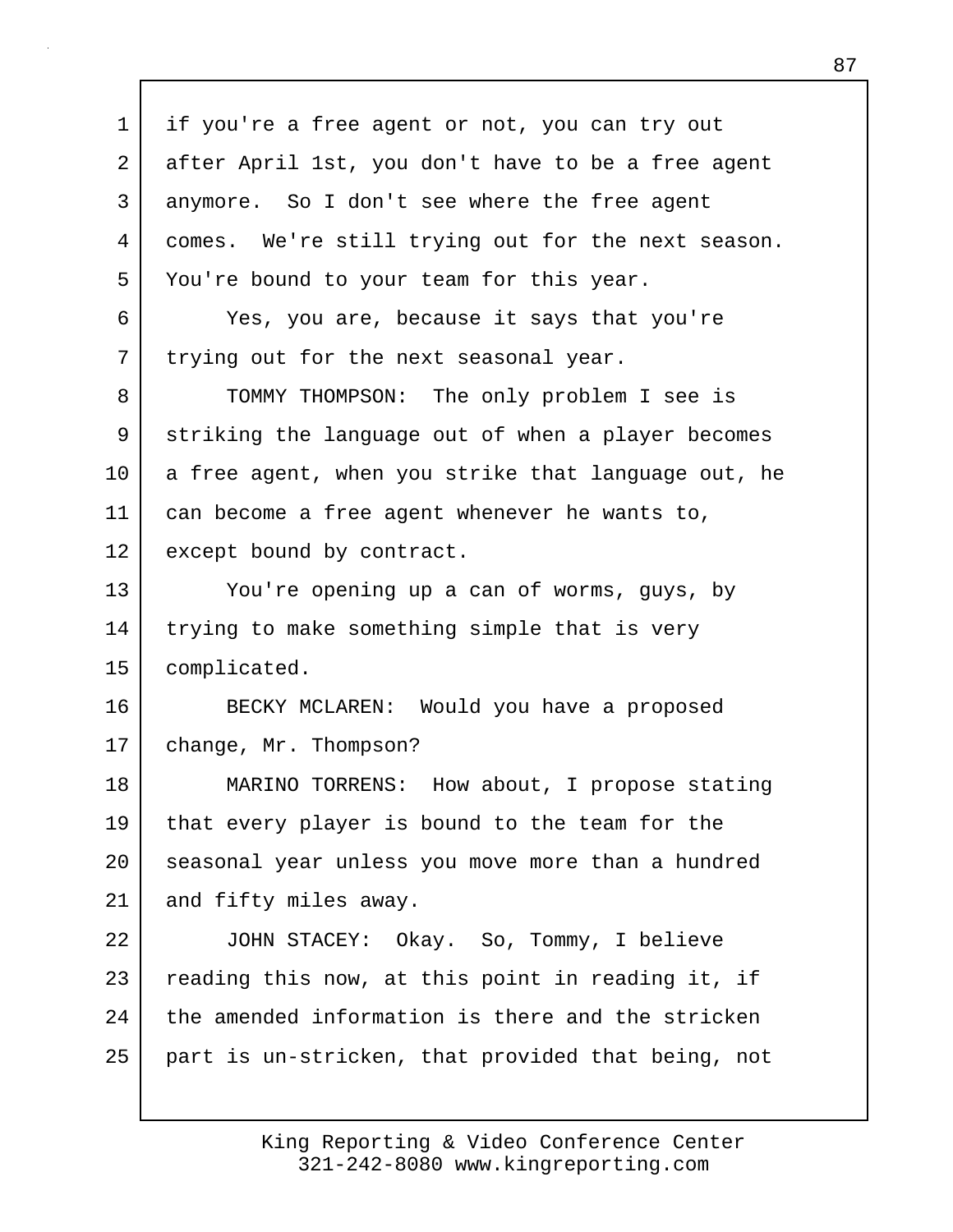if you're a free agent or not, you can try out after April 1st, you don't have to be a free agent anymore. So I don't see where the free agent comes. We're still trying out for the next season. You're bound to your team for this year.

Yes, you are, because it says that you're trying out for the next seasonal year.

TOMMY THOMPSON: The only problem I see is striking the language out of when a player becomes a free agent, when you strike that language out, he can become a free agent whenever he wants to, except bound by contract.

You're opening up a can of worms, guys, by trying to make something simple that is very complicated.

BECKY MCLAREN: Would you have a proposed change, Mr. Thompson?

MARINO TORRENS: How about, I propose stating that every player is bound to the team for the seasonal year unless you move more than a hundred and fifty miles away.

JOHN STACEY: Okay. So, Tommy, I believe reading this now, at this point in reading it, if the amended information is there and the stricken part is un-stricken, that provided that being, not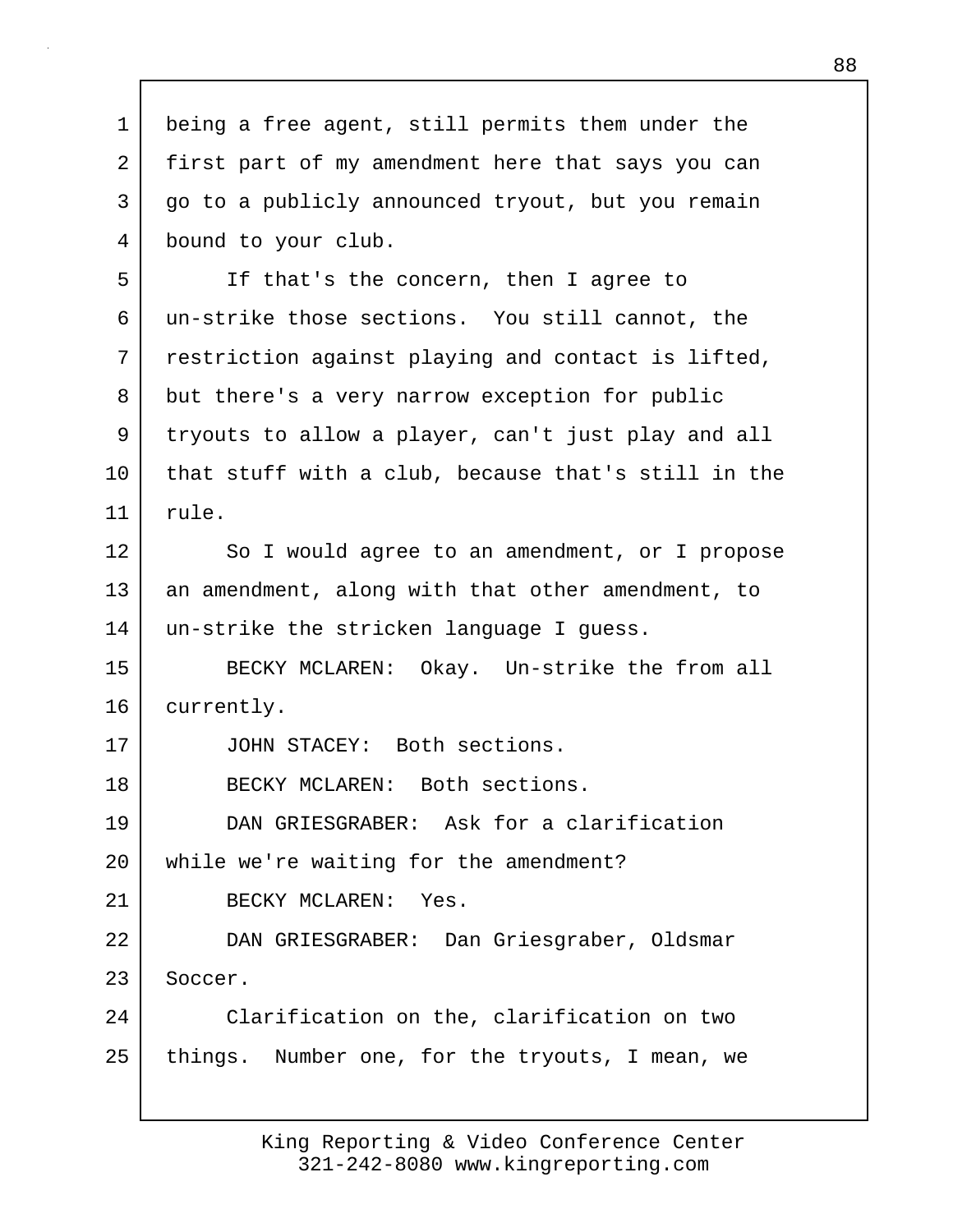being a free agent, still permits them under the first part of my amendment here that says you can go to a publicly announced tryout, but you remain bound to your club.

If that's the concern, then I agree to un-strike those sections. You still cannot, the restriction against playing and contact is lifted, but there's a very narrow exception for public tryouts to allow a player, can't just play and all that stuff with a club, because that's still in the rule.

So I would agree to an amendment, or I propose an amendment, along with that other amendment, to un-strike the stricken language I guess.

BECKY MCLAREN: Okay. Un-strike the from all currently.

JOHN STACEY: Both sections.

BECKY MCLAREN: Both sections.

DAN GRIESGRABER: Ask for a clarification while we're waiting for the amendment?

BECKY MCLAREN: Yes.

DAN GRIESGRABER: Dan Griesgraber, Oldsmar Soccer.

Clarification on the, clarification on two things. Number one, for the tryouts, I mean, we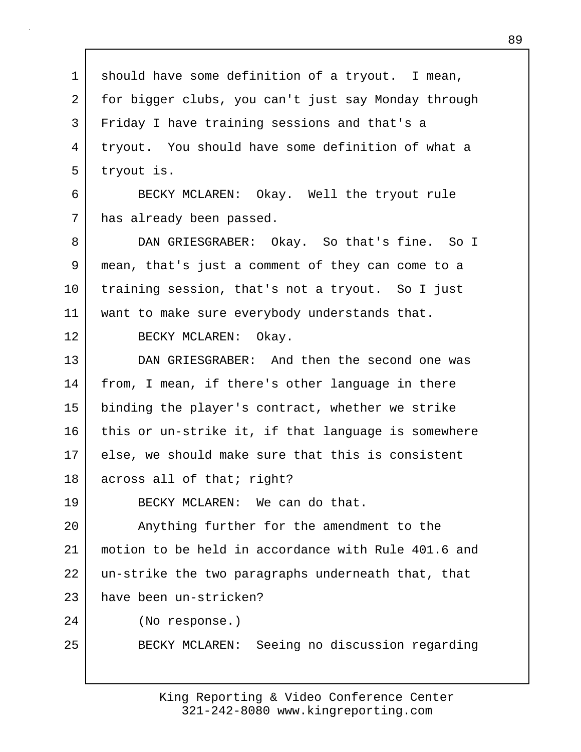should have some definition of a tryout. I mean, for bigger clubs, you can't just say Monday through Friday I have training sessions and that's a tryout. You should have some definition of what a tryout is.

BECKY MCLAREN: Okay. Well the tryout rule has already been passed.

DAN GRIESGRABER: Okay. So that's fine. So I mean, that's just a comment of they can come to a training session, that's not a tryout. So I just want to make sure everybody understands that.

BECKY MCLAREN: Okay.

DAN GRIESGRABER: And then the second one was from, I mean, if there's other language in there binding the player's contract, whether we strike this or un-strike it, if that language is somewhere else, we should make sure that this is consistent across all of that; right?

BECKY MCLAREN: We can do that.

Anything further for the amendment to the motion to be held in accordance with Rule 401.6 and un-strike the two paragraphs underneath that, that have been un-stricken?

(No response.)

BECKY MCLAREN: Seeing no discussion regarding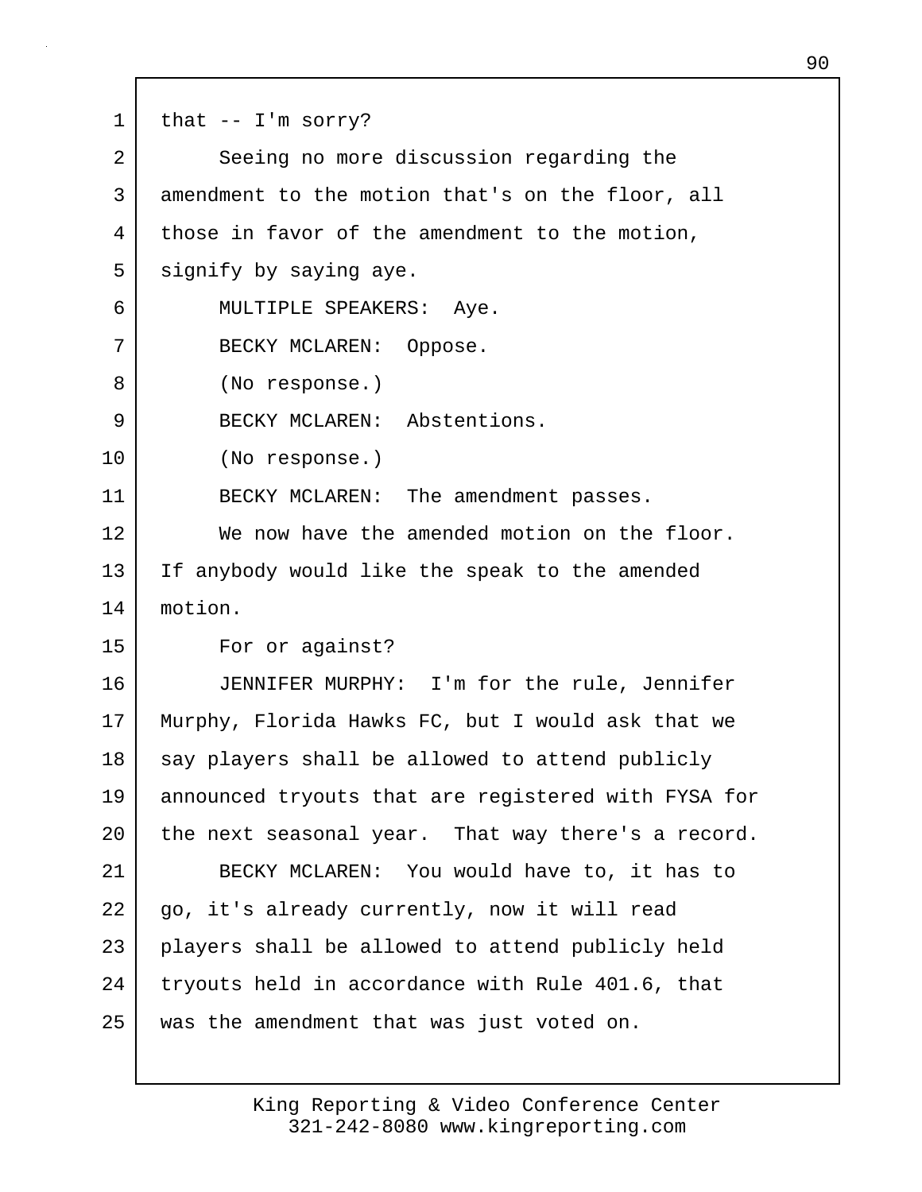1 that -- I'm sorry?

2 Seeing no more discussion regarding the

3 amendment to the motion that's on the floor, all

4 those in favor of the amendment to the motion,

5 signify by saying aye.

6 MULTIPLE SPEAKERS: Aye.

7 BECKY MCLAREN: Oppose.

8 (No response.)

9 BECKY MCLAREN: Abstentions.

10 (No response.)

11 BECKY MCLAREN: The amendment passes.

12 We now have the amended motion on the floor.

13 If anybody would like the speak to the amended

14 motion.

15 For or against?

16 JENNIFER MURPHY: I'm for the rule, Jennifer

17 Murphy, Florida Hawks FC, but I would ask that we

18 say players shall be allowed to attend publicly

19 announced tryouts that are registered with FYSA for

20 the next seasonal year. That way there's a record.

21 BECKY MCLAREN: You would have to, it has to

22 go, it's already currently, now it will read

23 players shall be allowed to attend publicly held

24 tryouts held in accordance with Rule 401.6, that

25 was the amendment that was just voted on.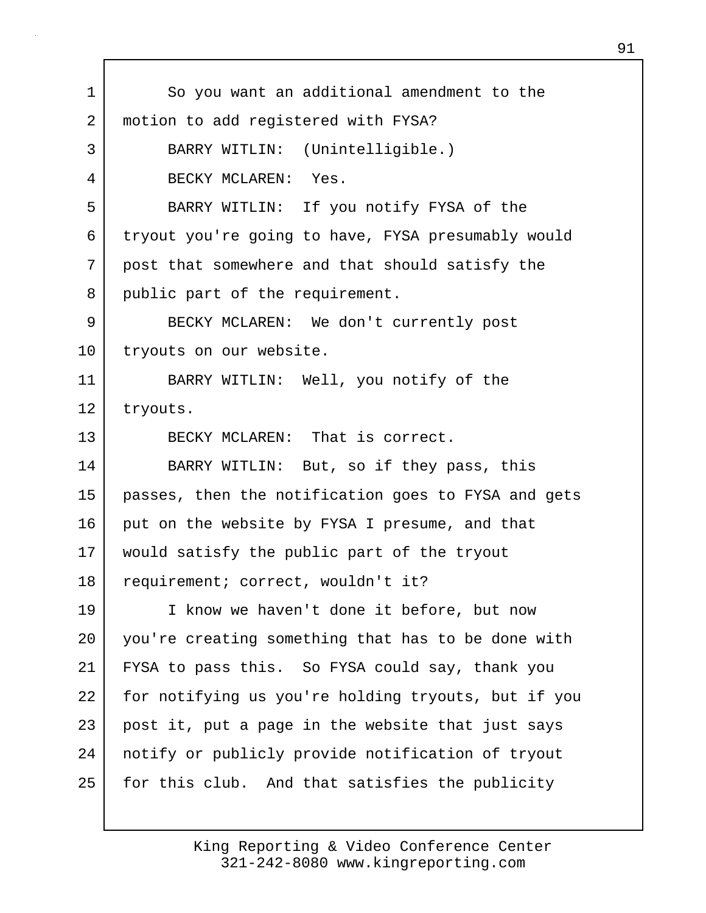So you want an additional amendment to the motion to add registered with FYSA?

BARRY WITLIN: (Unintelligible.)

BECKY MCLAREN: Yes.

BARRY WITLIN: If you notify FYSA of the tryout you're going to have, FYSA presumably would post that somewhere and that should satisfy the public part of the requirement.

BECKY MCLAREN: We don't currently post tryouts on our website.

BARRY WITLIN: Well, you notify of the tryouts.

BECKY MCLAREN: That is correct.

BARRY WITLIN: But, so if they pass, this passes, then the notification goes to FYSA and gets put on the website by FYSA I presume, and that would satisfy the public part of the tryout requirement; correct, wouldn't it?

I know we haven't done it before, but now you're creating something that has to be done with FYSA to pass this. So FYSA could say, thank you for notifying us you're holding tryouts, but if you post it, put a page in the website that just says notify or publicly provide notification of tryout for this club. And that satisfies the publicity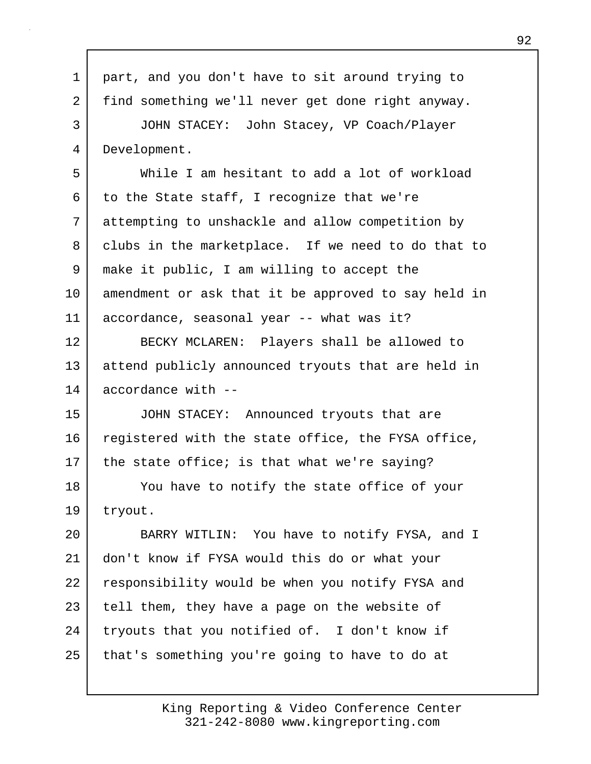part, and you don't have to sit around trying to find something we'll never get done right anyway.

JOHN STACEY: John Stacey, VP Coach/Player Development.

While I am hesitant to add a lot of workload to the State staff, I recognize that we're attempting to unshackle and allow competition by clubs in the marketplace. If we need to do that to make it public, I am willing to accept the amendment or ask that it be approved to say held in accordance, seasonal year -- what was it?

BECKY MCLAREN: Players shall be allowed to attend publicly announced tryouts that are held in accordance with --

JOHN STACEY: Announced tryouts that are registered with the state office, the FYSA office, the state office; is that what we're saying?

You have to notify the state office of your tryout.

BARRY WITLIN: You have to notify FYSA, and I don't know if FYSA would this do or what your responsibility would be when you notify FYSA and tell them, they have a page on the website of tryouts that you notified of. I don't know if that's something you're going to have to do at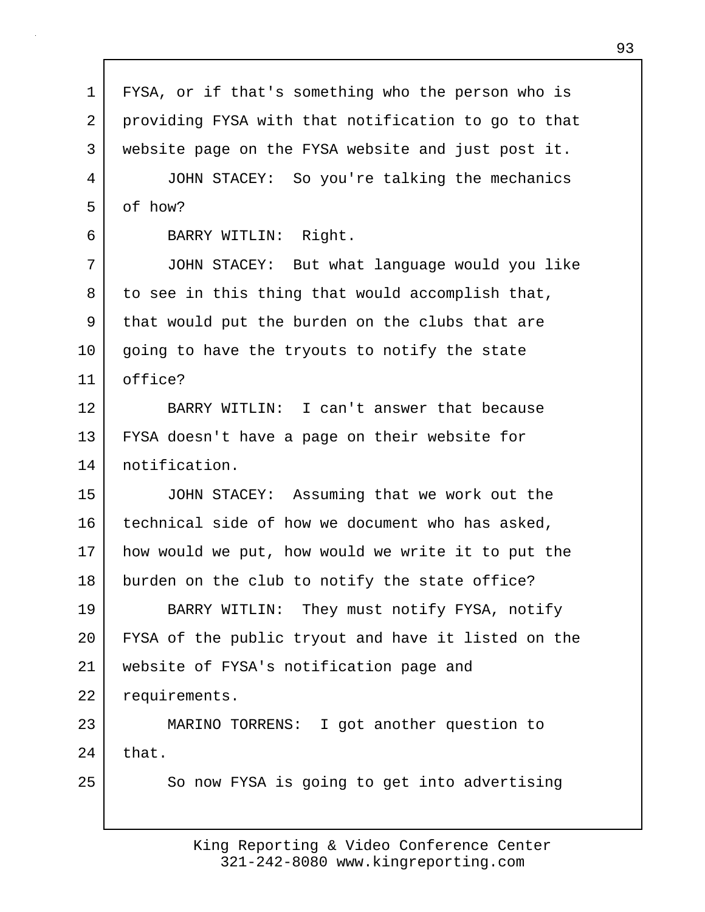FYSA, or if that's something who the person who is providing FYSA with that notification to go to that website page on the FYSA website and just post it.

JOHN STACEY: So you're talking the mechanics of how?

BARRY WITLIN: Right.

JOHN STACEY: But what language would you like to see in this thing that would accomplish that, that would put the burden on the clubs that are going to have the tryouts to notify the state office?

BARRY WITLIN: I can't answer that because FYSA doesn't have a page on their website for notification.

JOHN STACEY: Assuming that we work out the technical side of how we document who has asked, how would we put, how would we write it to put the burden on the club to notify the state office?

BARRY WITLIN: They must notify FYSA, notify FYSA of the public tryout and have it listed on the website of FYSA's notification page and requirements.

MARINO TORRENS: I got another question to that.

So now FYSA is going to get into advertising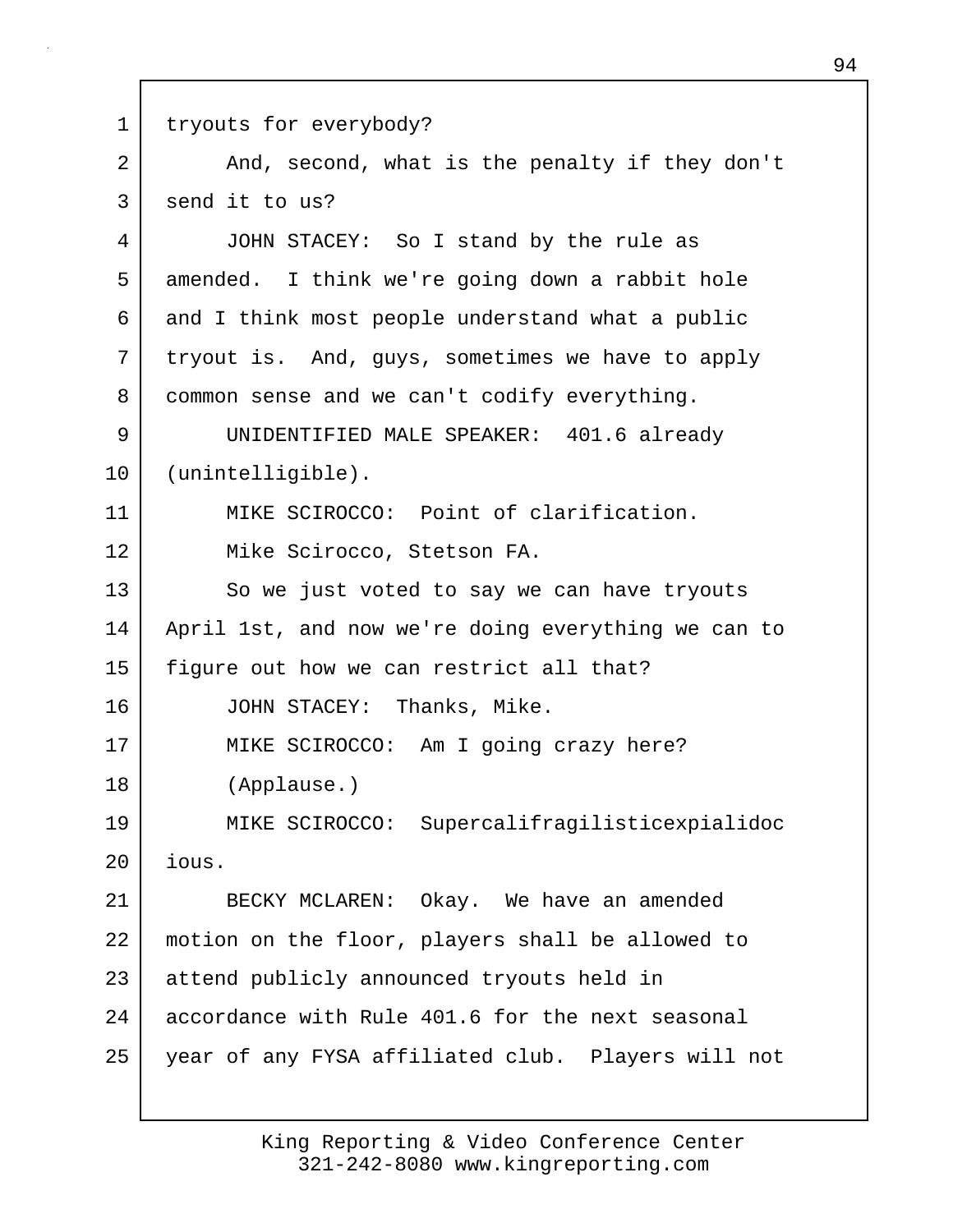tryouts for everybody?

And, second, what is the penalty if they don't send it to us?

JOHN STACEY: So I stand by the rule as amended. I think we're going down a rabbit hole and I think most people understand what a public tryout is. And, guys, sometimes we have to apply common sense and we can't codify everything.

UNIDENTIFIED MALE SPEAKER: 401.6 already (unintelligible).

MIKE SCIROCCO: Point of clarification.

Mike Scirocco, Stetson FA.

So we just voted to say we can have tryouts April 1st, and now we're doing everything we can to figure out how we can restrict all that?

JOHN STACEY: Thanks, Mike.

MIKE SCIROCCO: Am I going crazy here?

(Applause.)

MIKE SCIROCCO: Supercalifragilisticexpialidocious.

BECKY MCLAREN: Okay. We have an amended motion on the floor, players shall be allowed to attend publicly announced tryouts held in accordance with Rule 401.6 for the next seasonal year of any FYSA affiliated club. Players will not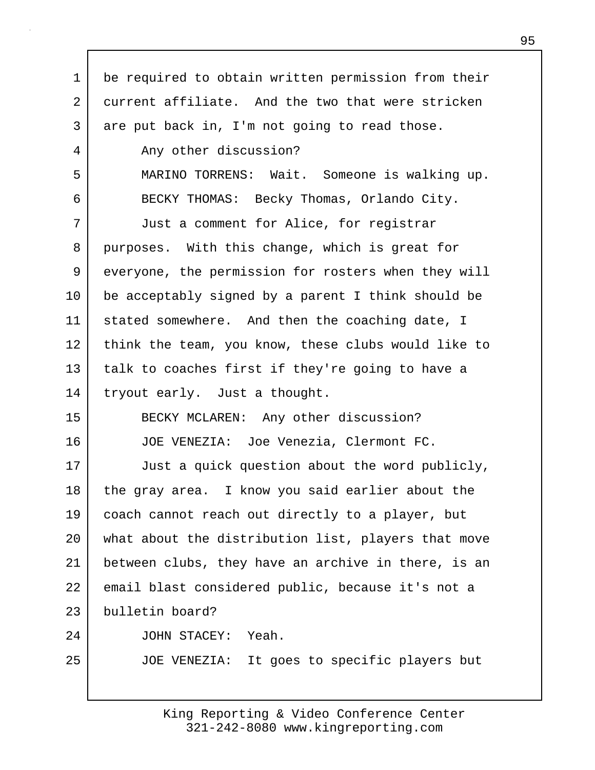be required to obtain written permission from their current affiliate. And the two that were stricken are put back in, I'm not going to read those.

Any other discussion?

MARINO TORRENS: Wait. Someone is walking up.

BECKY THOMAS: Becky Thomas, Orlando City.

Just a comment for Alice, for registrar purposes. With this change, which is great for everyone, the permission for rosters when they will be acceptably signed by a parent I think should be stated somewhere. And then the coaching date, I think the team, you know, these clubs would like to talk to coaches first if they're going to have a tryout early. Just a thought.

BECKY MCLAREN: Any other discussion?

JOE VENEZIA: Joe Venezia, Clermont FC.

Just a quick question about the word publicly, the gray area. I know you said earlier about the coach cannot reach out directly to a player, but what about the distribution list, players that move between clubs, they have an archive in there, is an email blast considered public, because it's not a bulletin board?

JOHN STACEY: Yeah.

JOE VENEZIA: It goes to specific players but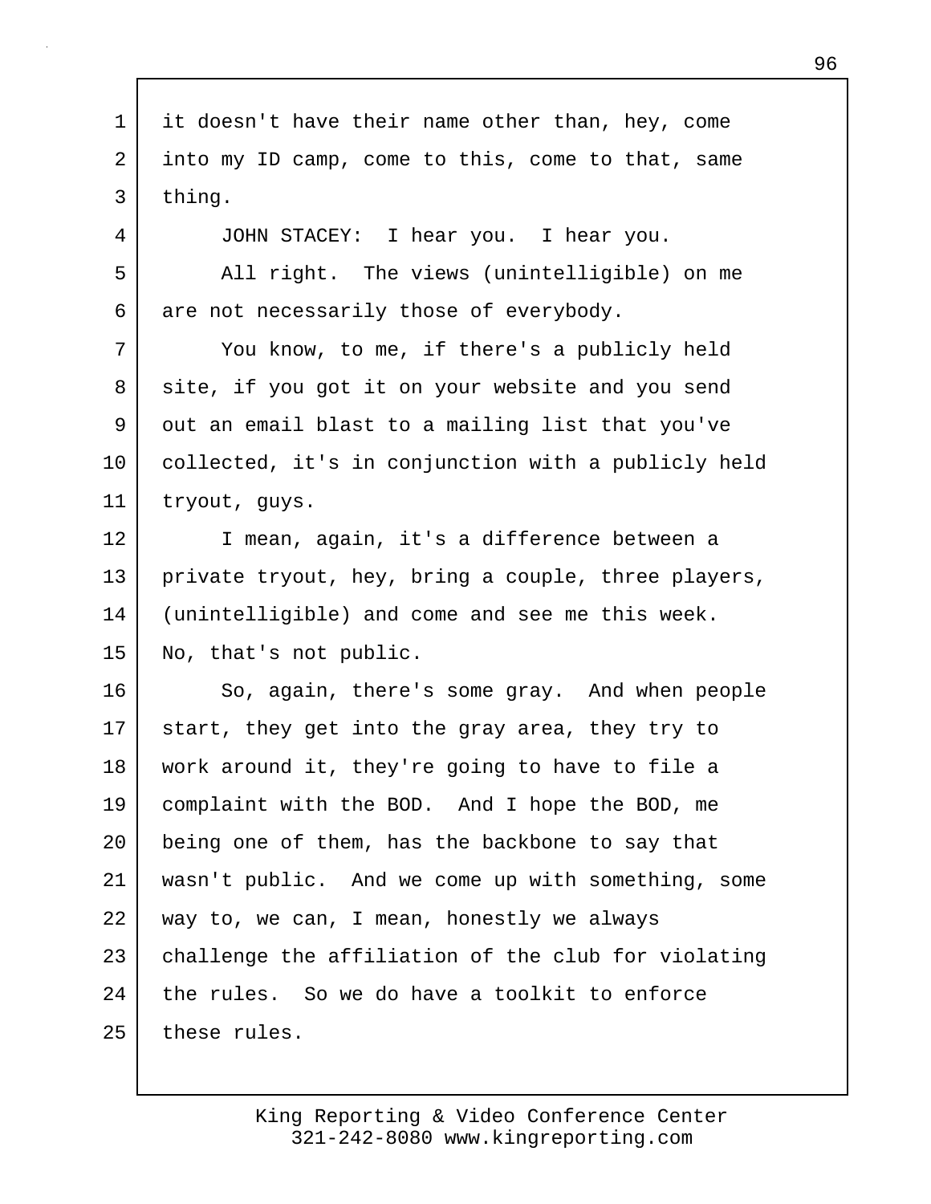it doesn't have their name other than, hey, come into my ID camp, come to this, come to that, same thing.

JOHN STACEY: I hear you. I hear you.

All right. The views (unintelligible) on me are not necessarily those of everybody.

You know, to me, if there's a publicly held site, if you got it on your website and you send out an email blast to a mailing list that you've collected, it's in conjunction with a publicly held tryout, guys.

I mean, again, it's a difference between a private tryout, hey, bring a couple, three players, (unintelligible) and come and see me this week. No, that's not public.

So, again, there's some gray. And when people start, they get into the gray area, they try to work around it, they're going to have to file a complaint with the BOD. And I hope the BOD, me being one of them, has the backbone to say that wasn't public. And we come up with something, some way to, we can, I mean, honestly we always challenge the affiliation of the club for violating the rules. So we do have a toolkit to enforce these rules.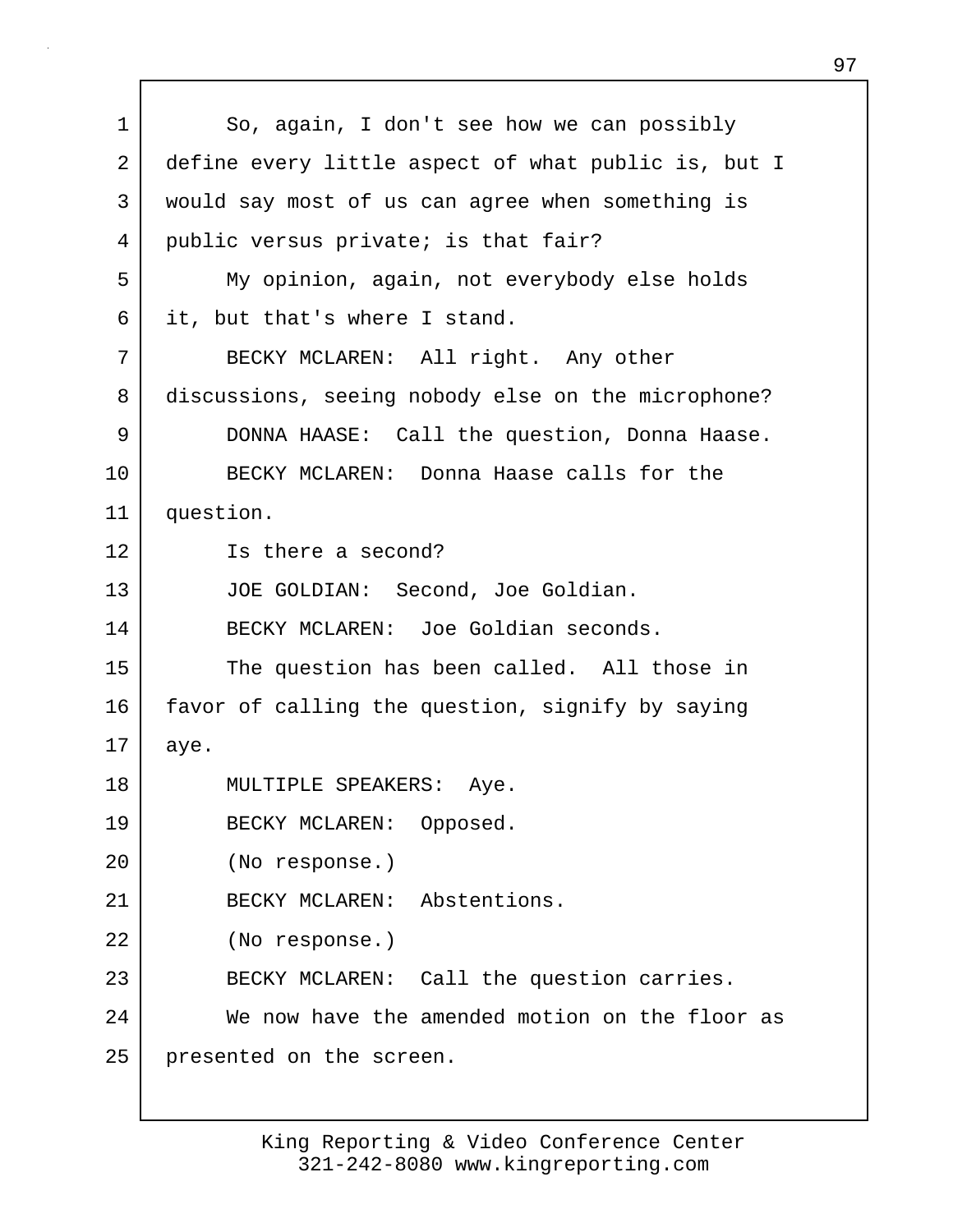So, again, I don't see how we can possibly define every little aspect of what public is, but I would say most of us can agree when something is public versus private; is that fair?

My opinion, again, not everybody else holds it, but that's where I stand.

BECKY MCLAREN: All right. Any other discussions, seeing nobody else on the microphone?

DONNA HAASE: Call the question, Donna Haase.

BECKY MCLAREN: Donna Haase calls for the question.

Is there a second?

JOE GOLDIAN: Second, Joe Goldian.

BECKY MCLAREN: Joe Goldian seconds.

The question has been called. All those in favor of calling the question, signify by saying aye.

MULTIPLE SPEAKERS: Aye.

BECKY MCLAREN: Opposed.

(No response.)

BECKY MCLAREN: Abstentions.

(No response.)

BECKY MCLAREN: Call the question carries.

We now have the amended motion on the floor as presented on the screen.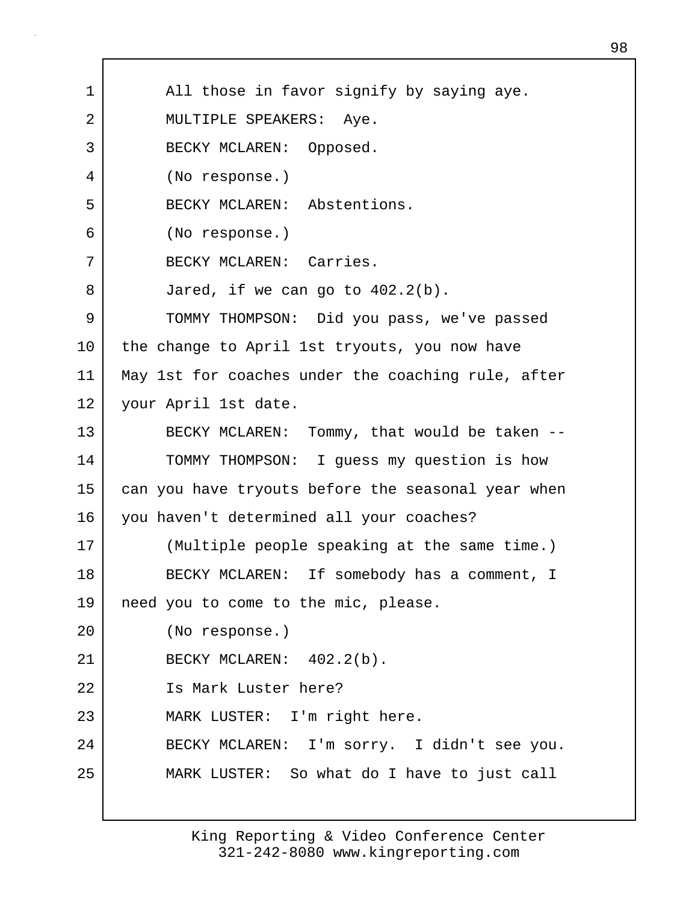All those in favor signify by saying aye.

MULTIPLE SPEAKERS: Aye.

BECKY MCLAREN: Opposed.

(No response.)

BECKY MCLAREN: Abstentions.

(No response.)

BECKY MCLAREN: Carries.

Jared, if we can go to 402.2(b).

TOMMY THOMPSON: Did you pass, we've passed the change to April 1st tryouts, you now have May 1st for coaches under the coaching rule, after your April 1st date.

BECKY MCLAREN: Tommy, that would be taken --

TOMMY THOMPSON: I guess my question is how can you have tryouts before the seasonal year when you haven't determined all your coaches?

(Multiple people speaking at the same time.)

BECKY MCLAREN: If somebody has a comment, I need you to come to the mic, please.

(No response.)

BECKY MCLAREN: 402.2(b).

Is Mark Luster here?

MARK LUSTER: I'm right here.

BECKY MCLAREN: I'm sorry. I didn't see you.

MARK LUSTER: So what do I have to just call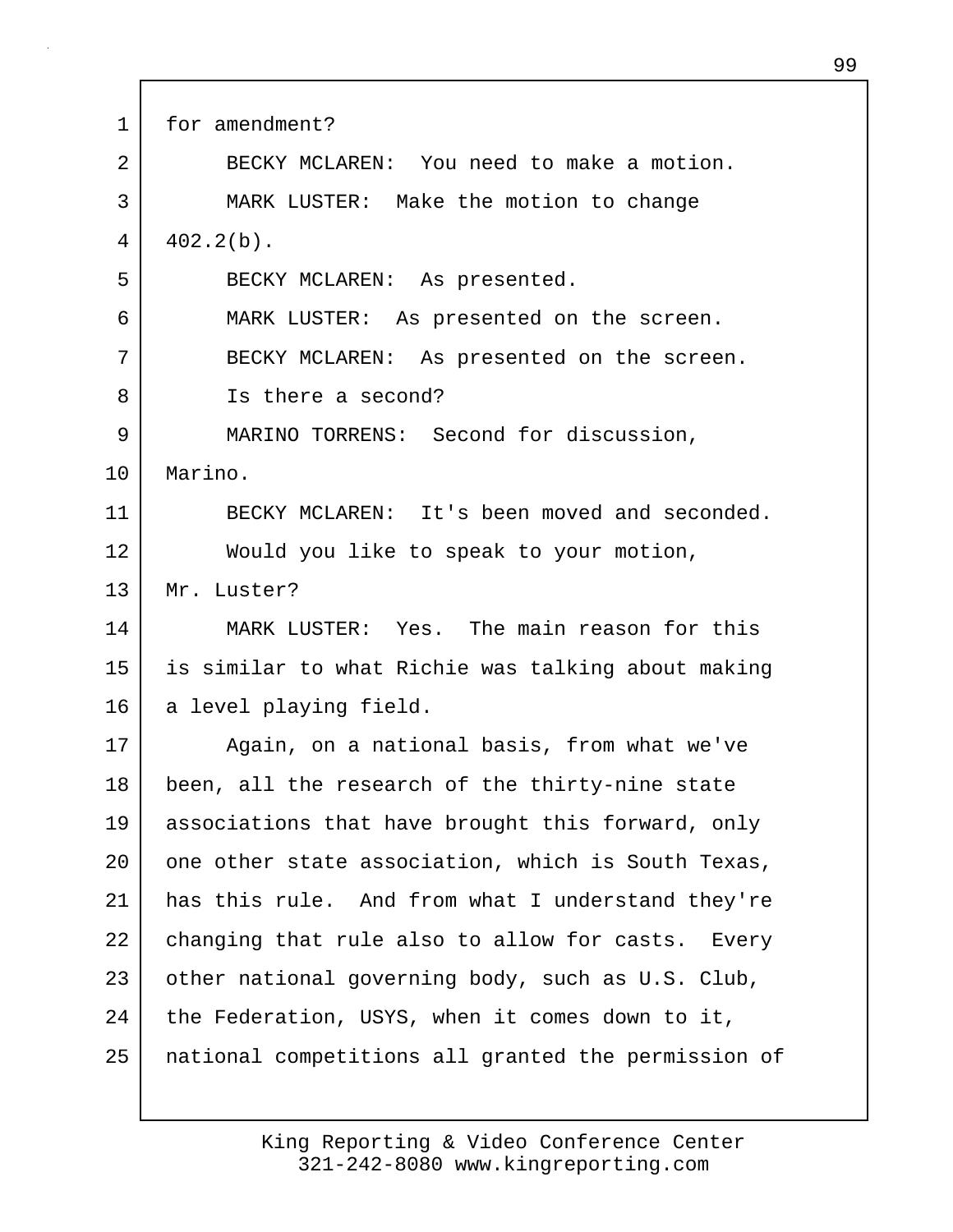for amendment?

BECKY MCLAREN: You need to make a motion.

MARK LUSTER: Make the motion to change 402.2(b).

BECKY MCLAREN: As presented.

MARK LUSTER: As presented on the screen.

BECKY MCLAREN: As presented on the screen.

Is there a second?

MARINO TORRENS: Second for discussion, Marino.

BECKY MCLAREN: It's been moved and seconded.

Would you like to speak to your motion, Mr. Luster?

MARK LUSTER: Yes. The main reason for this is similar to what Richie was talking about making a level playing field.

Again, on a national basis, from what we've been, all the research of the thirty-nine state associations that have brought this forward, only one other state association, which is South Texas, has this rule. And from what I understand they're changing that rule also to allow for casts. Every other national governing body, such as U.S. Club, the Federation, USYS, when it comes down to it, national competitions all granted the permission of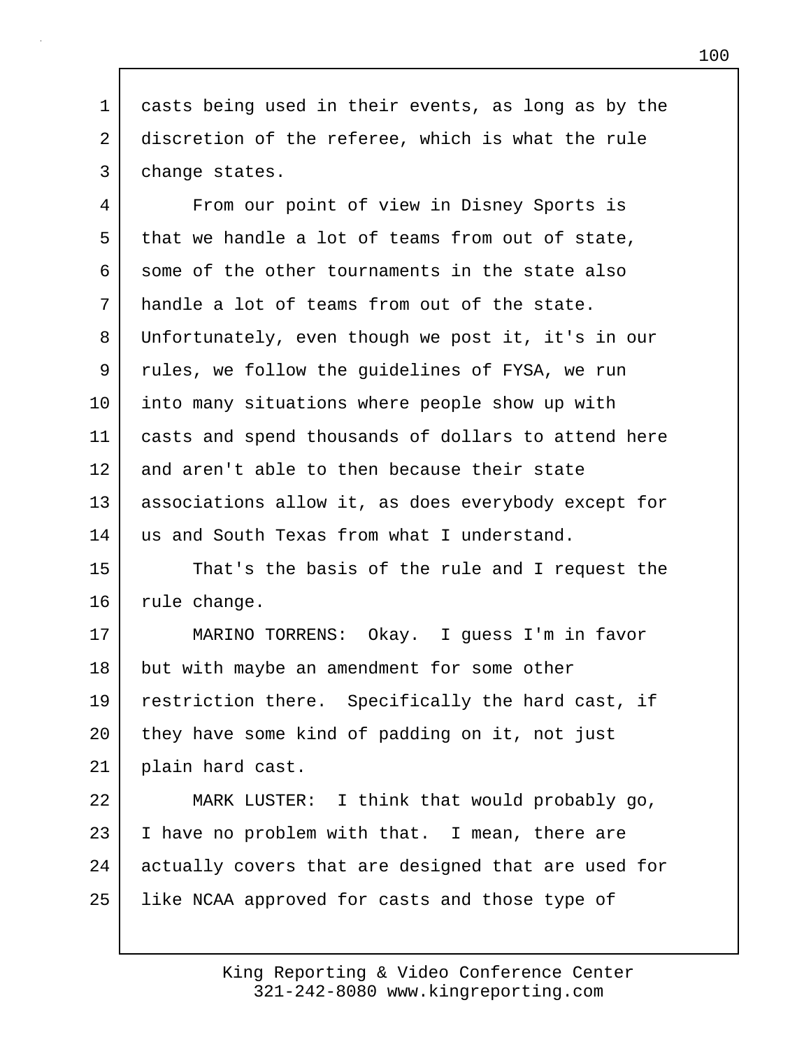casts being used in their events, as long as by the discretion of the referee, which is what the rule change states.

From our point of view in Disney Sports is that we handle a lot of teams from out of state, some of the other tournaments in the state also handle a lot of teams from out of the state. Unfortunately, even though we post it, it's in our rules, we follow the guidelines of FYSA, we run into many situations where people show up with casts and spend thousands of dollars to attend here and aren't able to then because their state associations allow it, as does everybody except for us and South Texas from what I understand.

That's the basis of the rule and I request the rule change.

MARINO TORRENS: Okay. I guess I'm in favor but with maybe an amendment for some other restriction there. Specifically the hard cast, if they have some kind of padding on it, not just plain hard cast.

MARK LUSTER: I think that would probably go, I have no problem with that. I mean, there are actually covers that are designed that are used for like NCAA approved for casts and those type of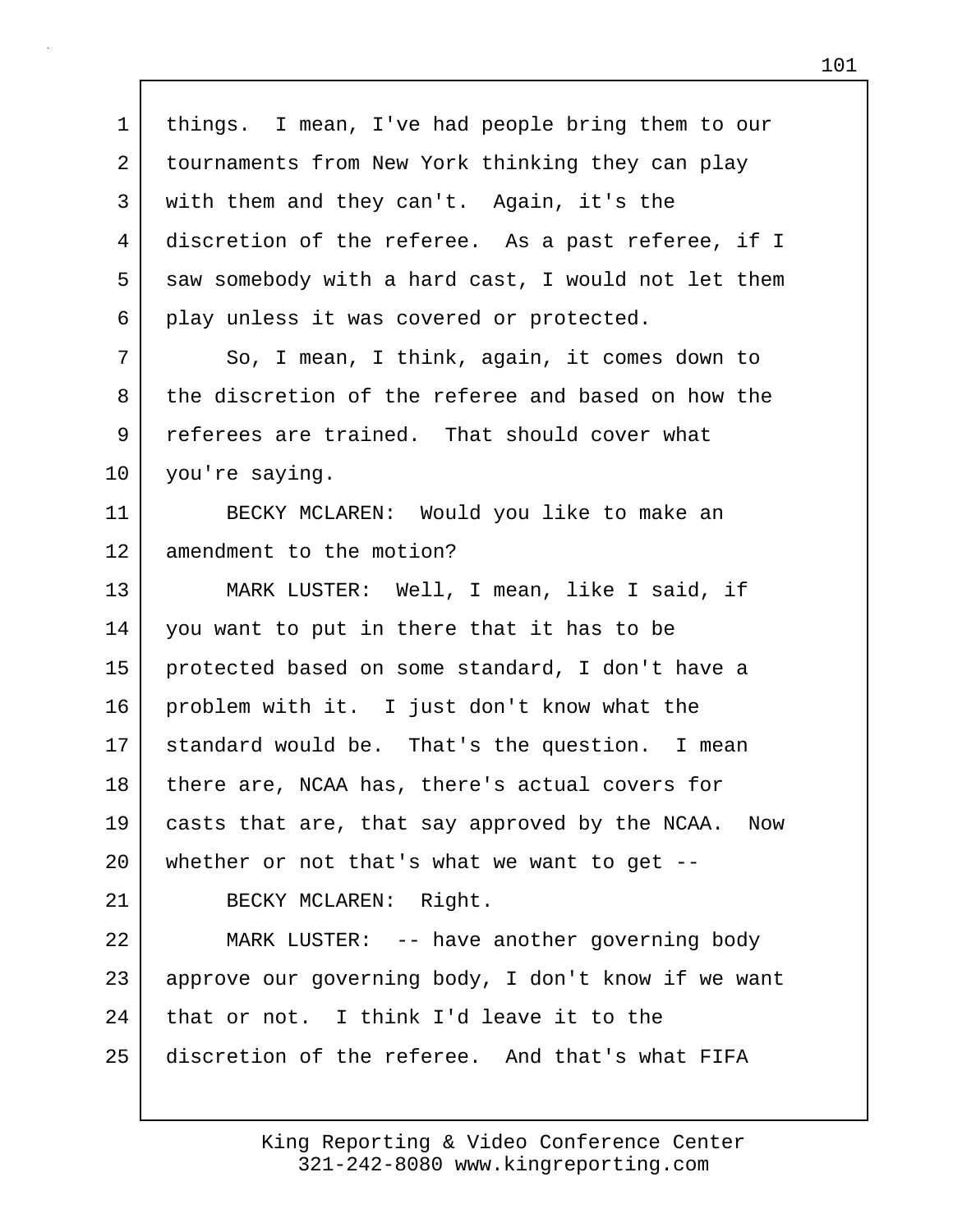things. I mean, I've had people bring them to our tournaments from New York thinking they can play with them and they can't. Again, it's the discretion of the referee. As a past referee, if I saw somebody with a hard cast, I would not let them play unless it was covered or protected.

So, I mean, I think, again, it comes down to the discretion of the referee and based on how the referees are trained. That should cover what you're saying.

BECKY MCLAREN: Would you like to make an amendment to the motion?

MARK LUSTER: Well, I mean, like I said, if you want to put in there that it has to be protected based on some standard, I don't have a problem with it. I just don't know what the standard would be. That's the question. I mean there are, NCAA has, there's actual covers for casts that are, that say approved by the NCAA. Now whether or not that's what we want to get --

BECKY MCLAREN: Right.

MARK LUSTER: -- have another governing body approve our governing body, I don't know if we want that or not. I think I'd leave it to the discretion of the referee. And that's what FIFA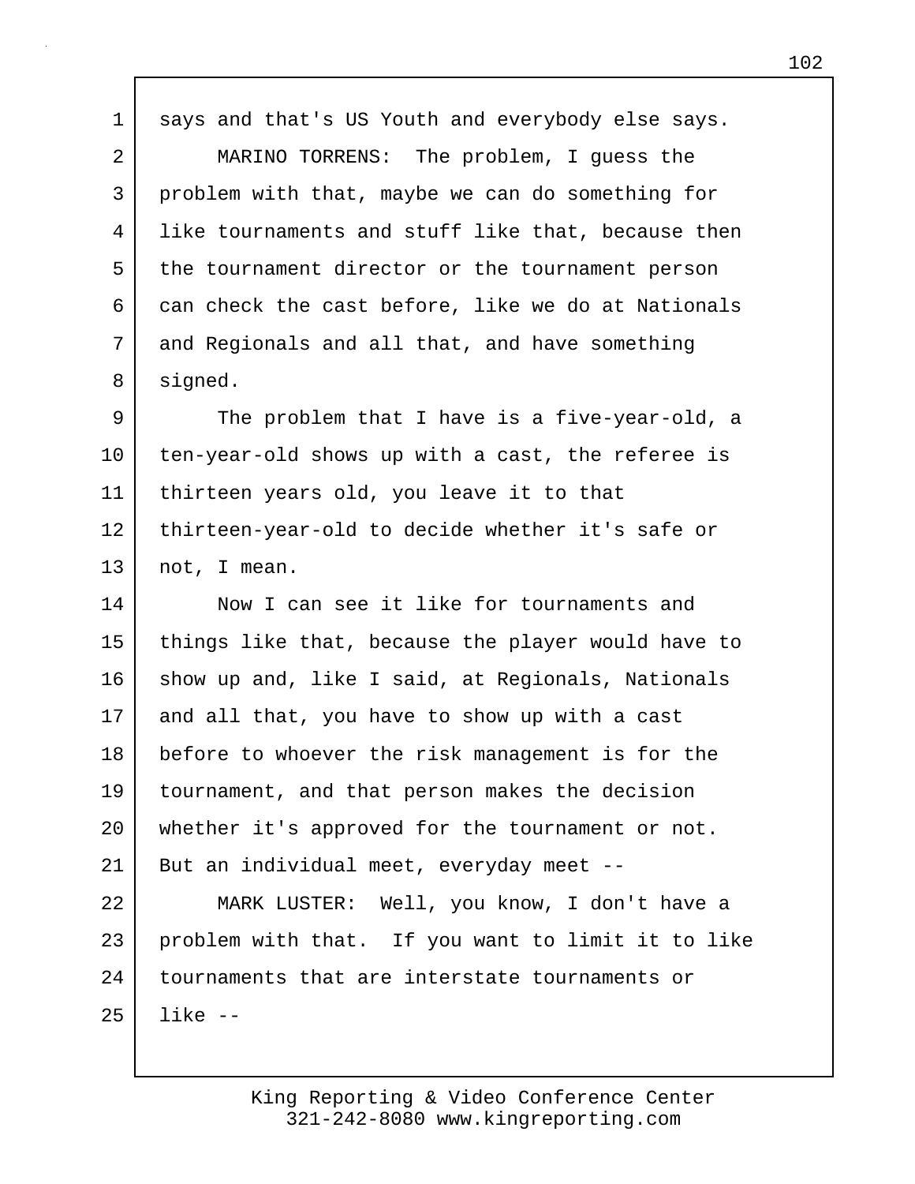says and that's US Youth and everybody else says.

MARINO TORRENS: The problem, I guess the problem with that, maybe we can do something for like tournaments and stuff like that, because then the tournament director or the tournament person can check the cast before, like we do at Nationals and Regionals and all that, and have something signed.

The problem that I have is a five-year-old, a ten-year-old shows up with a cast, the referee is thirteen years old, you leave it to that thirteen-year-old to decide whether it's safe or not, I mean.

Now I can see it like for tournaments and things like that, because the player would have to show up and, like I said, at Regionals, Nationals and all that, you have to show up with a cast before to whoever the risk management is for the tournament, and that person makes the decision whether it's approved for the tournament or not. But an individual meet, everyday meet --

MARK LUSTER: Well, you know, I don't have a problem with that. If you want to limit it to like tournaments that are interstate tournaments or like --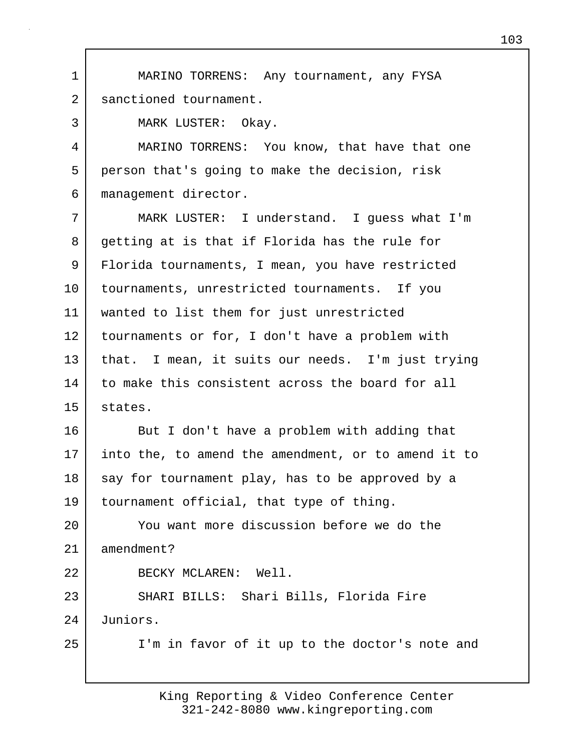MARINO TORRENS: Any tournament, any FYSA sanctioned tournament.

MARK LUSTER: Okay.

MARINO TORRENS: You know, that have that one person that's going to make the decision, risk management director.

MARK LUSTER: I understand. I guess what I'm getting at is that if Florida has the rule for Florida tournaments, I mean, you have restricted tournaments, unrestricted tournaments. If you wanted to list them for just unrestricted tournaments or for, I don't have a problem with that. I mean, it suits our needs. I'm just trying to make this consistent across the board for all states.

But I don't have a problem with adding that into the, to amend the amendment, or to amend it to say for tournament play, has to be approved by a tournament official, that type of thing.

You want more discussion before we do the amendment?

BECKY MCLAREN: Well.

SHARI BILLS: Shari Bills, Florida Fire Juniors.

I'm in favor of it up to the doctor's note and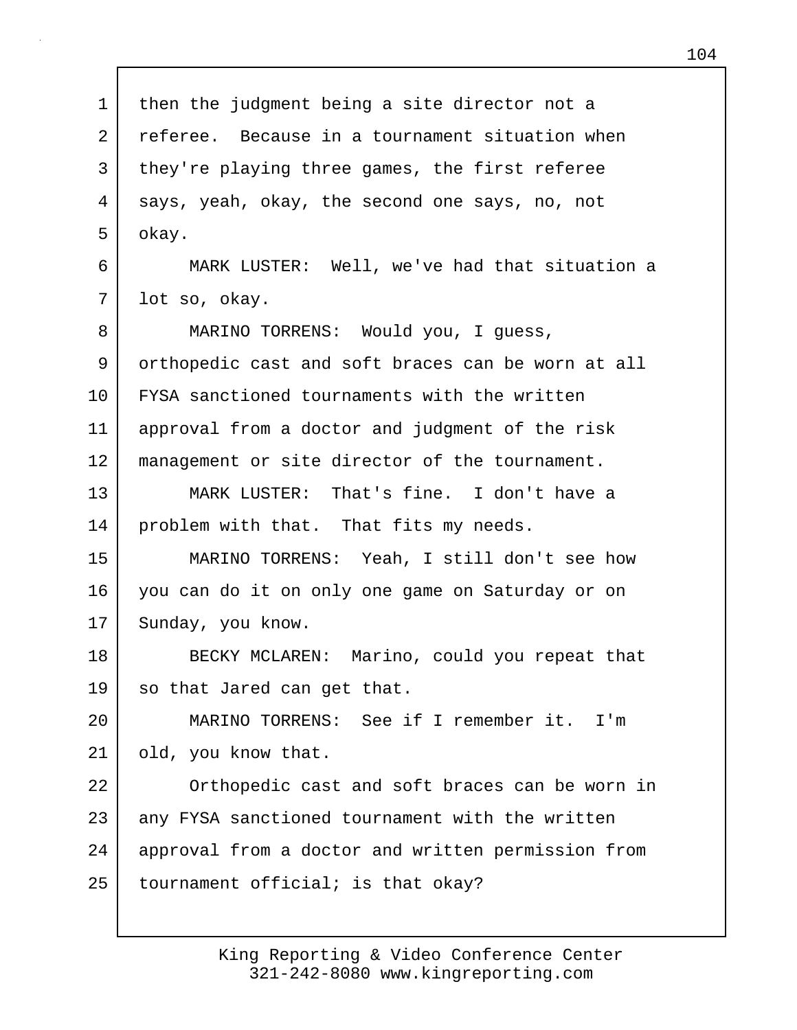then the judgment being a site director not a referee. Because in a tournament situation when they're playing three games, the first referee says, yeah, okay, the second one says, no, not okay.

MARK LUSTER: Well, we've had that situation a lot so, okay.

MARINO TORRENS: Would you, I guess, orthopedic cast and soft braces can be worn at all FYSA sanctioned tournaments with the written approval from a doctor and judgment of the risk management or site director of the tournament.

MARK LUSTER: That's fine. I don't have a problem with that. That fits my needs.

MARINO TORRENS: Yeah, I still don't see how you can do it on only one game on Saturday or on Sunday, you know.

BECKY MCLAREN: Marino, could you repeat that so that Jared can get that.

MARINO TORRENS: See if I remember it. I'm old, you know that.

Orthopedic cast and soft braces can be worn in any FYSA sanctioned tournament with the written approval from a doctor and written permission from tournament official; is that okay?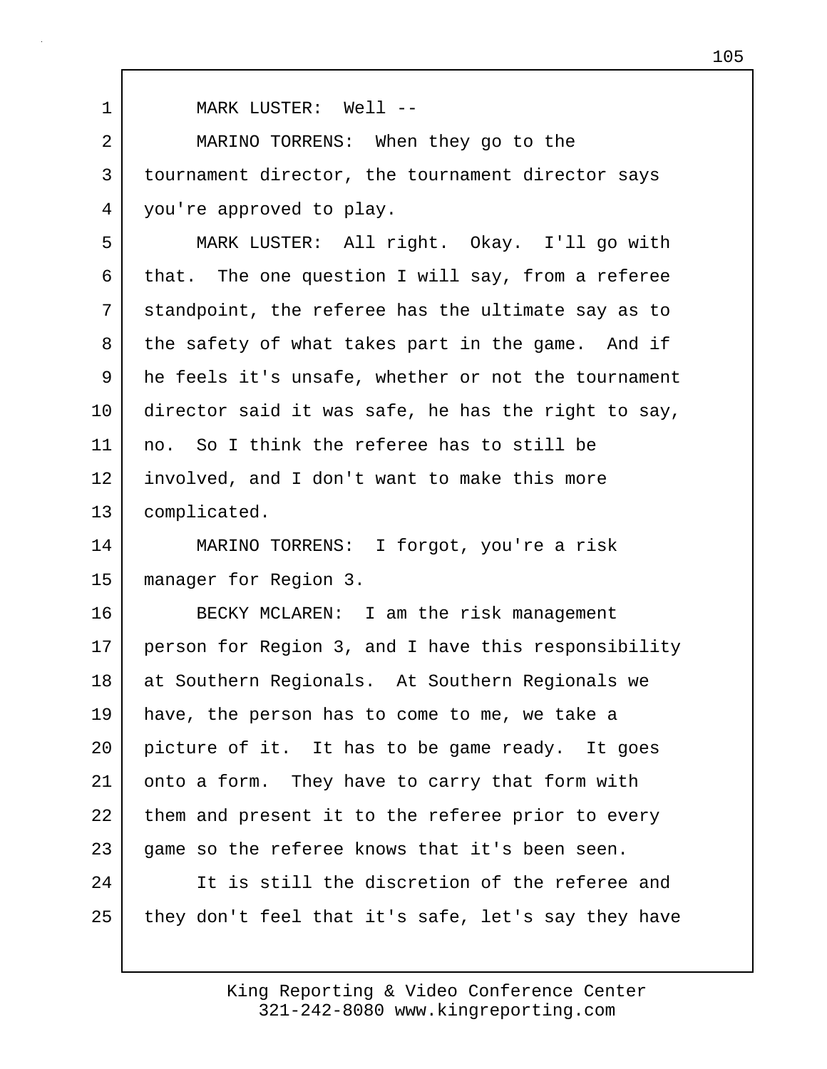MARK LUSTER: Well --

MARINO TORRENS: When they go to the tournament director, the tournament director says you're approved to play.

MARK LUSTER: All right. Okay. I'll go with that. The one question I will say, from a referee standpoint, the referee has the ultimate say as to the safety of what takes part in the game. And if he feels it's unsafe, whether or not the tournament director said it was safe, he has the right to say, no. So I think the referee has to still be involved, and I don't want to make this more complicated.

MARINO TORRENS: I forgot, you're a risk manager for Region 3.

BECKY MCLAREN: I am the risk management person for Region 3, and I have this responsibility at Southern Regionals. At Southern Regionals we have, the person has to come to me, we take a picture of it. It has to be game ready. It goes onto a form. They have to carry that form with them and present it to the referee prior to every game so the referee knows that it's been seen.

It is still the discretion of the referee and they don't feel that it's safe, let's say they have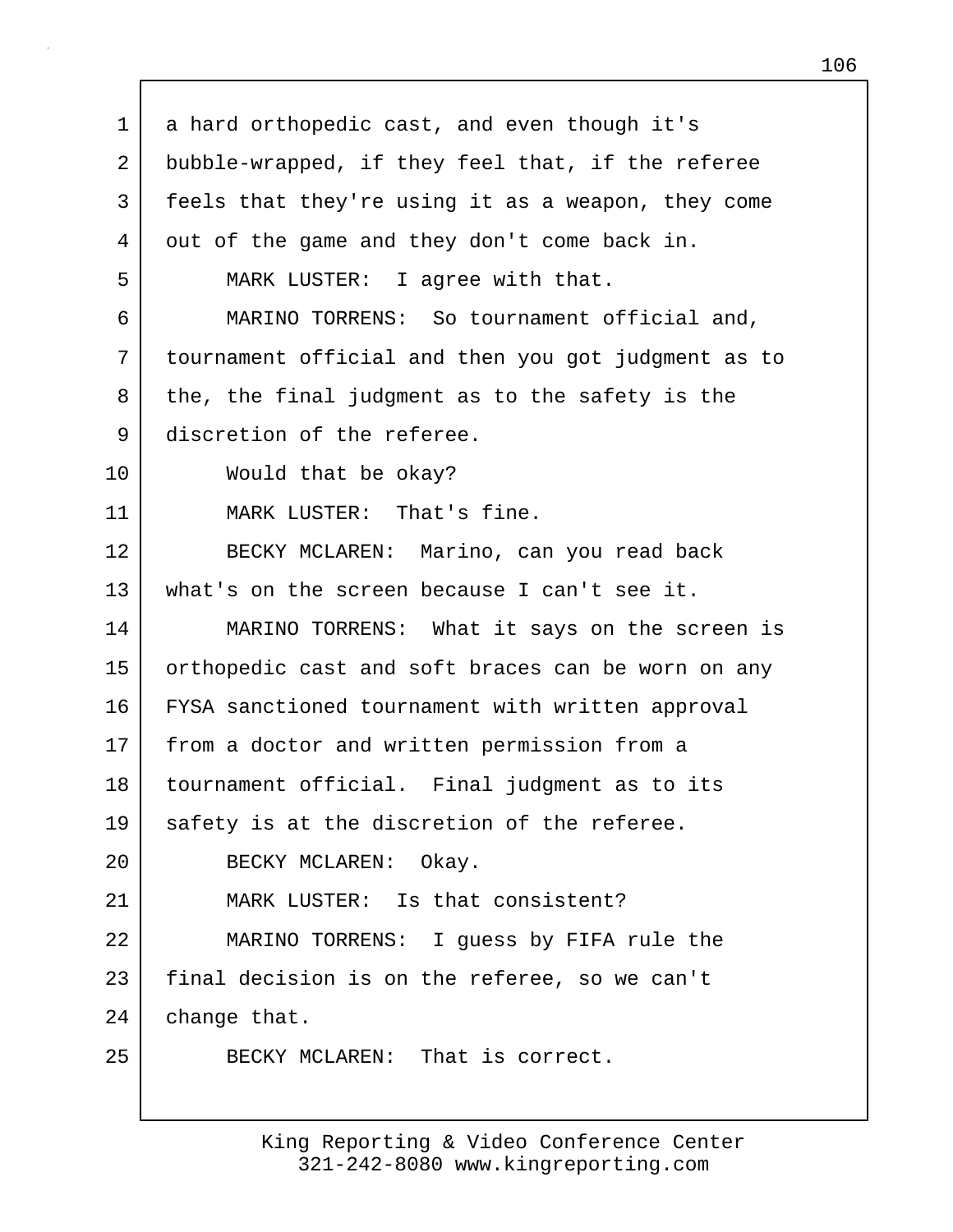a hard orthopedic cast, and even though it's bubble-wrapped, if they feel that, if the referee feels that they're using it as a weapon, they come out of the game and they don't come back in.

MARK LUSTER: I agree with that.

MARINO TORRENS: So tournament official and, tournament official and then you got judgment as to the, the final judgment as to the safety is the discretion of the referee.

Would that be okay?

MARK LUSTER: That's fine.

BECKY MCLAREN: Marino, can you read back what's on the screen because I can't see it.

MARINO TORRENS: What it says on the screen is orthopedic cast and soft braces can be worn on any FYSA sanctioned tournament with written approval from a doctor and written permission from a tournament official. Final judgment as to its safety is at the discretion of the referee.

BECKY MCLAREN: Okay.

MARK LUSTER: Is that consistent?

MARINO TORRENS: I guess by FIFA rule the final decision is on the referee, so we can't change that.

BECKY MCLAREN: That is correct.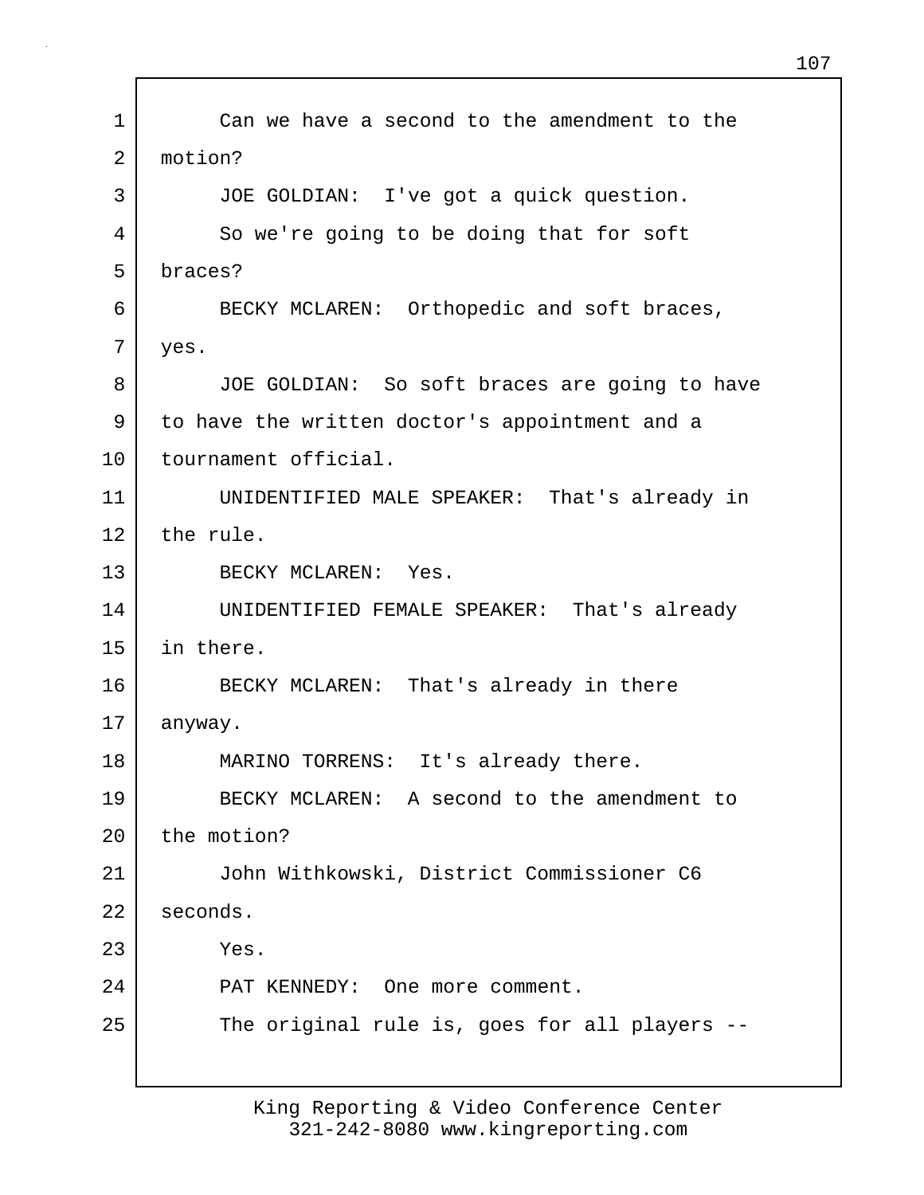Can we have a second to the amendment to the motion?

JOE GOLDIAN: I've got a quick question.

So we're going to be doing that for soft braces?

BECKY MCLAREN: Orthopedic and soft braces, yes.

JOE GOLDIAN: So soft braces are going to have to have the written doctor's appointment and a tournament official.

UNIDENTIFIED MALE SPEAKER: That's already in the rule.

BECKY MCLAREN: Yes.

UNIDENTIFIED FEMALE SPEAKER: That's already in there.

BECKY MCLAREN: That's already in there anyway.

MARINO TORRENS: It's already there.

BECKY MCLAREN: A second to the amendment to the motion?

John Withkowski, District Commissioner C6 seconds.

Yes.

PAT KENNEDY: One more comment.

The original rule is, goes for all players --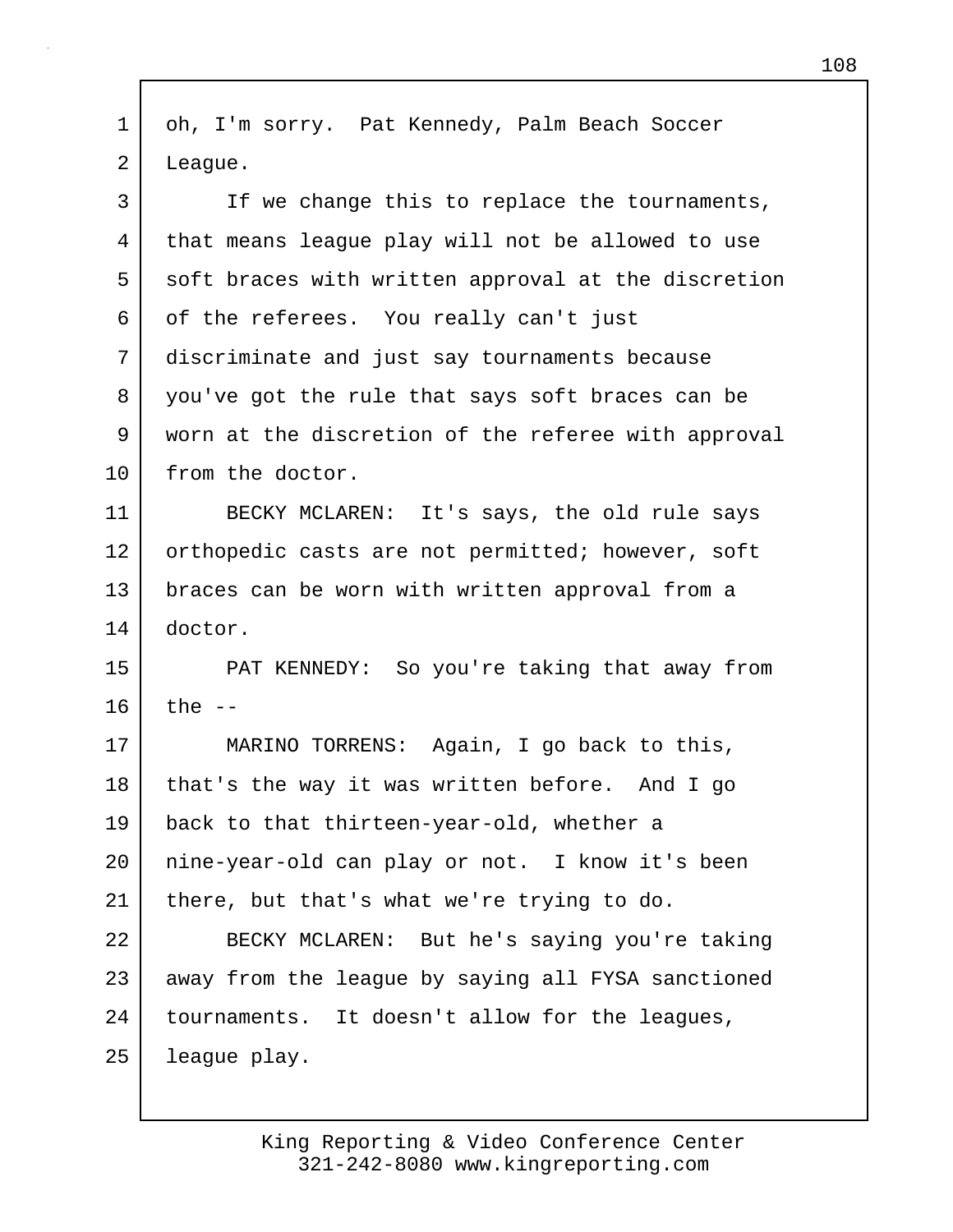oh, I'm sorry. Pat Kennedy, Palm Beach Soccer League.

If we change this to replace the tournaments, that means league play will not be allowed to use soft braces with written approval at the discretion of the referees. You really can't just discriminate and just say tournaments because you've got the rule that says soft braces can be worn at the discretion of the referee with approval from the doctor.

BECKY MCLAREN: It's says, the old rule says orthopedic casts are not permitted; however, soft braces can be worn with written approval from a doctor.

PAT KENNEDY: So you're taking that away from the --

MARINO TORRENS: Again, I go back to this, that's the way it was written before. And I go back to that thirteen-year-old, whether a nine-year-old can play or not. I know it's been there, but that's what we're trying to do.

BECKY MCLAREN: But he's saying you're taking away from the league by saying all FYSA sanctioned tournaments. It doesn't allow for the leagues, league play.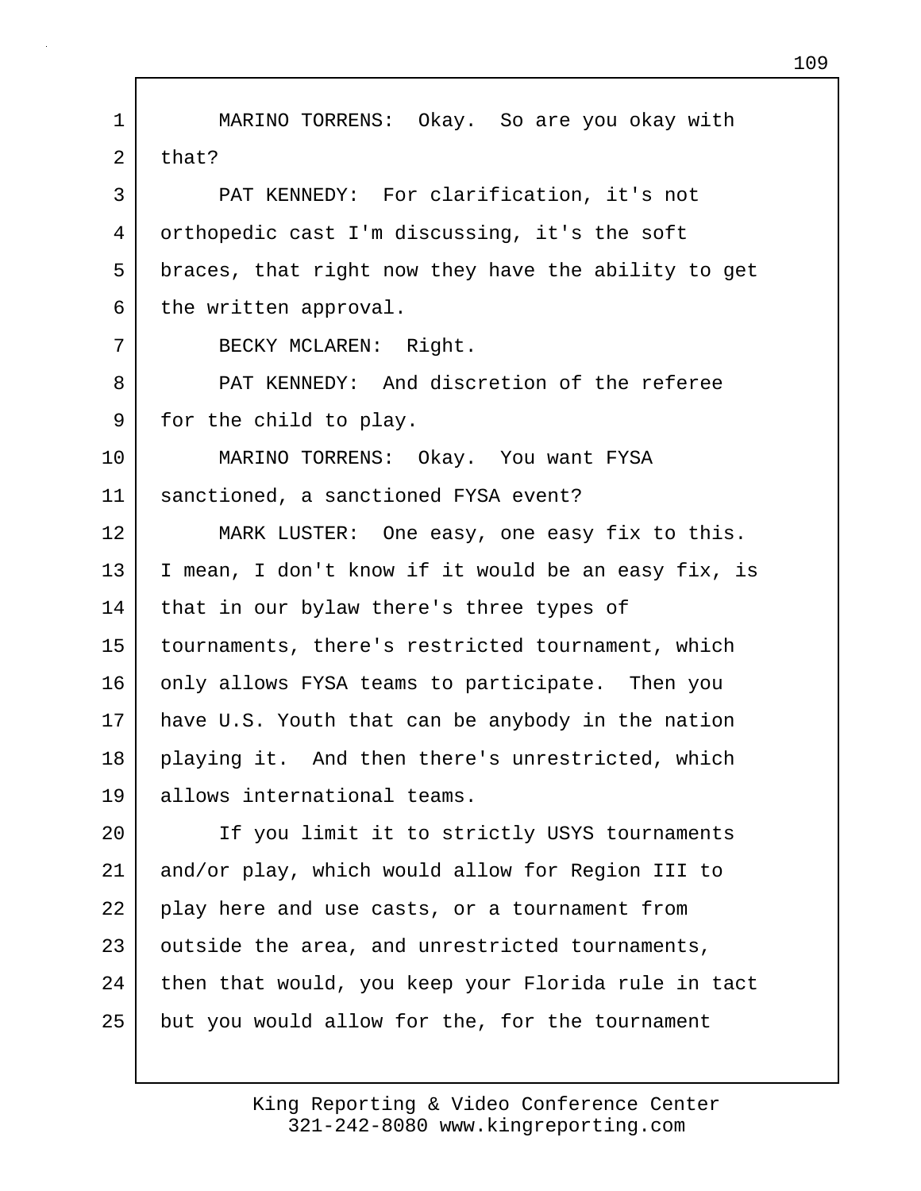MARINO TORRENS: Okay. So are you okay with that?

PAT KENNEDY: For clarification, it's not orthopedic cast I'm discussing, it's the soft braces, that right now they have the ability to get the written approval.

BECKY MCLAREN: Right.

PAT KENNEDY: And discretion of the referee for the child to play.

MARINO TORRENS: Okay. You want FYSA sanctioned, a sanctioned FYSA event?

MARK LUSTER: One easy, one easy fix to this. I mean, I don't know if it would be an easy fix, is that in our bylaw there's three types of tournaments, there's restricted tournament, which only allows FYSA teams to participate. Then you have U.S. Youth that can be anybody in the nation playing it. And then there's unrestricted, which allows international teams.

If you limit it to strictly USYS tournaments and/or play, which would allow for Region III to play here and use casts, or a tournament from outside the area, and unrestricted tournaments, then that would, you keep your Florida rule in tact but you would allow for the, for the tournament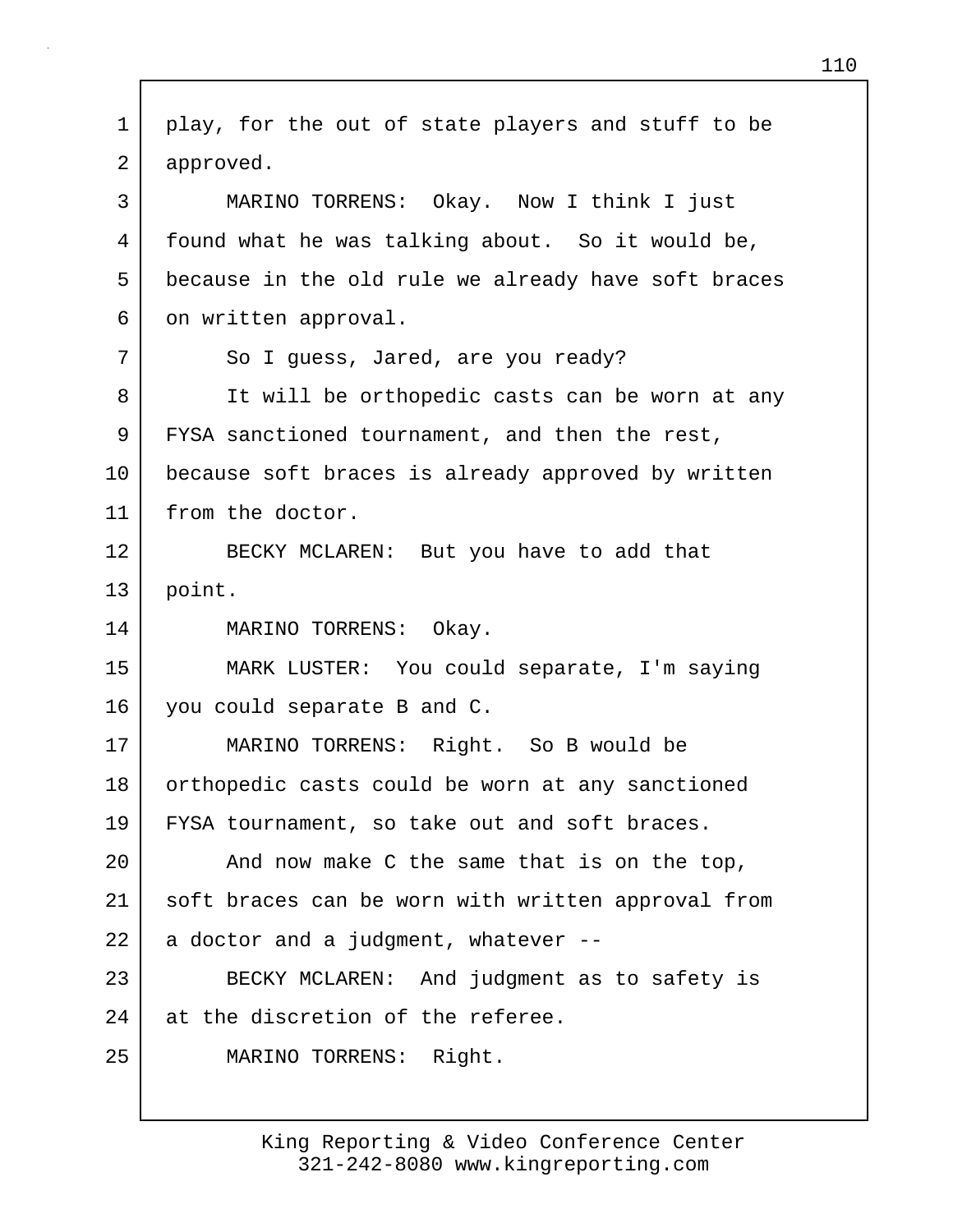play, for the out of state players and stuff to be approved.

MARINO TORRENS: Okay. Now I think I just found what he was talking about. So it would be, because in the old rule we already have soft braces on written approval.

So I guess, Jared, are you ready?

It will be orthopedic casts can be worn at any FYSA sanctioned tournament, and then the rest, because soft braces is already approved by written from the doctor.

BECKY MCLAREN: But you have to add that point.

MARINO TORRENS: Okay.

MARK LUSTER: You could separate, I'm saying you could separate B and C.

MARINO TORRENS: Right. So B would be orthopedic casts could be worn at any sanctioned FYSA tournament, so take out and soft braces.

And now make C the same that is on the top, soft braces can be worn with written approval from a doctor and a judgment, whatever --

BECKY MCLAREN: And judgment as to safety is at the discretion of the referee.

MARINO TORRENS: Right.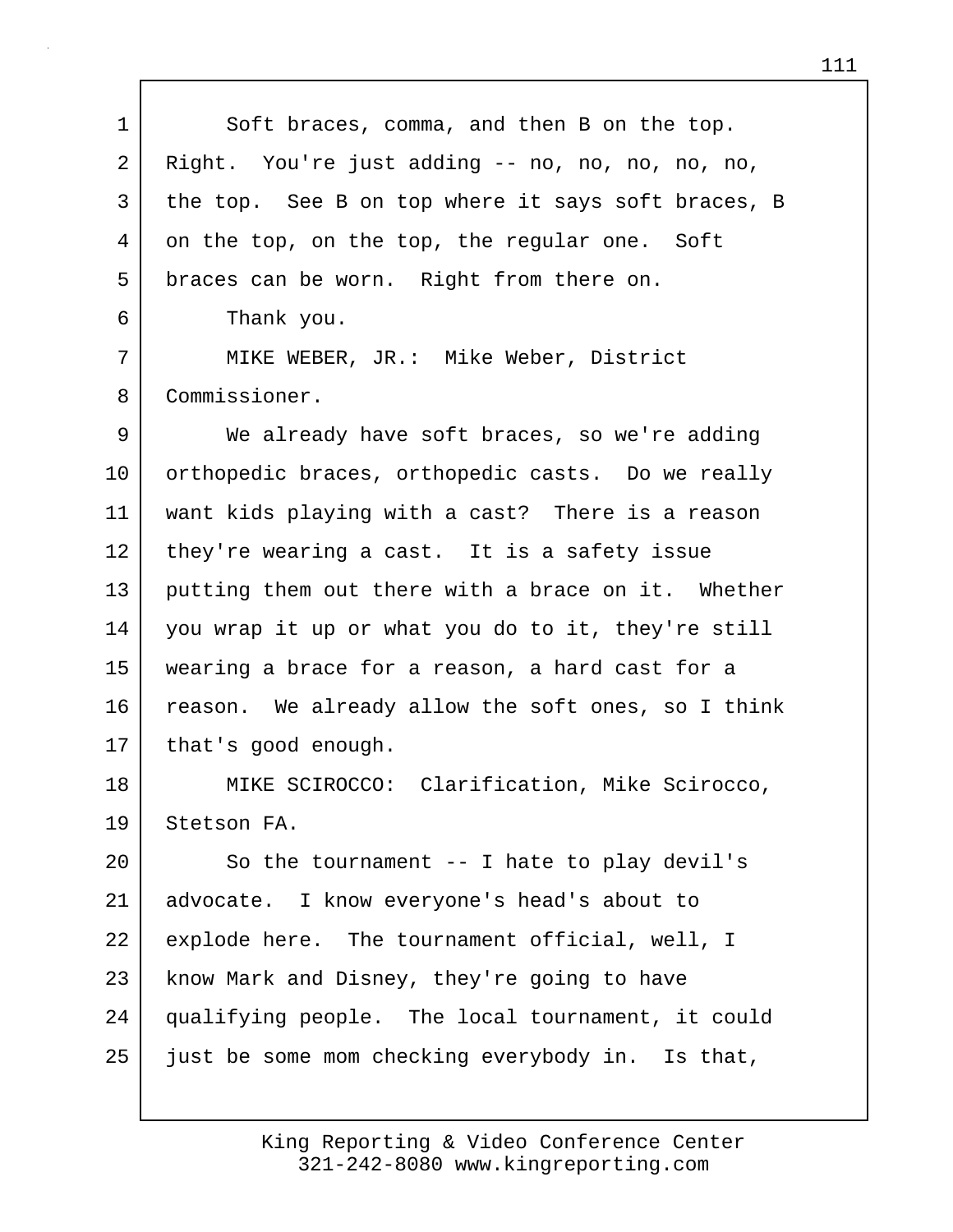Soft braces, comma, and then B on the top. Right. You're just adding -- no, no, no, no, no, the top. See B on top where it says soft braces, B on the top, on the top, the regular one. Soft braces can be worn. Right from there on.

Thank you.

MIKE WEBER, JR.: Mike Weber, District Commissioner.

We already have soft braces, so we're adding orthopedic braces, orthopedic casts. Do we really want kids playing with a cast? There is a reason they're wearing a cast. It is a safety issue putting them out there with a brace on it. Whether you wrap it up or what you do to it, they're still wearing a brace for a reason, a hard cast for a reason. We already allow the soft ones, so I think that's good enough.

MIKE SCIROCCO: Clarification, Mike Scirocco, Stetson FA.

So the tournament -- I hate to play devil's advocate. I know everyone's head's about to explode here. The tournament official, well, I know Mark and Disney, they're going to have qualifying people. The local tournament, it could just be some mom checking everybody in. Is that,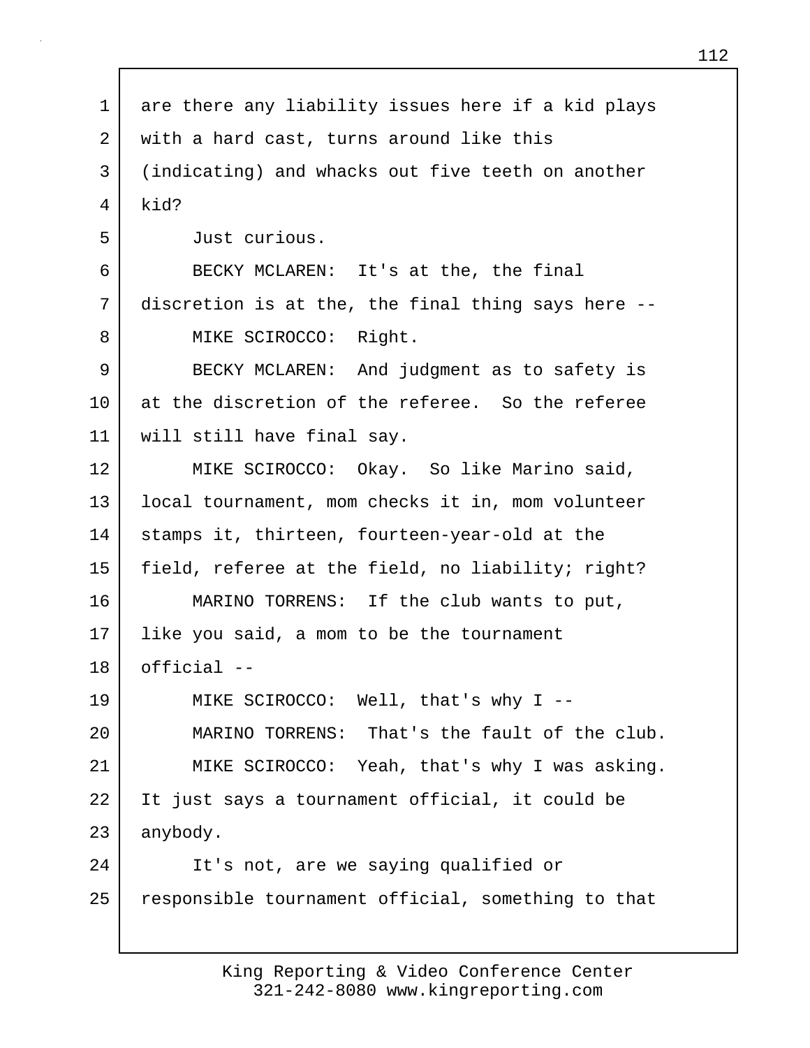are there any liability issues here if a kid plays with a hard cast, turns around like this (indicating) and whacks out five teeth on another kid?

Just curious.

BECKY MCLAREN: It's at the, the final discretion is at the, the final thing says here --

MIKE SCIROCCO: Right.

BECKY MCLAREN: And judgment as to safety is at the discretion of the referee. So the referee will still have final say.

MIKE SCIROCCO: Okay. So like Marino said, local tournament, mom checks it in, mom volunteer stamps it, thirteen, fourteen-year-old at the field, referee at the field, no liability; right?

MARINO TORRENS: If the club wants to put, like you said, a mom to be the tournament official --

MIKE SCIROCCO: Well, that's why I --

MARINO TORRENS: That's the fault of the club.

MIKE SCIROCCO: Yeah, that's why I was asking. It just says a tournament official, it could be anybody.

It's not, are we saying qualified or responsible tournament official, something to that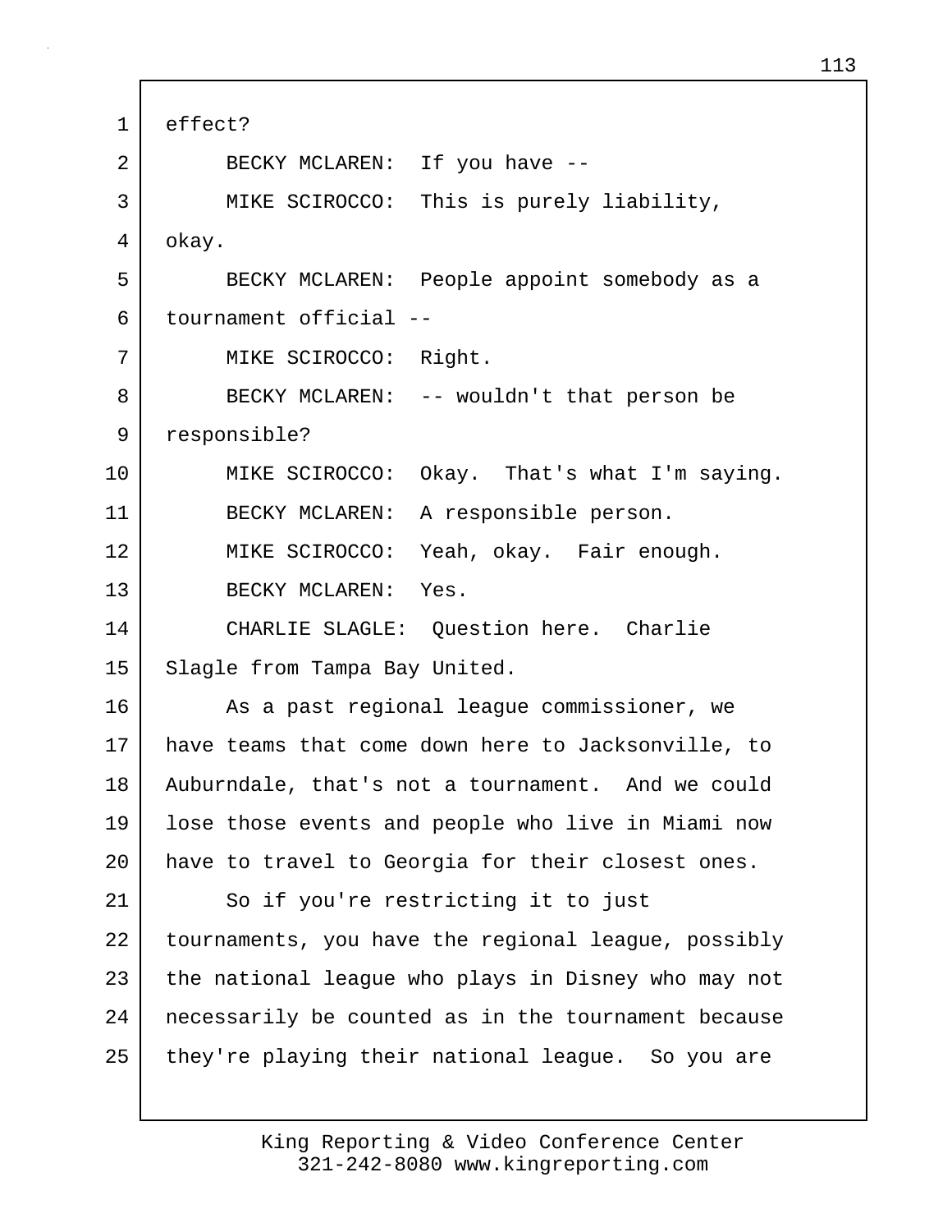effect?

BECKY MCLAREN: If you have --

MIKE SCIROCCO: This is purely liability, okay.

BECKY MCLAREN: People appoint somebody as a tournament official --

MIKE SCIROCCO: Right.

BECKY MCLAREN: -- wouldn't that person be responsible?

MIKE SCIROCCO: Okay. That's what I'm saying.

BECKY MCLAREN: A responsible person.

MIKE SCIROCCO: Yeah, okay. Fair enough.

BECKY MCLAREN: Yes.

CHARLIE SLAGLE: Question here. Charlie Slagle from Tampa Bay United.

As a past regional league commissioner, we have teams that come down here to Jacksonville, to Auburndale, that's not a tournament. And we could lose those events and people who live in Miami now have to travel to Georgia for their closest ones.

So if you're restricting it to just tournaments, you have the regional league, possibly the national league who plays in Disney who may not necessarily be counted as in the tournament because they're playing their national league. So you are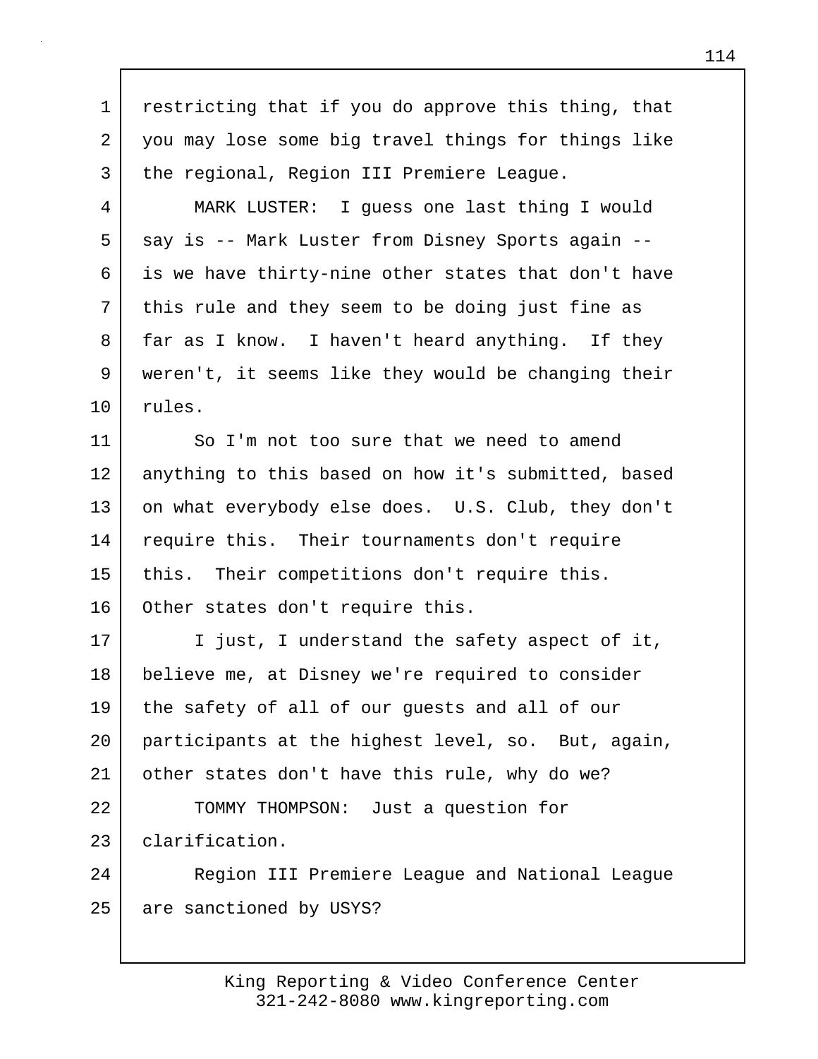restricting that if you do approve this thing, that you may lose some big travel things for things like the regional, Region III Premiere League.

MARK LUSTER: I guess one last thing I would say is -- Mark Luster from Disney Sports again -- is we have thirty-nine other states that don't have this rule and they seem to be doing just fine as far as I know. I haven't heard anything. If they weren't, it seems like they would be changing their rules.

So I'm not too sure that we need to amend anything to this based on how it's submitted, based on what everybody else does. U.S. Club, they don't require this. Their tournaments don't require this. Their competitions don't require this. Other states don't require this.

I just, I understand the safety aspect of it, believe me, at Disney we're required to consider the safety of all of our guests and all of our participants at the highest level, so. But, again, other states don't have this rule, why do we?

TOMMY THOMPSON: Just a question for clarification.

Region III Premiere League and National League are sanctioned by USYS?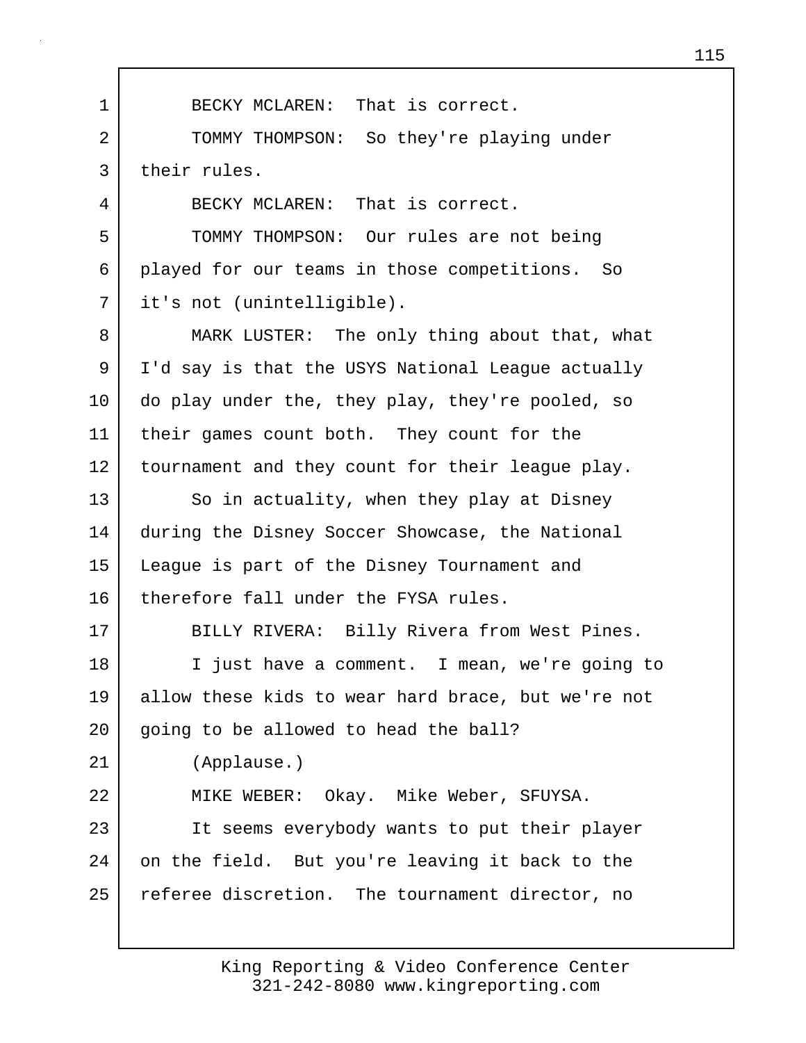BECKY MCLAREN: That is correct.

TOMMY THOMPSON: So they're playing under their rules.

BECKY MCLAREN: That is correct.

TOMMY THOMPSON: Our rules are not being played for our teams in those competitions. So it's not (unintelligible).

MARK LUSTER: The only thing about that, what I'd say is that the USYS National League actually do play under the, they play, they're pooled, so their games count both. They count for the tournament and they count for their league play.

So in actuality, when they play at Disney during the Disney Soccer Showcase, the National League is part of the Disney Tournament and therefore fall under the FYSA rules.

BILLY RIVERA: Billy Rivera from West Pines.

I just have a comment. I mean, we're going to allow these kids to wear hard brace, but we're not going to be allowed to head the ball?

(Applause.)

MIKE WEBER: Okay. Mike Weber, SFUYSA.

It seems everybody wants to put their player on the field. But you're leaving it back to the referee discretion. The tournament director, no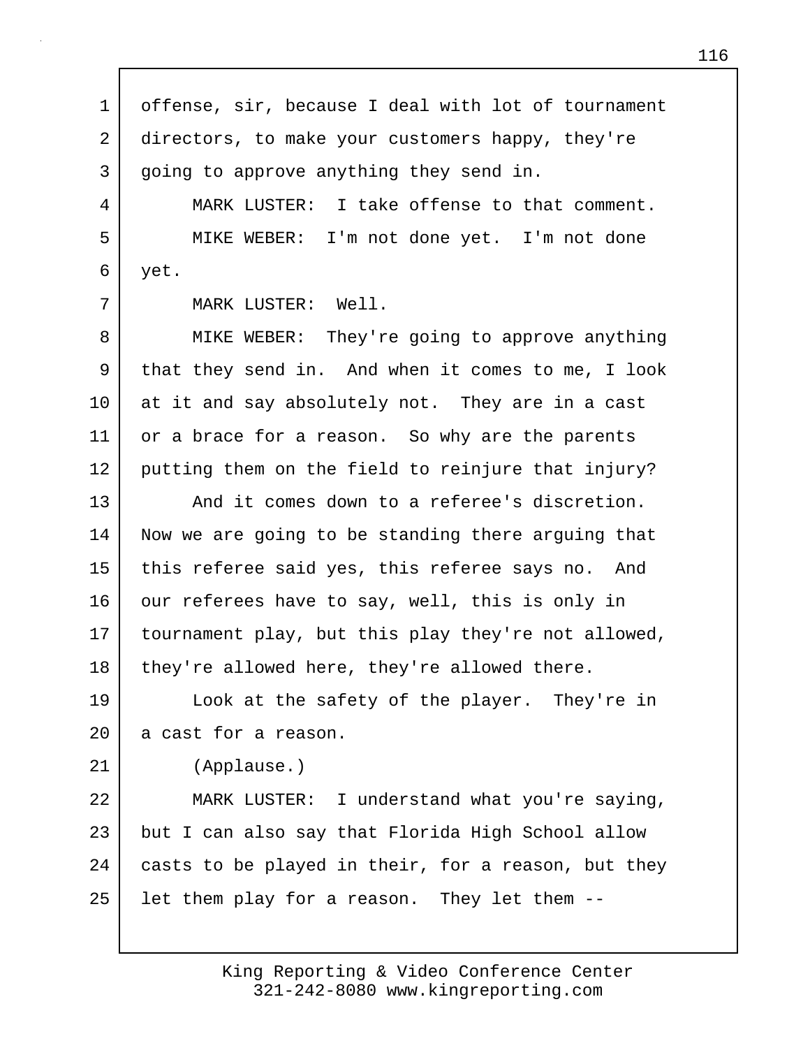offense, sir, because I deal with lot of tournament directors, to make your customers happy, they're going to approve anything they send in.

MARK LUSTER: I take offense to that comment.

MIKE WEBER: I'm not done yet. I'm not done yet.

MARK LUSTER: Well.

MIKE WEBER: They're going to approve anything that they send in. And when it comes to me, I look at it and say absolutely not. They are in a cast or a brace for a reason. So why are the parents putting them on the field to reinjure that injury?

And it comes down to a referee's discretion. Now we are going to be standing there arguing that this referee said yes, this referee says no. And our referees have to say, well, this is only in tournament play, but this play they're not allowed, they're allowed here, they're allowed there.

Look at the safety of the player. They're in a cast for a reason.

(Applause.)

MARK LUSTER: I understand what you're saying, but I can also say that Florida High School allow casts to be played in their, for a reason, but they let them play for a reason. They let them --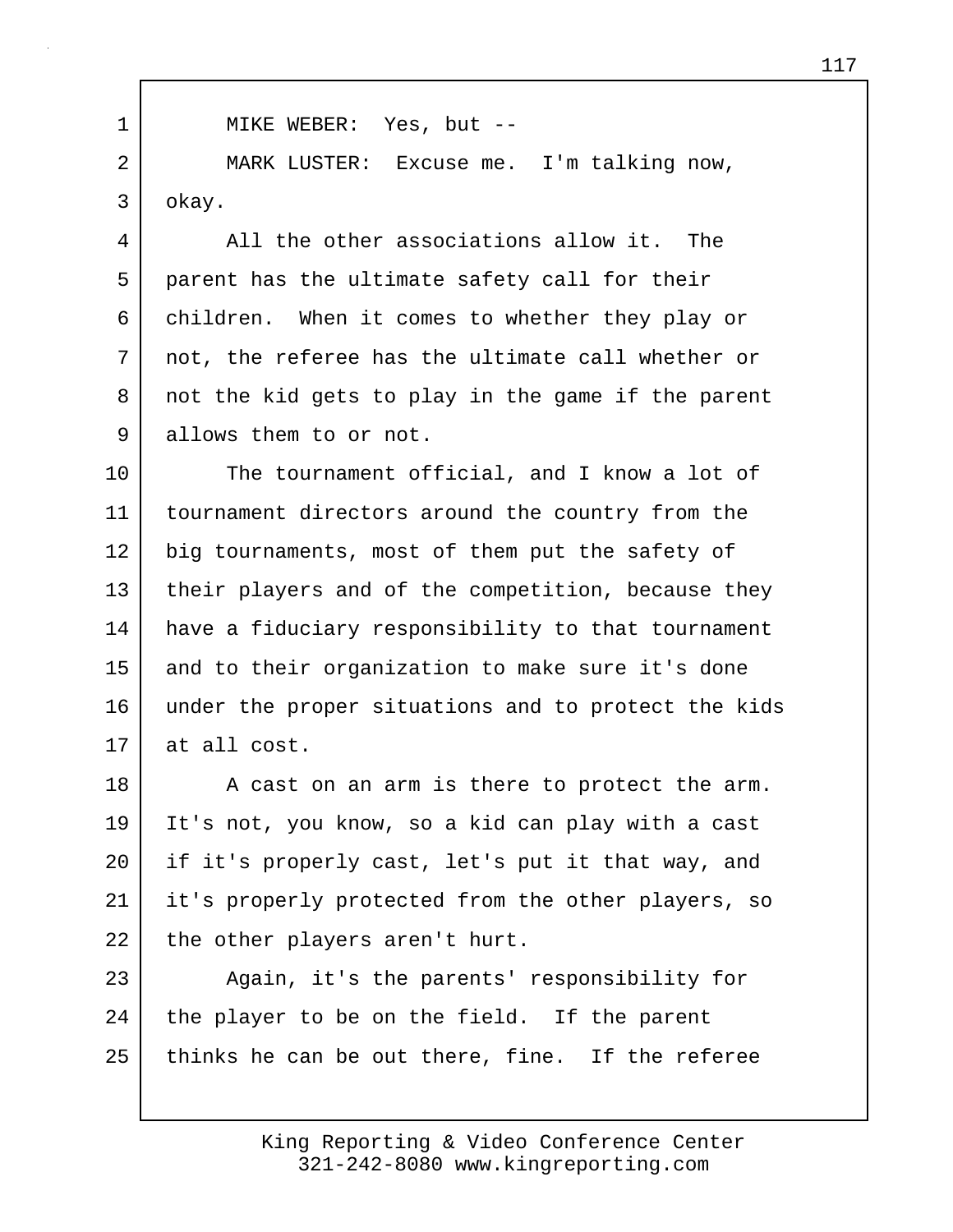MIKE WEBER: Yes, but --

MARK LUSTER: Excuse me. I'm talking now, okay.

All the other associations allow it. The parent has the ultimate safety call for their children. When it comes to whether they play or not, the referee has the ultimate call whether or not the kid gets to play in the game if the parent allows them to or not.

The tournament official, and I know a lot of tournament directors around the country from the big tournaments, most of them put the safety of their players and of the competition, because they have a fiduciary responsibility to that tournament and to their organization to make sure it's done under the proper situations and to protect the kids at all cost.

A cast on an arm is there to protect the arm. It's not, you know, so a kid can play with a cast if it's properly cast, let's put it that way, and it's properly protected from the other players, so the other players aren't hurt.

Again, it's the parents' responsibility for the player to be on the field. If the parent thinks he can be out there, fine. If the referee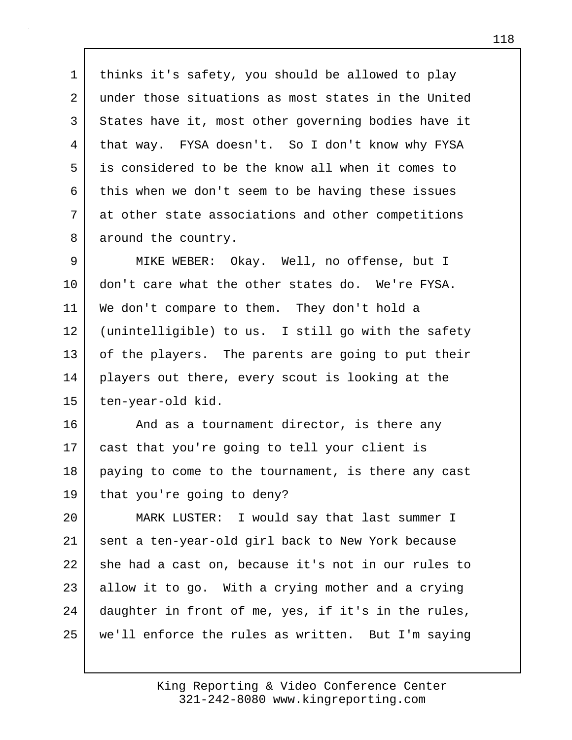thinks it's safety, you should be allowed to play under those situations as most states in the United States have it, most other governing bodies have it that way. FYSA doesn't. So I don't know why FYSA is considered to be the know all when it comes to this when we don't seem to be having these issues at other state associations and other competitions around the country.

MIKE WEBER: Okay. Well, no offense, but I don't care what the other states do. We're FYSA. We don't compare to them. They don't hold a (unintelligible) to us. I still go with the safety of the players. The parents are going to put their players out there, every scout is looking at the ten-year-old kid.

And as a tournament director, is there any cast that you're going to tell your client is paying to come to the tournament, is there any cast that you're going to deny?

MARK LUSTER: I would say that last summer I sent a ten-year-old girl back to New York because she had a cast on, because it's not in our rules to allow it to go. With a crying mother and a crying daughter in front of me, yes, if it's in the rules, we'll enforce the rules as written. But I'm saying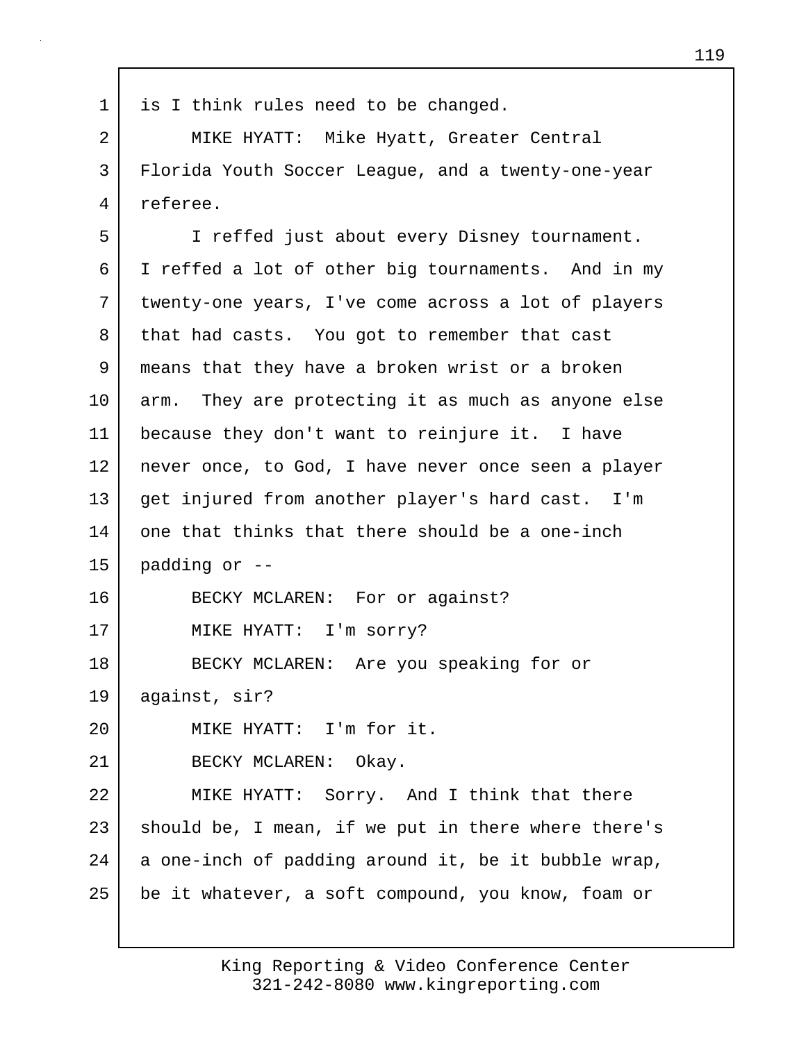is I think rules need to be changed.

MIKE HYATT: Mike Hyatt, Greater Central Florida Youth Soccer League, and a twenty-one-year referee.

I reffed just about every Disney tournament. I reffed a lot of other big tournaments. And in my twenty-one years, I've come across a lot of players that had casts. You got to remember that cast means that they have a broken wrist or a broken arm. They are protecting it as much as anyone else because they don't want to reinjure it. I have never once, to God, I have never once seen a player get injured from another player's hard cast. I'm one that thinks that there should be a one-inch padding or --

BECKY MCLAREN: For or against?

MIKE HYATT: I'm sorry?

BECKY MCLAREN: Are you speaking for or against, sir?

MIKE HYATT: I'm for it.

BECKY MCLAREN: Okay.

MIKE HYATT: Sorry. And I think that there should be, I mean, if we put in there where there's a one-inch of padding around it, be it bubble wrap, be it whatever, a soft compound, you know, foam or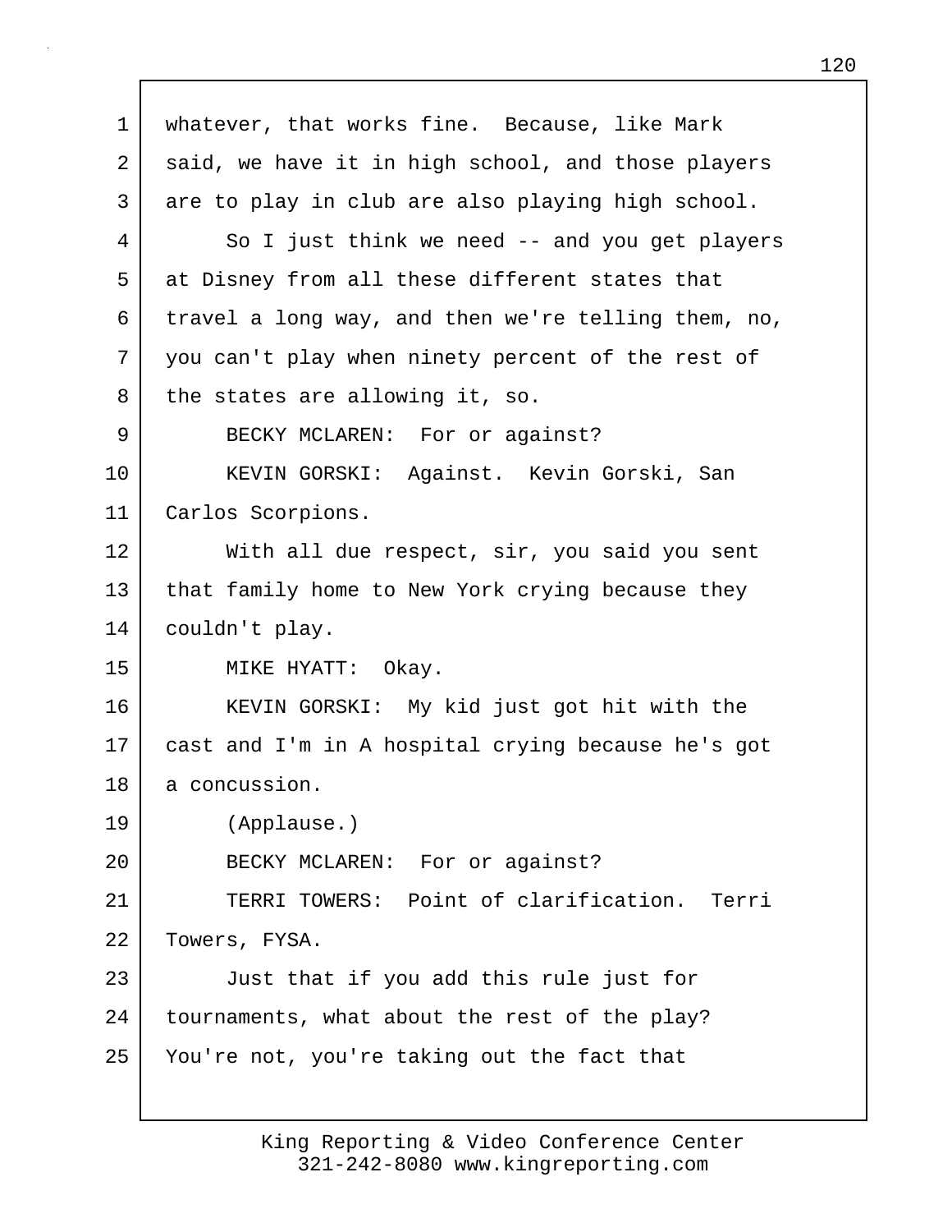whatever, that works fine. Because, like Mark said, we have it in high school, and those players are to play in club are also playing high school.

So I just think we need -- and you get players at Disney from all these different states that travel a long way, and then we're telling them, no, you can't play when ninety percent of the rest of the states are allowing it, so.

BECKY MCLAREN: For or against?

KEVIN GORSKI: Against. Kevin Gorski, San Carlos Scorpions.

With all due respect, sir, you said you sent that family home to New York crying because they couldn't play.

MIKE HYATT: Okay.

KEVIN GORSKI: My kid just got hit with the cast and I'm in A hospital crying because he's got a concussion.

(Applause.)

BECKY MCLAREN: For or against?

TERRI TOWERS: Point of clarification. Terri Towers, FYSA.

Just that if you add this rule just for tournaments, what about the rest of the play? You're not, you're taking out the fact that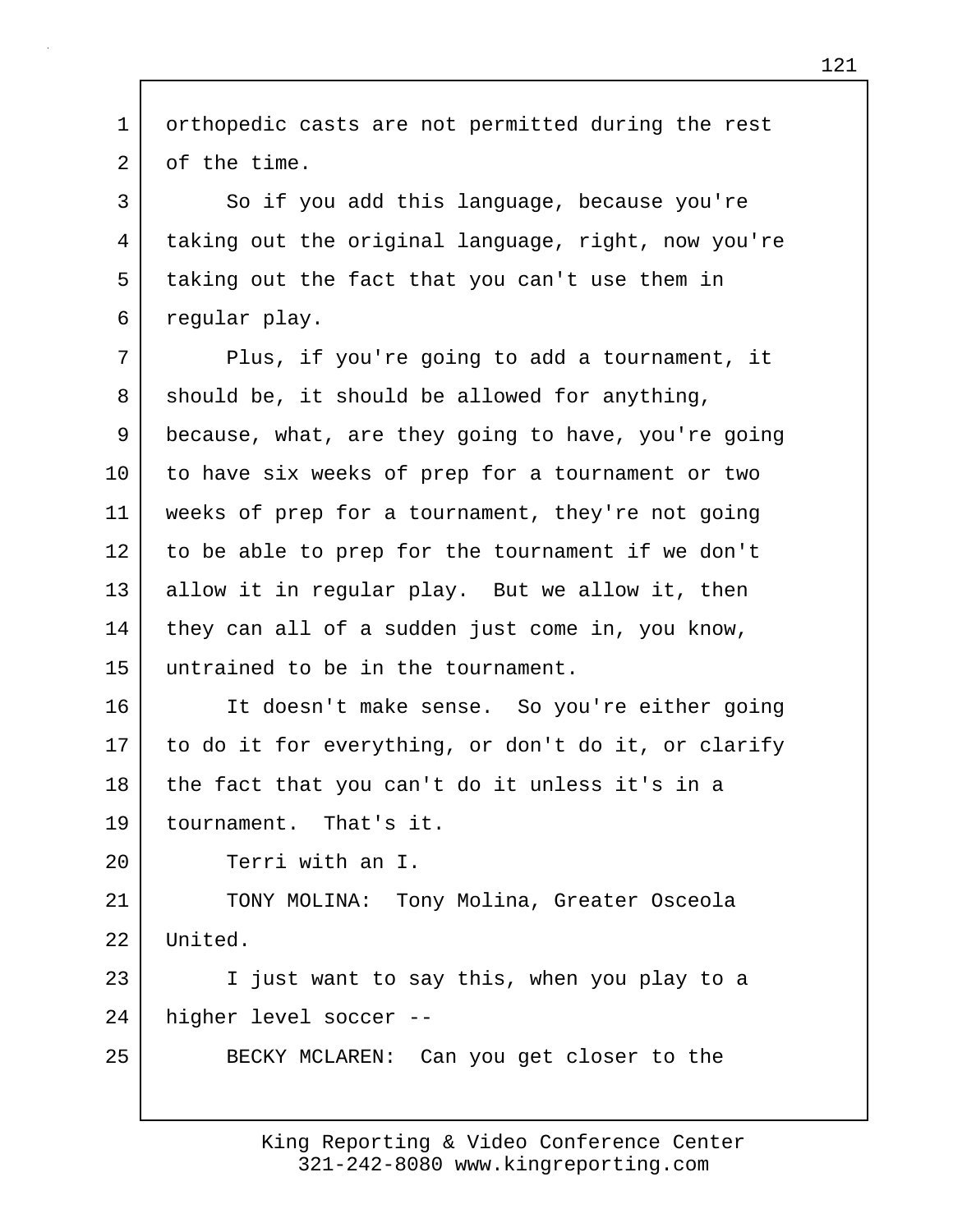orthopedic casts are not permitted during the rest of the time.

So if you add this language, because you're taking out the original language, right, now you're taking out the fact that you can't use them in regular play.

Plus, if you're going to add a tournament, it should be, it should be allowed for anything, because, what, are they going to have, you're going to have six weeks of prep for a tournament or two weeks of prep for a tournament, they're not going to be able to prep for the tournament if we don't allow it in regular play. But we allow it, then they can all of a sudden just come in, you know, untrained to be in the tournament.

It doesn't make sense. So you're either going to do it for everything, or don't do it, or clarify the fact that you can't do it unless it's in a tournament. That's it.

Terri with an I.

TONY MOLINA: Tony Molina, Greater Osceola United.

I just want to say this, when you play to a higher level soccer --

BECKY MCLAREN: Can you get closer to the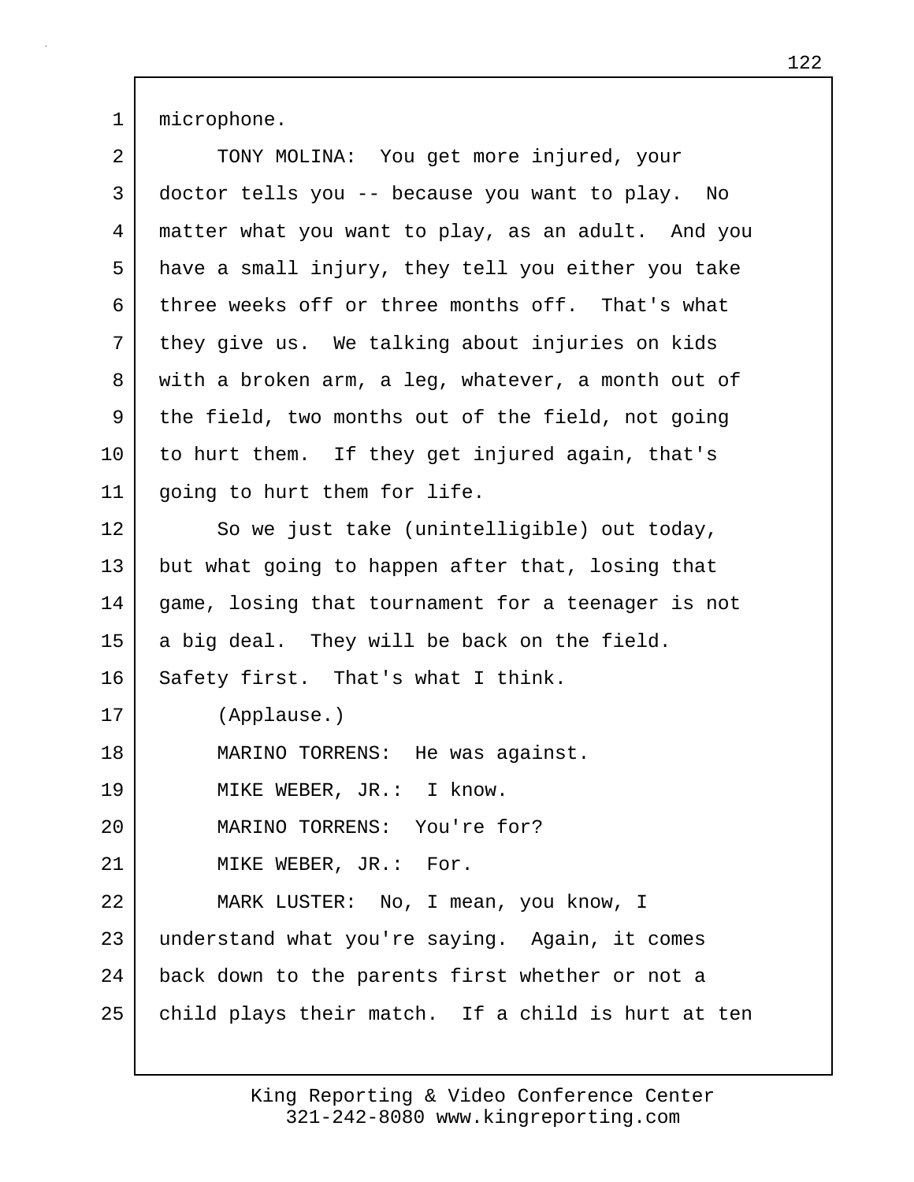microphone.

TONY MOLINA: You get more injured, your doctor tells you -- because you want to play. No matter what you want to play, as an adult. And you have a small injury, they tell you either you take three weeks off or three months off. That's what they give us. We talking about injuries on kids with a broken arm, a leg, whatever, a month out of the field, two months out of the field, not going to hurt them. If they get injured again, that's going to hurt them for life.

So we just take (unintelligible) out today, but what going to happen after that, losing that game, losing that tournament for a teenager is not a big deal. They will be back on the field. Safety first. That's what I think.

(Applause.)

MARINO TORRENS: He was against.

MIKE WEBER, JR.: I know.

MARINO TORRENS: You're for?

MIKE WEBER, JR.: For.

MARK LUSTER: No, I mean, you know, I understand what you're saying. Again, it comes back down to the parents first whether or not a child plays their match. If a child is hurt at ten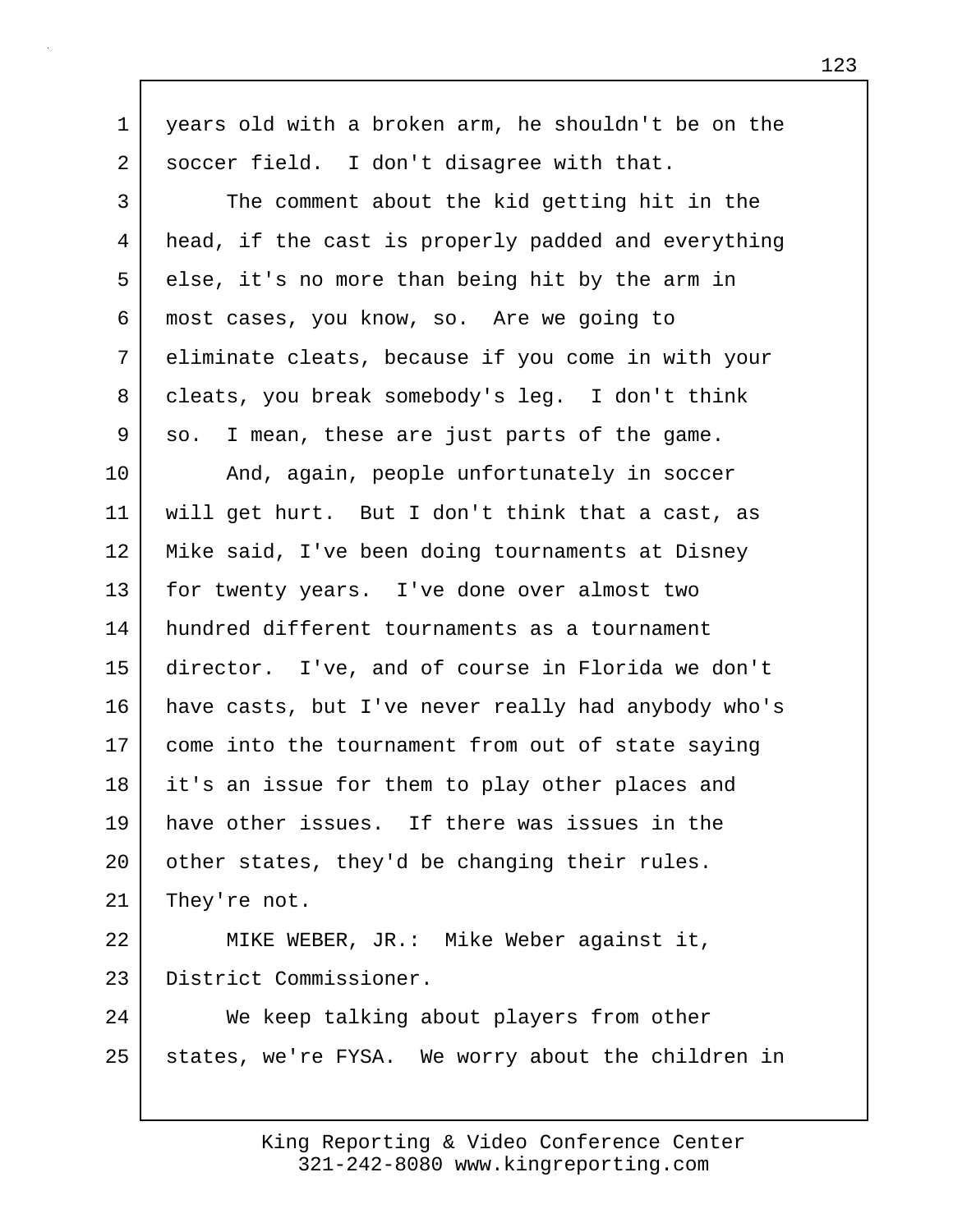years old with a broken arm, he shouldn't be on the soccer field. I don't disagree with that.

The comment about the kid getting hit in the head, if the cast is properly padded and everything else, it's no more than being hit by the arm in most cases, you know, so. Are we going to eliminate cleats, because if you come in with your cleats, you break somebody's leg. I don't think so. I mean, these are just parts of the game.

And, again, people unfortunately in soccer will get hurt. But I don't think that a cast, as Mike said, I've been doing tournaments at Disney for twenty years. I've done over almost two hundred different tournaments as a tournament director. I've, and of course in Florida we don't have casts, but I've never really had anybody who's come into the tournament from out of state saying it's an issue for them to play other places and have other issues. If there was issues in the other states, they'd be changing their rules. They're not.

MIKE WEBER, JR.: Mike Weber against it, District Commissioner.

We keep talking about players from other states, we're FYSA. We worry about the children in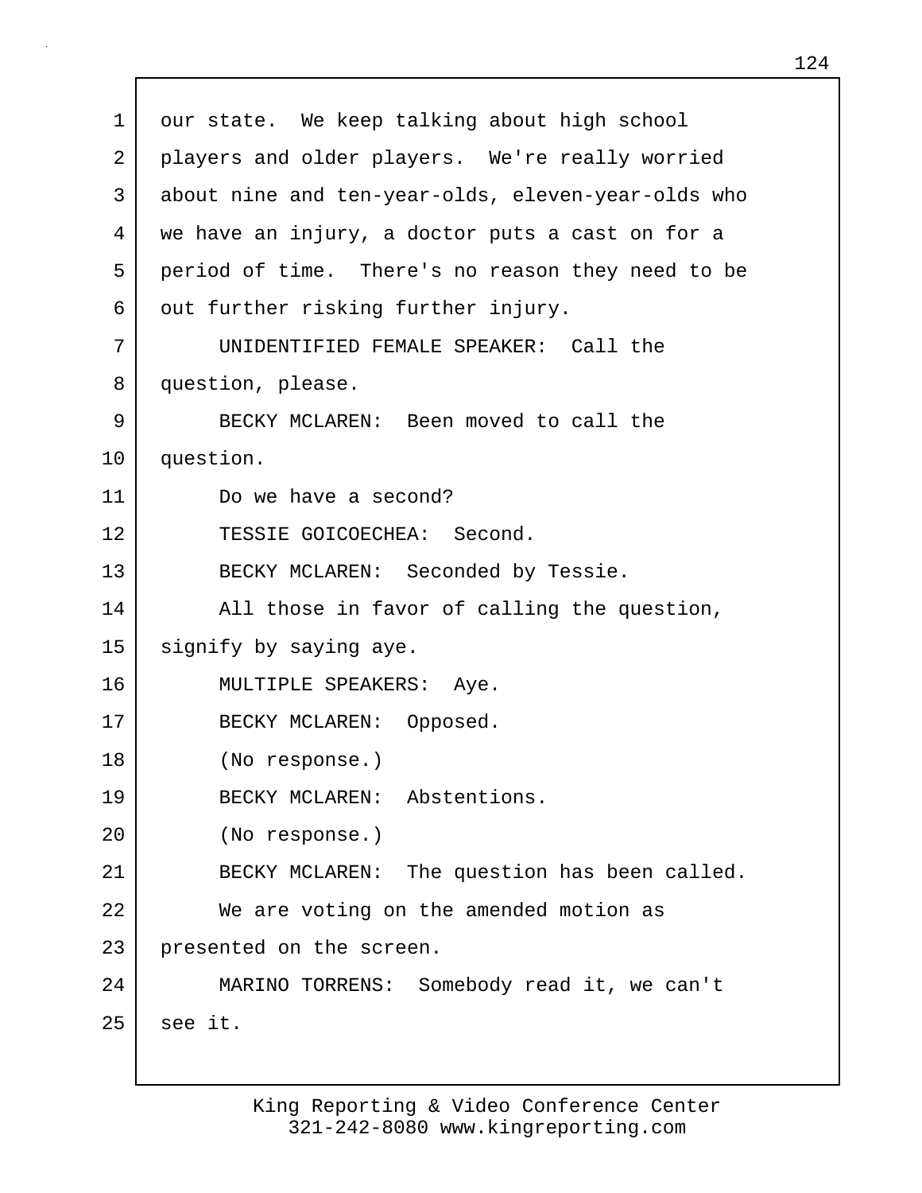our state. We keep talking about high school players and older players. We're really worried about nine and ten-year-olds, eleven-year-olds who we have an injury, a doctor puts a cast on for a period of time. There's no reason they need to be out further risking further injury.

UNIDENTIFIED FEMALE SPEAKER: Call the question, please.

BECKY MCLAREN: Been moved to call the question.

Do we have a second?

TESSIE GOICOECHEA: Second.

BECKY MCLAREN: Seconded by Tessie.

All those in favor of calling the question, signify by saying aye.

MULTIPLE SPEAKERS: Aye.

BECKY MCLAREN: Opposed.

(No response.)

BECKY MCLAREN: Abstentions.

(No response.)

BECKY MCLAREN: The question has been called.

We are voting on the amended motion as presented on the screen.

MARINO TORRENS: Somebody read it, we can't see it.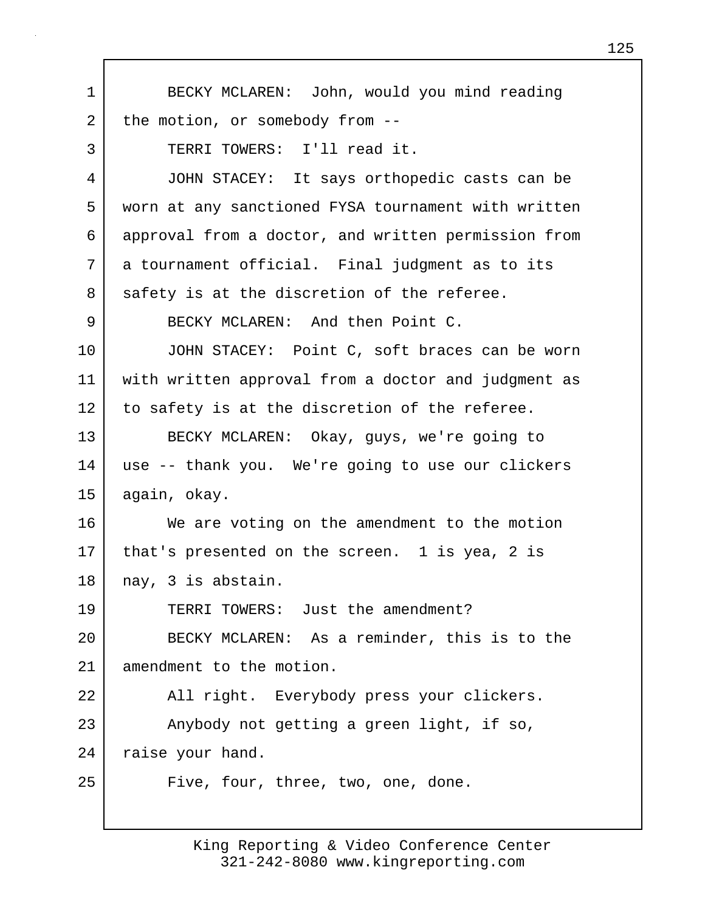BECKY MCLAREN: John, would you mind reading the motion, or somebody from --

TERRI TOWERS: I'll read it.

JOHN STACEY: It says orthopedic casts can be worn at any sanctioned FYSA tournament with written approval from a doctor, and written permission from a tournament official. Final judgment as to its safety is at the discretion of the referee.

BECKY MCLAREN: And then Point C.

JOHN STACEY: Point C, soft braces can be worn with written approval from a doctor and judgment as to safety is at the discretion of the referee.

BECKY MCLAREN: Okay, guys, we're going to use -- thank you. We're going to use our clickers again, okay.

We are voting on the amendment to the motion that's presented on the screen. 1 is yea, 2 is nay, 3 is abstain.

TERRI TOWERS: Just the amendment?

BECKY MCLAREN: As a reminder, this is to the amendment to the motion.

All right. Everybody press your clickers.

Anybody not getting a green light, if so, raise your hand.

Five, four, three, two, one, done.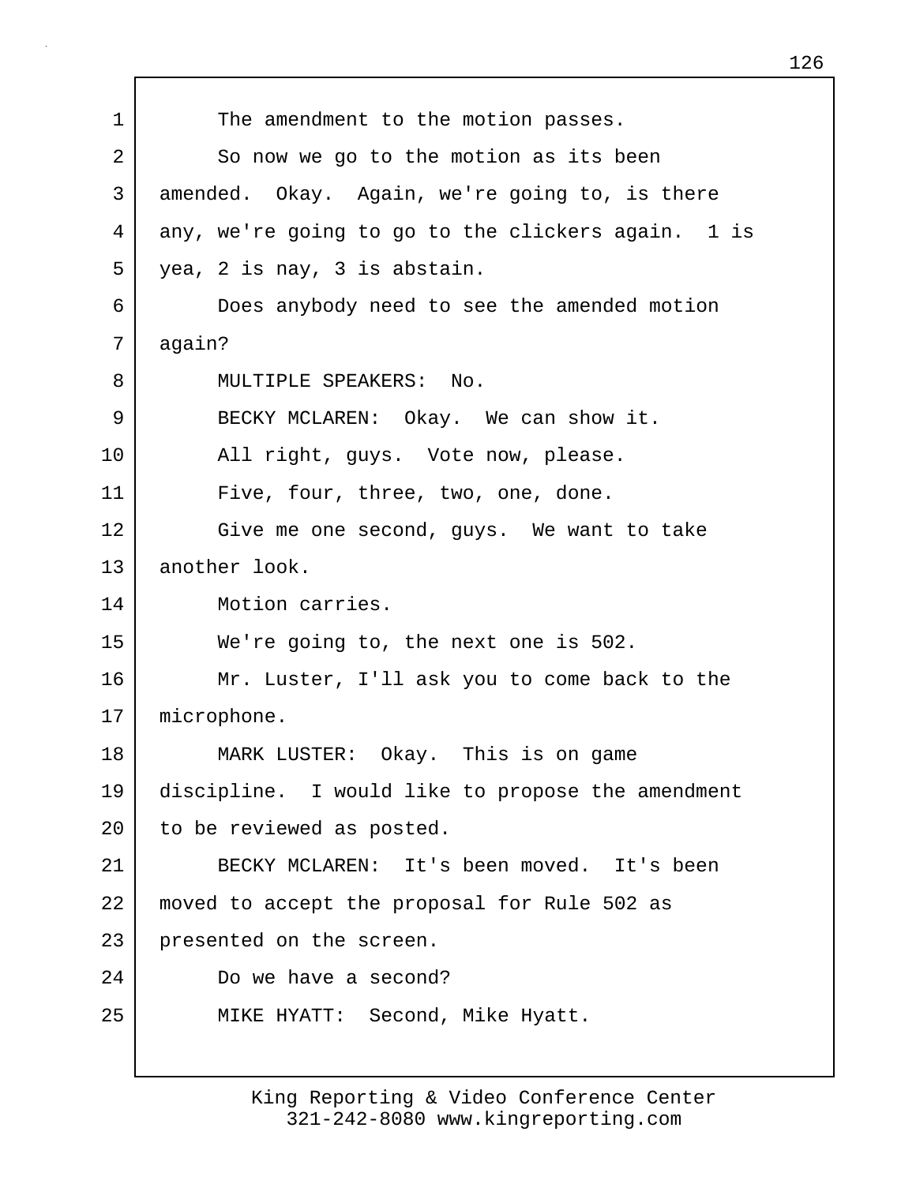1 The amendment to the motion passes.

2 So now we go to the motion as its been

3 amended. Okay. Again, we're going to, is there

4 any, we're going to go to the clickers again. 1 is

5 yea, 2 is nay, 3 is abstain.

6 Does anybody need to see the amended motion

7 again?

8 MULTIPLE SPEAKERS: No.

9 BECKY MCLAREN: Okay. We can show it.

10 All right, guys. Vote now, please.

11 Five, four, three, two, one, done.

12 Give me one second, guys. We want to take

13 another look.

14 Motion carries.

15 We're going to, the next one is 502.

16 Mr. Luster, I'll ask you to come back to the

17 microphone.

18 MARK LUSTER: Okay. This is on game

19 discipline. I would like to propose the amendment

20 to be reviewed as posted.

21 BECKY MCLAREN: It's been moved. It's been

22 moved to accept the proposal for Rule 502 as

23 presented on the screen.

24 Do we have a second?

25 MIKE HYATT: Second, Mike Hyatt.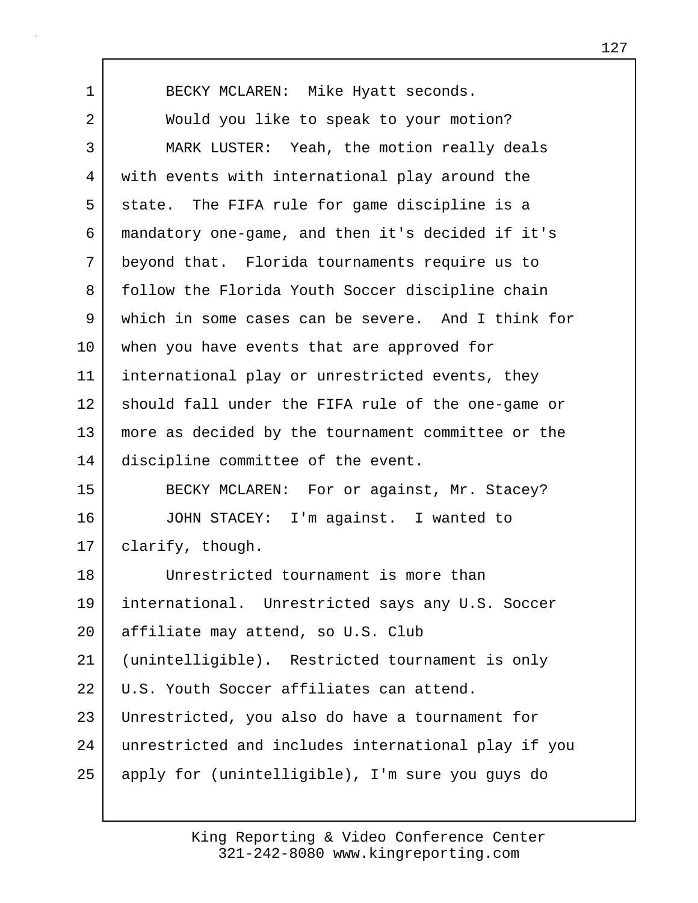BECKY MCLAREN: Mike Hyatt seconds.

Would you like to speak to your motion?

MARK LUSTER: Yeah, the motion really deals with events with international play around the state. The FIFA rule for game discipline is a mandatory one-game, and then it's decided if it's beyond that. Florida tournaments require us to follow the Florida Youth Soccer discipline chain which in some cases can be severe. And I think for when you have events that are approved for international play or unrestricted events, they should fall under the FIFA rule of the one-game or more as decided by the tournament committee or the discipline committee of the event.

BECKY MCLAREN: For or against, Mr. Stacey?

JOHN STACEY: I'm against. I wanted to clarify, though.

Unrestricted tournament is more than international. Unrestricted says any U.S. Soccer affiliate may attend, so U.S. Club (unintelligible). Restricted tournament is only U.S. Youth Soccer affiliates can attend. Unrestricted, you also do have a tournament for unrestricted and includes international play if you apply for (unintelligible), I'm sure you guys do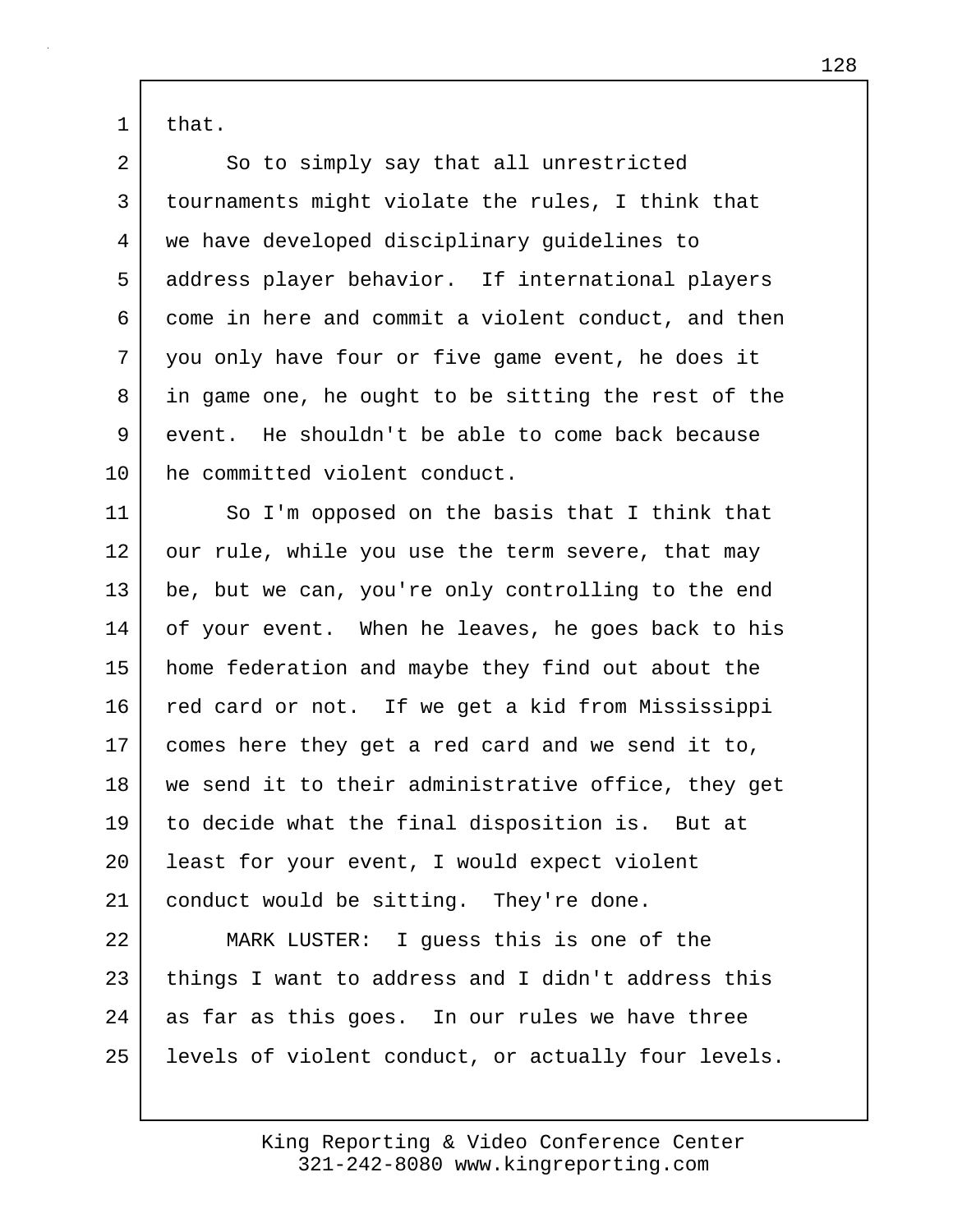that.

So to simply say that all unrestricted tournaments might violate the rules, I think that we have developed disciplinary guidelines to address player behavior. If international players come in here and commit a violent conduct, and then you only have four or five game event, he does it in game one, he ought to be sitting the rest of the event. He shouldn't be able to come back because he committed violent conduct.

So I'm opposed on the basis that I think that our rule, while you use the term severe, that may be, but we can, you're only controlling to the end of your event. When he leaves, he goes back to his home federation and maybe they find out about the red card or not. If we get a kid from Mississippi comes here they get a red card and we send it to, we send it to their administrative office, they get to decide what the final disposition is. But at least for your event, I would expect violent conduct would be sitting. They're done.

MARK LUSTER: I guess this is one of the things I want to address and I didn't address this as far as this goes. In our rules we have three levels of violent conduct, or actually four levels.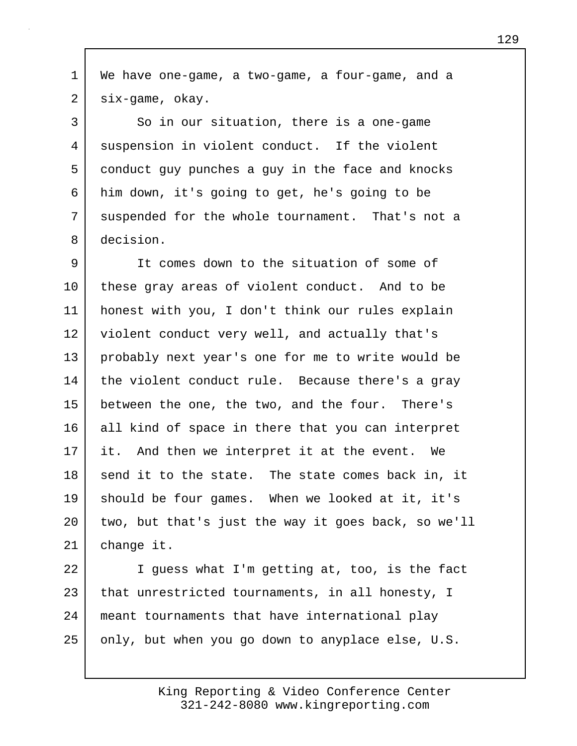We have one-game, a two-game, a four-game, and a six-game, okay.

So in our situation, there is a one-game suspension in violent conduct. If the violent conduct guy punches a guy in the face and knocks him down, it's going to get, he's going to be suspended for the whole tournament. That's not a decision.

It comes down to the situation of some of these gray areas of violent conduct. And to be honest with you, I don't think our rules explain violent conduct very well, and actually that's probably next year's one for me to write would be the violent conduct rule. Because there's a gray between the one, the two, and the four. There's all kind of space in there that you can interpret it. And then we interpret it at the event. We send it to the state. The state comes back in, it should be four games. When we looked at it, it's two, but that's just the way it goes back, so we'll change it.

I guess what I'm getting at, too, is the fact that unrestricted tournaments, in all honesty, I meant tournaments that have international play only, but when you go down to anyplace else, U.S.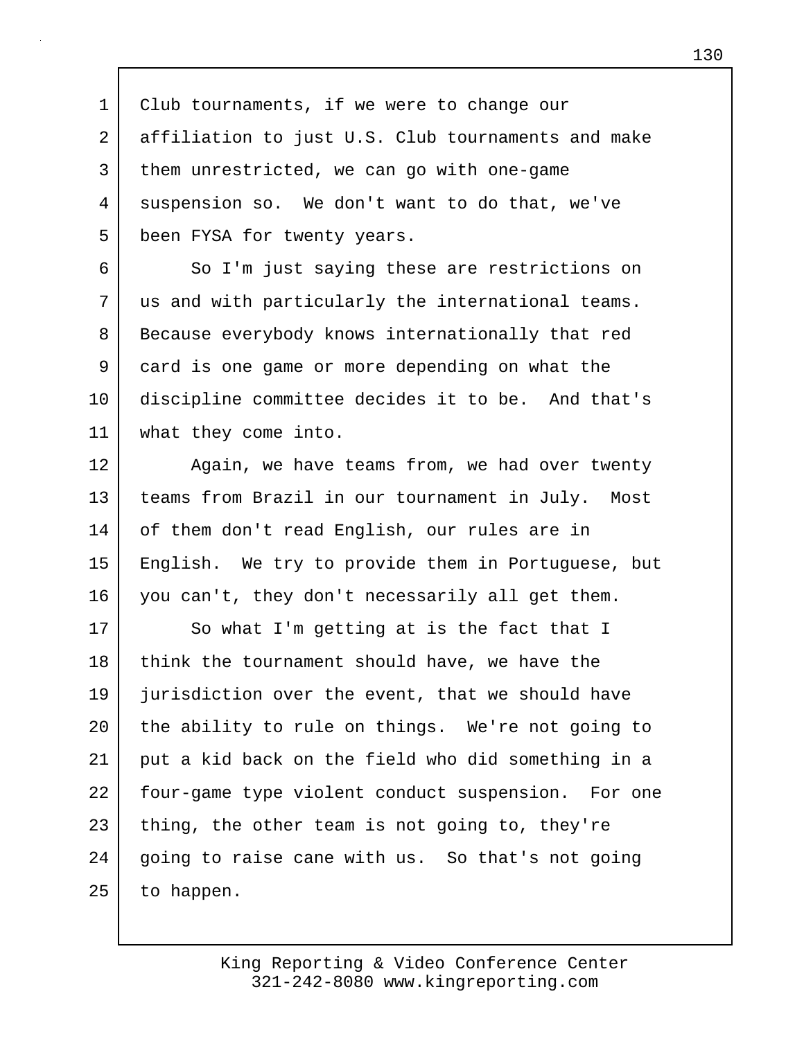1 Club tournaments, if we were to change our
2 affiliation to just U.S. Club tournaments and make
3 them unrestricted, we can go with one-game
4 suspension so. We don't want to do that, we've
5 been FYSA for twenty years.
6 So I'm just saying these are restrictions on
7 us and with particularly the international teams.
8 Because everybody knows internationally that red
9 card is one game or more depending on what the
10 discipline committee decides it to be. And that's
11 what they come into.
12 Again, we have teams from, we had over twenty
13 teams from Brazil in our tournament in July. Most
14 of them don't read English, our rules are in
15 English. We try to provide them in Portuguese, but
16 you can't, they don't necessarily all get them.
17 So what I'm getting at is the fact that I
18 think the tournament should have, we have the
19 jurisdiction over the event, that we should have
20 the ability to rule on things. We're not going to
21 put a kid back on the field who did something in a
22 four-game type violent conduct suspension. For one
23 thing, the other team is not going to, they're
24 going to raise cane with us. So that's not going
25 to happen.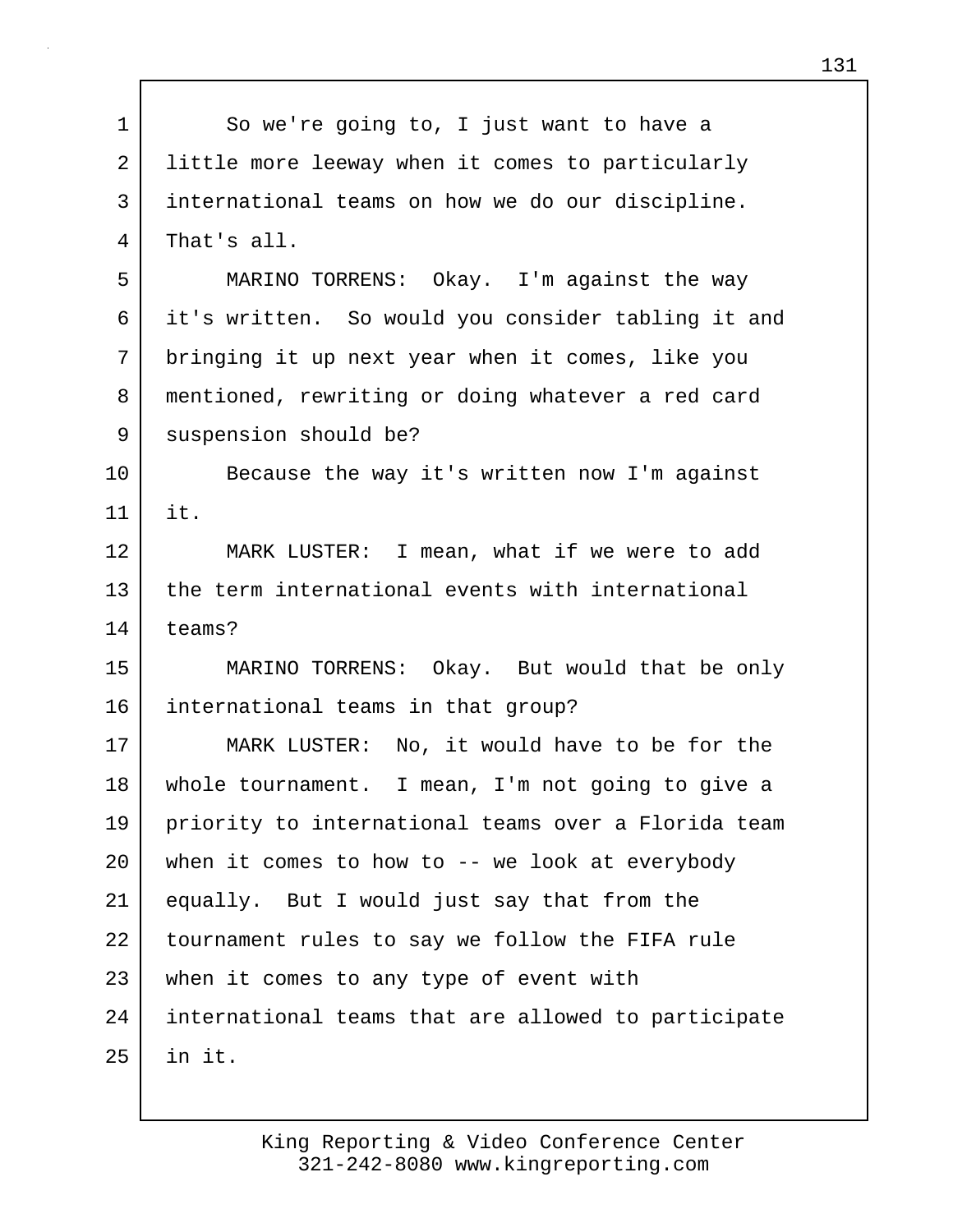So we're going to, I just want to have a little more leeway when it comes to particularly international teams on how we do our discipline. That's all.

MARINO TORRENS: Okay. I'm against the way it's written. So would you consider tabling it and bringing it up next year when it comes, like you mentioned, rewriting or doing whatever a red card suspension should be?

Because the way it's written now I'm against it.

MARK LUSTER: I mean, what if we were to add the term international events with international teams?

MARINO TORRENS: Okay. But would that be only international teams in that group?

MARK LUSTER: No, it would have to be for the whole tournament. I mean, I'm not going to give a priority to international teams over a Florida team when it comes to how to -- we look at everybody equally. But I would just say that from the tournament rules to say we follow the FIFA rule when it comes to any type of event with international teams that are allowed to participate in it.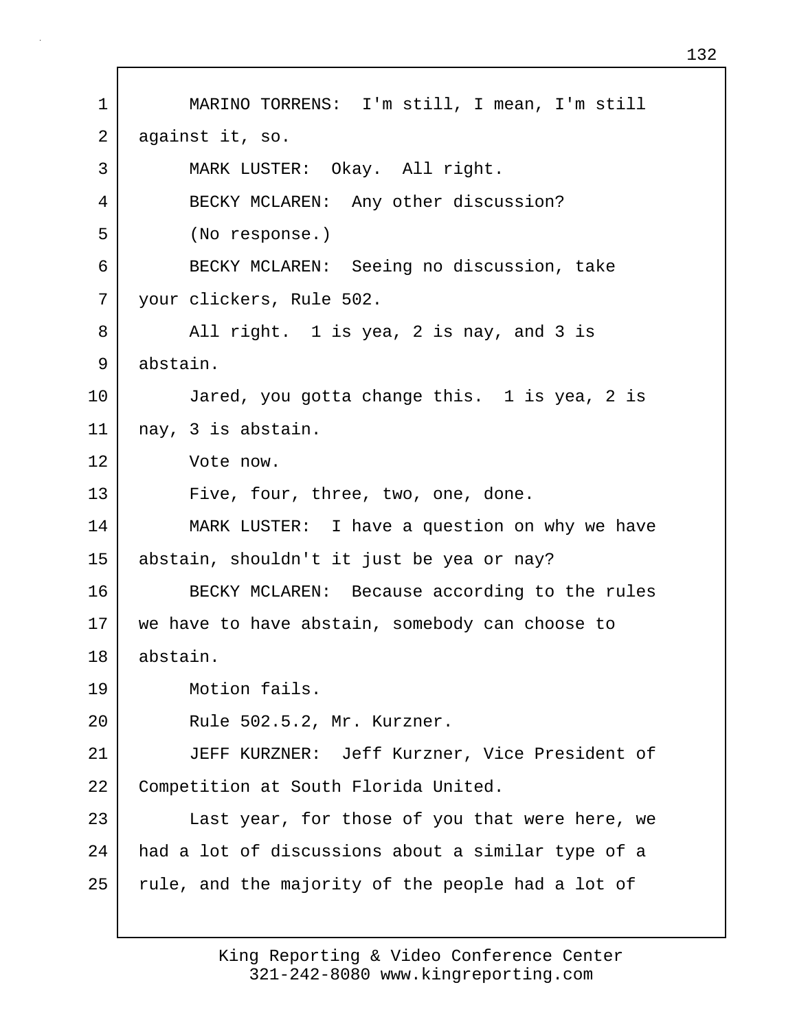MARINO TORRENS: I'm still, I mean, I'm still against it, so.

MARK LUSTER: Okay. All right.

BECKY MCLAREN: Any other discussion?

(No response.)

BECKY MCLAREN: Seeing no discussion, take your clickers, Rule 502.

All right. 1 is yea, 2 is nay, and 3 is abstain.

Jared, you gotta change this. 1 is yea, 2 is nay, 3 is abstain.

Vote now.

Five, four, three, two, one, done.

MARK LUSTER: I have a question on why we have abstain, shouldn't it just be yea or nay?

BECKY MCLAREN: Because according to the rules we have to have abstain, somebody can choose to abstain.

Motion fails.

Rule 502.5.2, Mr. Kurzner.

JEFF KURZNER: Jeff Kurzner, Vice President of Competition at South Florida United.

Last year, for those of you that were here, we had a lot of discussions about a similar type of a rule, and the majority of the people had a lot of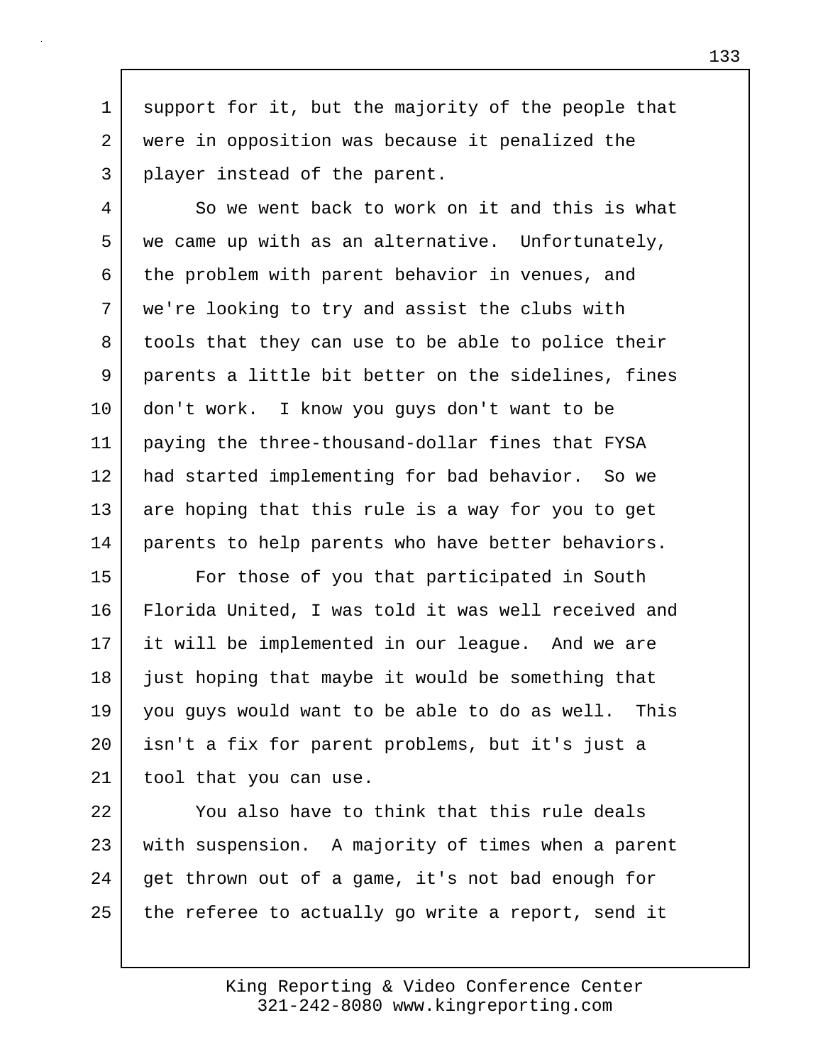support for it, but the majority of the people that were in opposition was because it penalized the player instead of the parent.

So we went back to work on it and this is what we came up with as an alternative. Unfortunately, the problem with parent behavior in venues, and we're looking to try and assist the clubs with tools that they can use to be able to police their parents a little bit better on the sidelines, fines don't work. I know you guys don't want to be paying the three-thousand-dollar fines that FYSA had started implementing for bad behavior. So we are hoping that this rule is a way for you to get parents to help parents who have better behaviors.

For those of you that participated in South Florida United, I was told it was well received and it will be implemented in our league. And we are just hoping that maybe it would be something that you guys would want to be able to do as well. This isn't a fix for parent problems, but it's just a tool that you can use.

You also have to think that this rule deals with suspension. A majority of times when a parent get thrown out of a game, it's not bad enough for the referee to actually go write a report, send it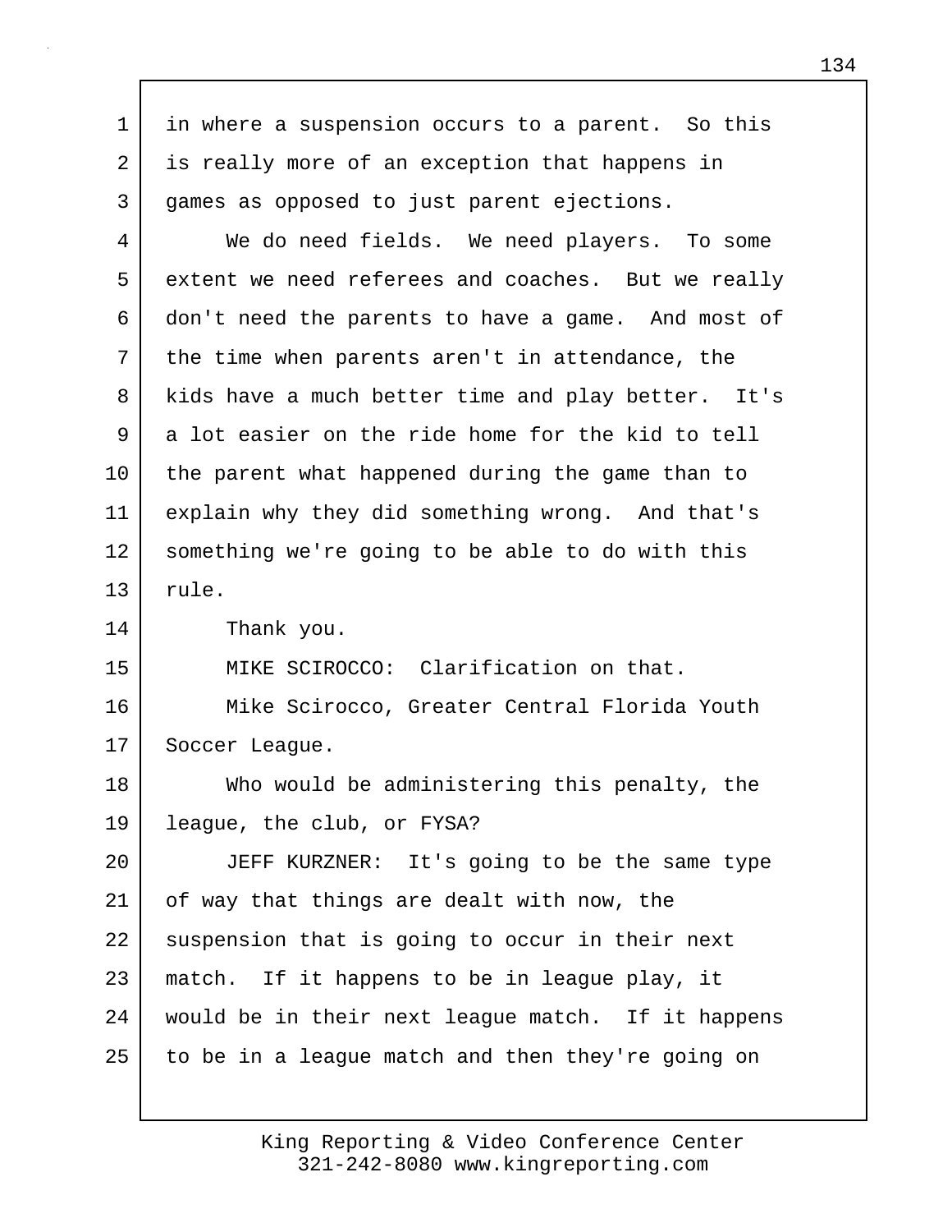in where a suspension occurs to a parent. So this is really more of an exception that happens in games as opposed to just parent ejections.

We do need fields. We need players. To some extent we need referees and coaches. But we really don't need the parents to have a game. And most of the time when parents aren't in attendance, the kids have a much better time and play better. It's a lot easier on the ride home for the kid to tell the parent what happened during the game than to explain why they did something wrong. And that's something we're going to be able to do with this rule.

Thank you.

MIKE SCIROCCO: Clarification on that.

Mike Scirocco, Greater Central Florida Youth Soccer League.

Who would be administering this penalty, the league, the club, or FYSA?

JEFF KURZNER: It's going to be the same type of way that things are dealt with now, the suspension that is going to occur in their next match. If it happens to be in league play, it would be in their next league match. If it happens to be in a league match and then they're going on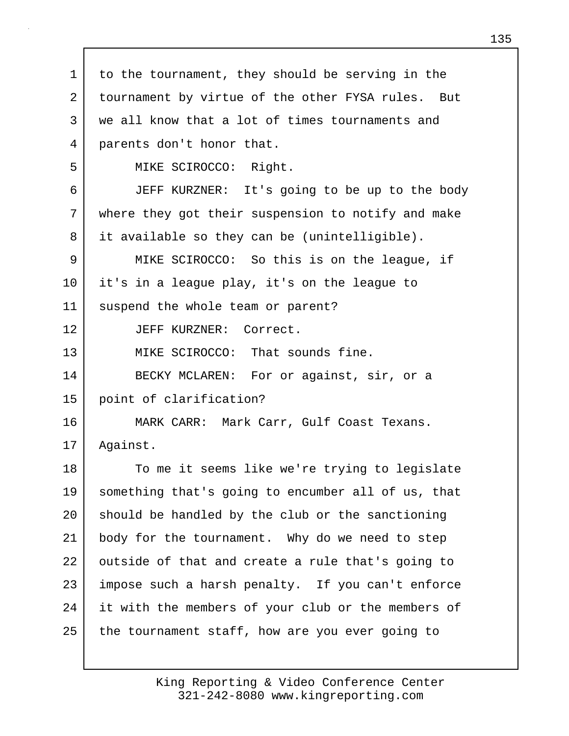to the tournament, they should be serving in the tournament by virtue of the other FYSA rules. But we all know that a lot of times tournaments and parents don't honor that.

MIKE SCIROCCO: Right.

JEFF KURZNER: It's going to be up to the body where they got their suspension to notify and make it available so they can be (unintelligible).

MIKE SCIROCCO: So this is on the league, if it's in a league play, it's on the league to suspend the whole team or parent?

JEFF KURZNER: Correct.

MIKE SCIROCCO: That sounds fine.

BECKY MCLAREN: For or against, sir, or a point of clarification?

MARK CARR: Mark Carr, Gulf Coast Texans. Against.

To me it seems like we're trying to legislate something that's going to encumber all of us, that should be handled by the club or the sanctioning body for the tournament. Why do we need to step outside of that and create a rule that's going to impose such a harsh penalty. If you can't enforce it with the members of your club or the members of the tournament staff, how are you ever going to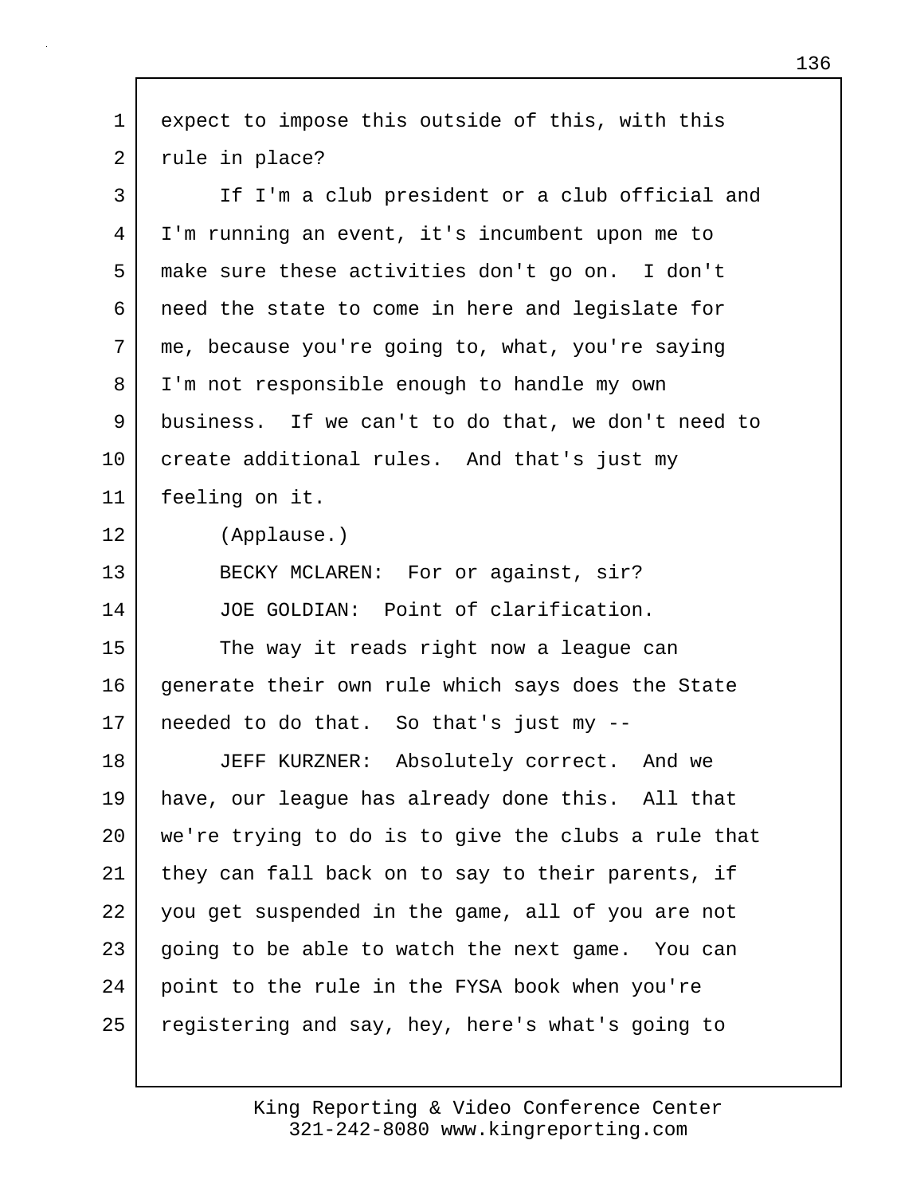expect to impose this outside of this, with this rule in place?

If I'm a club president or a club official and I'm running an event, it's incumbent upon me to make sure these activities don't go on. I don't need the state to come in here and legislate for me, because you're going to, what, you're saying I'm not responsible enough to handle my own business. If we can't to do that, we don't need to create additional rules. And that's just my feeling on it.

(Applause.)

BECKY MCLAREN: For or against, sir?

JOE GOLDIAN: Point of clarification.

The way it reads right now a league can generate their own rule which says does the State needed to do that. So that's just my --

JEFF KURZNER: Absolutely correct. And we have, our league has already done this. All that we're trying to do is to give the clubs a rule that they can fall back on to say to their parents, if you get suspended in the game, all of you are not going to be able to watch the next game. You can point to the rule in the FYSA book when you're registering and say, hey, here's what's going to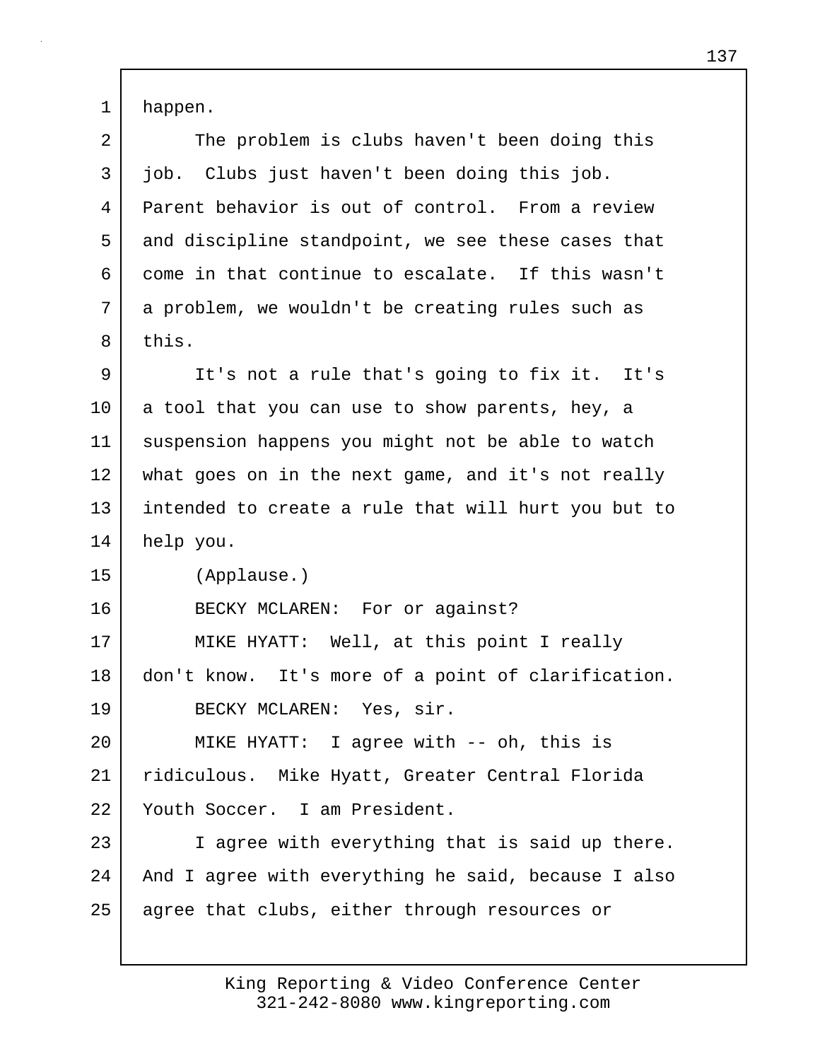happen.

The problem is clubs haven't been doing this job. Clubs just haven't been doing this job. Parent behavior is out of control. From a review and discipline standpoint, we see these cases that come in that continue to escalate. If this wasn't a problem, we wouldn't be creating rules such as this.

It's not a rule that's going to fix it. It's a tool that you can use to show parents, hey, a suspension happens you might not be able to watch what goes on in the next game, and it's not really intended to create a rule that will hurt you but to help you.

(Applause.)

BECKY MCLAREN: For or against?

MIKE HYATT: Well, at this point I really don't know. It's more of a point of clarification.

BECKY MCLAREN: Yes, sir.

MIKE HYATT: I agree with -- oh, this is ridiculous. Mike Hyatt, Greater Central Florida Youth Soccer. I am President.

I agree with everything that is said up there. And I agree with everything he said, because I also agree that clubs, either through resources or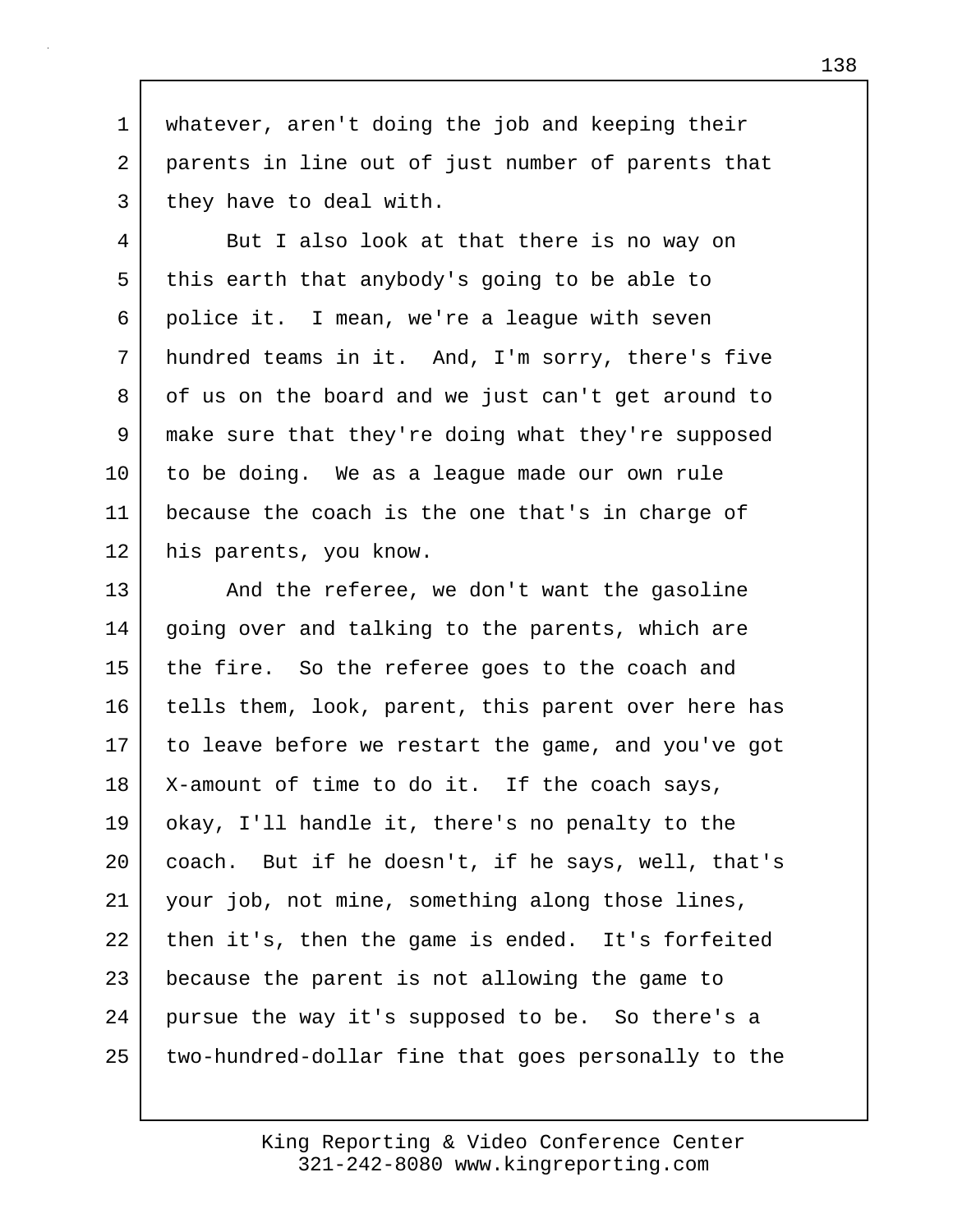whatever, aren't doing the job and keeping their parents in line out of just number of parents that they have to deal with.

But I also look at that there is no way on this earth that anybody's going to be able to police it. I mean, we're a league with seven hundred teams in it. And, I'm sorry, there's five of us on the board and we just can't get around to make sure that they're doing what they're supposed to be doing. We as a league made our own rule because the coach is the one that's in charge of his parents, you know.

And the referee, we don't want the gasoline going over and talking to the parents, which are the fire. So the referee goes to the coach and tells them, look, parent, this parent over here has to leave before we restart the game, and you've got X-amount of time to do it. If the coach says, okay, I'll handle it, there's no penalty to the coach. But if he doesn't, if he says, well, that's your job, not mine, something along those lines, then it's, then the game is ended. It's forfeited because the parent is not allowing the game to pursue the way it's supposed to be. So there's a two-hundred-dollar fine that goes personally to the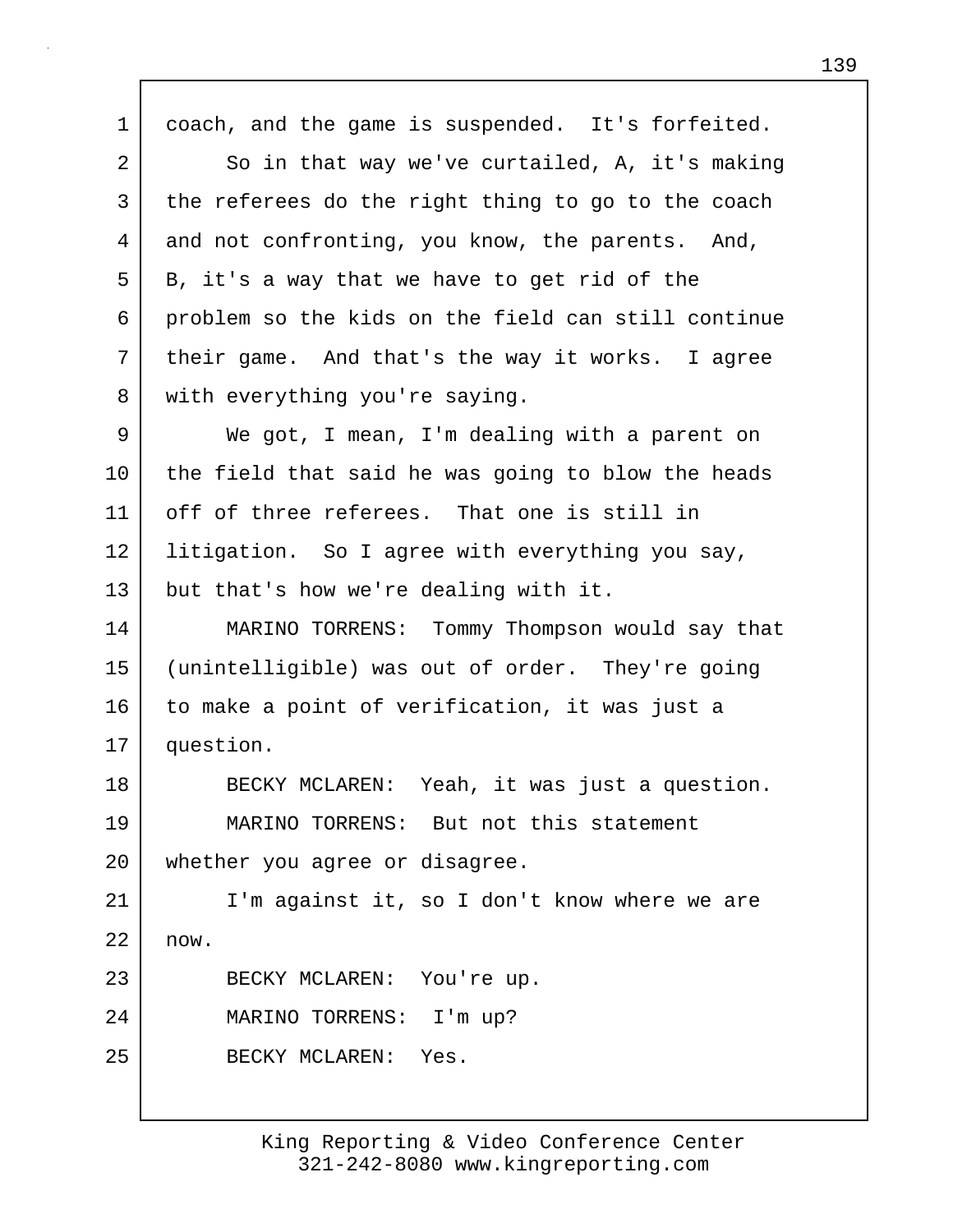coach, and the game is suspended. It's forfeited.

So in that way we've curtailed, A, it's making the referees do the right thing to go to the coach and not confronting, you know, the parents. And, B, it's a way that we have to get rid of the problem so the kids on the field can still continue their game. And that's the way it works. I agree with everything you're saying.

We got, I mean, I'm dealing with a parent on the field that said he was going to blow the heads off of three referees. That one is still in litigation. So I agree with everything you say, but that's how we're dealing with it.

MARINO TORRENS: Tommy Thompson would say that (unintelligible) was out of order. They're going to make a point of verification, it was just a question.

BECKY MCLAREN: Yeah, it was just a question.

MARINO TORRENS: But not this statement whether you agree or disagree.

I'm against it, so I don't know where we are now.

BECKY MCLAREN: You're up.

MARINO TORRENS: I'm up?

BECKY MCLAREN: Yes.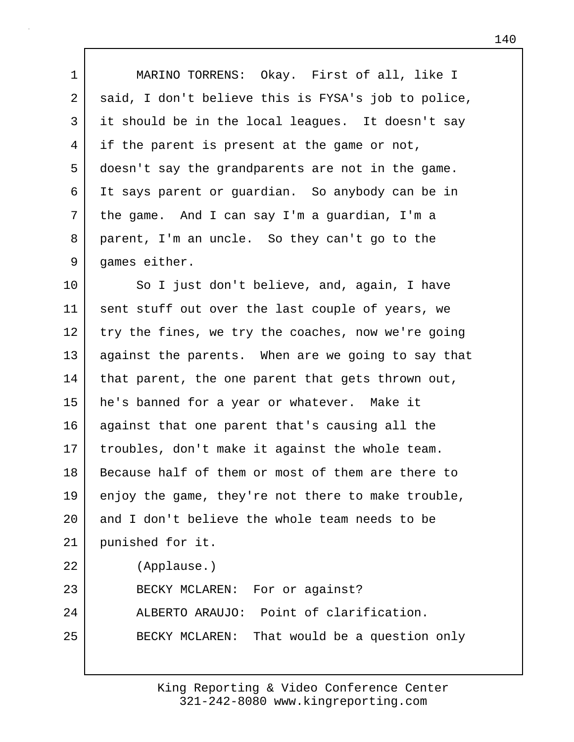MARINO TORRENS: Okay. First of all, like I said, I don't believe this is FYSA's job to police, it should be in the local leagues. It doesn't say if the parent is present at the game or not, doesn't say the grandparents are not in the game. It says parent or guardian. So anybody can be in the game. And I can say I'm a guardian, I'm a parent, I'm an uncle. So they can't go to the games either.

So I just don't believe, and, again, I have sent stuff out over the last couple of years, we try the fines, we try the coaches, now we're going against the parents. When are we going to say that that parent, the one parent that gets thrown out, he's banned for a year or whatever. Make it against that one parent that's causing all the troubles, don't make it against the whole team. Because half of them or most of them are there to enjoy the game, they're not there to make trouble, and I don't believe the whole team needs to be punished for it.

(Applause.)

BECKY MCLAREN: For or against?

ALBERTO ARAUJO: Point of clarification.

BECKY MCLAREN: That would be a question only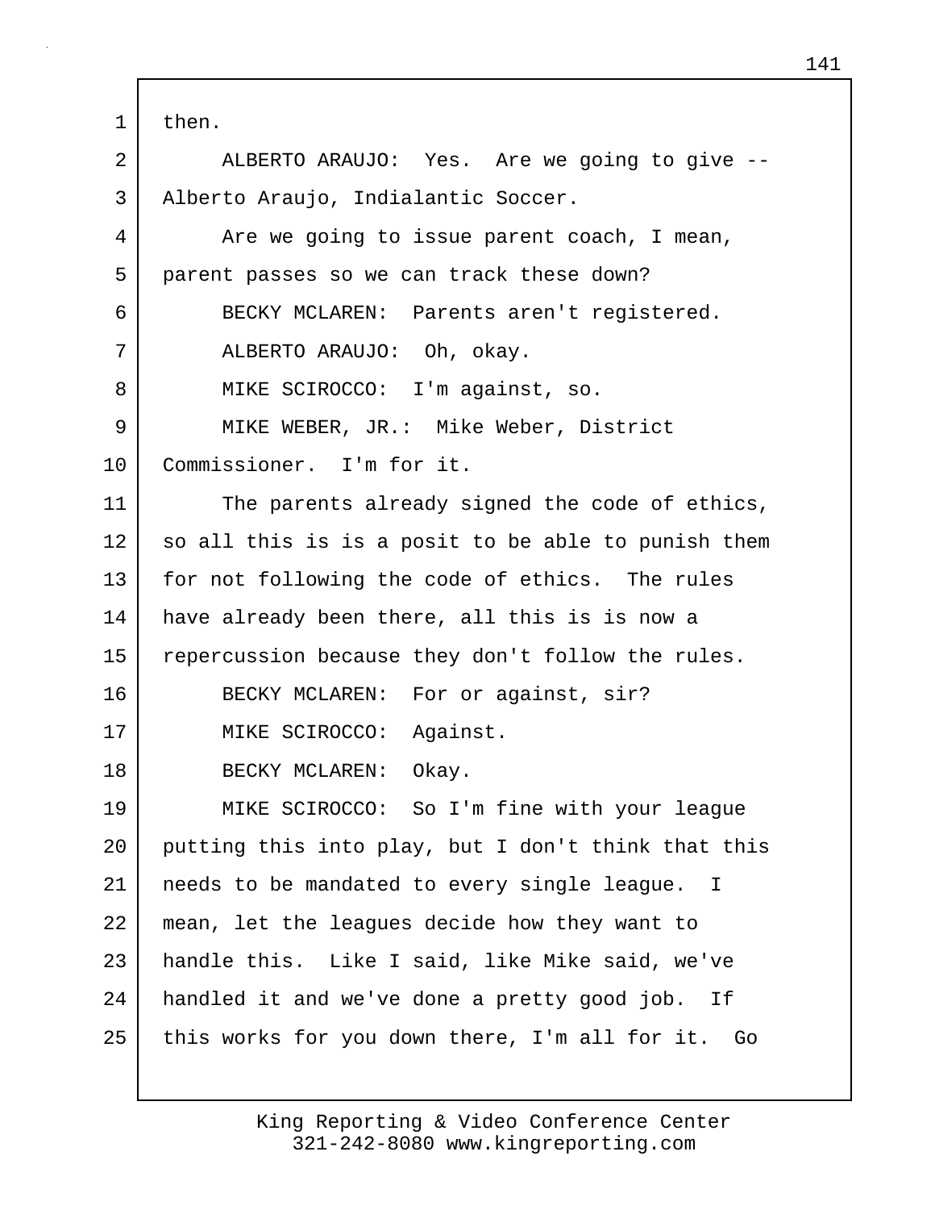then.

ALBERTO ARAUJO: Yes. Are we going to give -- Alberto Araujo, Indialantic Soccer.

Are we going to issue parent coach, I mean, parent passes so we can track these down?

BECKY MCLAREN: Parents aren't registered.

ALBERTO ARAUJO: Oh, okay.

MIKE SCIROCCO: I'm against, so.

MIKE WEBER, JR.: Mike Weber, District Commissioner. I'm for it.

The parents already signed the code of ethics, so all this is is a posit to be able to punish them for not following the code of ethics. The rules have already been there, all this is is now a repercussion because they don't follow the rules.

BECKY MCLAREN: For or against, sir?

MIKE SCIROCCO: Against.

BECKY MCLAREN: Okay.

MIKE SCIROCCO: So I'm fine with your league putting this into play, but I don't think that this needs to be mandated to every single league. I mean, let the leagues decide how they want to handle this. Like I said, like Mike said, we've handled it and we've done a pretty good job. If this works for you down there, I'm all for it. Go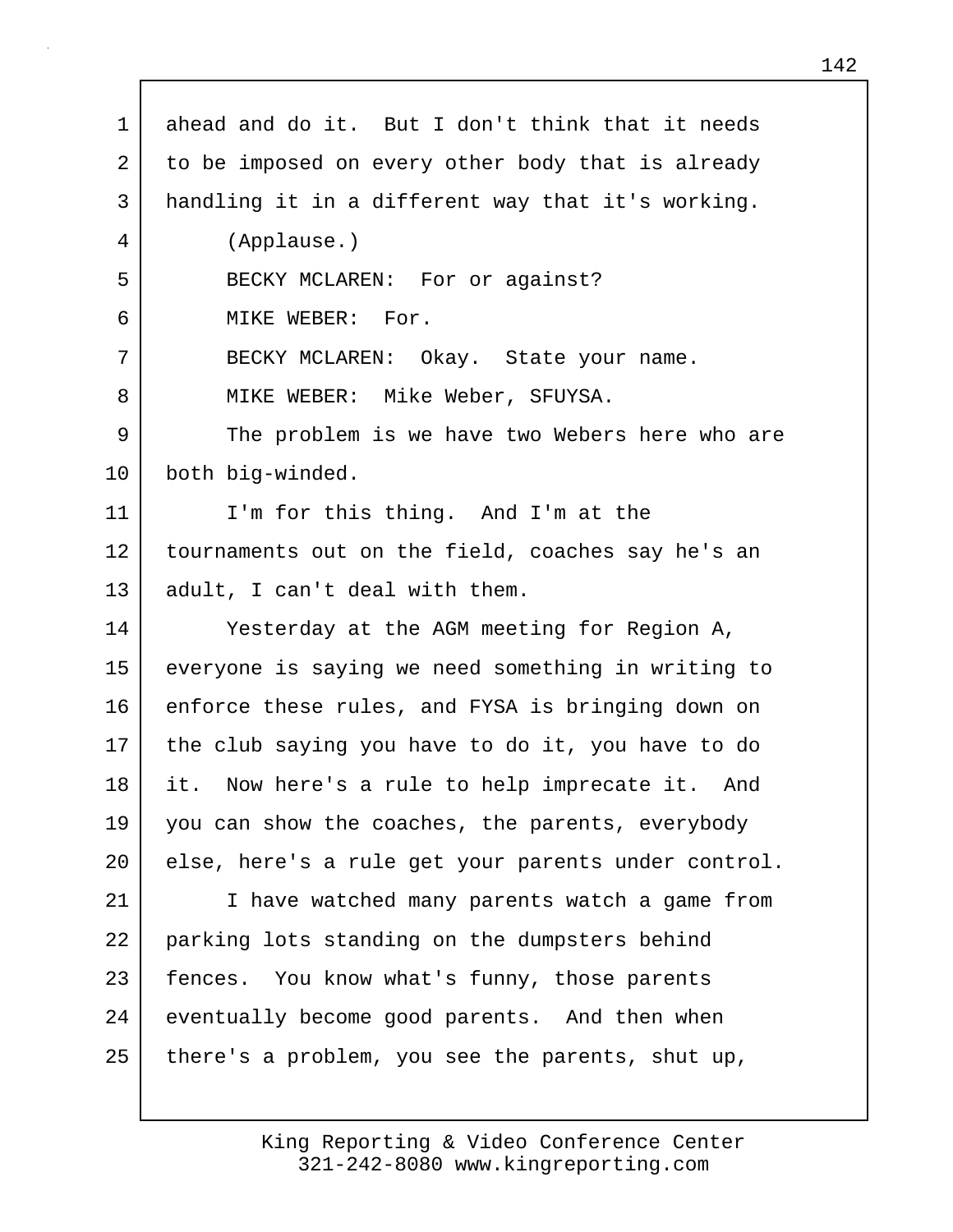ahead and do it. But I don't think that it needs to be imposed on every other body that is already handling it in a different way that it's working.

(Applause.)

BECKY MCLAREN: For or against?

MIKE WEBER: For.

BECKY MCLAREN: Okay. State your name.

MIKE WEBER: Mike Weber, SFUYSA.

The problem is we have two Webers here who are both big-winded.

I'm for this thing. And I'm at the tournaments out on the field, coaches say he's an adult, I can't deal with them.

Yesterday at the AGM meeting for Region A, everyone is saying we need something in writing to enforce these rules, and FYSA is bringing down on the club saying you have to do it, you have to do it. Now here's a rule to help imprecate it. And you can show the coaches, the parents, everybody else, here's a rule get your parents under control.

I have watched many parents watch a game from parking lots standing on the dumpsters behind fences. You know what's funny, those parents eventually become good parents. And then when there's a problem, you see the parents, shut up,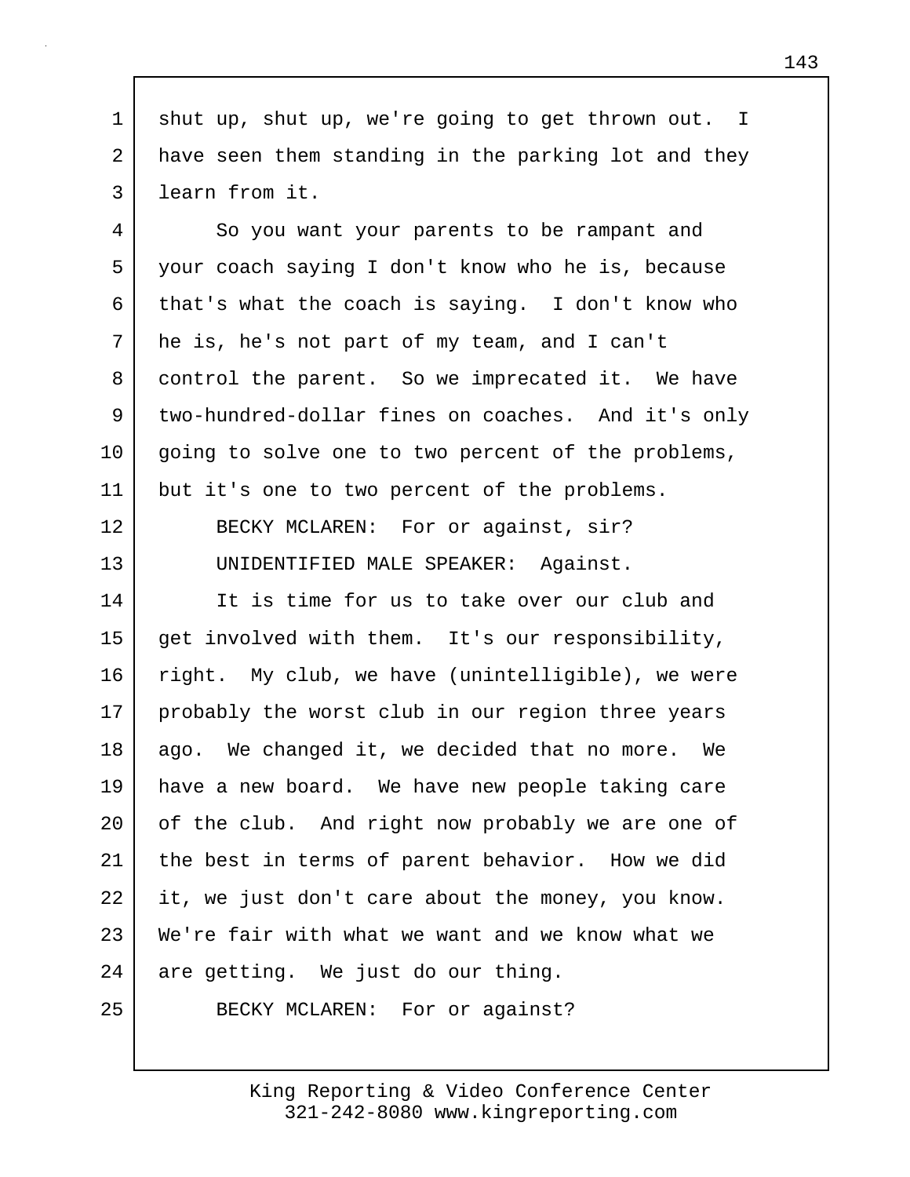shut up, shut up, we're going to get thrown out. I have seen them standing in the parking lot and they learn from it.

So you want your parents to be rampant and your coach saying I don't know who he is, because that's what the coach is saying. I don't know who he is, he's not part of my team, and I can't control the parent. So we imprecated it. We have two-hundred-dollar fines on coaches. And it's only going to solve one to two percent of the problems, but it's one to two percent of the problems.

BECKY MCLAREN: For or against, sir?

UNIDENTIFIED MALE SPEAKER: Against.

It is time for us to take over our club and get involved with them. It's our responsibility, right. My club, we have (unintelligible), we were probably the worst club in our region three years ago. We changed it, we decided that no more. We have a new board. We have new people taking care of the club. And right now probably we are one of the best in terms of parent behavior. How we did it, we just don't care about the money, you know. We're fair with what we want and we know what we are getting. We just do our thing.

BECKY MCLAREN: For or against?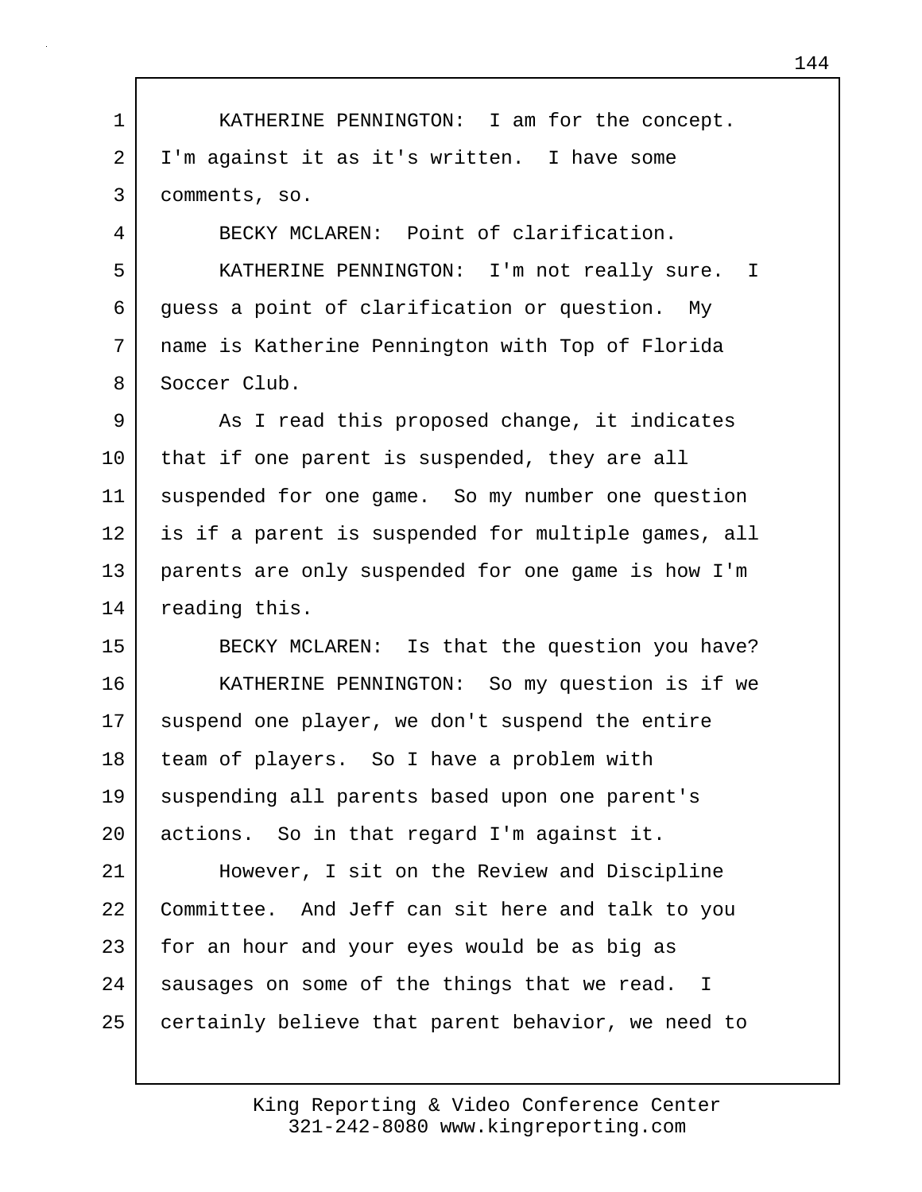KATHERINE PENNINGTON: I am for the concept. I'm against it as it's written. I have some comments, so.

BECKY MCLAREN: Point of clarification.

KATHERINE PENNINGTON: I'm not really sure. I guess a point of clarification or question. My name is Katherine Pennington with Top of Florida Soccer Club.

As I read this proposed change, it indicates that if one parent is suspended, they are all suspended for one game. So my number one question is if a parent is suspended for multiple games, all parents are only suspended for one game is how I'm reading this.

BECKY MCLAREN: Is that the question you have?

KATHERINE PENNINGTON: So my question is if we suspend one player, we don't suspend the entire team of players. So I have a problem with suspending all parents based upon one parent's actions. So in that regard I'm against it.

However, I sit on the Review and Discipline Committee. And Jeff can sit here and talk to you for an hour and your eyes would be as big as sausages on some of the things that we read. I certainly believe that parent behavior, we need to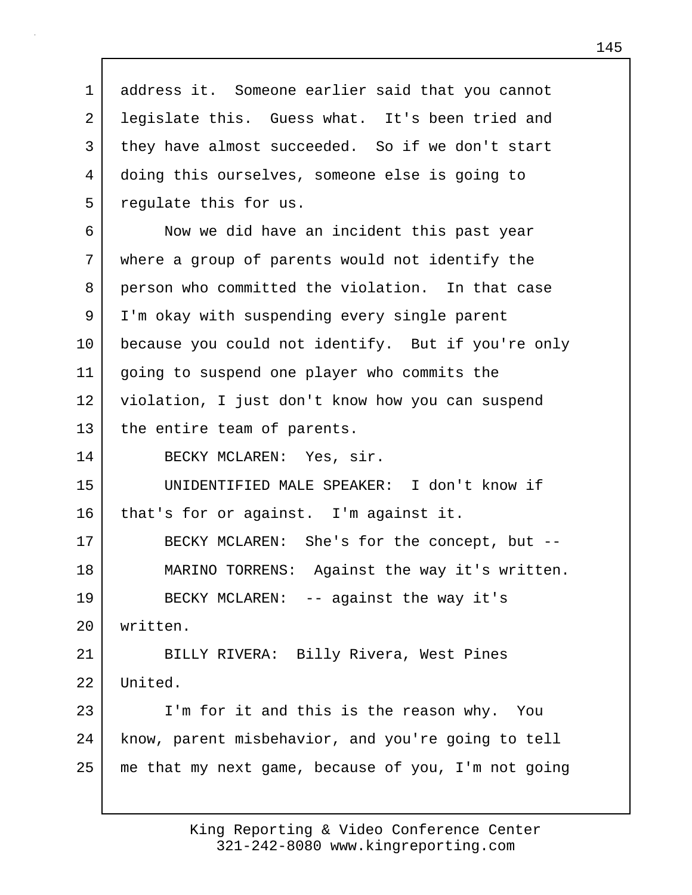address it. Someone earlier said that you cannot legislate this. Guess what. It's been tried and they have almost succeeded. So if we don't start doing this ourselves, someone else is going to regulate this for us.

Now we did have an incident this past year where a group of parents would not identify the person who committed the violation. In that case I'm okay with suspending every single parent because you could not identify. But if you're only going to suspend one player who commits the violation, I just don't know how you can suspend the entire team of parents.

BECKY MCLAREN: Yes, sir.

UNIDENTIFIED MALE SPEAKER: I don't know if that's for or against. I'm against it.

BECKY MCLAREN: She's for the concept, but --

MARINO TORRENS: Against the way it's written.

BECKY MCLAREN: -- against the way it's written.

BILLY RIVERA: Billy Rivera, West Pines United.

I'm for it and this is the reason why. You know, parent misbehavior, and you're going to tell me that my next game, because of you, I'm not going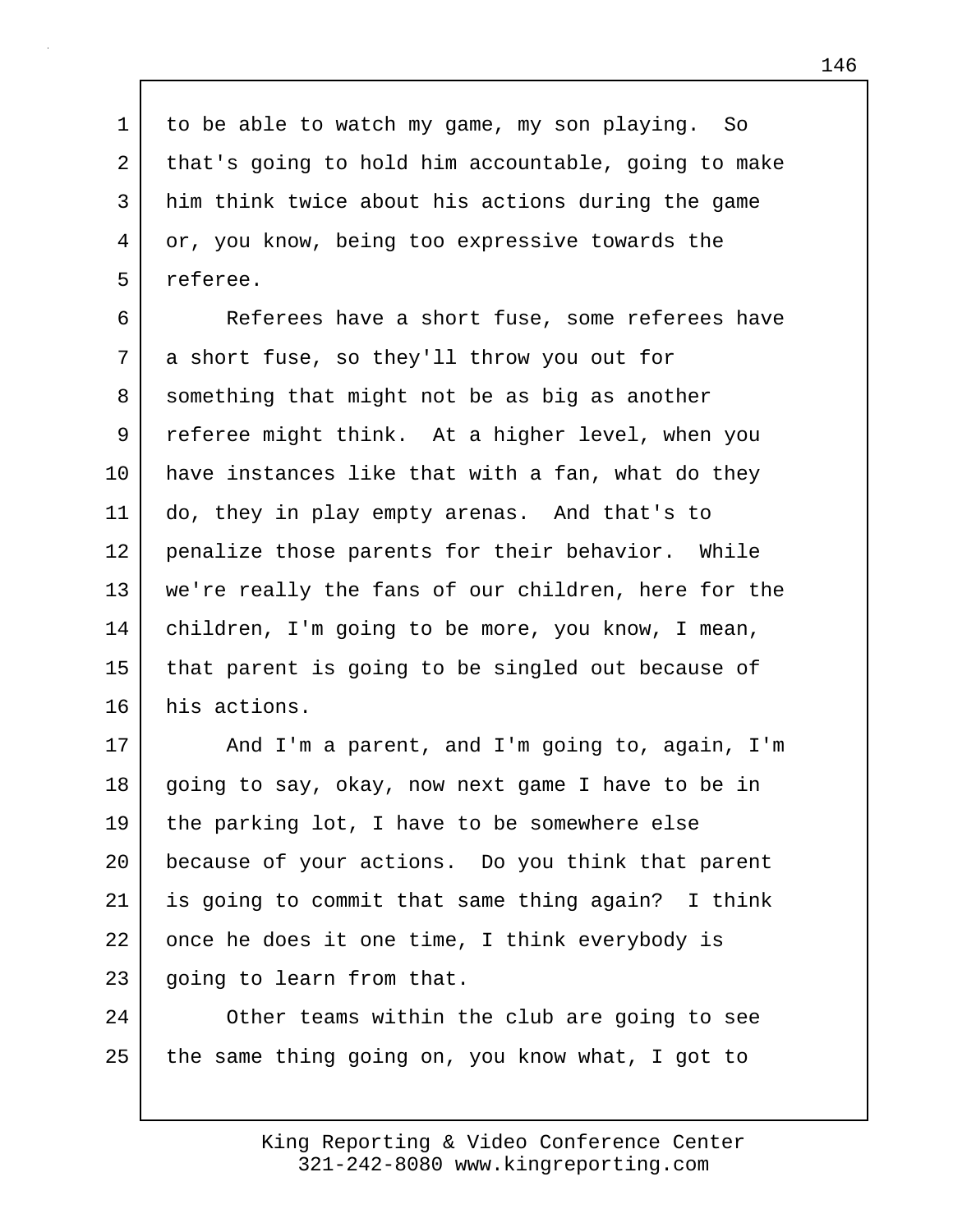to be able to watch my game, my son playing. So that's going to hold him accountable, going to make him think twice about his actions during the game or, you know, being too expressive towards the referee.

Referees have a short fuse, some referees have a short fuse, so they'll throw you out for something that might not be as big as another referee might think. At a higher level, when you have instances like that with a fan, what do they do, they in play empty arenas. And that's to penalize those parents for their behavior. While we're really the fans of our children, here for the children, I'm going to be more, you know, I mean, that parent is going to be singled out because of his actions.

And I'm a parent, and I'm going to, again, I'm going to say, okay, now next game I have to be in the parking lot, I have to be somewhere else because of your actions. Do you think that parent is going to commit that same thing again? I think once he does it one time, I think everybody is going to learn from that.

Other teams within the club are going to see the same thing going on, you know what, I got to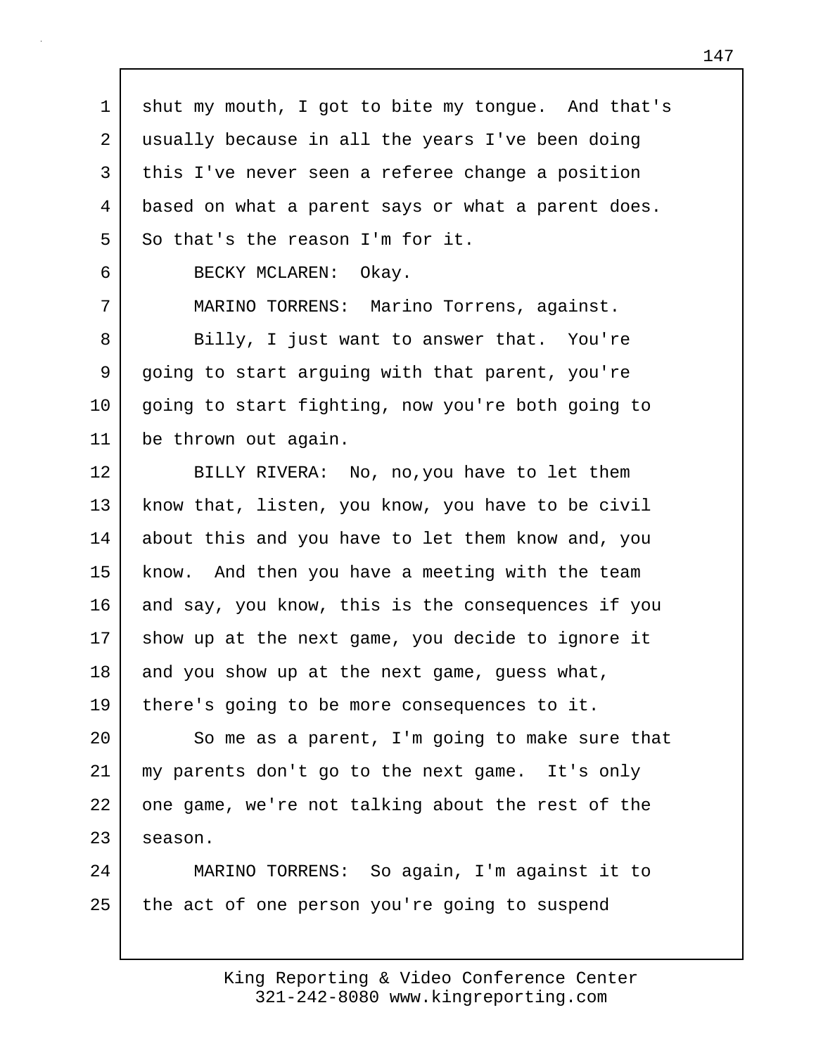shut my mouth, I got to bite my tongue. And that's usually because in all the years I've been doing this I've never seen a referee change a position based on what a parent says or what a parent does. So that's the reason I'm for it.

BECKY MCLAREN: Okay.

MARINO TORRENS: Marino Torrens, against.

Billy, I just want to answer that. You're going to start arguing with that parent, you're going to start fighting, now you're both going to be thrown out again.

BILLY RIVERA: No, no,you have to let them know that, listen, you know, you have to be civil about this and you have to let them know and, you know. And then you have a meeting with the team and say, you know, this is the consequences if you show up at the next game, you decide to ignore it and you show up at the next game, guess what, there's going to be more consequences to it.

So me as a parent, I'm going to make sure that my parents don't go to the next game. It's only one game, we're not talking about the rest of the season.

MARINO TORRENS: So again, I'm against it to the act of one person you're going to suspend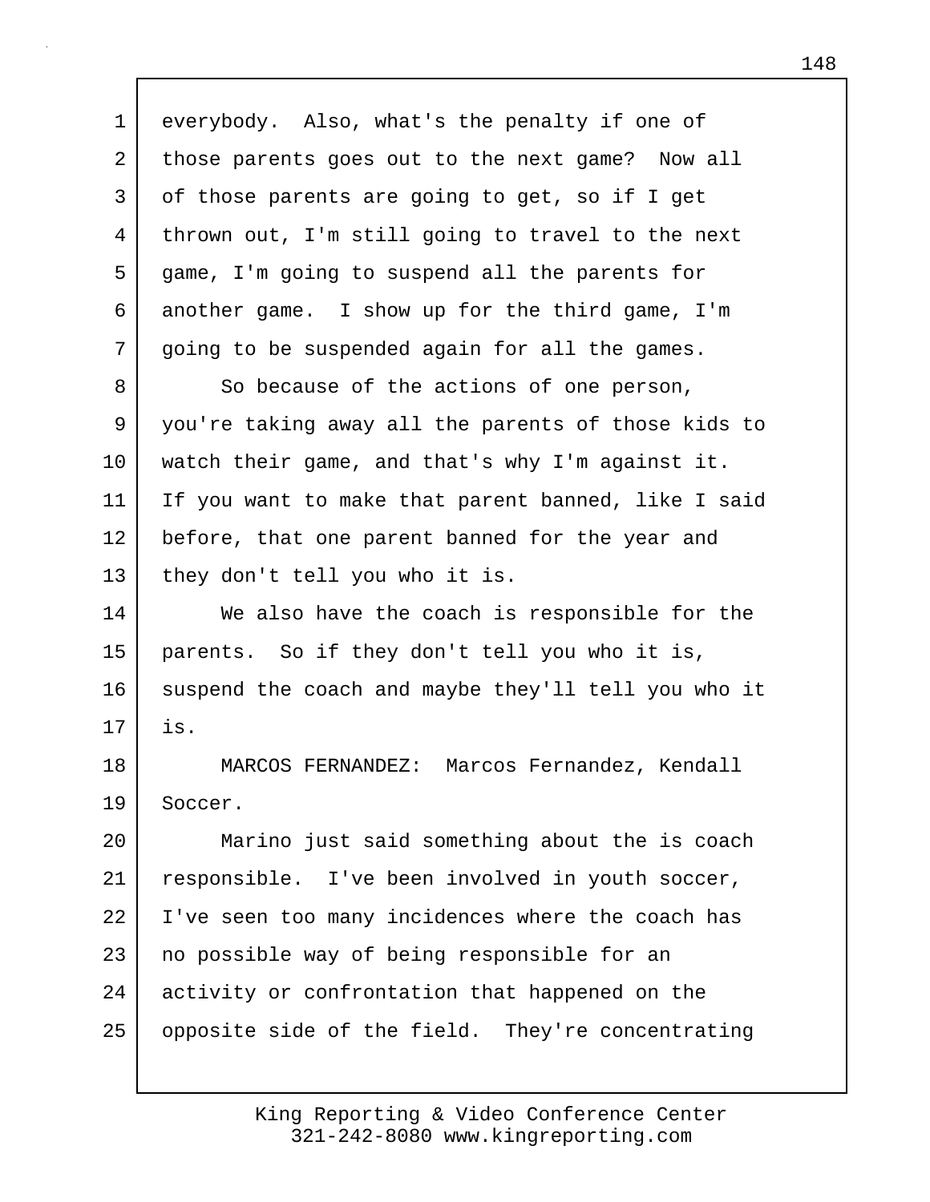everybody. Also, what's the penalty if one of those parents goes out to the next game? Now all of those parents are going to get, so if I get thrown out, I'm still going to travel to the next game, I'm going to suspend all the parents for another game. I show up for the third game, I'm going to be suspended again for all the games.

So because of the actions of one person, you're taking away all the parents of those kids to watch their game, and that's why I'm against it. If you want to make that parent banned, like I said before, that one parent banned for the year and they don't tell you who it is.

We also have the coach is responsible for the parents. So if they don't tell you who it is, suspend the coach and maybe they'll tell you who it is.

MARCOS FERNANDEZ: Marcos Fernandez, Kendall Soccer.

Marino just said something about the is coach responsible. I've been involved in youth soccer, I've seen too many incidences where the coach has no possible way of being responsible for an activity or confrontation that happened on the opposite side of the field. They're concentrating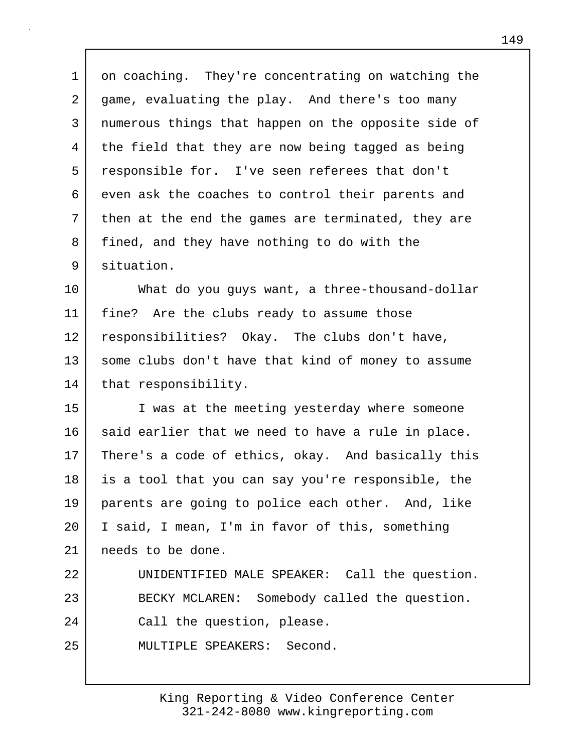on coaching. They're concentrating on watching the game, evaluating the play. And there's too many numerous things that happen on the opposite side of the field that they are now being tagged as being responsible for. I've seen referees that don't even ask the coaches to control their parents and then at the end the games are terminated, they are fined, and they have nothing to do with the situation.

What do you guys want, a three-thousand-dollar fine? Are the clubs ready to assume those responsibilities? Okay. The clubs don't have, some clubs don't have that kind of money to assume that responsibility.

I was at the meeting yesterday where someone said earlier that we need to have a rule in place. There's a code of ethics, okay. And basically this is a tool that you can say you're responsible, the parents are going to police each other. And, like I said, I mean, I'm in favor of this, something needs to be done.

UNIDENTIFIED MALE SPEAKER: Call the question.

BECKY MCLAREN: Somebody called the question. Call the question, please.

MULTIPLE SPEAKERS: Second.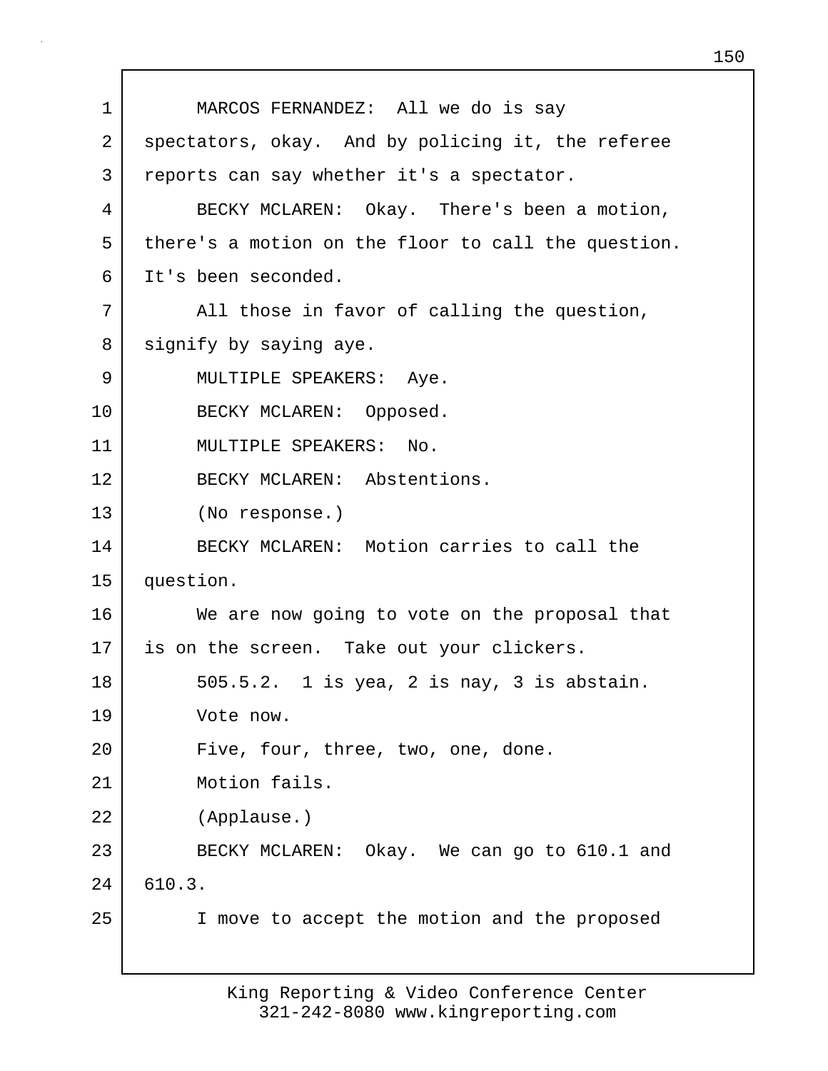MARCOS FERNANDEZ: All we do is say spectators, okay. And by policing it, the referee reports can say whether it's a spectator.

BECKY MCLAREN: Okay. There's been a motion, there's a motion on the floor to call the question. It's been seconded.

All those in favor of calling the question, signify by saying aye.

MULTIPLE SPEAKERS: Aye.

BECKY MCLAREN: Opposed.

MULTIPLE SPEAKERS: No.

BECKY MCLAREN: Abstentions.

(No response.)

BECKY MCLAREN: Motion carries to call the question.

We are now going to vote on the proposal that is on the screen. Take out your clickers.

505.5.2. 1 is yea, 2 is nay, 3 is abstain.

Vote now.

Five, four, three, two, one, done.

Motion fails.

(Applause.)

BECKY MCLAREN: Okay. We can go to 610.1 and 610.3.

I move to accept the motion and the proposed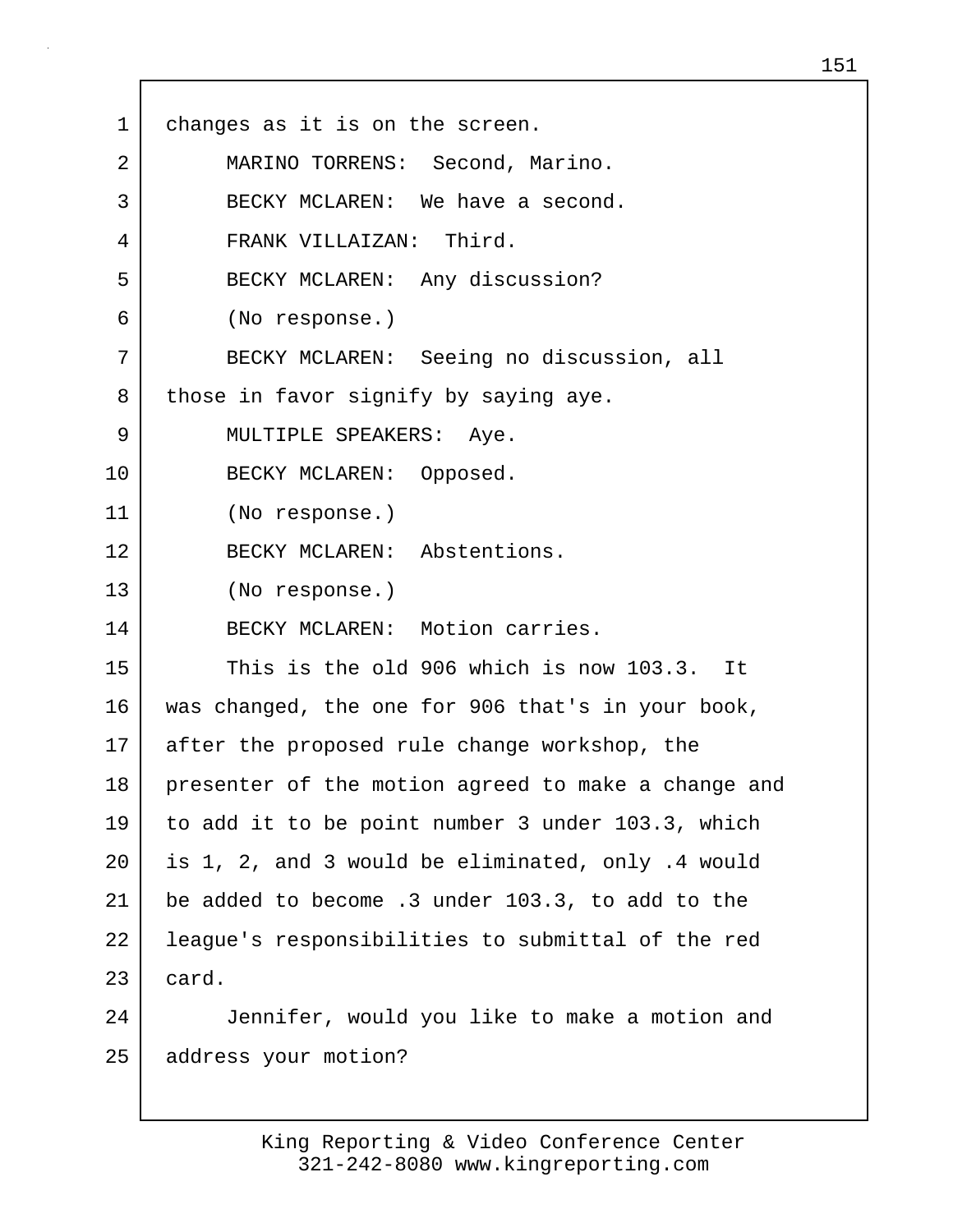changes as it is on the screen.

MARINO TORRENS: Second, Marino.

BECKY MCLAREN: We have a second.

FRANK VILLAIZAN: Third.

BECKY MCLAREN: Any discussion?

(No response.)

BECKY MCLAREN: Seeing no discussion, all those in favor signify by saying aye.

MULTIPLE SPEAKERS: Aye.

BECKY MCLAREN: Opposed.

(No response.)

BECKY MCLAREN: Abstentions.

(No response.)

BECKY MCLAREN: Motion carries.

This is the old 906 which is now 103.3. It was changed, the one for 906 that's in your book, after the proposed rule change workshop, the presenter of the motion agreed to make a change and to add it to be point number 3 under 103.3, which is 1, 2, and 3 would be eliminated, only .4 would be added to become .3 under 103.3, to add to the league's responsibilities to submittal of the red card.

Jennifer, would you like to make a motion and address your motion?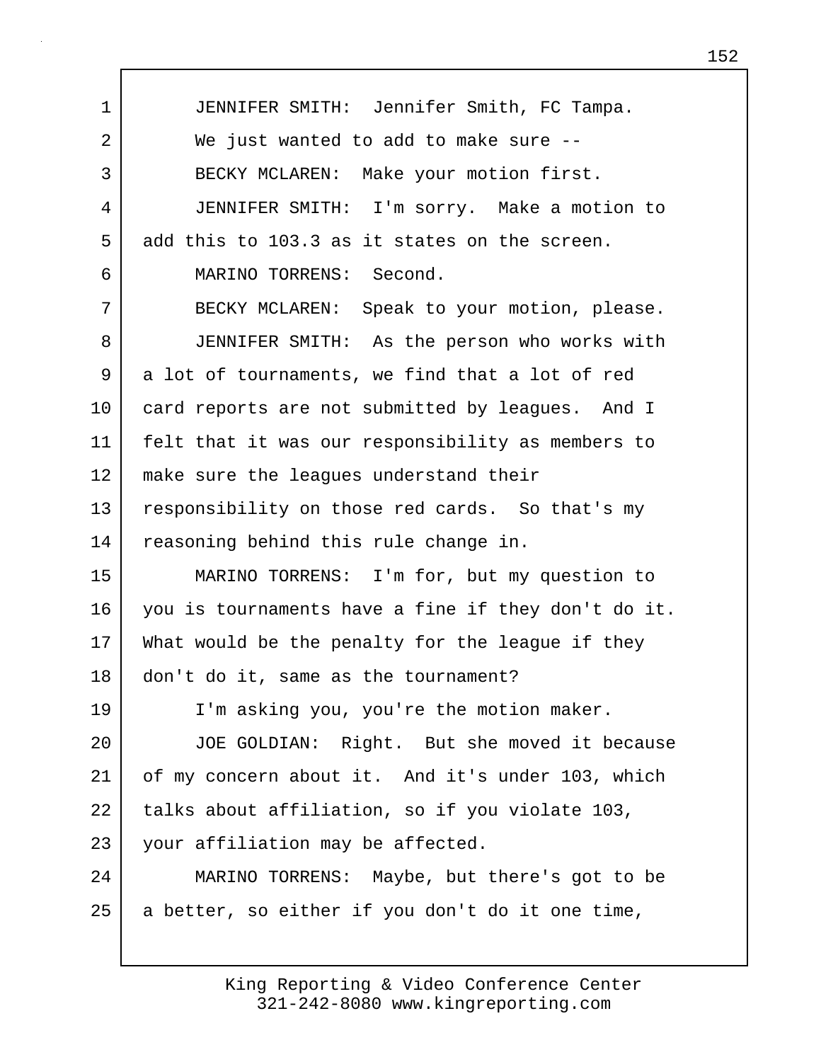JENNIFER SMITH: Jennifer Smith, FC Tampa. We just wanted to add to make sure --

BECKY MCLAREN: Make your motion first.

JENNIFER SMITH: I'm sorry. Make a motion to add this to 103.3 as it states on the screen.

MARINO TORRENS: Second.

BECKY MCLAREN: Speak to your motion, please.

JENNIFER SMITH: As the person who works with a lot of tournaments, we find that a lot of red card reports are not submitted by leagues. And I felt that it was our responsibility as members to make sure the leagues understand their responsibility on those red cards. So that's my reasoning behind this rule change in.

MARINO TORRENS: I'm for, but my question to you is tournaments have a fine if they don't do it. What would be the penalty for the league if they don't do it, same as the tournament?

I'm asking you, you're the motion maker.

JOE GOLDIAN: Right. But she moved it because of my concern about it. And it's under 103, which talks about affiliation, so if you violate 103, your affiliation may be affected.

MARINO TORRENS: Maybe, but there's got to be a better, so either if you don't do it one time,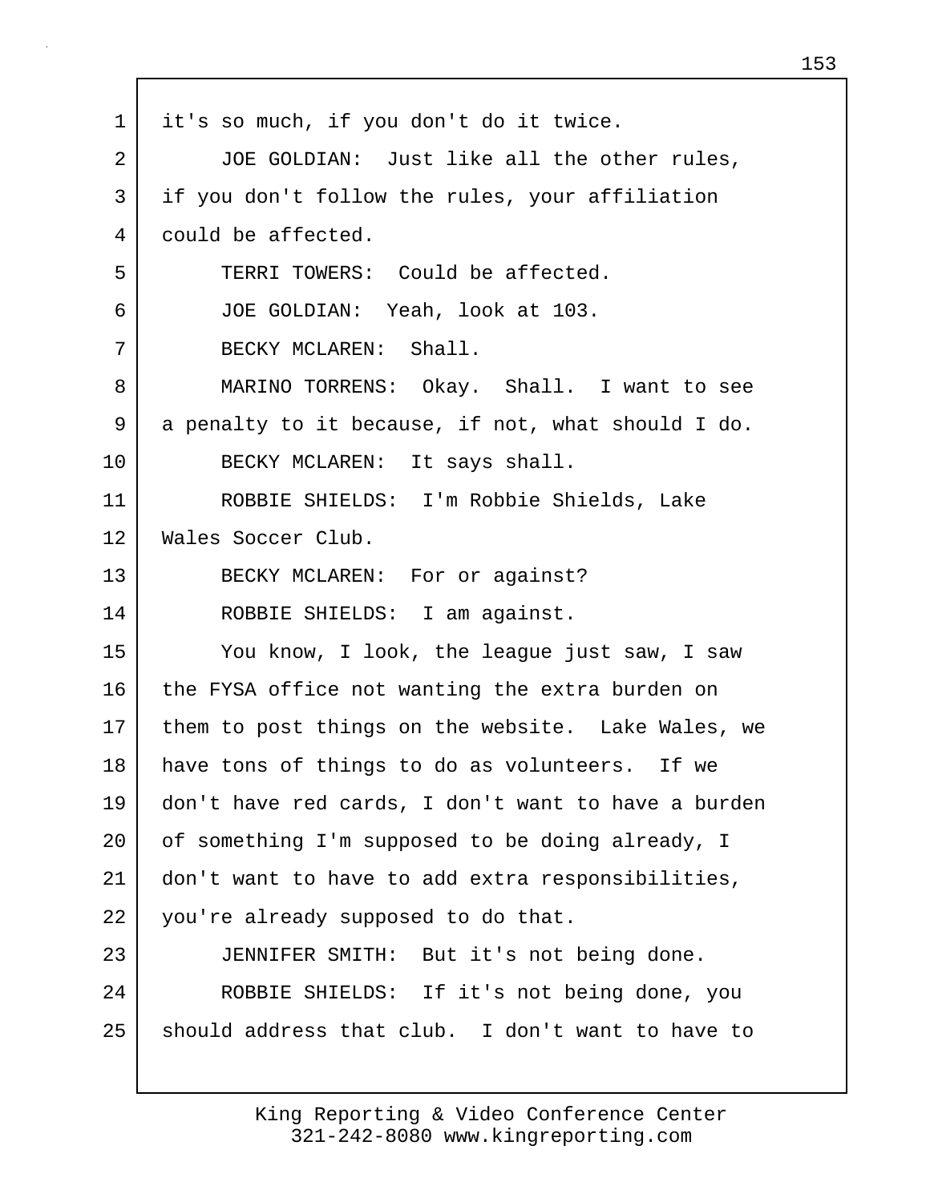it's so much, if you don't do it twice.

JOE GOLDIAN: Just like all the other rules, if you don't follow the rules, your affiliation could be affected.

TERRI TOWERS: Could be affected.

JOE GOLDIAN: Yeah, look at 103.

BECKY MCLAREN: Shall.

MARINO TORRENS: Okay. Shall. I want to see a penalty to it because, if not, what should I do.

BECKY MCLAREN: It says shall.

ROBBIE SHIELDS: I'm Robbie Shields, Lake Wales Soccer Club.

BECKY MCLAREN: For or against?

ROBBIE SHIELDS: I am against.

You know, I look, the league just saw, I saw the FYSA office not wanting the extra burden on them to post things on the website. Lake Wales, we have tons of things to do as volunteers. If we don't have red cards, I don't want to have a burden of something I'm supposed to be doing already, I don't want to have to add extra responsibilities, you're already supposed to do that.

JENNIFER SMITH: But it's not being done.

ROBBIE SHIELDS: If it's not being done, you should address that club. I don't want to have to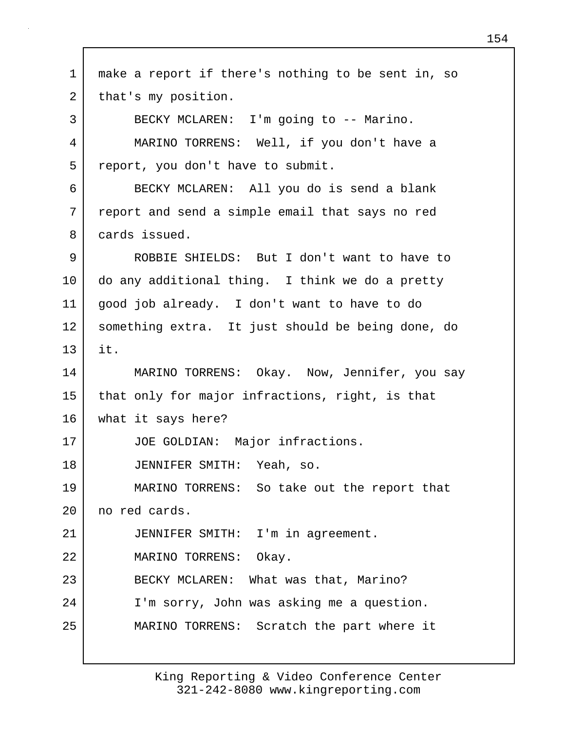make a report if there's nothing to be sent in, so that's my position.

BECKY MCLAREN: I'm going to -- Marino.

MARINO TORRENS: Well, if you don't have a report, you don't have to submit.

BECKY MCLAREN: All you do is send a blank report and send a simple email that says no red cards issued.

ROBBIE SHIELDS: But I don't want to have to do any additional thing. I think we do a pretty good job already. I don't want to have to do something extra. It just should be being done, do it.

MARINO TORRENS: Okay. Now, Jennifer, you say that only for major infractions, right, is that what it says here?

JOE GOLDIAN: Major infractions.

JENNIFER SMITH: Yeah, so.

MARINO TORRENS: So take out the report that no red cards.

JENNIFER SMITH: I'm in agreement.

MARINO TORRENS: Okay.

BECKY MCLAREN: What was that, Marino? I'm sorry, John was asking me a question.

MARINO TORRENS: Scratch the part where it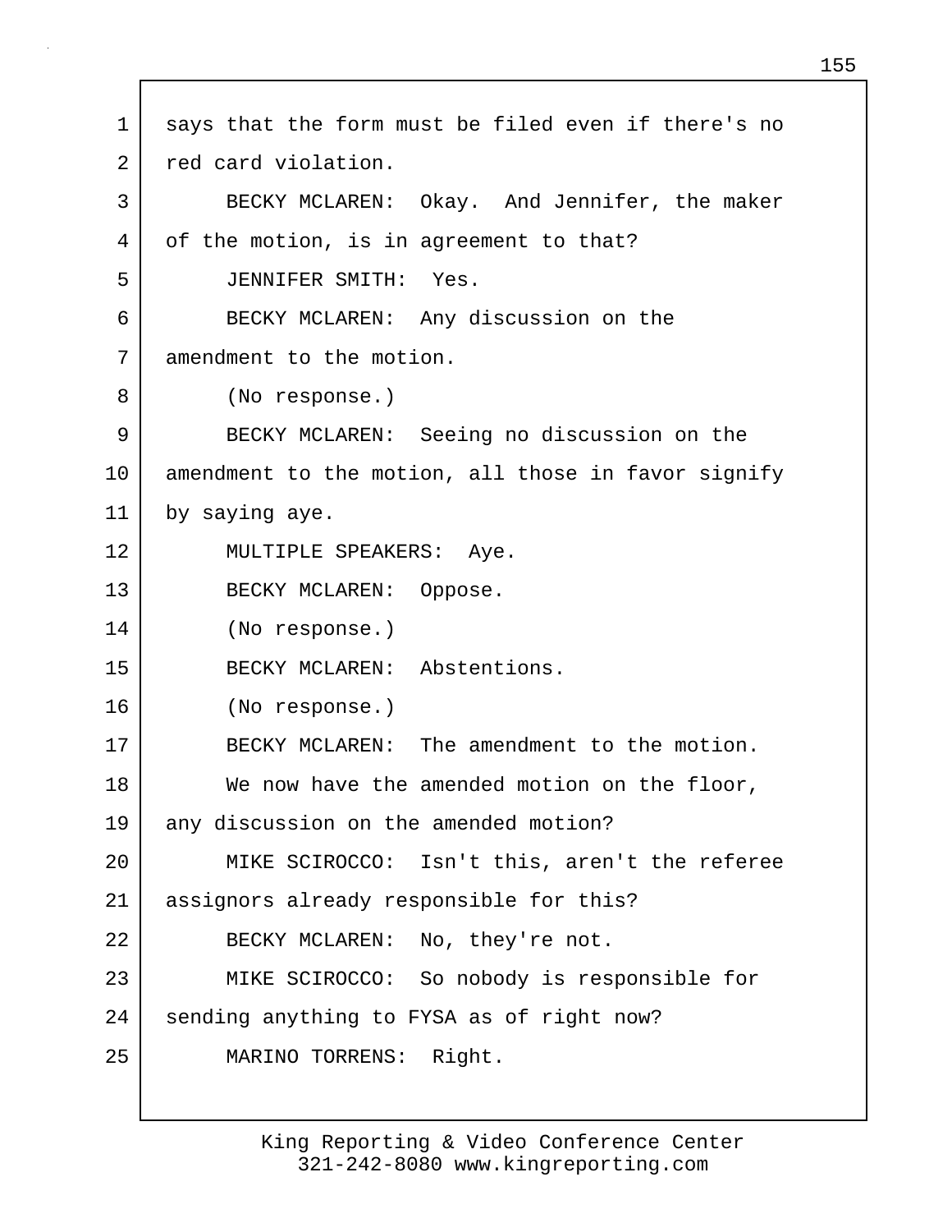says that the form must be filed even if there's no red card violation.

BECKY MCLAREN: Okay. And Jennifer, the maker of the motion, is in agreement to that?

JENNIFER SMITH: Yes.

BECKY MCLAREN: Any discussion on the amendment to the motion.

(No response.)

BECKY MCLAREN: Seeing no discussion on the amendment to the motion, all those in favor signify by saying aye.

MULTIPLE SPEAKERS: Aye.

BECKY MCLAREN: Oppose.

(No response.)

BECKY MCLAREN: Abstentions.

(No response.)

BECKY MCLAREN: The amendment to the motion.

We now have the amended motion on the floor, any discussion on the amended motion?

MIKE SCIROCCO: Isn't this, aren't the referee assignors already responsible for this?

BECKY MCLAREN: No, they're not.

MIKE SCIROCCO: So nobody is responsible for sending anything to FYSA as of right now?

MARINO TORRENS: Right.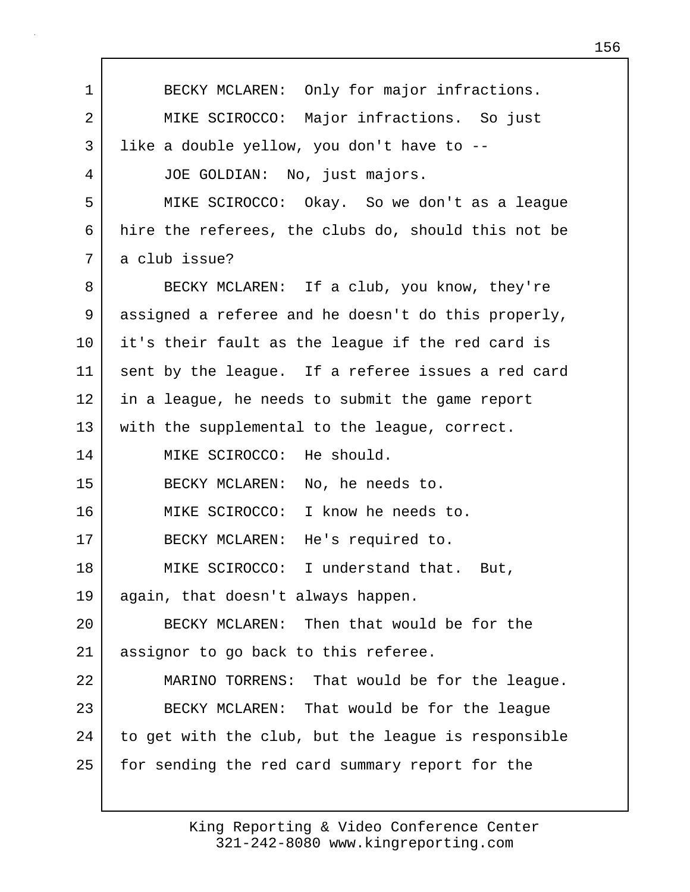BECKY MCLAREN: Only for major infractions.

MIKE SCIROCCO: Major infractions. So just like a double yellow, you don't have to --

JOE GOLDIAN: No, just majors.

MIKE SCIROCCO: Okay. So we don't as a league hire the referees, the clubs do, should this not be a club issue?

BECKY MCLAREN: If a club, you know, they're assigned a referee and he doesn't do this properly, it's their fault as the league if the red card is sent by the league. If a referee issues a red card in a league, he needs to submit the game report with the supplemental to the league, correct.

MIKE SCIROCCO: He should.

BECKY MCLAREN: No, he needs to.

MIKE SCIROCCO: I know he needs to.

BECKY MCLAREN: He's required to.

MIKE SCIROCCO: I understand that. But, again, that doesn't always happen.

BECKY MCLAREN: Then that would be for the assignor to go back to this referee.

MARINO TORRENS: That would be for the league.

BECKY MCLAREN: That would be for the league to get with the club, but the league is responsible for sending the red card summary report for the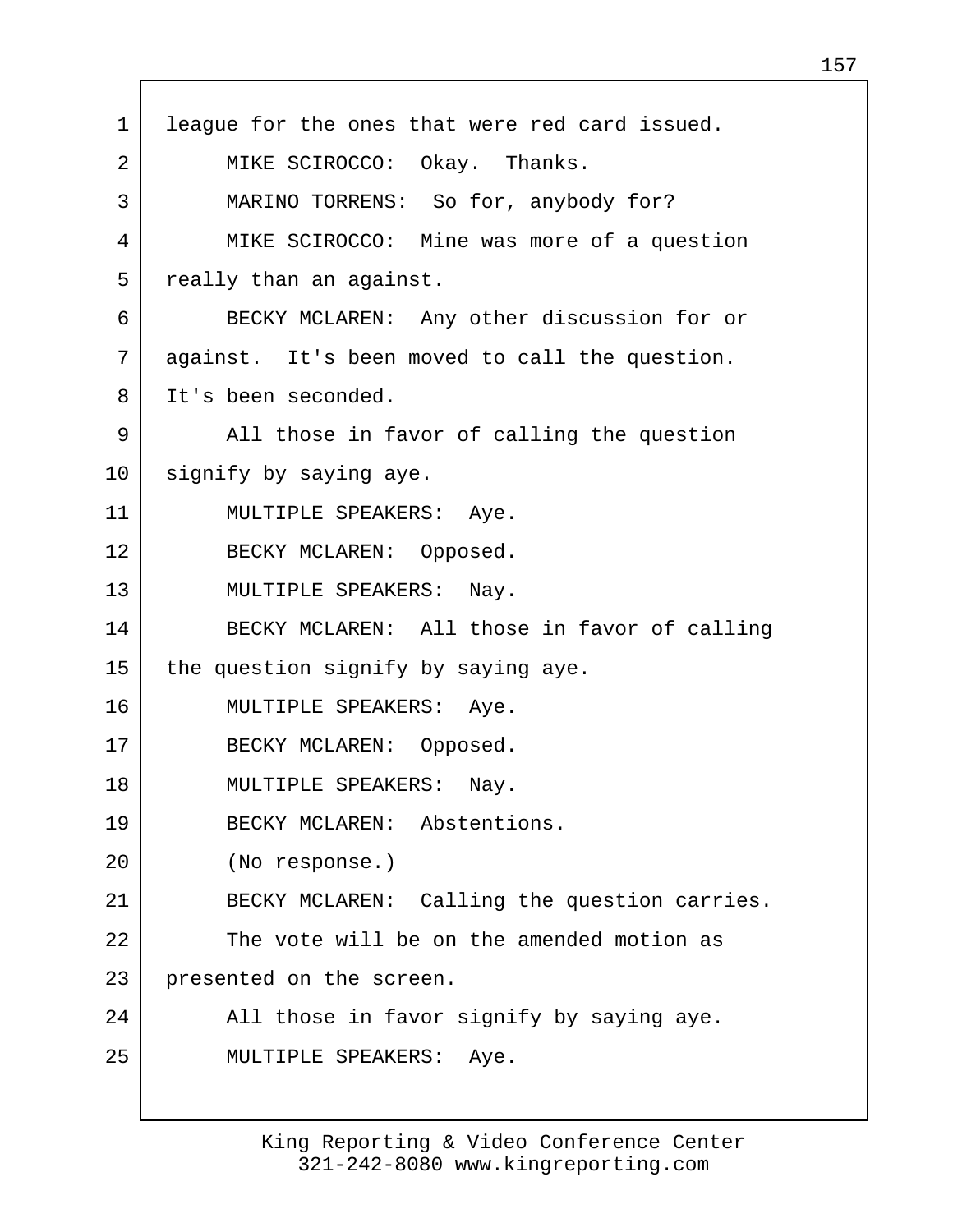league for the ones that were red card issued.

MIKE SCIROCCO: Okay. Thanks.

MARINO TORRENS: So for, anybody for?

MIKE SCIROCCO: Mine was more of a question really than an against.

BECKY MCLAREN: Any other discussion for or against. It's been moved to call the question. It's been seconded.

All those in favor of calling the question signify by saying aye.

MULTIPLE SPEAKERS: Aye.

BECKY MCLAREN: Opposed.

MULTIPLE SPEAKERS: Nay.

BECKY MCLAREN: All those in favor of calling the question signify by saying aye.

MULTIPLE SPEAKERS: Aye.

BECKY MCLAREN: Opposed.

MULTIPLE SPEAKERS: Nay.

BECKY MCLAREN: Abstentions.

(No response.)

BECKY MCLAREN: Calling the question carries.

The vote will be on the amended motion as presented on the screen.

All those in favor signify by saying aye.

MULTIPLE SPEAKERS: Aye.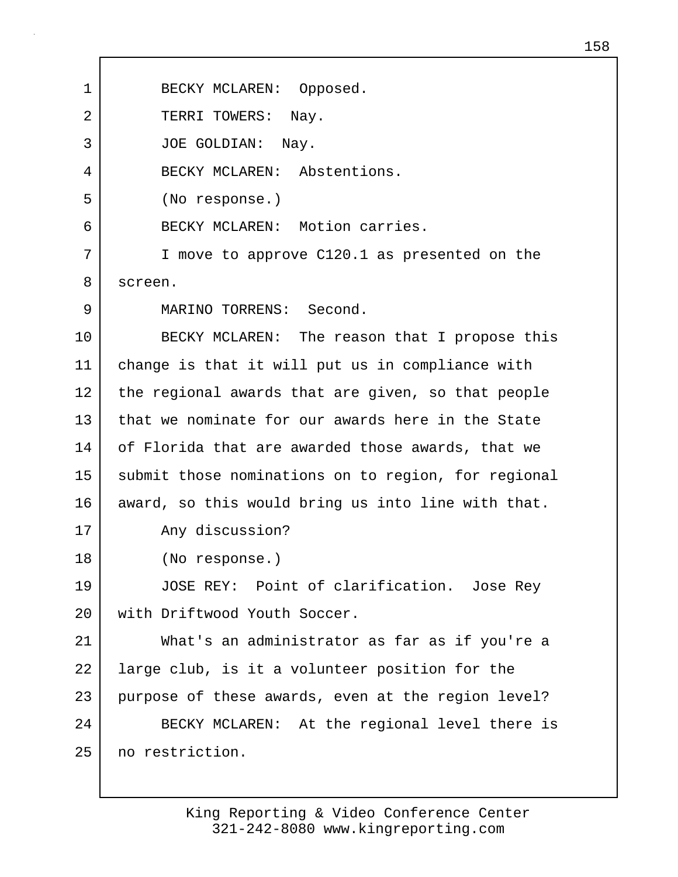1 BECKY MCLAREN: Opposed.

2 TERRI TOWERS: Nay.

3 JOE GOLDIAN: Nay.

4 BECKY MCLAREN: Abstentions.

5 (No response.)

6 BECKY MCLAREN: Motion carries.

7 I move to approve C120.1 as presented on the
8 screen.

9 MARINO TORRENS: Second.

10 BECKY MCLAREN: The reason that I propose this
11 change is that it will put us in compliance with
12 the regional awards that are given, so that people
13 that we nominate for our awards here in the State
14 of Florida that are awarded those awards, that we
15 submit those nominations on to region, for regional
16 award, so this would bring us into line with that.

17 Any discussion?

18 (No response.)

19 JOSE REY: Point of clarification. Jose Rey
20 with Driftwood Youth Soccer.

21 What's an administrator as far as if you're a
22 large club, is it a volunteer position for the
23 purpose of these awards, even at the region level?

24 BECKY MCLAREN: At the regional level there is
25 no restriction.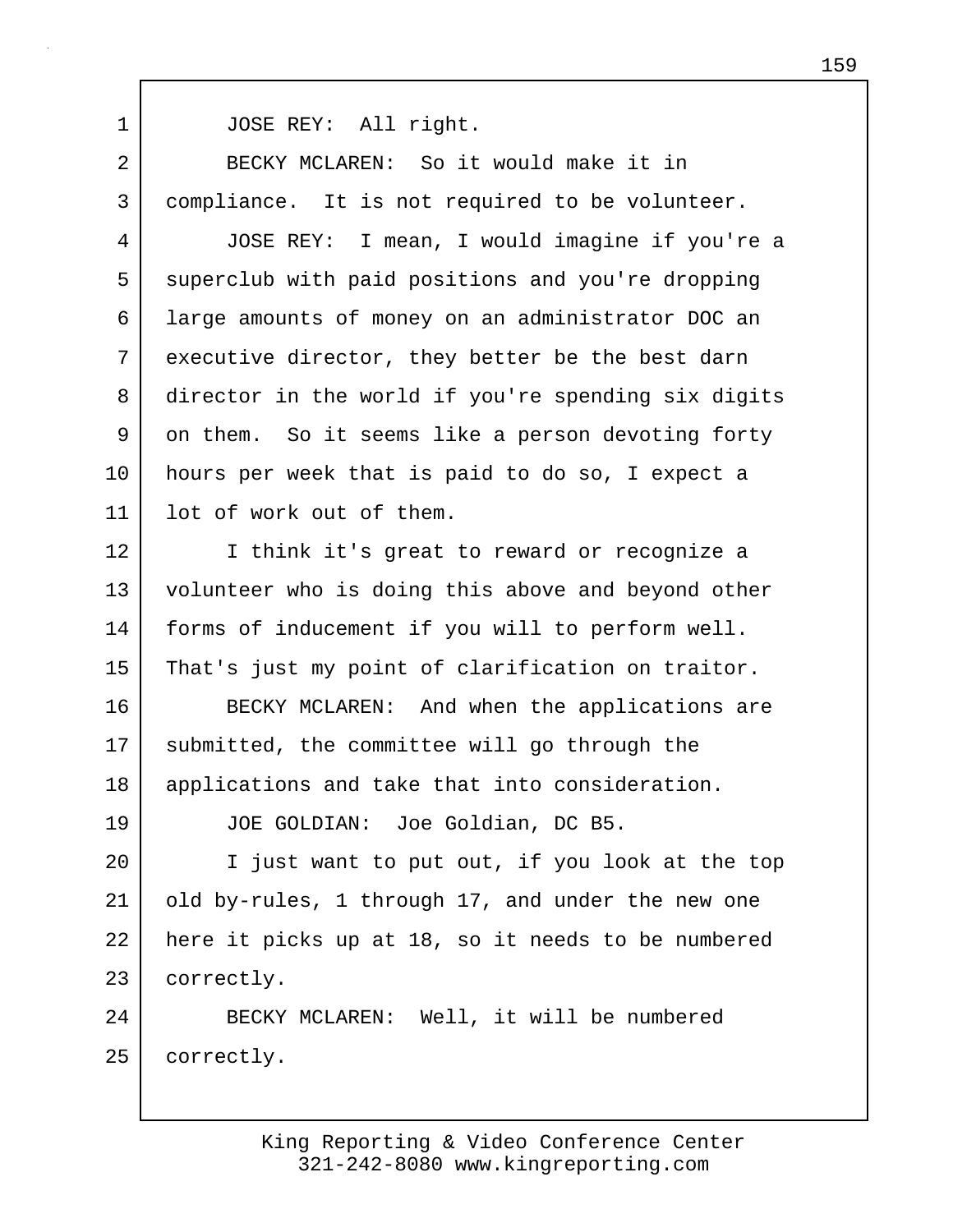JOSE REY: All right.

BECKY MCLAREN: So it would make it in compliance. It is not required to be volunteer.

JOSE REY: I mean, I would imagine if you're a superclub with paid positions and you're dropping large amounts of money on an administrator DOC an executive director, they better be the best darn director in the world if you're spending six digits on them. So it seems like a person devoting forty hours per week that is paid to do so, I expect a lot of work out of them.

I think it's great to reward or recognize a volunteer who is doing this above and beyond other forms of inducement if you will to perform well. That's just my point of clarification on traitor.

BECKY MCLAREN: And when the applications are submitted, the committee will go through the applications and take that into consideration.

JOE GOLDIAN: Joe Goldian, DC B5.

I just want to put out, if you look at the top old by-rules, 1 through 17, and under the new one here it picks up at 18, so it needs to be numbered correctly.

BECKY MCLAREN: Well, it will be numbered correctly.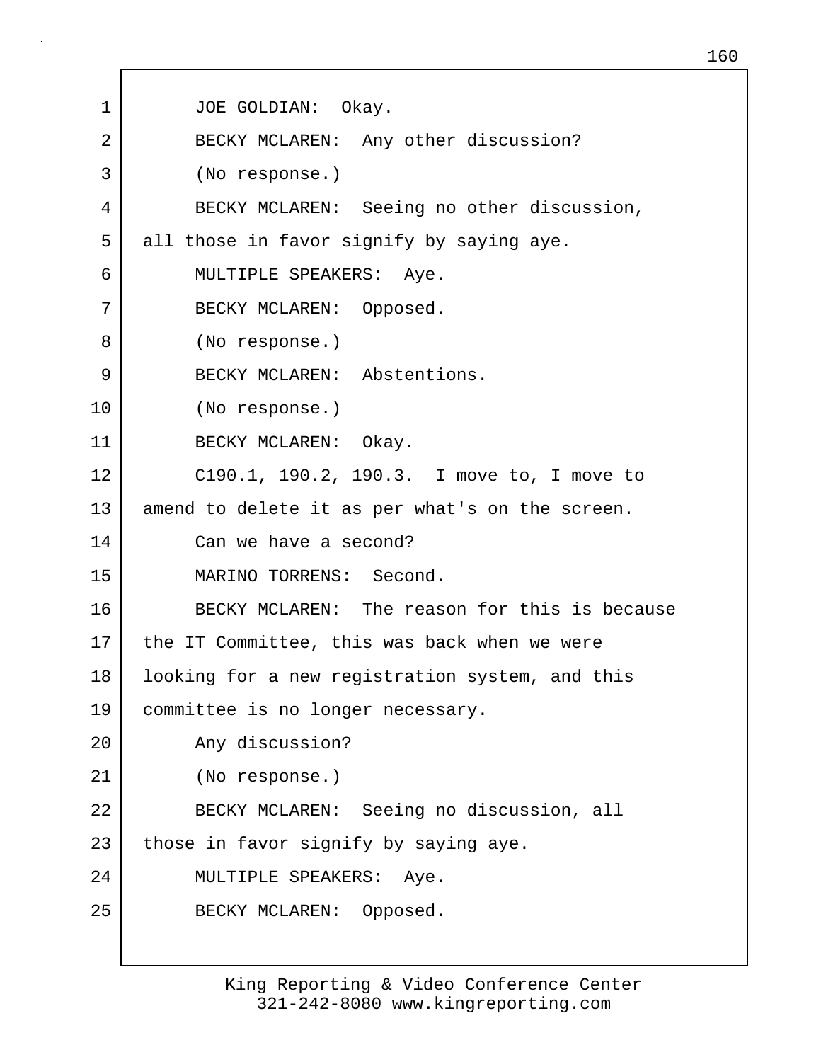JOE GOLDIAN: Okay.

BECKY MCLAREN: Any other discussion?

(No response.)

BECKY MCLAREN: Seeing no other discussion, all those in favor signify by saying aye.

MULTIPLE SPEAKERS: Aye.

BECKY MCLAREN: Opposed.

(No response.)

BECKY MCLAREN: Abstentions.

(No response.)

BECKY MCLAREN: Okay.

C190.1, 190.2, 190.3. I move to, I move to amend to delete it as per what's on the screen.

Can we have a second?

MARINO TORRENS: Second.

BECKY MCLAREN: The reason for this is because the IT Committee, this was back when we were looking for a new registration system, and this committee is no longer necessary.

Any discussion?

(No response.)

BECKY MCLAREN: Seeing no discussion, all those in favor signify by saying aye.

MULTIPLE SPEAKERS: Aye.

BECKY MCLAREN: Opposed.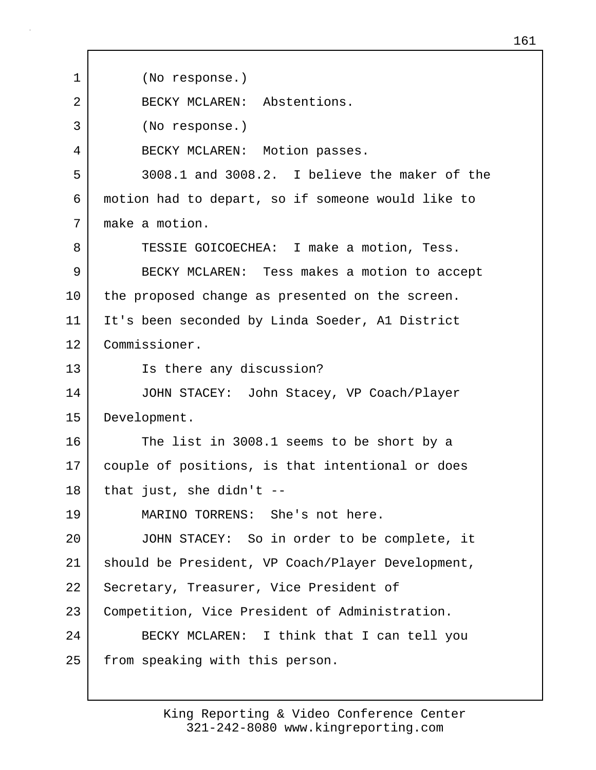(No response.)

BECKY MCLAREN: Abstentions.

(No response.)

BECKY MCLAREN: Motion passes.

3008.1 and 3008.2. I believe the maker of the motion had to depart, so if someone would like to make a motion.

TESSIE GOICOECHEA: I make a motion, Tess.

BECKY MCLAREN: Tess makes a motion to accept the proposed change as presented on the screen. It's been seconded by Linda Soeder, A1 District Commissioner.

Is there any discussion?

JOHN STACEY: John Stacey, VP Coach/Player Development.

The list in 3008.1 seems to be short by a couple of positions, is that intentional or does that just, she didn't --

MARINO TORRENS: She's not here.

JOHN STACEY: So in order to be complete, it should be President, VP Coach/Player Development, Secretary, Treasurer, Vice President of Competition, Vice President of Administration.

BECKY MCLAREN: I think that I can tell you from speaking with this person.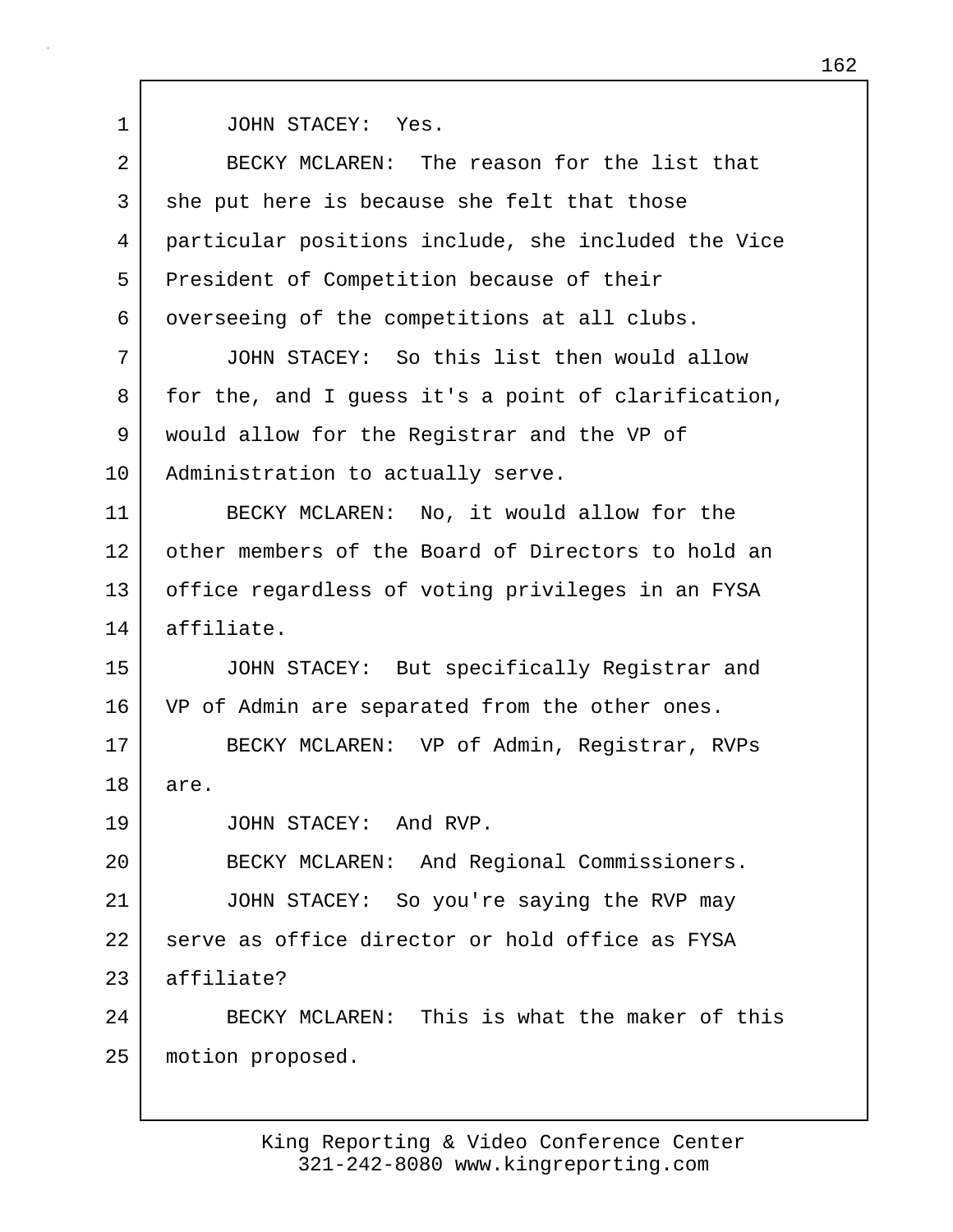JOHN STACEY: Yes.

BECKY MCLAREN: The reason for the list that she put here is because she felt that those particular positions include, she included the Vice President of Competition because of their overseeing of the competitions at all clubs.

JOHN STACEY: So this list then would allow for the, and I guess it's a point of clarification, would allow for the Registrar and the VP of Administration to actually serve.

BECKY MCLAREN: No, it would allow for the other members of the Board of Directors to hold an office regardless of voting privileges in an FYSA affiliate.

JOHN STACEY: But specifically Registrar and VP of Admin are separated from the other ones.

BECKY MCLAREN: VP of Admin, Registrar, RVPs are.

JOHN STACEY: And RVP.

BECKY MCLAREN: And Regional Commissioners.

JOHN STACEY: So you're saying the RVP may serve as office director or hold office as FYSA affiliate?

BECKY MCLAREN: This is what the maker of this motion proposed.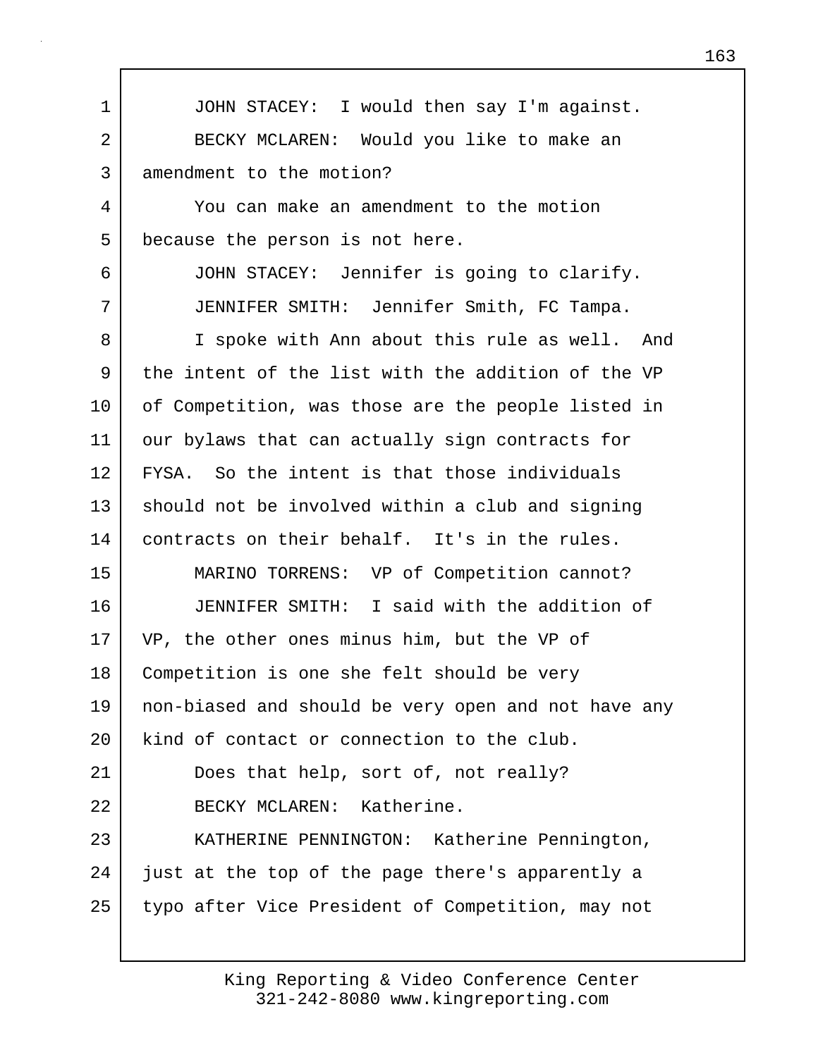JOHN STACEY: I would then say I'm against.

BECKY MCLAREN: Would you like to make an amendment to the motion?

You can make an amendment to the motion because the person is not here.

JOHN STACEY: Jennifer is going to clarify.

JENNIFER SMITH: Jennifer Smith, FC Tampa.

I spoke with Ann about this rule as well. And the intent of the list with the addition of the VP of Competition, was those are the people listed in our bylaws that can actually sign contracts for FYSA. So the intent is that those individuals should not be involved within a club and signing contracts on their behalf. It's in the rules.

MARINO TORRENS: VP of Competition cannot?

JENNIFER SMITH: I said with the addition of VP, the other ones minus him, but the VP of Competition is one she felt should be very non-biased and should be very open and not have any kind of contact or connection to the club.

Does that help, sort of, not really?

BECKY MCLAREN: Katherine.

KATHERINE PENNINGTON: Katherine Pennington, just at the top of the page there's apparently a typo after Vice President of Competition, may not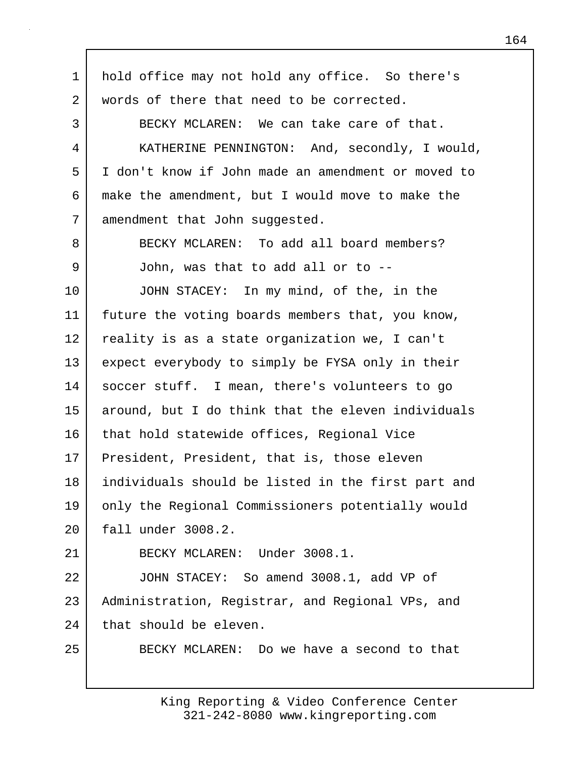hold office may not hold any office. So there's words of there that need to be corrected.

BECKY MCLAREN: We can take care of that.

KATHERINE PENNINGTON: And, secondly, I would, I don't know if John made an amendment or moved to make the amendment, but I would move to make the amendment that John suggested.

BECKY MCLAREN: To add all board members?

John, was that to add all or to --

JOHN STACEY: In my mind, of the, in the future the voting boards members that, you know, reality is as a state organization we, I can't expect everybody to simply be FYSA only in their soccer stuff. I mean, there's volunteers to go around, but I do think that the eleven individuals that hold statewide offices, Regional Vice President, President, that is, those eleven individuals should be listed in the first part and only the Regional Commissioners potentially would fall under 3008.2.

BECKY MCLAREN: Under 3008.1.

JOHN STACEY: So amend 3008.1, add VP of Administration, Registrar, and Regional VPs, and that should be eleven.

BECKY MCLAREN: Do we have a second to that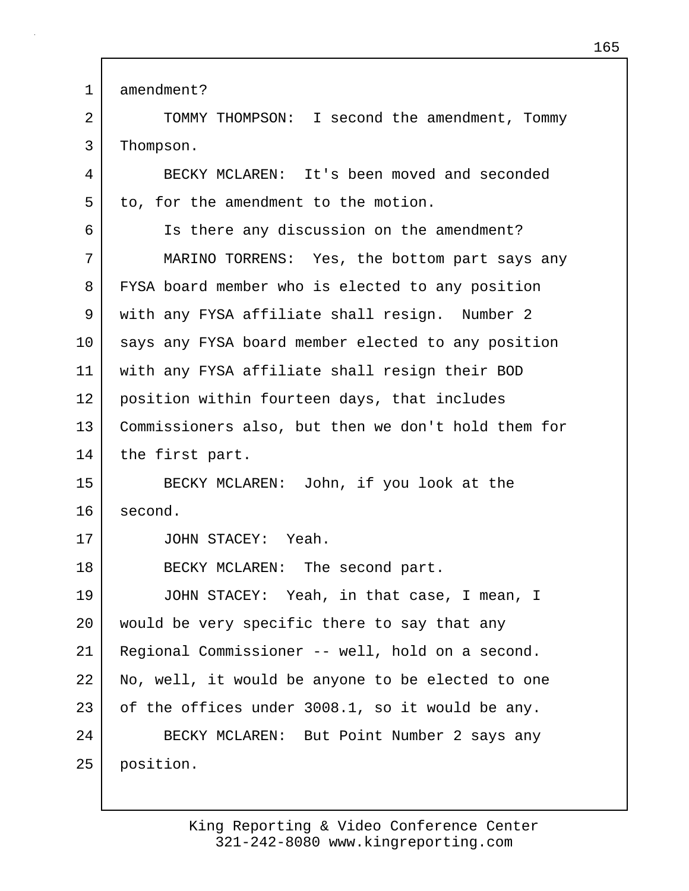amendment?

TOMMY THOMPSON: I second the amendment, Tommy Thompson.

BECKY MCLAREN: It's been moved and seconded to, for the amendment to the motion.

Is there any discussion on the amendment?

MARINO TORRENS: Yes, the bottom part says any FYSA board member who is elected to any position with any FYSA affiliate shall resign. Number 2 says any FYSA board member elected to any position with any FYSA affiliate shall resign their BOD position within fourteen days, that includes Commissioners also, but then we don't hold them for the first part.

BECKY MCLAREN: John, if you look at the second.

JOHN STACEY: Yeah.

BECKY MCLAREN: The second part.

JOHN STACEY: Yeah, in that case, I mean, I would be very specific there to say that any Regional Commissioner -- well, hold on a second. No, well, it would be anyone to be elected to one of the offices under 3008.1, so it would be any.

BECKY MCLAREN: But Point Number 2 says any position.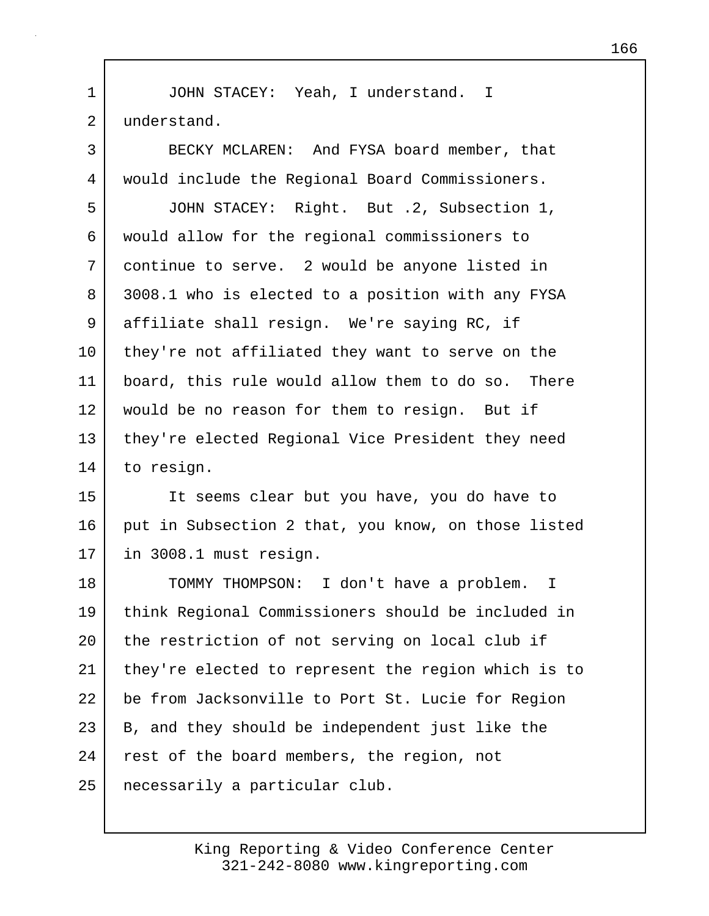JOHN STACEY: Yeah, I understand. I understand.

BECKY MCLAREN: And FYSA board member, that would include the Regional Board Commissioners.

JOHN STACEY: Right. But .2, Subsection 1, would allow for the regional commissioners to continue to serve. 2 would be anyone listed in 3008.1 who is elected to a position with any FYSA affiliate shall resign. We're saying RC, if they're not affiliated they want to serve on the board, this rule would allow them to do so. There would be no reason for them to resign. But if they're elected Regional Vice President they need to resign.

It seems clear but you have, you do have to put in Subsection 2 that, you know, on those listed in 3008.1 must resign.

TOMMY THOMPSON: I don't have a problem. I think Regional Commissioners should be included in the restriction of not serving on local club if they're elected to represent the region which is to be from Jacksonville to Port St. Lucie for Region B, and they should be independent just like the rest of the board members, the region, not necessarily a particular club.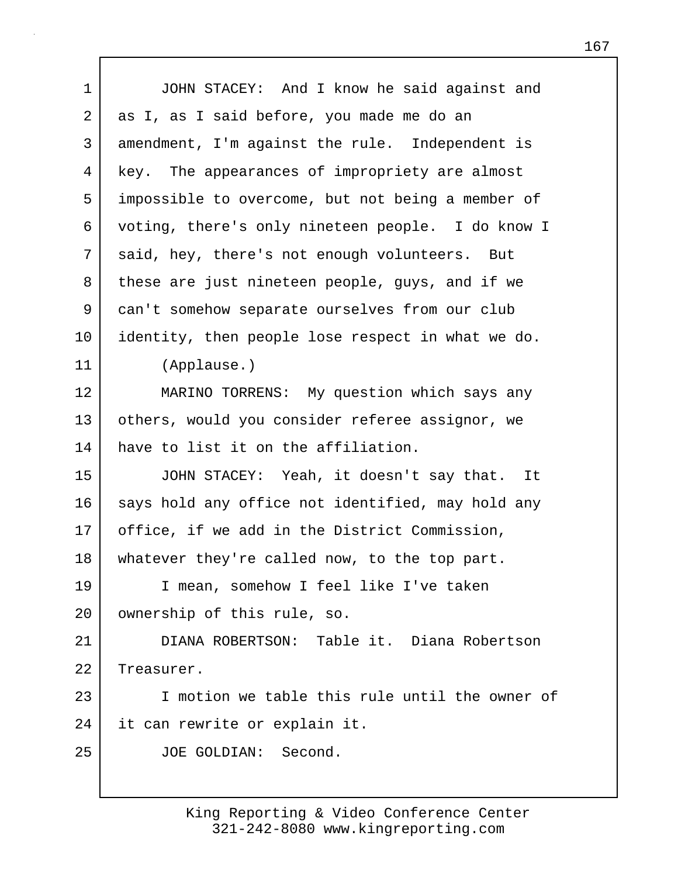JOHN STACEY: And I know he said against and as I, as I said before, you made me do an amendment, I'm against the rule. Independent is key. The appearances of impropriety are almost impossible to overcome, but not being a member of voting, there's only nineteen people. I do know I said, hey, there's not enough volunteers. But these are just nineteen people, guys, and if we can't somehow separate ourselves from our club identity, then people lose respect in what we do.

(Applause.)

MARINO TORRENS: My question which says any others, would you consider referee assignor, we have to list it on the affiliation.

JOHN STACEY: Yeah, it doesn't say that. It says hold any office not identified, may hold any office, if we add in the District Commission, whatever they're called now, to the top part.

I mean, somehow I feel like I've taken ownership of this rule, so.

DIANA ROBERTSON: Table it. Diana Robertson Treasurer.

I motion we table this rule until the owner of it can rewrite or explain it.

JOE GOLDIAN: Second.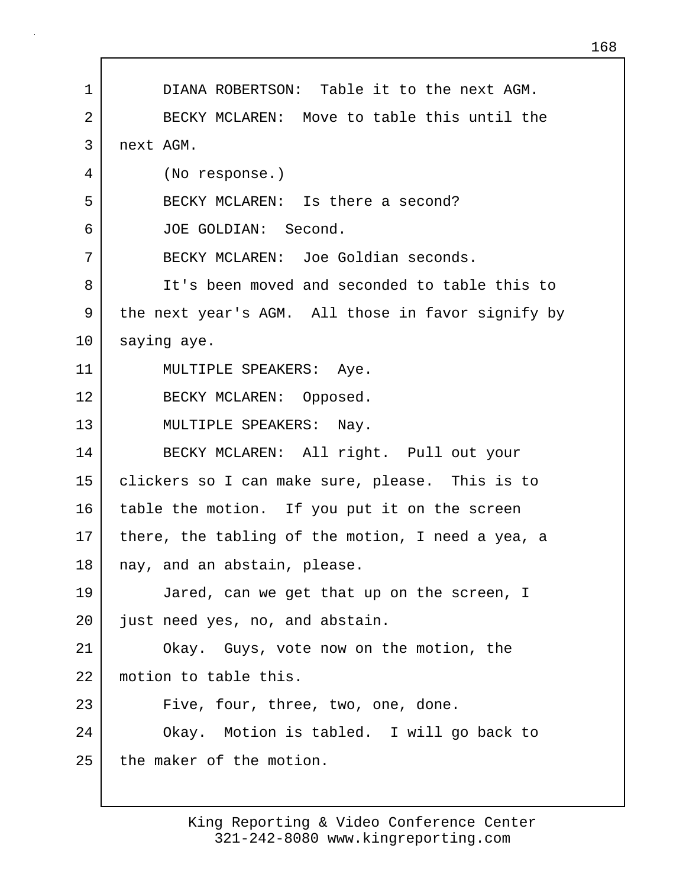DIANA ROBERTSON: Table it to the next AGM.

BECKY MCLAREN: Move to table this until the next AGM.

(No response.)

BECKY MCLAREN: Is there a second?

JOE GOLDIAN: Second.

BECKY MCLAREN: Joe Goldian seconds.

It's been moved and seconded to table this to the next year's AGM. All those in favor signify by saying aye.

MULTIPLE SPEAKERS: Aye.

BECKY MCLAREN: Opposed.

MULTIPLE SPEAKERS: Nay.

BECKY MCLAREN: All right. Pull out your clickers so I can make sure, please. This is to table the motion. If you put it on the screen there, the tabling of the motion, I need a yea, a nay, and an abstain, please.

Jared, can we get that up on the screen, I just need yes, no, and abstain.

Okay. Guys, vote now on the motion, the motion to table this.

Five, four, three, two, one, done.

Okay. Motion is tabled. I will go back to the maker of the motion.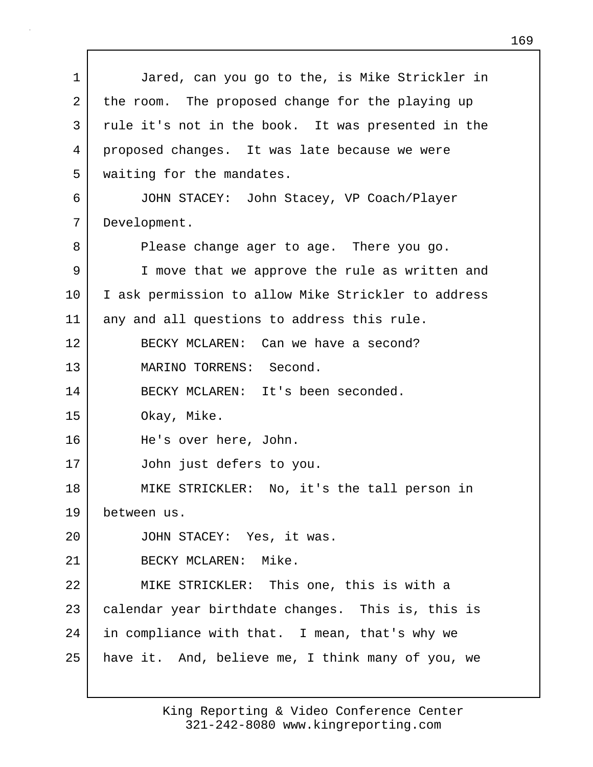Jared, can you go to the, is Mike Strickler in the room. The proposed change for the playing up rule it's not in the book. It was presented in the proposed changes. It was late because we were waiting for the mandates.

JOHN STACEY: John Stacey, VP Coach/Player Development.

Please change ager to age. There you go.

I move that we approve the rule as written and I ask permission to allow Mike Strickler to address any and all questions to address this rule.

BECKY MCLAREN: Can we have a second?

MARINO TORRENS: Second.

BECKY MCLAREN: It's been seconded.

Okay, Mike.

He's over here, John.

John just defers to you.

MIKE STRICKLER: No, it's the tall person in between us.

JOHN STACEY: Yes, it was.

BECKY MCLAREN: Mike.

MIKE STRICKLER: This one, this is with a calendar year birthdate changes. This is, this is in compliance with that. I mean, that's why we have it. And, believe me, I think many of you, we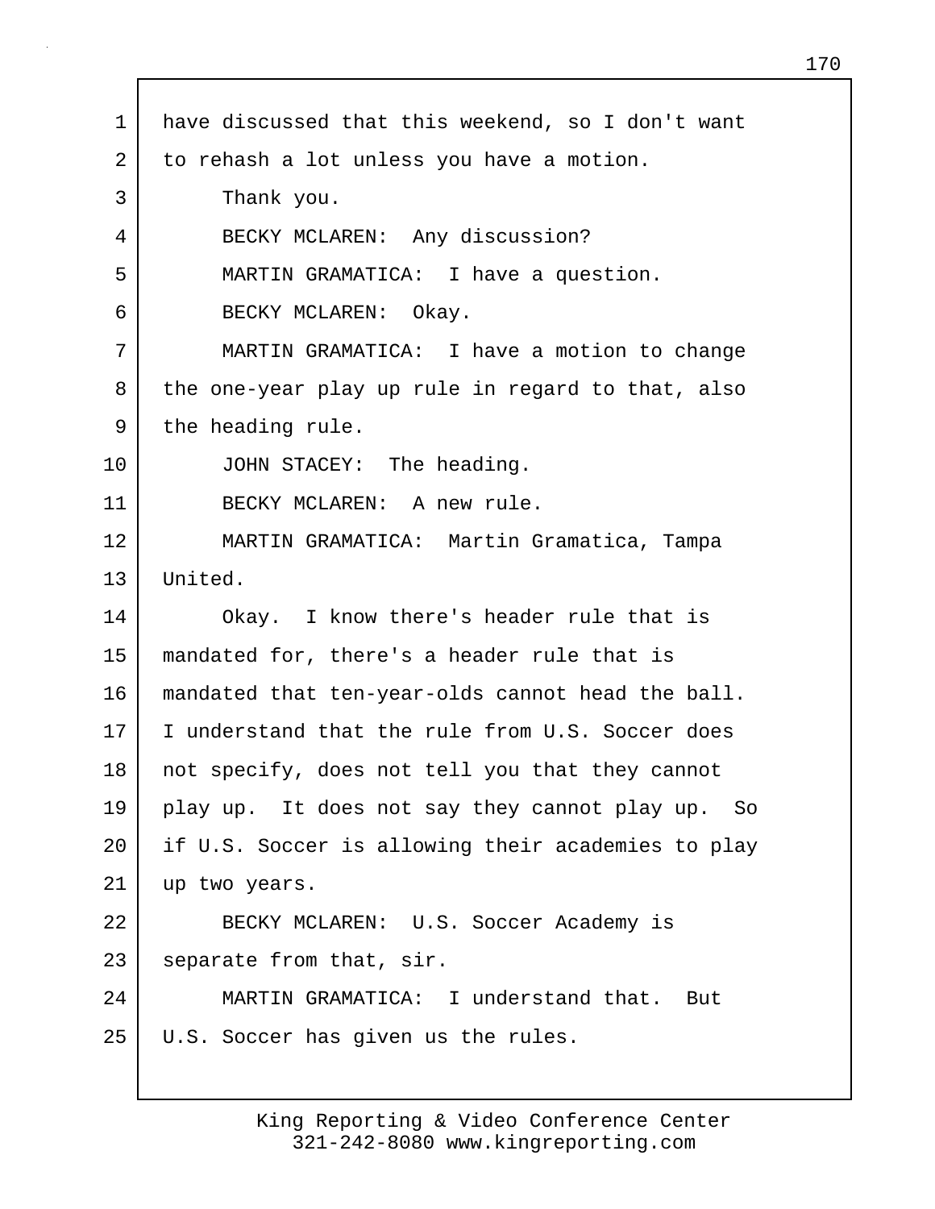have discussed that this weekend, so I don't want to rehash a lot unless you have a motion.

Thank you.

BECKY MCLAREN: Any discussion?

MARTIN GRAMATICA: I have a question.

BECKY MCLAREN: Okay.

MARTIN GRAMATICA: I have a motion to change the one-year play up rule in regard to that, also the heading rule.

JOHN STACEY: The heading.

BECKY MCLAREN: A new rule.

MARTIN GRAMATICA: Martin Gramatica, Tampa United.

Okay. I know there's header rule that is mandated for, there's a header rule that is mandated that ten-year-olds cannot head the ball. I understand that the rule from U.S. Soccer does not specify, does not tell you that they cannot play up. It does not say they cannot play up. So if U.S. Soccer is allowing their academies to play up two years.

BECKY MCLAREN: U.S. Soccer Academy is separate from that, sir.

MARTIN GRAMATICA: I understand that. But U.S. Soccer has given us the rules.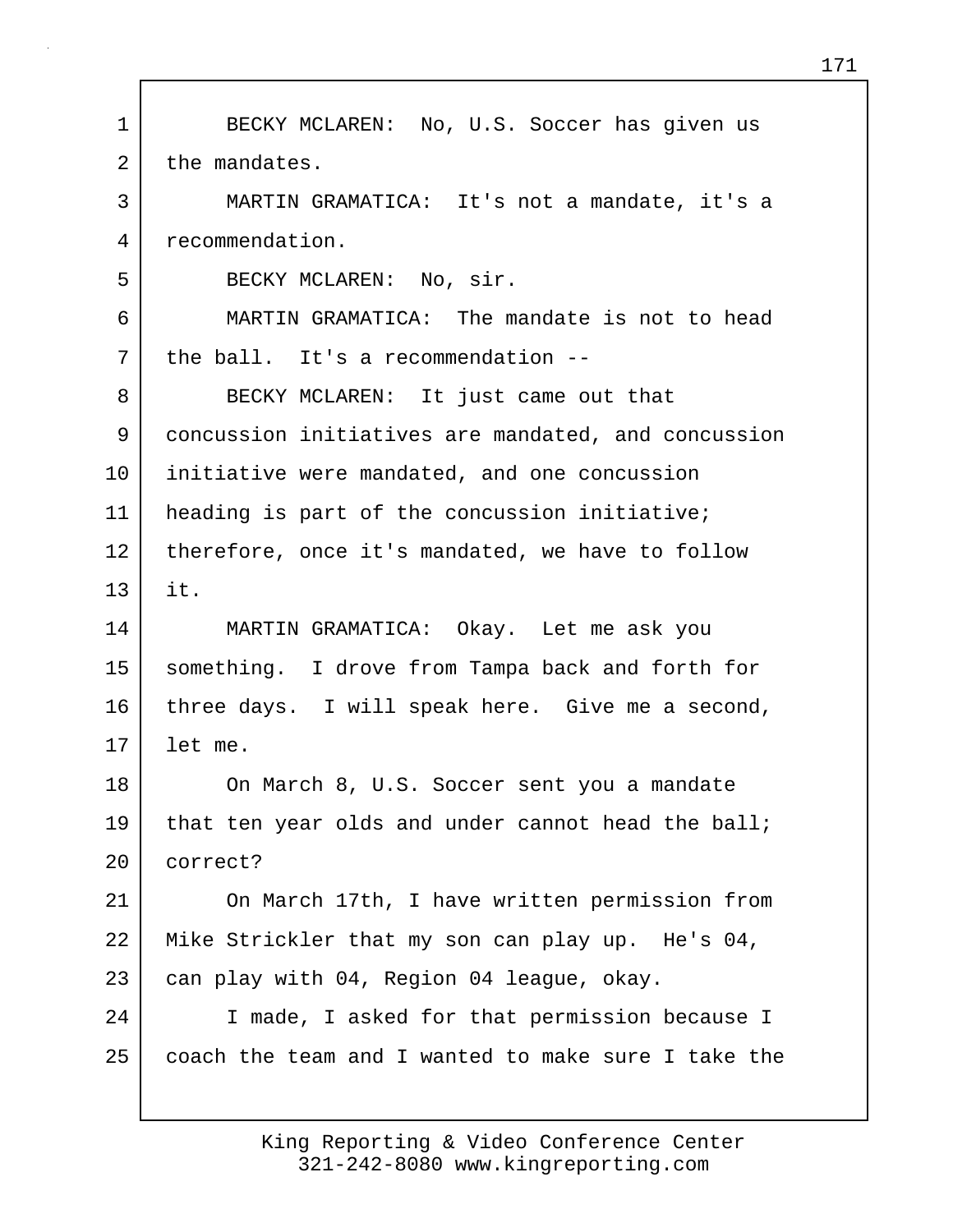BECKY MCLAREN: No, U.S. Soccer has given us the mandates.

MARTIN GRAMATICA: It's not a mandate, it's a recommendation.

BECKY MCLAREN: No, sir.

MARTIN GRAMATICA: The mandate is not to head the ball. It's a recommendation --

BECKY MCLAREN: It just came out that concussion initiatives are mandated, and concussion initiative were mandated, and one concussion heading is part of the concussion initiative; therefore, once it's mandated, we have to follow it.

MARTIN GRAMATICA: Okay. Let me ask you something. I drove from Tampa back and forth for three days. I will speak here. Give me a second, let me.

On March 8, U.S. Soccer sent you a mandate that ten year olds and under cannot head the ball; correct?

On March 17th, I have written permission from Mike Strickler that my son can play up. He's 04, can play with 04, Region 04 league, okay.

I made, I asked for that permission because I coach the team and I wanted to make sure I take the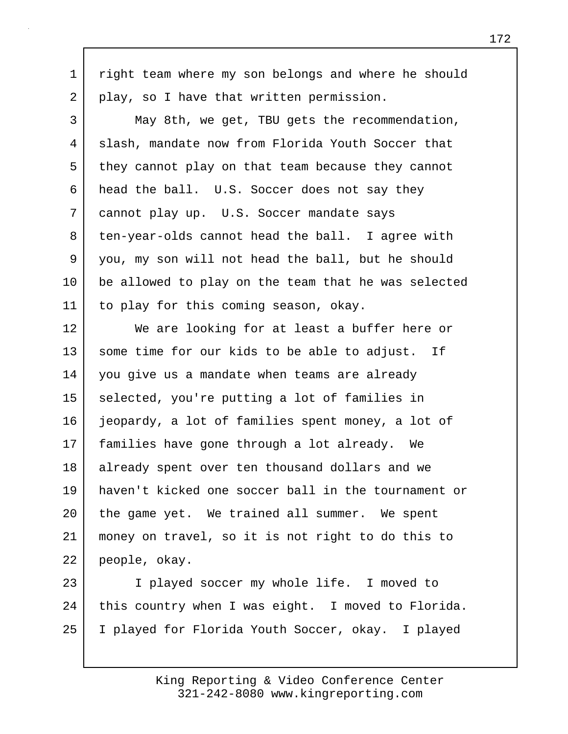right team where my son belongs and where he should play, so I have that written permission.

May 8th, we get, TBU gets the recommendation, slash, mandate now from Florida Youth Soccer that they cannot play on that team because they cannot head the ball. U.S. Soccer does not say they cannot play up. U.S. Soccer mandate says ten-year-olds cannot head the ball. I agree with you, my son will not head the ball, but he should be allowed to play on the team that he was selected to play for this coming season, okay.

We are looking for at least a buffer here or some time for our kids to be able to adjust. If you give us a mandate when teams are already selected, you're putting a lot of families in jeopardy, a lot of families spent money, a lot of families have gone through a lot already. We already spent over ten thousand dollars and we haven't kicked one soccer ball in the tournament or the game yet. We trained all summer. We spent money on travel, so it is not right to do this to people, okay.

I played soccer my whole life. I moved to this country when I was eight. I moved to Florida. I played for Florida Youth Soccer, okay. I played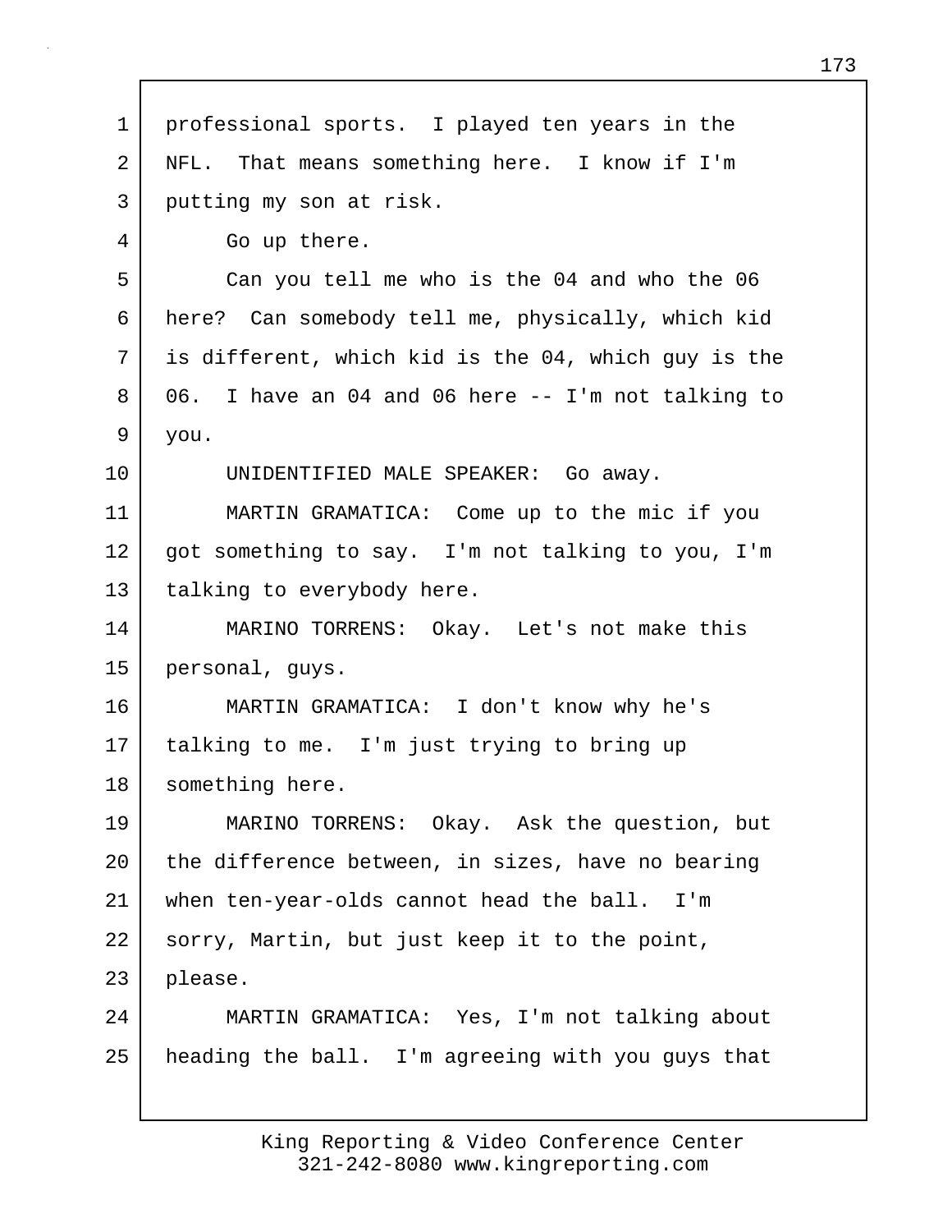professional sports. I played ten years in the NFL. That means something here. I know if I'm putting my son at risk.

Go up there.

Can you tell me who is the 04 and who the 06 here? Can somebody tell me, physically, which kid is different, which kid is the 04, which guy is the 06. I have an 04 and 06 here -- I'm not talking to you.

UNIDENTIFIED MALE SPEAKER: Go away.

MARTIN GRAMATICA: Come up to the mic if you got something to say. I'm not talking to you, I'm talking to everybody here.

MARINO TORRENS: Okay. Let's not make this personal, guys.

MARTIN GRAMATICA: I don't know why he's talking to me. I'm just trying to bring up something here.

MARINO TORRENS: Okay. Ask the question, but the difference between, in sizes, have no bearing when ten-year-olds cannot head the ball. I'm sorry, Martin, but just keep it to the point, please.

MARTIN GRAMATICA: Yes, I'm not talking about heading the ball. I'm agreeing with you guys that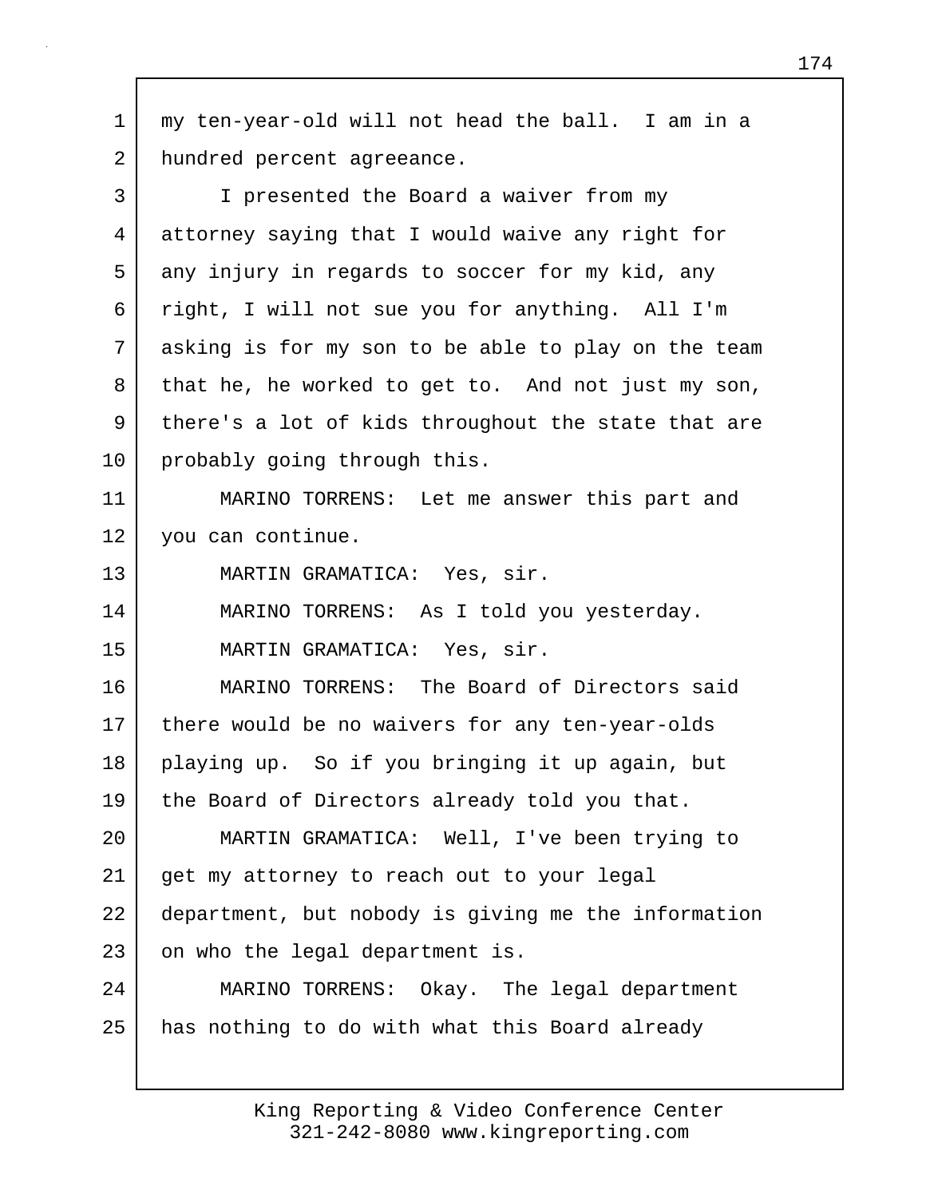my ten-year-old will not head the ball. I am in a hundred percent agreeance.

I presented the Board a waiver from my attorney saying that I would waive any right for any injury in regards to soccer for my kid, any right, I will not sue you for anything. All I'm asking is for my son to be able to play on the team that he, he worked to get to. And not just my son, there's a lot of kids throughout the state that are probably going through this.

MARINO TORRENS: Let me answer this part and you can continue.

MARTIN GRAMATICA: Yes, sir.

MARINO TORRENS: As I told you yesterday.

MARTIN GRAMATICA: Yes, sir.

MARINO TORRENS: The Board of Directors said there would be no waivers for any ten-year-olds playing up. So if you bringing it up again, but the Board of Directors already told you that.

MARTIN GRAMATICA: Well, I've been trying to get my attorney to reach out to your legal department, but nobody is giving me the information on who the legal department is.

MARINO TORRENS: Okay. The legal department has nothing to do with what this Board already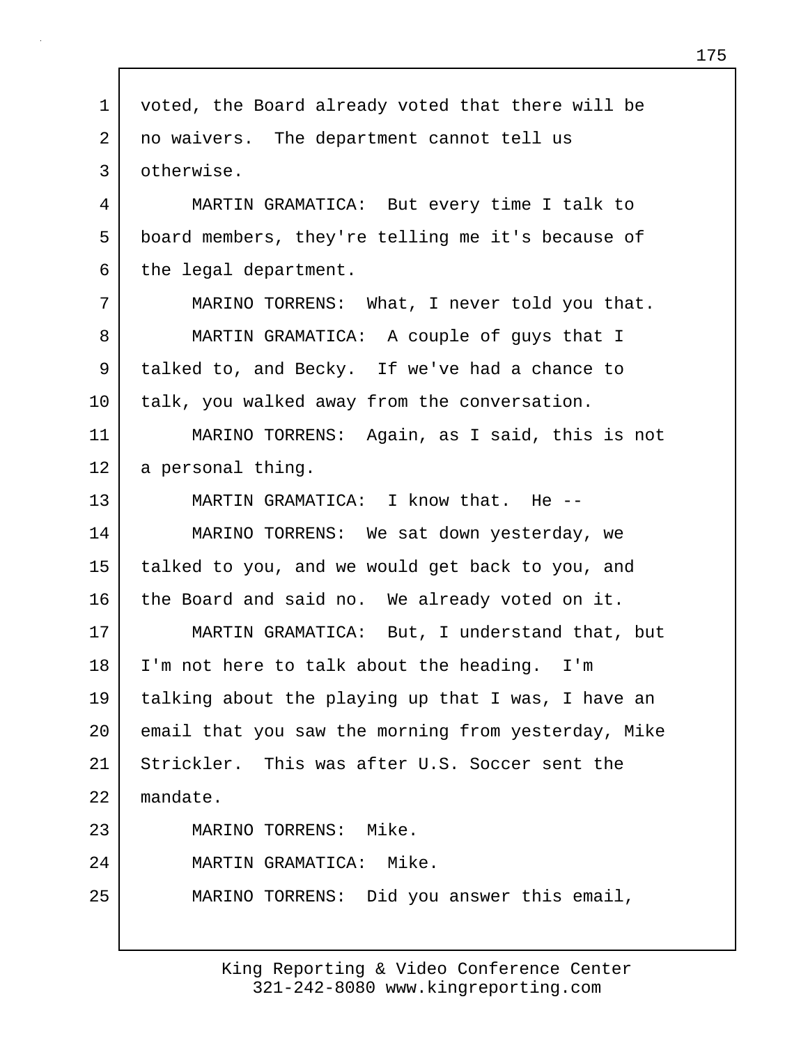voted, the Board already voted that there will be no waivers. The department cannot tell us otherwise.

MARTIN GRAMATICA: But every time I talk to board members, they're telling me it's because of the legal department.

MARINO TORRENS: What, I never told you that.

MARTIN GRAMATICA: A couple of guys that I talked to, and Becky. If we've had a chance to talk, you walked away from the conversation.

MARINO TORRENS: Again, as I said, this is not a personal thing.

MARTIN GRAMATICA: I know that. He --

MARINO TORRENS: We sat down yesterday, we talked to you, and we would get back to you, and the Board and said no. We already voted on it.

MARTIN GRAMATICA: But, I understand that, but I'm not here to talk about the heading. I'm talking about the playing up that I was, I have an email that you saw the morning from yesterday, Mike Strickler. This was after U.S. Soccer sent the mandate.

MARINO TORRENS: Mike.

MARTIN GRAMATICA: Mike.

MARINO TORRENS: Did you answer this email,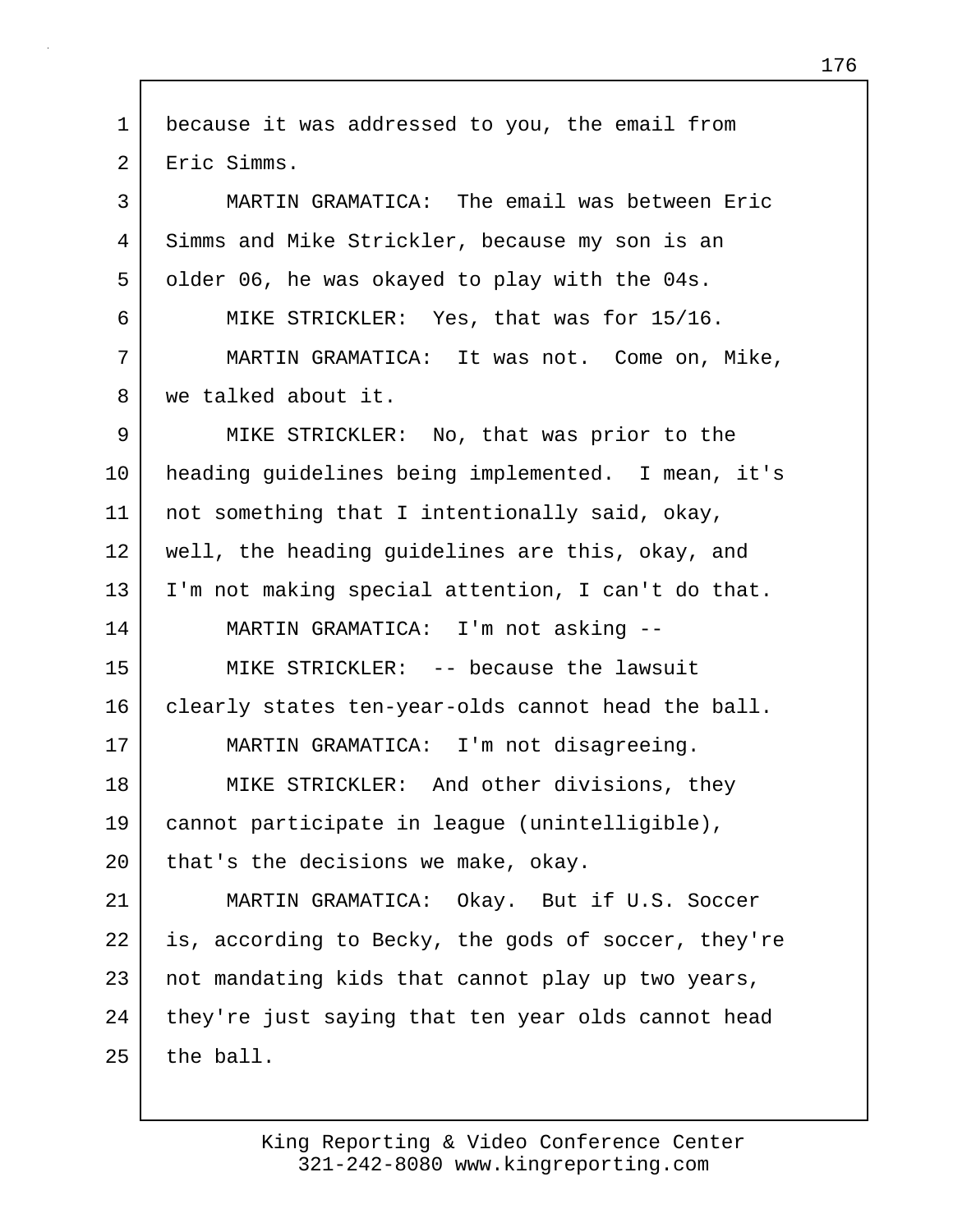because it was addressed to you, the email from Eric Simms.

MARTIN GRAMATICA: The email was between Eric Simms and Mike Strickler, because my son is an older 06, he was okayed to play with the 04s.

MIKE STRICKLER: Yes, that was for 15/16.

MARTIN GRAMATICA: It was not. Come on, Mike, we talked about it.

MIKE STRICKLER: No, that was prior to the heading guidelines being implemented. I mean, it's not something that I intentionally said, okay, well, the heading guidelines are this, okay, and I'm not making special attention, I can't do that.

MARTIN GRAMATICA: I'm not asking --

MIKE STRICKLER: -- because the lawsuit clearly states ten-year-olds cannot head the ball.

MARTIN GRAMATICA: I'm not disagreeing.

MIKE STRICKLER: And other divisions, they cannot participate in league (unintelligible), that's the decisions we make, okay.

MARTIN GRAMATICA: Okay. But if U.S. Soccer is, according to Becky, the gods of soccer, they're not mandating kids that cannot play up two years, they're just saying that ten year olds cannot head the ball.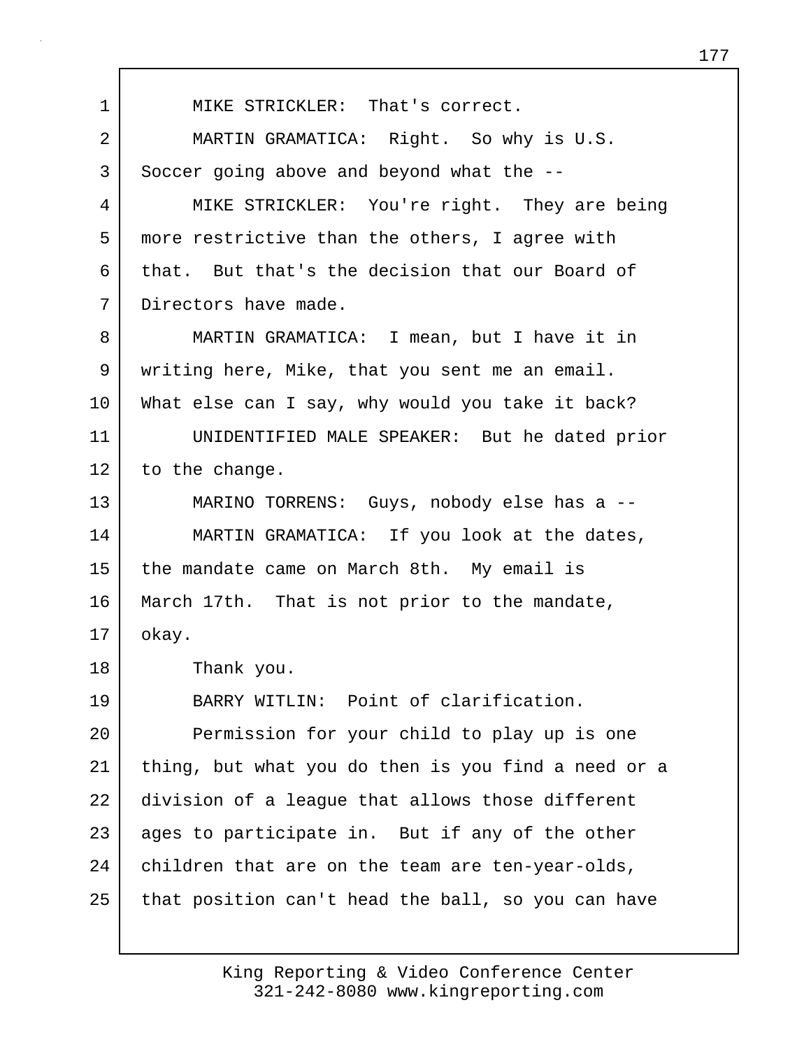MIKE STRICKLER: That's correct.

MARTIN GRAMATICA: Right. So why is U.S. Soccer going above and beyond what the --

MIKE STRICKLER: You're right. They are being more restrictive than the others, I agree with that. But that's the decision that our Board of Directors have made.

MARTIN GRAMATICA: I mean, but I have it in writing here, Mike, that you sent me an email. What else can I say, why would you take it back?

UNIDENTIFIED MALE SPEAKER: But he dated prior to the change.

MARINO TORRENS: Guys, nobody else has a --

MARTIN GRAMATICA: If you look at the dates, the mandate came on March 8th. My email is March 17th. That is not prior to the mandate, okay.

Thank you.

BARRY WITLIN: Point of clarification.

Permission for your child to play up is one thing, but what you do then is you find a need or a division of a league that allows those different ages to participate in. But if any of the other children that are on the team are ten-year-olds, that position can't head the ball, so you can have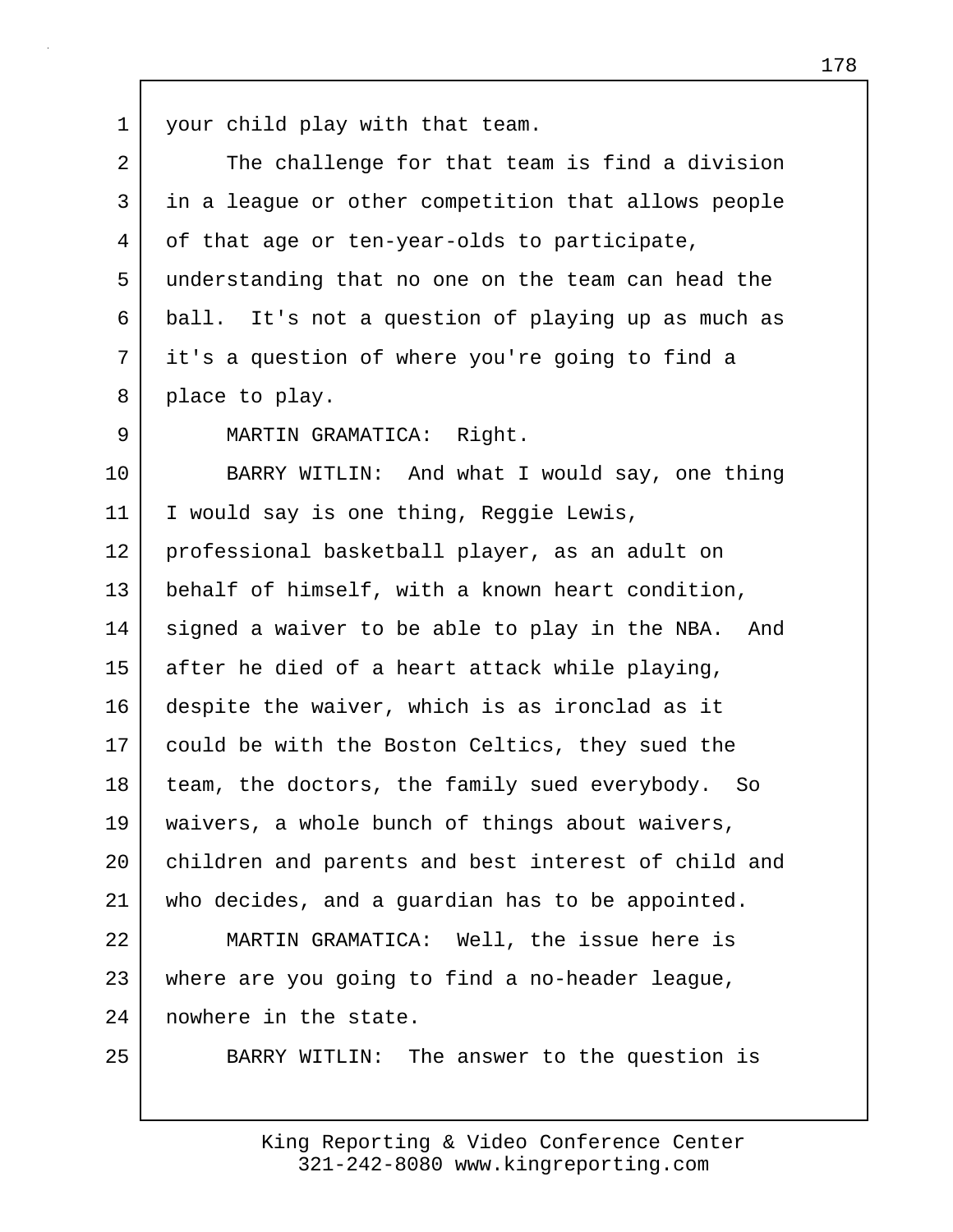your child play with that team.

The challenge for that team is find a division in a league or other competition that allows people of that age or ten-year-olds to participate, understanding that no one on the team can head the ball. It's not a question of playing up as much as it's a question of where you're going to find a place to play.

MARTIN GRAMATICA: Right.

BARRY WITLIN: And what I would say, one thing I would say is one thing, Reggie Lewis, professional basketball player, as an adult on behalf of himself, with a known heart condition, signed a waiver to be able to play in the NBA. And after he died of a heart attack while playing, despite the waiver, which is as ironclad as it could be with the Boston Celtics, they sued the team, the doctors, the family sued everybody. So waivers, a whole bunch of things about waivers, children and parents and best interest of child and who decides, and a guardian has to be appointed.

MARTIN GRAMATICA: Well, the issue here is where are you going to find a no-header league, nowhere in the state.

BARRY WITLIN: The answer to the question is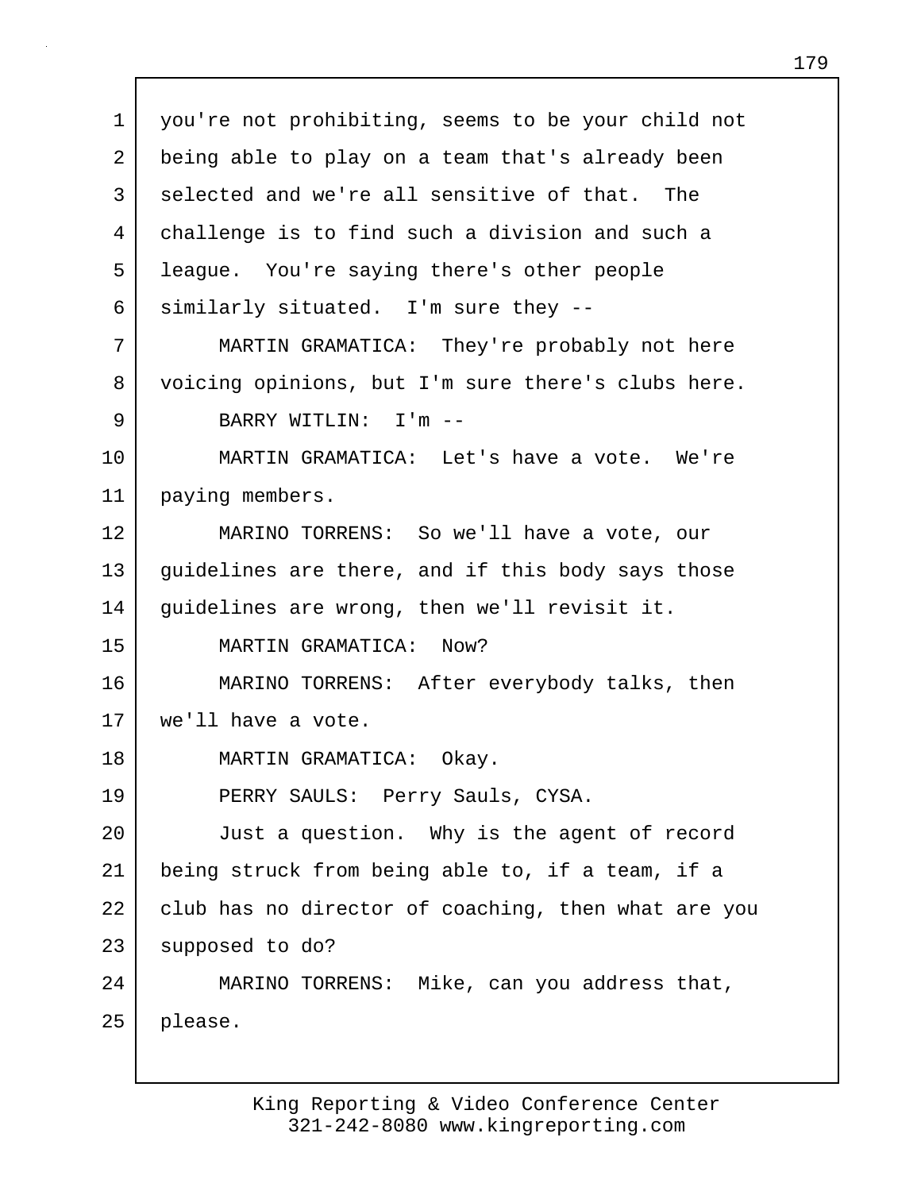you're not prohibiting, seems to be your child not being able to play on a team that's already been selected and we're all sensitive of that. The challenge is to find such a division and such a league. You're saying there's other people similarly situated. I'm sure they --

MARTIN GRAMATICA: They're probably not here voicing opinions, but I'm sure there's clubs here.

BARRY WITLIN: I'm --

MARTIN GRAMATICA: Let's have a vote. We're paying members.

MARINO TORRENS: So we'll have a vote, our guidelines are there, and if this body says those guidelines are wrong, then we'll revisit it.

MARTIN GRAMATICA: Now?

MARINO TORRENS: After everybody talks, then we'll have a vote.

MARTIN GRAMATICA: Okay.

PERRY SAULS: Perry Sauls, CYSA.

Just a question. Why is the agent of record being struck from being able to, if a team, if a club has no director of coaching, then what are you supposed to do?

MARINO TORRENS: Mike, can you address that, please.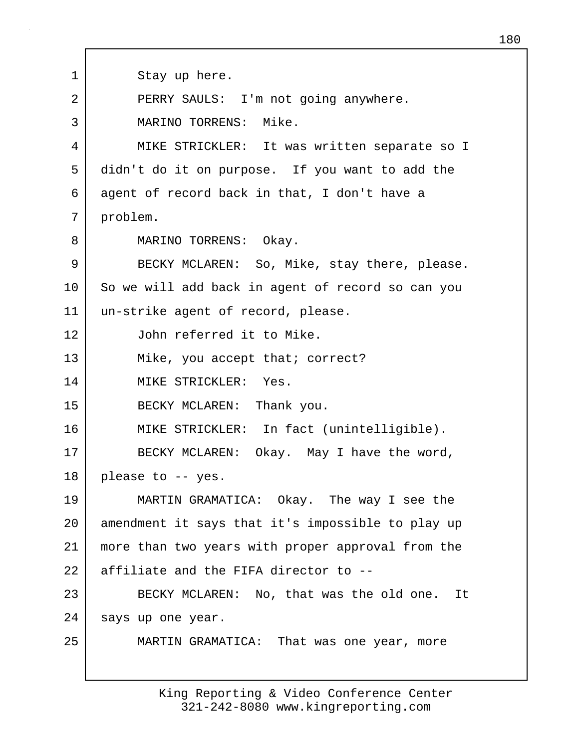Stay up here.

PERRY SAULS: I'm not going anywhere.

MARINO TORRENS: Mike.

MIKE STRICKLER: It was written separate so I didn't do it on purpose. If you want to add the agent of record back in that, I don't have a problem.

MARINO TORRENS: Okay.

BECKY MCLAREN: So, Mike, stay there, please. So we will add back in agent of record so can you un-strike agent of record, please.

John referred it to Mike.

Mike, you accept that; correct?

MIKE STRICKLER: Yes.

BECKY MCLAREN: Thank you.

MIKE STRICKLER: In fact (unintelligible).

BECKY MCLAREN: Okay. May I have the word, please to -- yes.

MARTIN GRAMATICA: Okay. The way I see the amendment it says that it's impossible to play up more than two years with proper approval from the affiliate and the FIFA director to --

BECKY MCLAREN: No, that was the old one. It says up one year.

MARTIN GRAMATICA: That was one year, more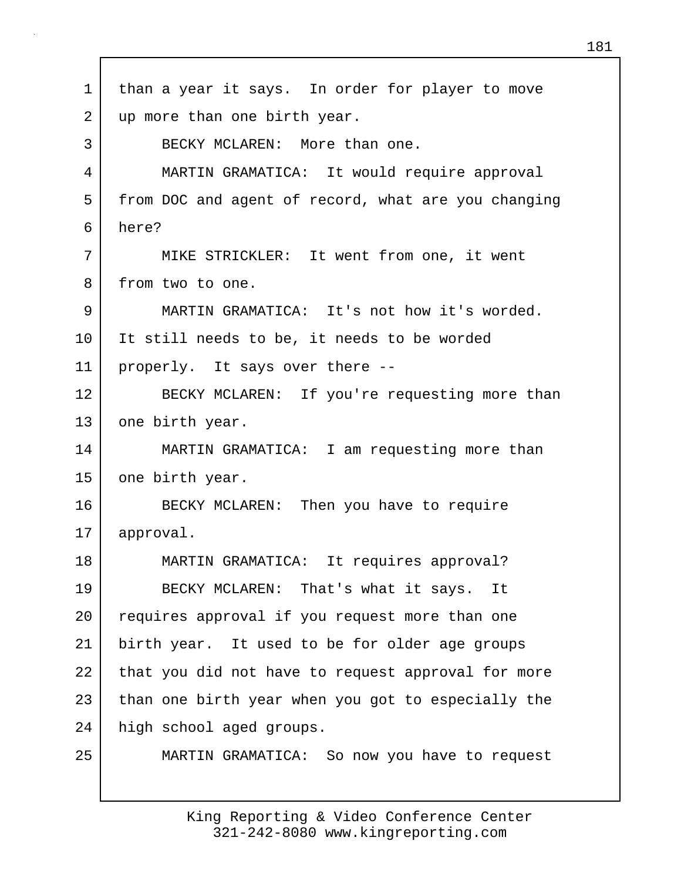than a year it says. In order for player to move up more than one birth year.

BECKY MCLAREN: More than one.

MARTIN GRAMATICA: It would require approval from DOC and agent of record, what are you changing here?

MIKE STRICKLER: It went from one, it went from two to one.

MARTIN GRAMATICA: It's not how it's worded. It still needs to be, it needs to be worded properly. It says over there --

BECKY MCLAREN: If you're requesting more than one birth year.

MARTIN GRAMATICA: I am requesting more than one birth year.

BECKY MCLAREN: Then you have to require approval.

MARTIN GRAMATICA: It requires approval?

BECKY MCLAREN: That's what it says. It requires approval if you request more than one birth year. It used to be for older age groups that you did not have to request approval for more than one birth year when you got to especially the high school aged groups.

MARTIN GRAMATICA: So now you have to request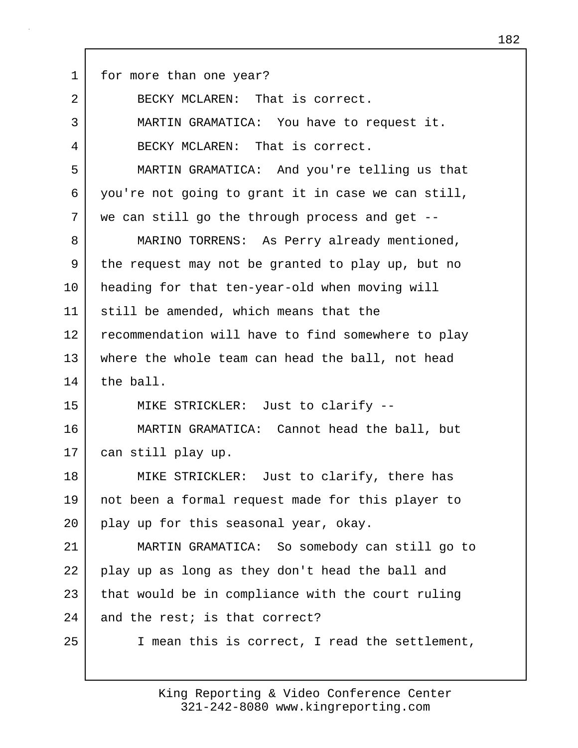1 for more than one year?

2 BECKY MCLAREN: That is correct.

3 MARTIN GRAMATICA: You have to request it.

4 BECKY MCLAREN: That is correct.

5 MARTIN GRAMATICA: And you're telling us that

6 you're not going to grant it in case we can still,

7 we can still go the through process and get --

8 MARINO TORRENS: As Perry already mentioned,

9 the request may not be granted to play up, but no

10 heading for that ten-year-old when moving will

11 still be amended, which means that the

12 recommendation will have to find somewhere to play

13 where the whole team can head the ball, not head

14 the ball.

15 MIKE STRICKLER: Just to clarify --

16 MARTIN GRAMATICA: Cannot head the ball, but

17 can still play up.

18 MIKE STRICKLER: Just to clarify, there has

19 not been a formal request made for this player to

20 play up for this seasonal year, okay.

21 MARTIN GRAMATICA: So somebody can still go to

22 play up as long as they don't head the ball and

23 that would be in compliance with the court ruling

24 and the rest; is that correct?

25 I mean this is correct, I read the settlement,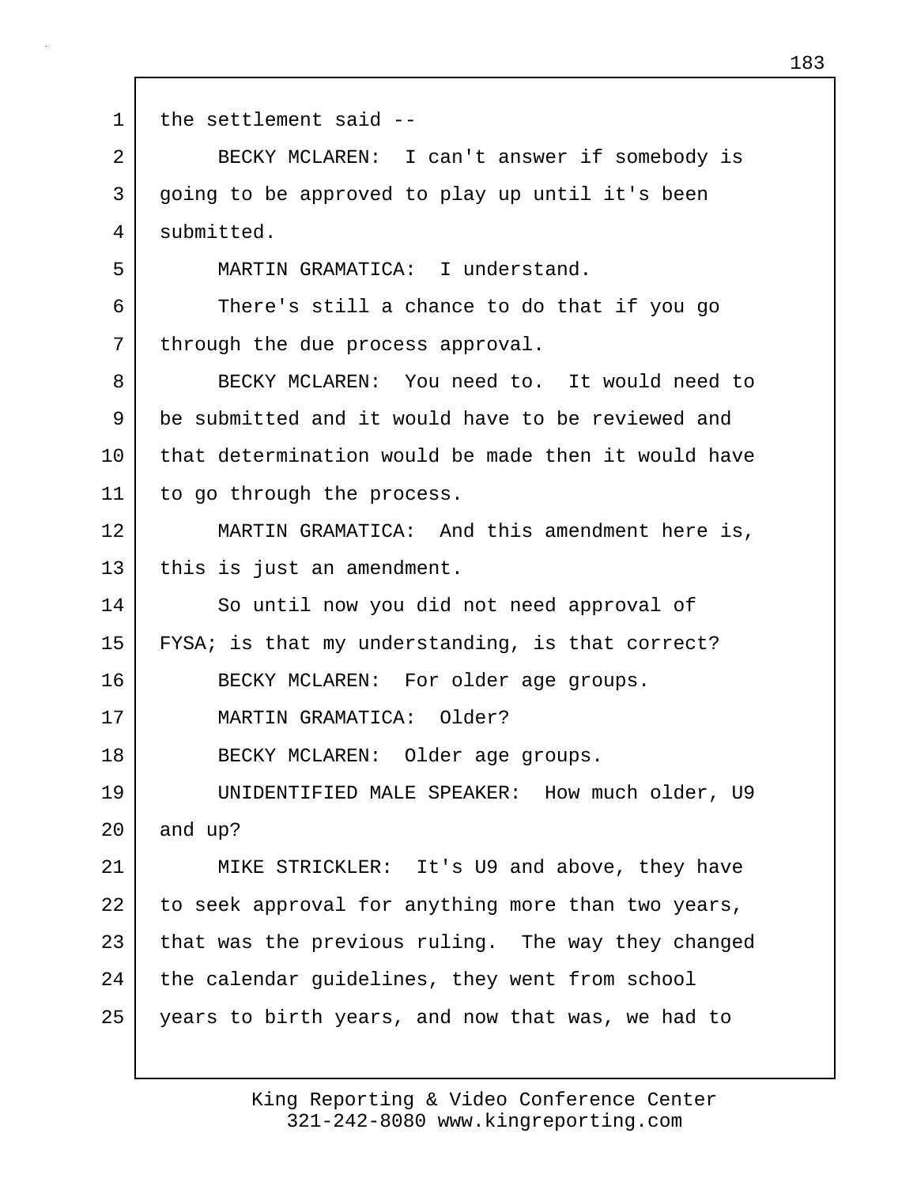the settlement said --

BECKY MCLAREN: I can't answer if somebody is going to be approved to play up until it's been submitted.

MARTIN GRAMATICA: I understand.

There's still a chance to do that if you go through the due process approval.

BECKY MCLAREN: You need to. It would need to be submitted and it would have to be reviewed and that determination would be made then it would have to go through the process.

MARTIN GRAMATICA: And this amendment here is, this is just an amendment.

So until now you did not need approval of FYSA; is that my understanding, is that correct?

BECKY MCLAREN: For older age groups.

MARTIN GRAMATICA: Older?

BECKY MCLAREN: Older age groups.

UNIDENTIFIED MALE SPEAKER: How much older, U9 and up?

MIKE STRICKLER: It's U9 and above, they have to seek approval for anything more than two years, that was the previous ruling. The way they changed the calendar guidelines, they went from school years to birth years, and now that was, we had to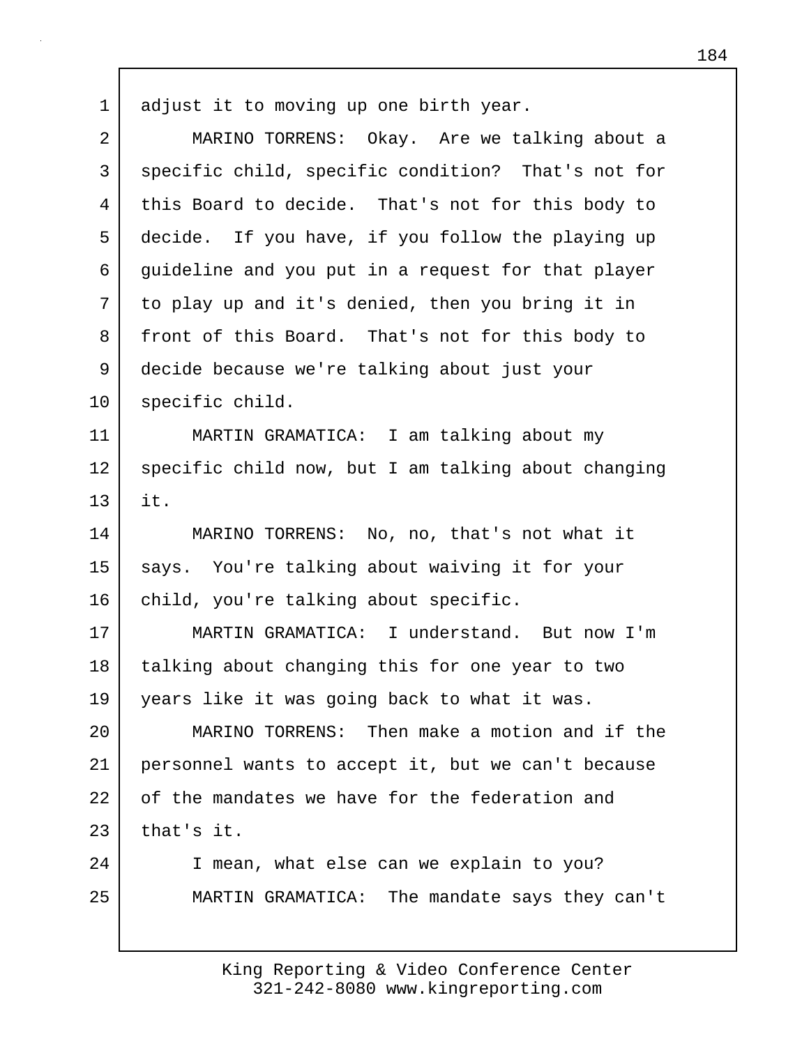adjust it to moving up one birth year.

MARINO TORRENS: Okay. Are we talking about a specific child, specific condition? That's not for this Board to decide. That's not for this body to decide. If you have, if you follow the playing up guideline and you put in a request for that player to play up and it's denied, then you bring it in front of this Board. That's not for this body to decide because we're talking about just your specific child.

MARTIN GRAMATICA: I am talking about my specific child now, but I am talking about changing it.

MARINO TORRENS: No, no, that's not what it says. You're talking about waiving it for your child, you're talking about specific.

MARTIN GRAMATICA: I understand. But now I'm talking about changing this for one year to two years like it was going back to what it was.

MARINO TORRENS: Then make a motion and if the personnel wants to accept it, but we can't because of the mandates we have for the federation and that's it.

I mean, what else can we explain to you?

MARTIN GRAMATICA: The mandate says they can't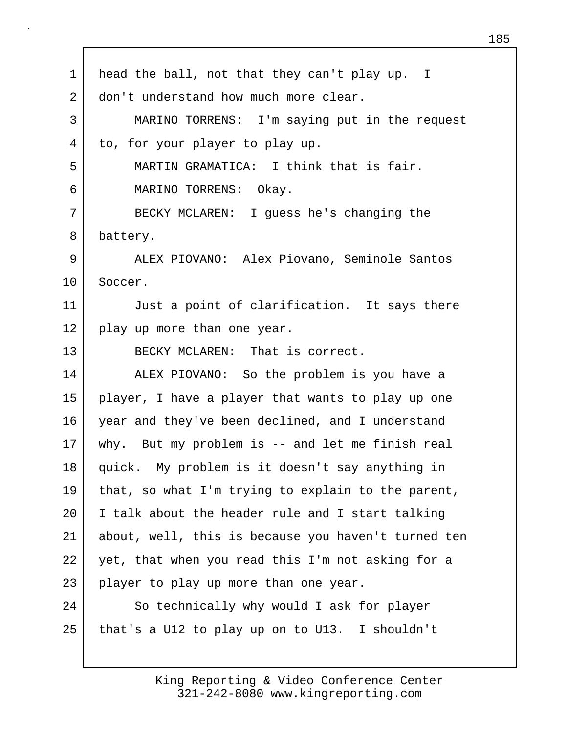head the ball, not that they can't play up. I don't understand how much more clear.

MARINO TORRENS: I'm saying put in the request to, for your player to play up.

MARTIN GRAMATICA: I think that is fair.

MARINO TORRENS: Okay.

BECKY MCLAREN: I guess he's changing the battery.

ALEX PIOVANO: Alex Piovano, Seminole Santos Soccer.

Just a point of clarification. It says there play up more than one year.

BECKY MCLAREN: That is correct.

ALEX PIOVANO: So the problem is you have a player, I have a player that wants to play up one year and they've been declined, and I understand why. But my problem is -- and let me finish real quick. My problem is it doesn't say anything in that, so what I'm trying to explain to the parent, I talk about the header rule and I start talking about, well, this is because you haven't turned ten yet, that when you read this I'm not asking for a player to play up more than one year.

So technically why would I ask for player that's a U12 to play up on to U13. I shouldn't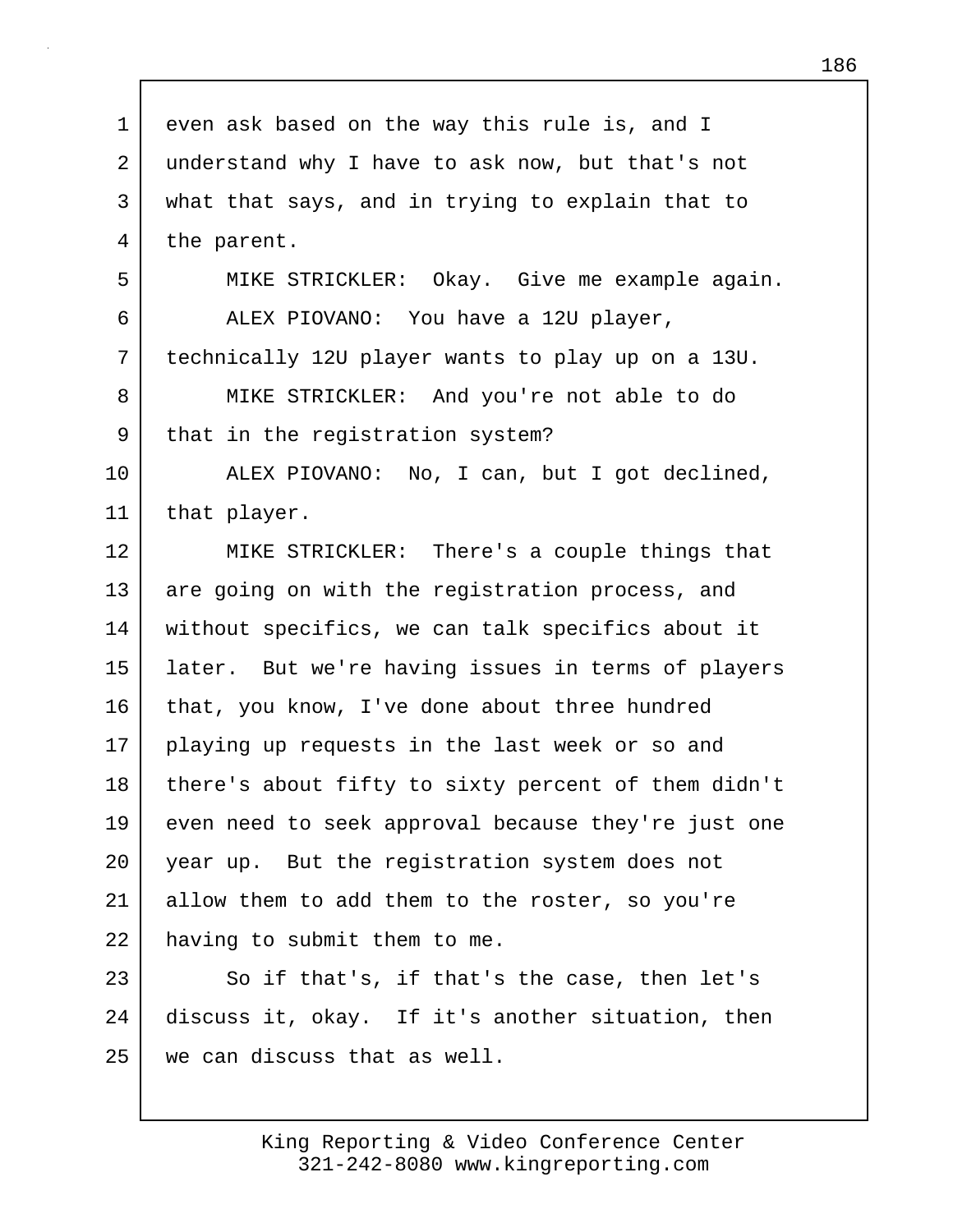even ask based on the way this rule is, and I understand why I have to ask now, but that's not what that says, and in trying to explain that to the parent.

MIKE STRICKLER: Okay. Give me example again.

ALEX PIOVANO: You have a 12U player, technically 12U player wants to play up on a 13U.

MIKE STRICKLER: And you're not able to do that in the registration system?

ALEX PIOVANO: No, I can, but I got declined, that player.

MIKE STRICKLER: There's a couple things that are going on with the registration process, and without specifics, we can talk specifics about it later. But we're having issues in terms of players that, you know, I've done about three hundred playing up requests in the last week or so and there's about fifty to sixty percent of them didn't even need to seek approval because they're just one year up. But the registration system does not allow them to add them to the roster, so you're having to submit them to me.

So if that's, if that's the case, then let's discuss it, okay. If it's another situation, then we can discuss that as well.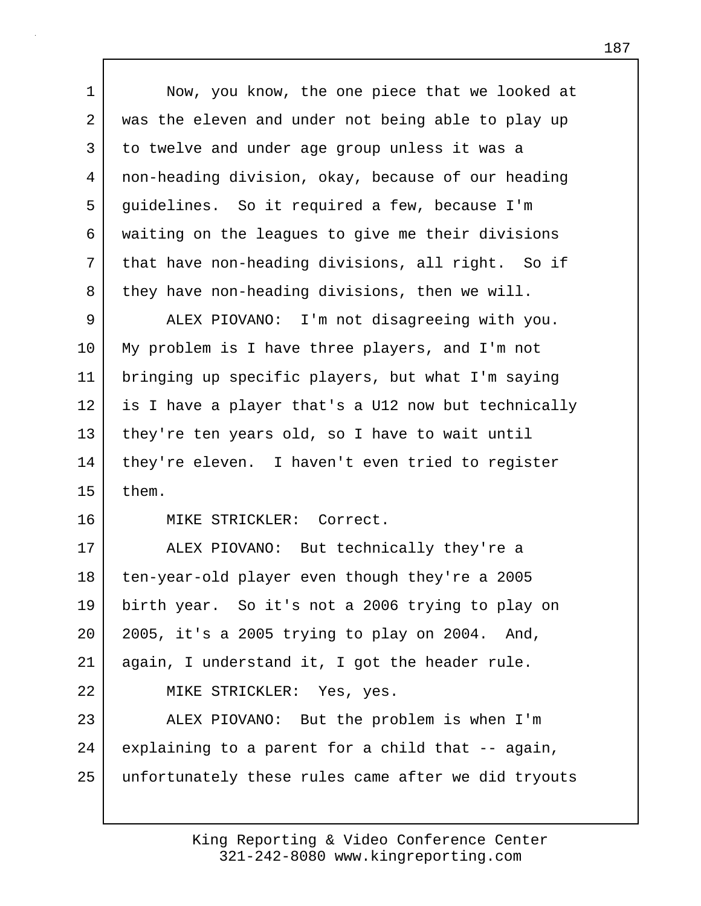Now, you know, the one piece that we looked at was the eleven and under not being able to play up to twelve and under age group unless it was a non-heading division, okay, because of our heading guidelines. So it required a few, because I'm waiting on the leagues to give me their divisions that have non-heading divisions, all right. So if they have non-heading divisions, then we will.

ALEX PIOVANO: I'm not disagreeing with you. My problem is I have three players, and I'm not bringing up specific players, but what I'm saying is I have a player that's a U12 now but technically they're ten years old, so I have to wait until they're eleven. I haven't even tried to register them.

MIKE STRICKLER: Correct.

ALEX PIOVANO: But technically they're a ten-year-old player even though they're a 2005 birth year. So it's not a 2006 trying to play on 2005, it's a 2005 trying to play on 2004. And, again, I understand it, I got the header rule.

MIKE STRICKLER: Yes, yes.

ALEX PIOVANO: But the problem is when I'm explaining to a parent for a child that -- again, unfortunately these rules came after we did tryouts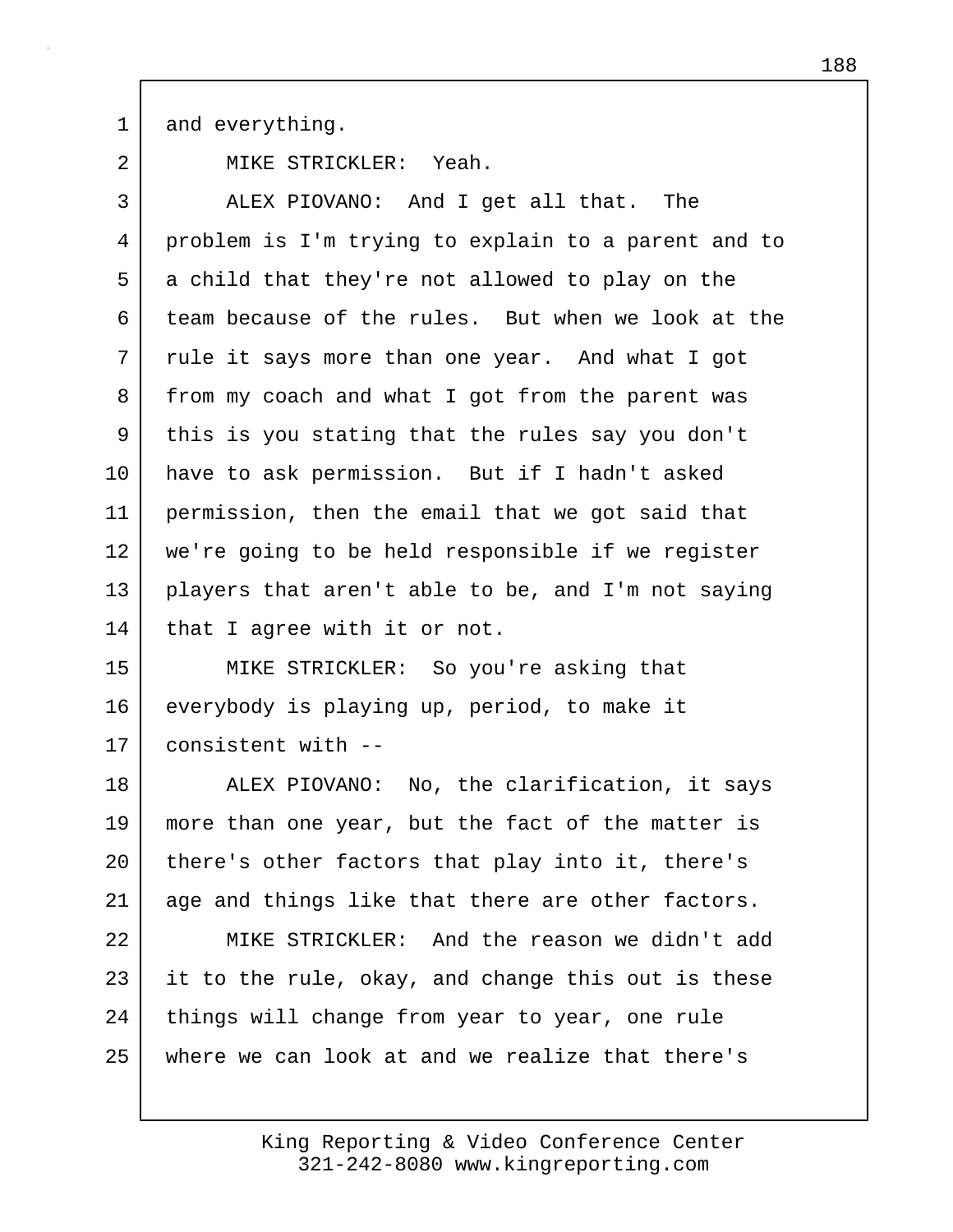and everything.

MIKE STRICKLER: Yeah.

ALEX PIOVANO: And I get all that. The problem is I'm trying to explain to a parent and to a child that they're not allowed to play on the team because of the rules. But when we look at the rule it says more than one year. And what I got from my coach and what I got from the parent was this is you stating that the rules say you don't have to ask permission. But if I hadn't asked permission, then the email that we got said that we're going to be held responsible if we register players that aren't able to be, and I'm not saying that I agree with it or not.

MIKE STRICKLER: So you're asking that everybody is playing up, period, to make it consistent with --

ALEX PIOVANO: No, the clarification, it says more than one year, but the fact of the matter is there's other factors that play into it, there's age and things like that there are other factors.

MIKE STRICKLER: And the reason we didn't add it to the rule, okay, and change this out is these things will change from year to year, one rule where we can look at and we realize that there's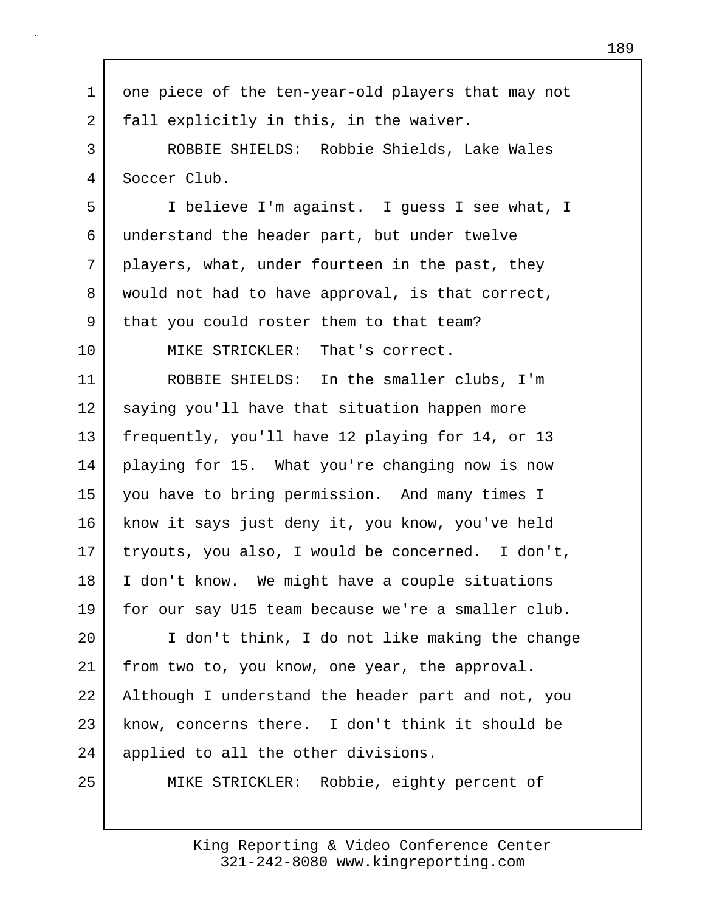one piece of the ten-year-old players that may not fall explicitly in this, in the waiver.

ROBBIE SHIELDS: Robbie Shields, Lake Wales Soccer Club.

I believe I'm against. I guess I see what, I understand the header part, but under twelve players, what, under fourteen in the past, they would not had to have approval, is that correct, that you could roster them to that team?

MIKE STRICKLER: That's correct.

ROBBIE SHIELDS: In the smaller clubs, I'm saying you'll have that situation happen more frequently, you'll have 12 playing for 14, or 13 playing for 15. What you're changing now is now you have to bring permission. And many times I know it says just deny it, you know, you've held tryouts, you also, I would be concerned. I don't, I don't know. We might have a couple situations for our say U15 team because we're a smaller club.

I don't think, I do not like making the change from two to, you know, one year, the approval. Although I understand the header part and not, you know, concerns there. I don't think it should be applied to all the other divisions.

MIKE STRICKLER: Robbie, eighty percent of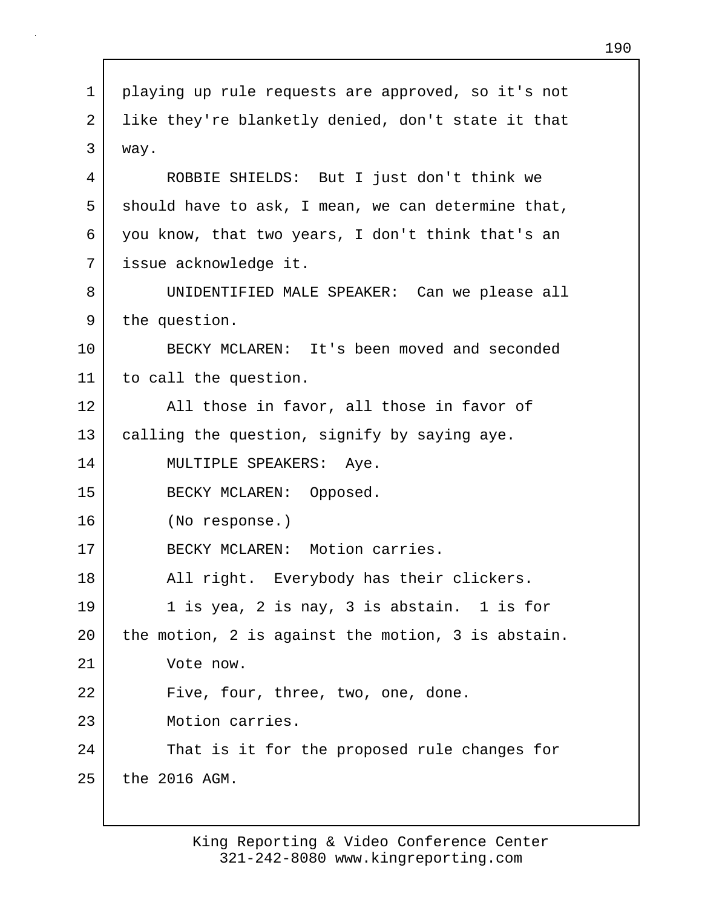playing up rule requests are approved, so it's not like they're blanketly denied, don't state it that way.

ROBBIE SHIELDS: But I just don't think we should have to ask, I mean, we can determine that, you know, that two years, I don't think that's an issue acknowledge it.

UNIDENTIFIED MALE SPEAKER: Can we please all the question.

BECKY MCLAREN: It's been moved and seconded to call the question.

All those in favor, all those in favor of calling the question, signify by saying aye.

MULTIPLE SPEAKERS: Aye.

BECKY MCLAREN: Opposed.

(No response.)

BECKY MCLAREN: Motion carries.

All right. Everybody has their clickers.

1 is yea, 2 is nay, 3 is abstain. 1 is for the motion, 2 is against the motion, 3 is abstain.

Vote now.

Five, four, three, two, one, done.

Motion carries.

That is it for the proposed rule changes for the 2016 AGM.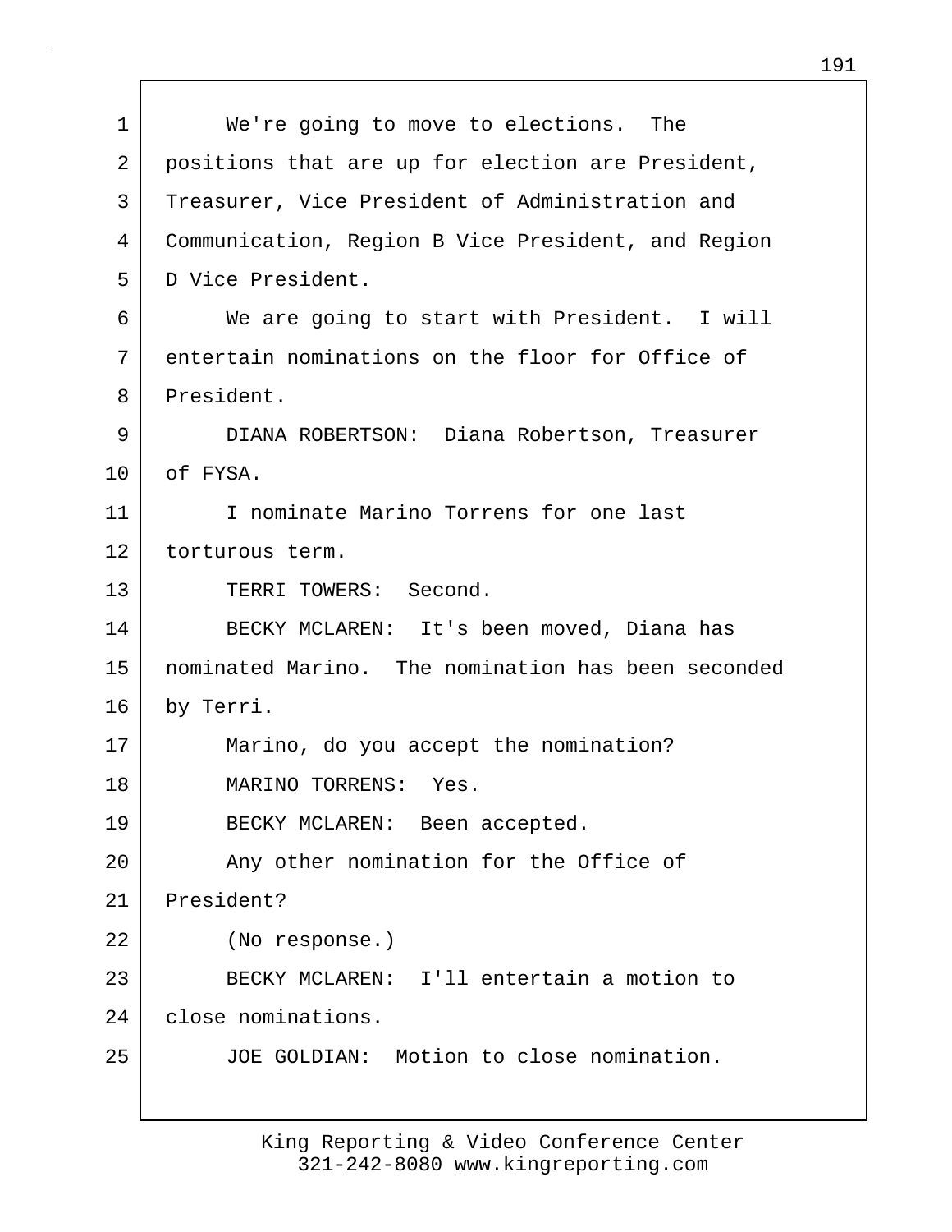We're going to move to elections. The positions that are up for election are President, Treasurer, Vice President of Administration and Communication, Region B Vice President, and Region D Vice President.

We are going to start with President. I will entertain nominations on the floor for Office of President.

DIANA ROBERTSON: Diana Robertson, Treasurer of FYSA.

I nominate Marino Torrens for one last torturous term.

TERRI TOWERS: Second.

BECKY MCLAREN: It's been moved, Diana has nominated Marino. The nomination has been seconded by Terri.

Marino, do you accept the nomination?

MARINO TORRENS: Yes.

BECKY MCLAREN: Been accepted.

Any other nomination for the Office of President?

(No response.)

BECKY MCLAREN: I'll entertain a motion to close nominations.

JOE GOLDIAN: Motion to close nomination.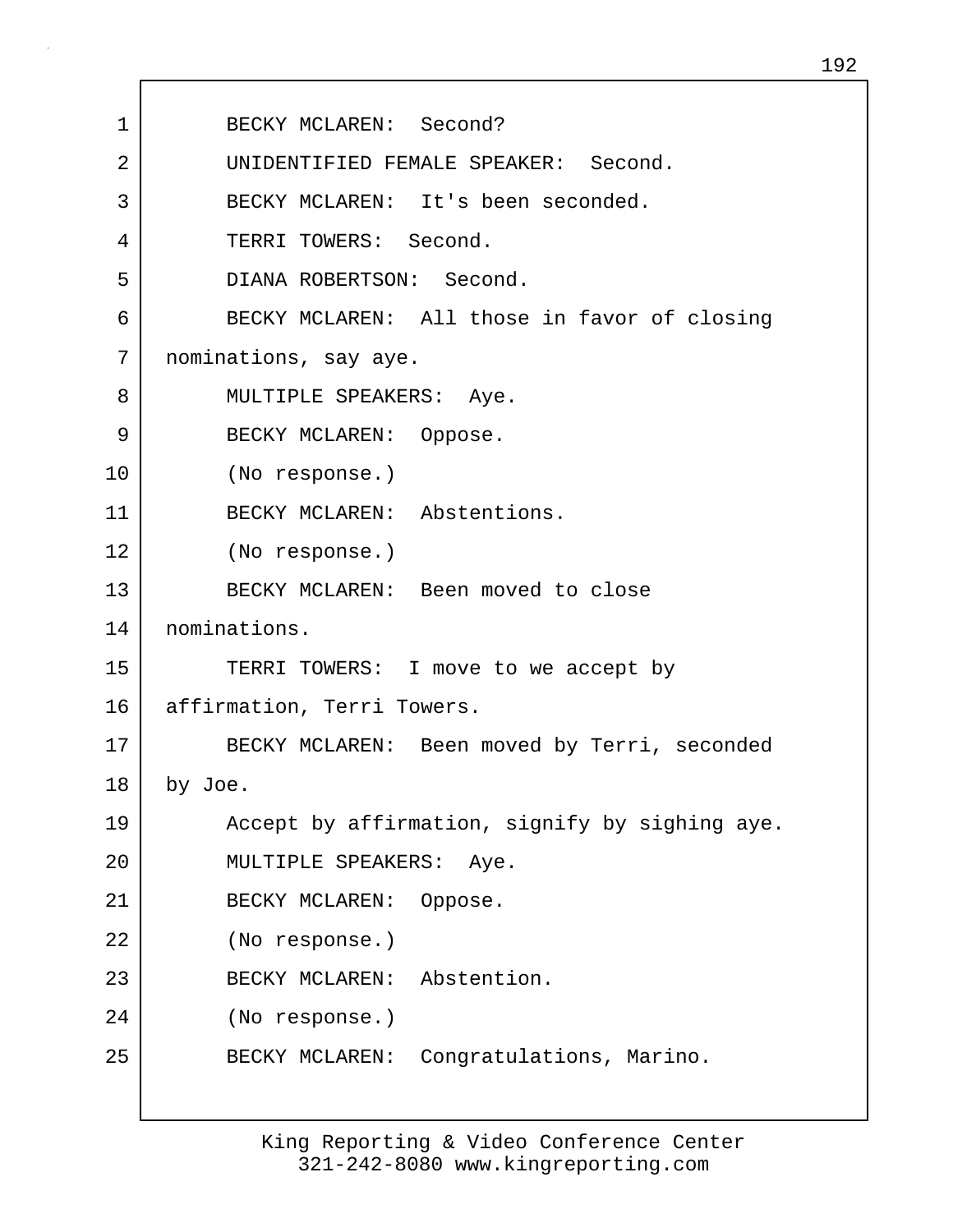1 BECKY MCLAREN: Second?

2 UNIDENTIFIED FEMALE SPEAKER: Second.

3 BECKY MCLAREN: It's been seconded.

4 TERRI TOWERS: Second.

5 DIANA ROBERTSON: Second.

6 BECKY MCLAREN: All those in favor of closing

7 nominations, say aye.

8 MULTIPLE SPEAKERS: Aye.

9 BECKY MCLAREN: Oppose.

10 (No response.)

11 BECKY MCLAREN: Abstentions.

12 (No response.)

13 BECKY MCLAREN: Been moved to close

14 nominations.

15 TERRI TOWERS: I move to we accept by

16 affirmation, Terri Towers.

17 BECKY MCLAREN: Been moved by Terri, seconded

18 by Joe.

19 Accept by affirmation, signify by sighing aye.

20 MULTIPLE SPEAKERS: Aye.

21 BECKY MCLAREN: Oppose.

22 (No response.)

23 BECKY MCLAREN: Abstention.

24 (No response.)

25 BECKY MCLAREN: Congratulations, Marino.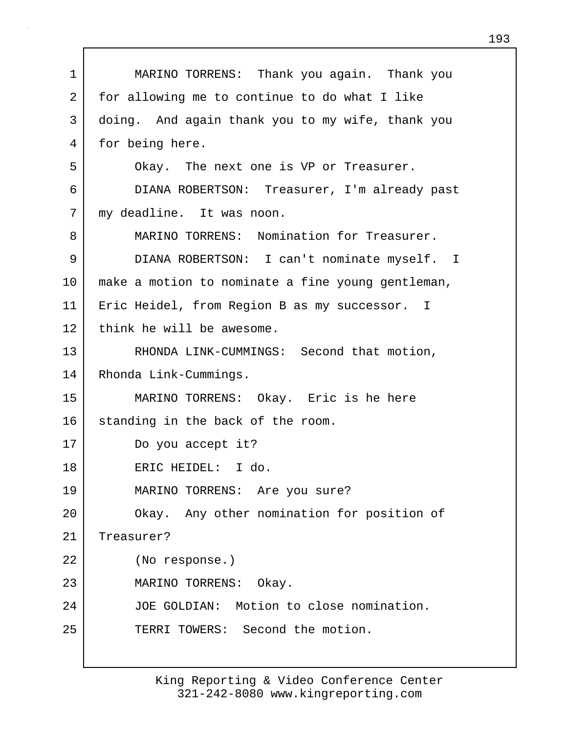MARINO TORRENS: Thank you again. Thank you for allowing me to continue to do what I like doing. And again thank you to my wife, thank you for being here.

Okay. The next one is VP or Treasurer.

DIANA ROBERTSON: Treasurer, I'm already past my deadline. It was noon.

MARINO TORRENS: Nomination for Treasurer.

DIANA ROBERTSON: I can't nominate myself. I make a motion to nominate a fine young gentleman, Eric Heidel, from Region B as my successor. I think he will be awesome.

RHONDA LINK-CUMMINGS: Second that motion, Rhonda Link-Cummings.

MARINO TORRENS: Okay. Eric is he here standing in the back of the room.

Do you accept it?

ERIC HEIDEL: I do.

MARINO TORRENS: Are you sure?

Okay. Any other nomination for position of Treasurer?

(No response.)

MARINO TORRENS: Okay.

JOE GOLDIAN: Motion to close nomination.

TERRI TOWERS: Second the motion.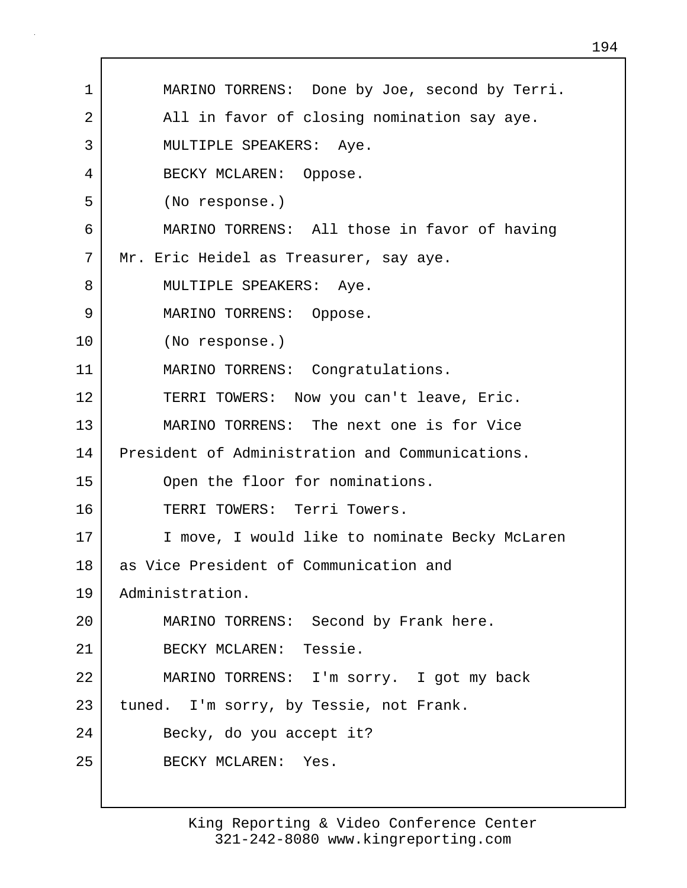1 MARINO TORRENS: Done by Joe, second by Terri.
2 All in favor of closing nomination say aye.
3 MULTIPLE SPEAKERS: Aye.
4 BECKY MCLAREN: Oppose.
5 (No response.)
6 MARINO TORRENS: All those in favor of having
7 Mr. Eric Heidel as Treasurer, say aye.
8 MULTIPLE SPEAKERS: Aye.
9 MARINO TORRENS: Oppose.
10 (No response.)
11 MARINO TORRENS: Congratulations.
12 TERRI TOWERS: Now you can't leave, Eric.
13 MARINO TORRENS: The next one is for Vice
14 President of Administration and Communications.
15 Open the floor for nominations.
16 TERRI TOWERS: Terri Towers.
17 I move, I would like to nominate Becky McLaren
18 as Vice President of Communication and
19 Administration.
20 MARINO TORRENS: Second by Frank here.
21 BECKY MCLAREN: Tessie.
22 MARINO TORRENS: I'm sorry. I got my back
23 tuned. I'm sorry, by Tessie, not Frank.
24 Becky, do you accept it?
25 BECKY MCLAREN: Yes.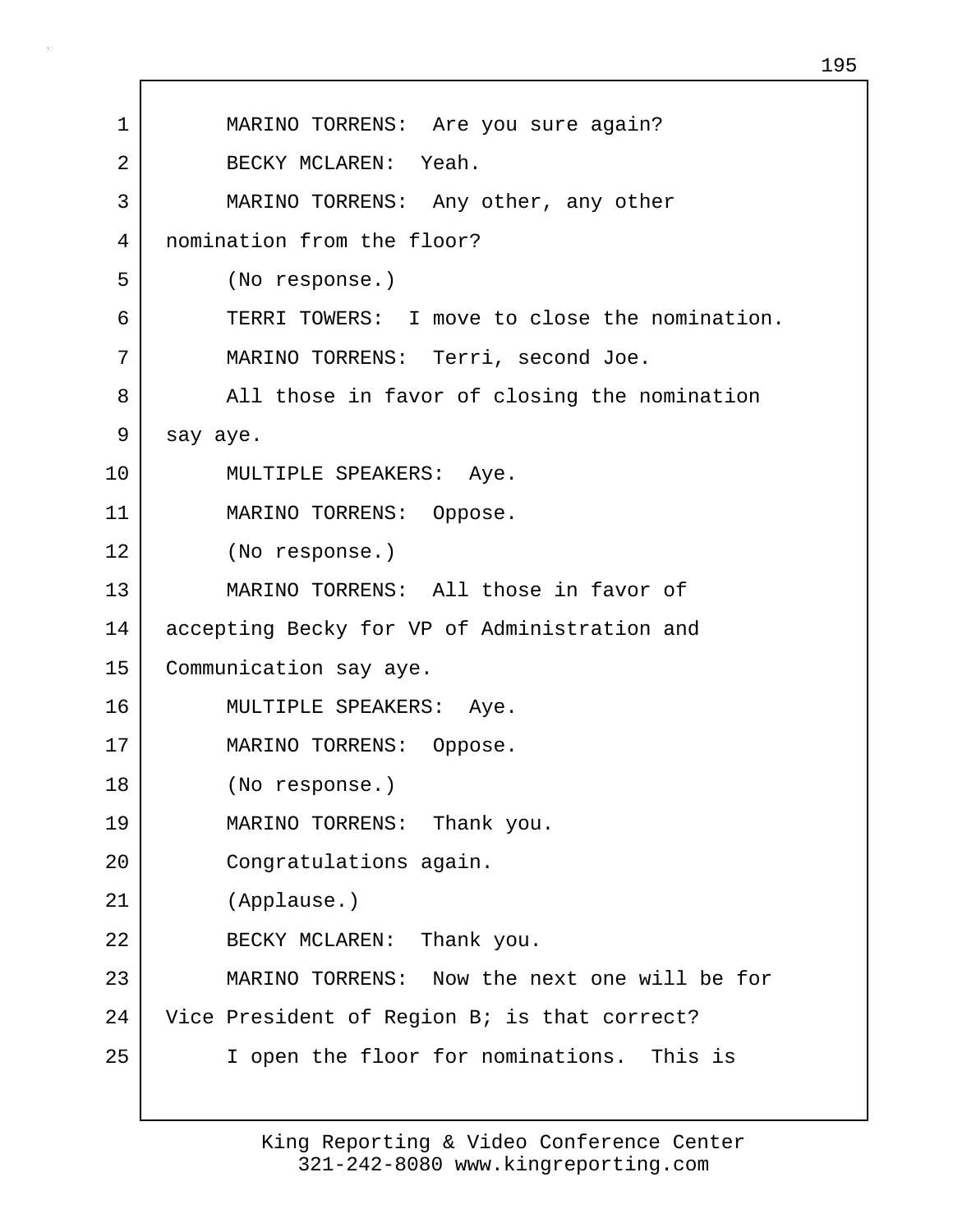MARINO TORRENS: Are you sure again?

BECKY MCLAREN: Yeah.

MARINO TORRENS: Any other, any other nomination from the floor?

(No response.)

TERRI TOWERS: I move to close the nomination.

MARINO TORRENS: Terri, second Joe.

All those in favor of closing the nomination say aye.

MULTIPLE SPEAKERS: Aye.

MARINO TORRENS: Oppose.

(No response.)

MARINO TORRENS: All those in favor of accepting Becky for VP of Administration and Communication say aye.

MULTIPLE SPEAKERS: Aye.

MARINO TORRENS: Oppose.

(No response.)

MARINO TORRENS: Thank you.

Congratulations again.

(Applause.)

BECKY MCLAREN: Thank you.

MARINO TORRENS: Now the next one will be for Vice President of Region B; is that correct?

I open the floor for nominations. This is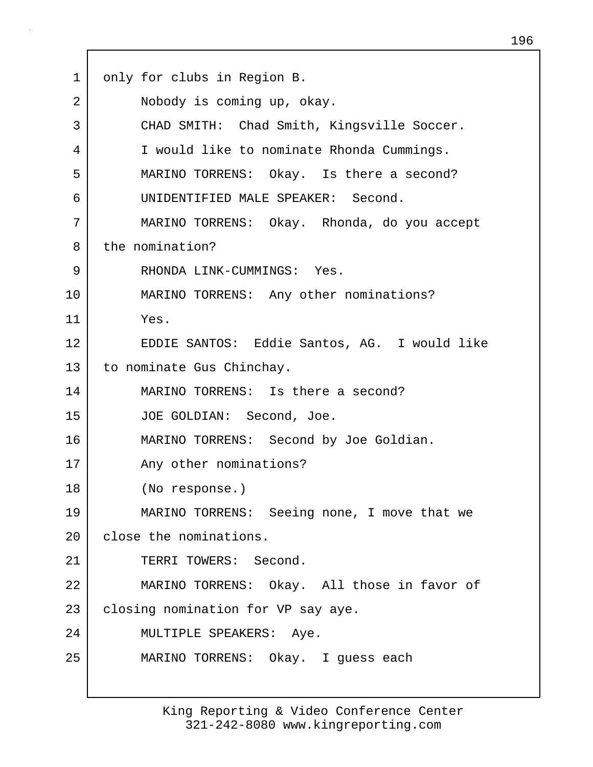only for clubs in Region B.

Nobody is coming up, okay.

CHAD SMITH: Chad Smith, Kingsville Soccer. I would like to nominate Rhonda Cummings.

MARINO TORRENS: Okay. Is there a second?

UNIDENTIFIED MALE SPEAKER: Second.

MARINO TORRENS: Okay. Rhonda, do you accept the nomination?

RHONDA LINK-CUMMINGS: Yes.

MARINO TORRENS: Any other nominations?

Yes.

EDDIE SANTOS: Eddie Santos, AG. I would like to nominate Gus Chinchay.

MARINO TORRENS: Is there a second?

JOE GOLDIAN: Second, Joe.

MARINO TORRENS: Second by Joe Goldian.

Any other nominations?

(No response.)

MARINO TORRENS: Seeing none, I move that we close the nominations.

TERRI TOWERS: Second.

MARINO TORRENS: Okay. All those in favor of closing nomination for VP say aye.

MULTIPLE SPEAKERS: Aye.

MARINO TORRENS: Okay. I guess each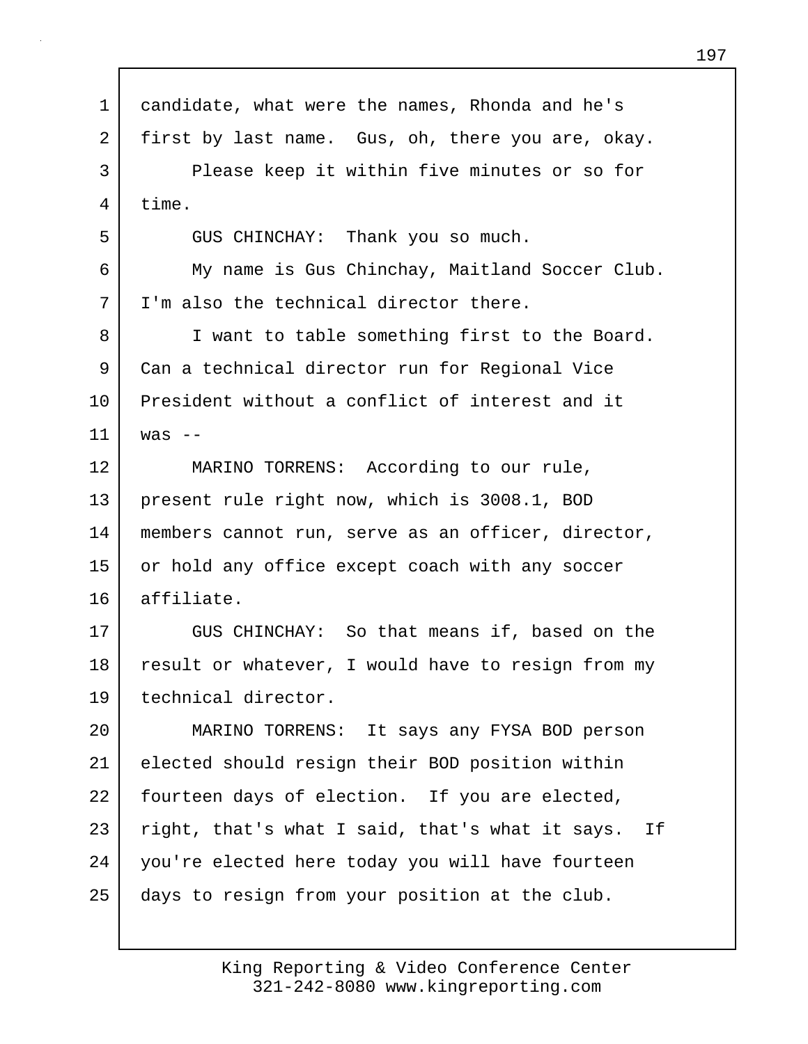candidate, what were the names, Rhonda and he's first by last name. Gus, oh, there you are, okay.

Please keep it within five minutes or so for time.

GUS CHINCHAY: Thank you so much.

My name is Gus Chinchay, Maitland Soccer Club. I'm also the technical director there.

I want to table something first to the Board. Can a technical director run for Regional Vice President without a conflict of interest and it was --

MARINO TORRENS: According to our rule, present rule right now, which is 3008.1, BOD members cannot run, serve as an officer, director, or hold any office except coach with any soccer affiliate.

GUS CHINCHAY: So that means if, based on the result or whatever, I would have to resign from my technical director.

MARINO TORRENS: It says any FYSA BOD person elected should resign their BOD position within fourteen days of election. If you are elected, right, that's what I said, that's what it says. If you're elected here today you will have fourteen days to resign from your position at the club.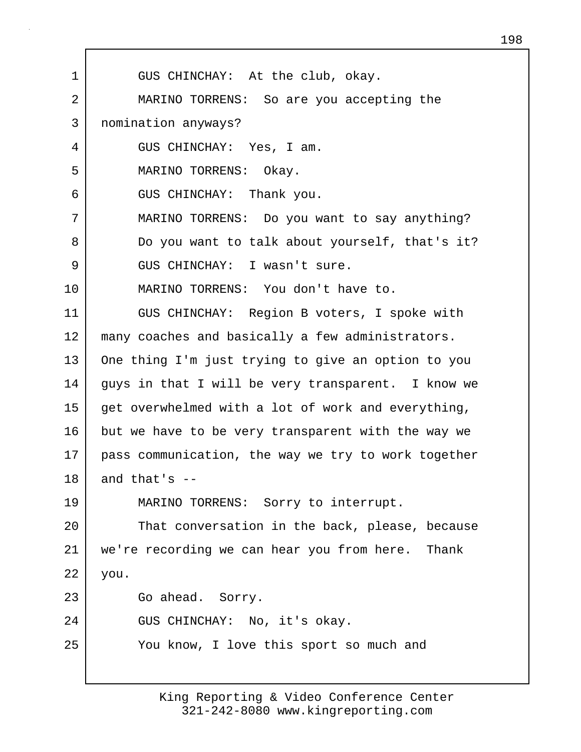GUS CHINCHAY: At the club, okay.

MARINO TORRENS: So are you accepting the nomination anyways?

GUS CHINCHAY: Yes, I am.

MARINO TORRENS: Okay.

GUS CHINCHAY: Thank you.

MARINO TORRENS: Do you want to say anything? Do you want to talk about yourself, that's it?

GUS CHINCHAY: I wasn't sure.

MARINO TORRENS: You don't have to.

GUS CHINCHAY: Region B voters, I spoke with many coaches and basically a few administrators. One thing I'm just trying to give an option to you guys in that I will be very transparent. I know we get overwhelmed with a lot of work and everything, but we have to be very transparent with the way we pass communication, the way we try to work together and that's --

MARINO TORRENS: Sorry to interrupt.

That conversation in the back, please, because we're recording we can hear you from here. Thank you.

Go ahead. Sorry.

GUS CHINCHAY: No, it's okay.

You know, I love this sport so much and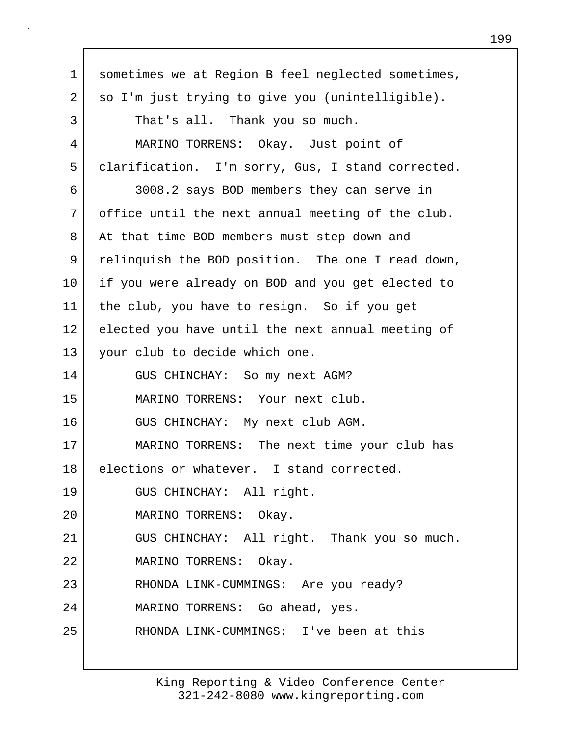sometimes we at Region B feel neglected sometimes, so I'm just trying to give you (unintelligible).

That's all. Thank you so much.

MARINO TORRENS: Okay. Just point of clarification. I'm sorry, Gus, I stand corrected.

3008.2 says BOD members they can serve in office until the next annual meeting of the club. At that time BOD members must step down and relinquish the BOD position. The one I read down, if you were already on BOD and you get elected to the club, you have to resign. So if you get elected you have until the next annual meeting of your club to decide which one.

GUS CHINCHAY: So my next AGM?

MARINO TORRENS: Your next club.

GUS CHINCHAY: My next club AGM.

MARINO TORRENS: The next time your club has elections or whatever. I stand corrected.

GUS CHINCHAY: All right.

MARINO TORRENS: Okay.

GUS CHINCHAY: All right. Thank you so much.

MARINO TORRENS: Okay.

RHONDA LINK-CUMMINGS: Are you ready?

MARINO TORRENS: Go ahead, yes.

RHONDA LINK-CUMMINGS: I've been at this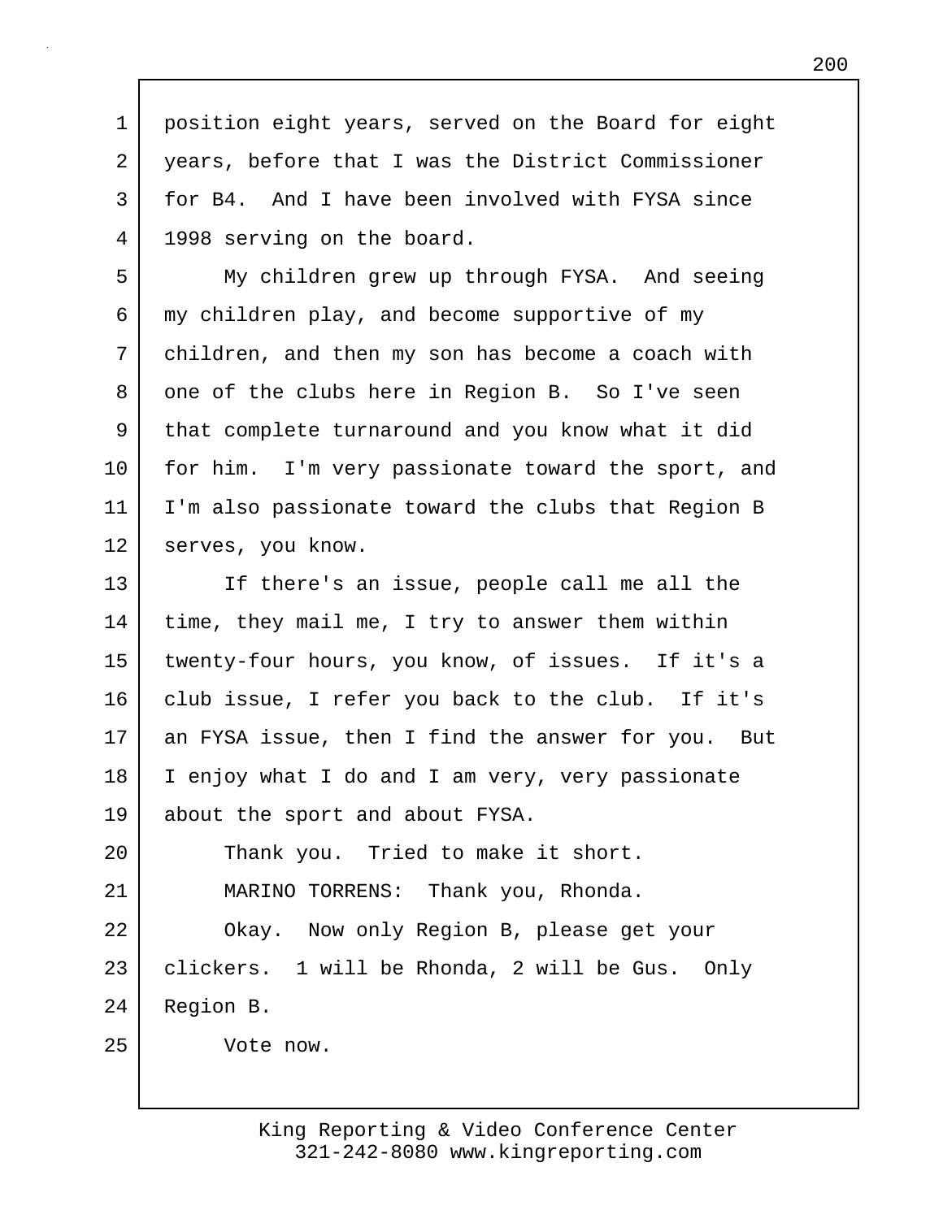position eight years, served on the Board for eight years, before that I was the District Commissioner for B4. And I have been involved with FYSA since 1998 serving on the board.

My children grew up through FYSA. And seeing my children play, and become supportive of my children, and then my son has become a coach with one of the clubs here in Region B. So I've seen that complete turnaround and you know what it did for him. I'm very passionate toward the sport, and I'm also passionate toward the clubs that Region B serves, you know.

If there's an issue, people call me all the time, they mail me, I try to answer them within twenty-four hours, you know, of issues. If it's a club issue, I refer you back to the club. If it's an FYSA issue, then I find the answer for you. But I enjoy what I do and I am very, very passionate about the sport and about FYSA.

Thank you. Tried to make it short.

MARINO TORRENS: Thank you, Rhonda.

Okay. Now only Region B, please get your clickers. 1 will be Rhonda, 2 will be Gus. Only Region B.

Vote now.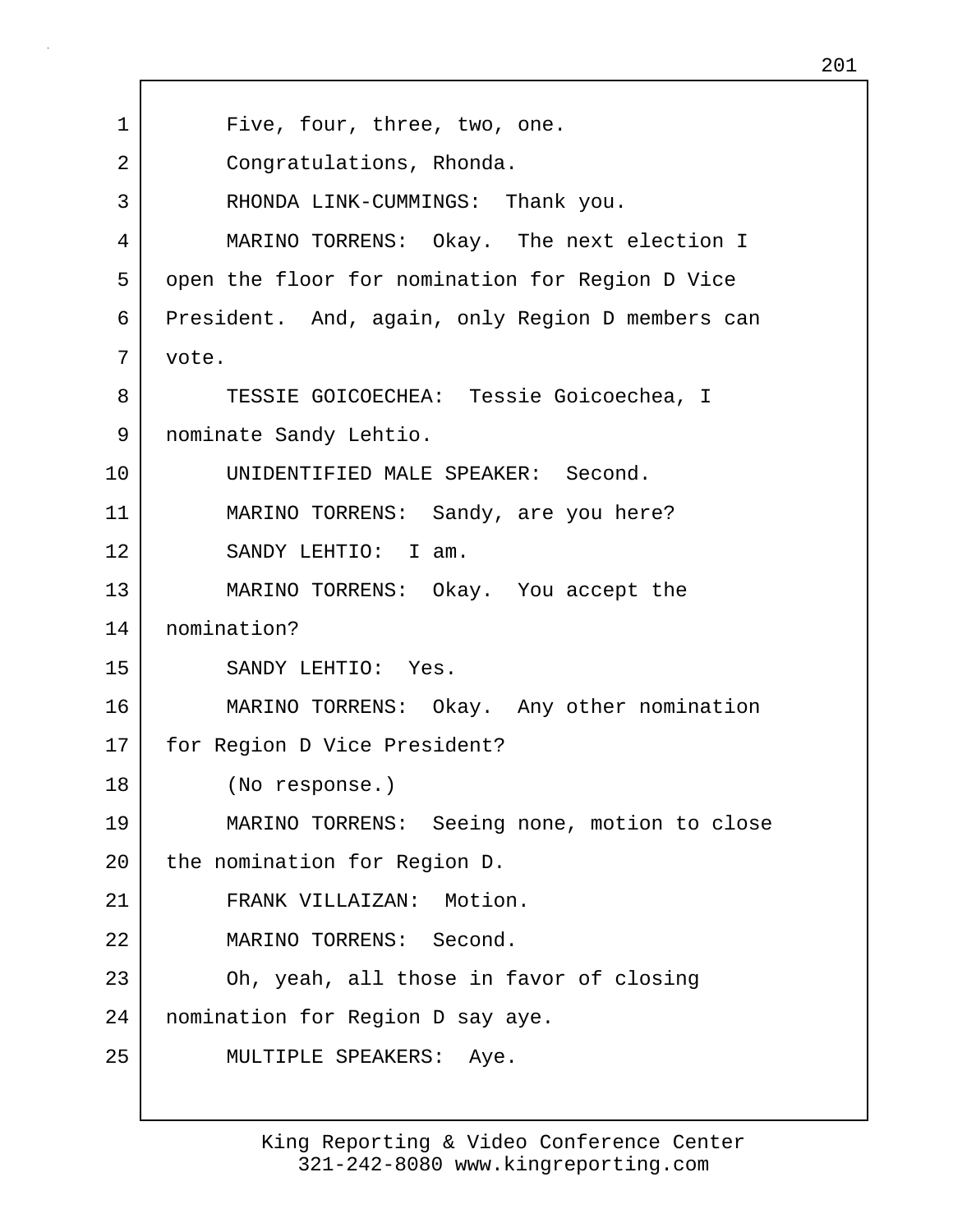1 Five, four, three, two, one.

2 Congratulations, Rhonda.

3 RHONDA LINK-CUMMINGS: Thank you.

4 MARINO TORRENS: Okay. The next election I

5 open the floor for nomination for Region D Vice

6 President. And, again, only Region D members can

7 vote.

8 TESSIE GOICOECHEA: Tessie Goicoechea, I

9 nominate Sandy Lehtio.

10 UNIDENTIFIED MALE SPEAKER: Second.

11 MARINO TORRENS: Sandy, are you here?

12 SANDY LEHTIO: I am.

13 MARINO TORRENS: Okay. You accept the

14 nomination?

15 SANDY LEHTIO: Yes.

16 MARINO TORRENS: Okay. Any other nomination

17 for Region D Vice President?

18 (No response.)

19 MARINO TORRENS: Seeing none, motion to close

20 the nomination for Region D.

21 FRANK VILLAIZAN: Motion.

22 MARINO TORRENS: Second.

23 Oh, yeah, all those in favor of closing

24 nomination for Region D say aye.

25 MULTIPLE SPEAKERS: Aye.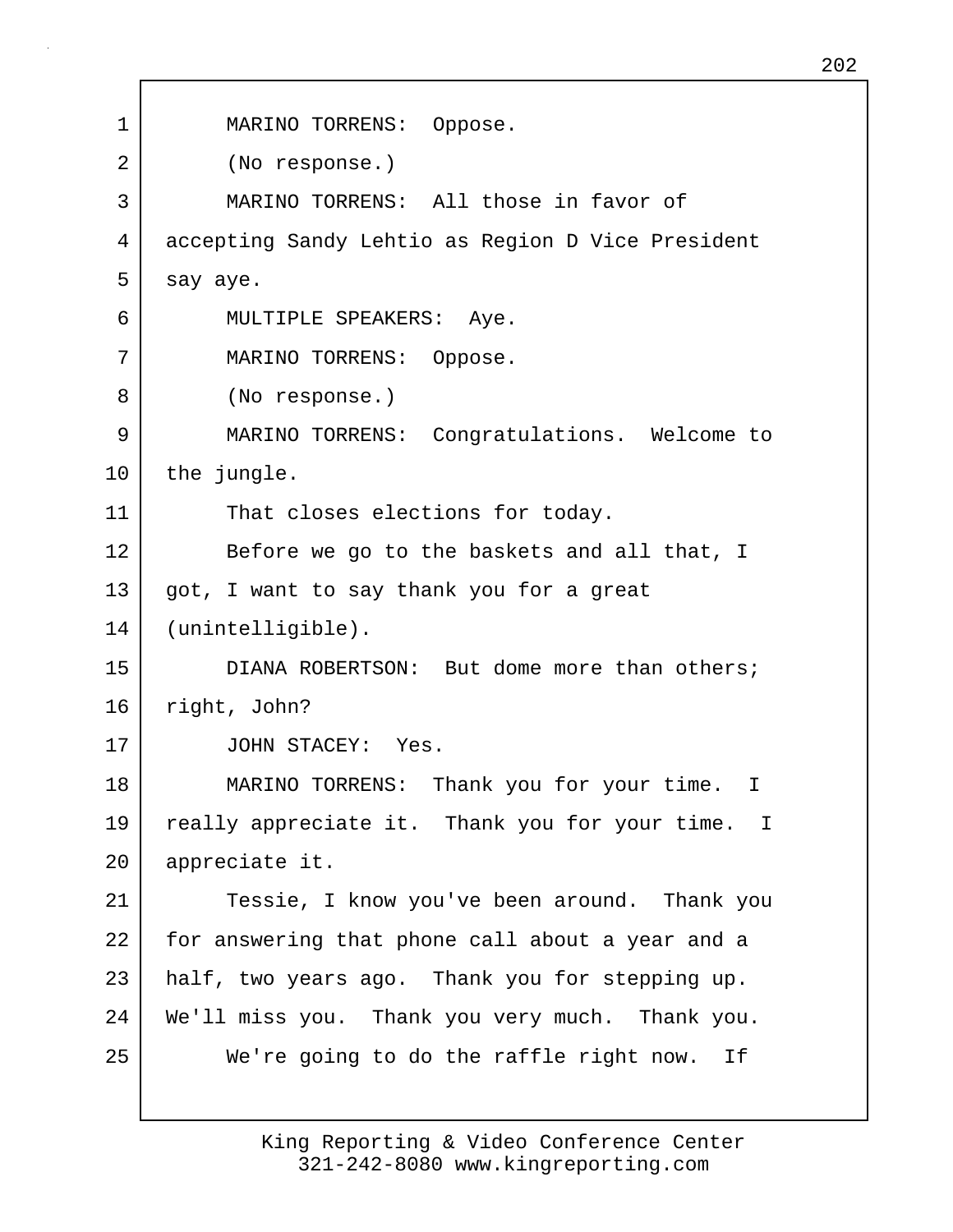1 MARINO TORRENS: Oppose.
2 (No response.)
3 MARINO TORRENS: All those in favor of
4 accepting Sandy Lehtio as Region D Vice President
5 say aye.
6 MULTIPLE SPEAKERS: Aye.
7 MARINO TORRENS: Oppose.
8 (No response.)
9 MARINO TORRENS: Congratulations. Welcome to
10 the jungle.
11 That closes elections for today.
12 Before we go to the baskets and all that, I
13 got, I want to say thank you for a great
14 (unintelligible).
15 DIANA ROBERTSON: But dome more than others;
16 right, John?
17 JOHN STACEY: Yes.
18 MARINO TORRENS: Thank you for your time. I
19 really appreciate it. Thank you for your time. I
20 appreciate it.
21 Tessie, I know you've been around. Thank you
22 for answering that phone call about a year and a
23 half, two years ago. Thank you for stepping up.
24 We'll miss you. Thank you very much. Thank you.
25 We're going to do the raffle right now. If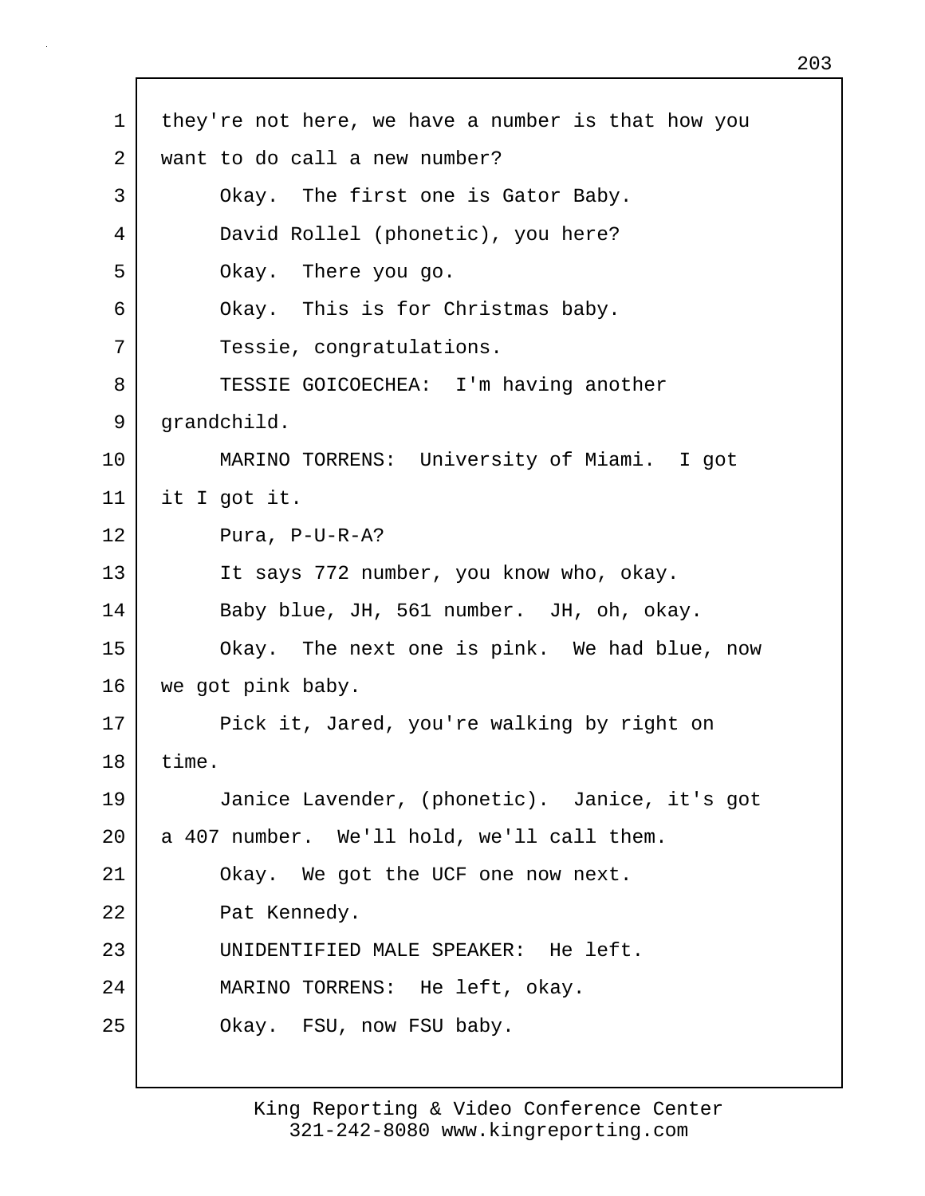they're not here, we have a number is that how you want to do call a new number?

Okay. The first one is Gator Baby.

David Rollel (phonetic), you here?

Okay. There you go.

Okay. This is for Christmas baby.

Tessie, congratulations.

TESSIE GOICOECHEA: I'm having another grandchild.

MARINO TORRENS: University of Miami. I got it I got it.

Pura, P-U-R-A?

It says 772 number, you know who, okay.

Baby blue, JH, 561 number. JH, oh, okay.

Okay. The next one is pink. We had blue, now we got pink baby.

Pick it, Jared, you're walking by right on time.

Janice Lavender, (phonetic). Janice, it's got a 407 number. We'll hold, we'll call them.

Okay. We got the UCF one now next.

Pat Kennedy.

UNIDENTIFIED MALE SPEAKER: He left.

MARINO TORRENS: He left, okay.

Okay. FSU, now FSU baby.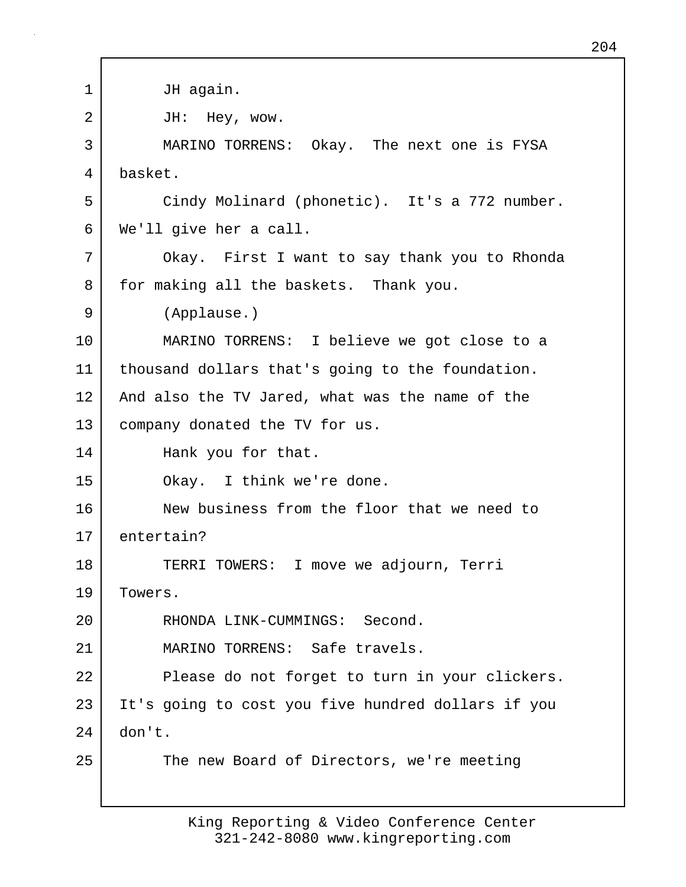JH again.

JH: Hey, wow.

MARINO TORRENS: Okay. The next one is FYSA basket.

Cindy Molinard (phonetic). It's a 772 number. We'll give her a call.

Okay. First I want to say thank you to Rhonda for making all the baskets. Thank you.

(Applause.)

MARINO TORRENS: I believe we got close to a thousand dollars that's going to the foundation. And also the TV Jared, what was the name of the company donated the TV for us.

Hank you for that.

Okay. I think we're done.

New business from the floor that we need to entertain?

TERRI TOWERS: I move we adjourn, Terri Towers.

RHONDA LINK-CUMMINGS: Second.

MARINO TORRENS: Safe travels.

Please do not forget to turn in your clickers. It's going to cost you five hundred dollars if you don't.

The new Board of Directors, we're meeting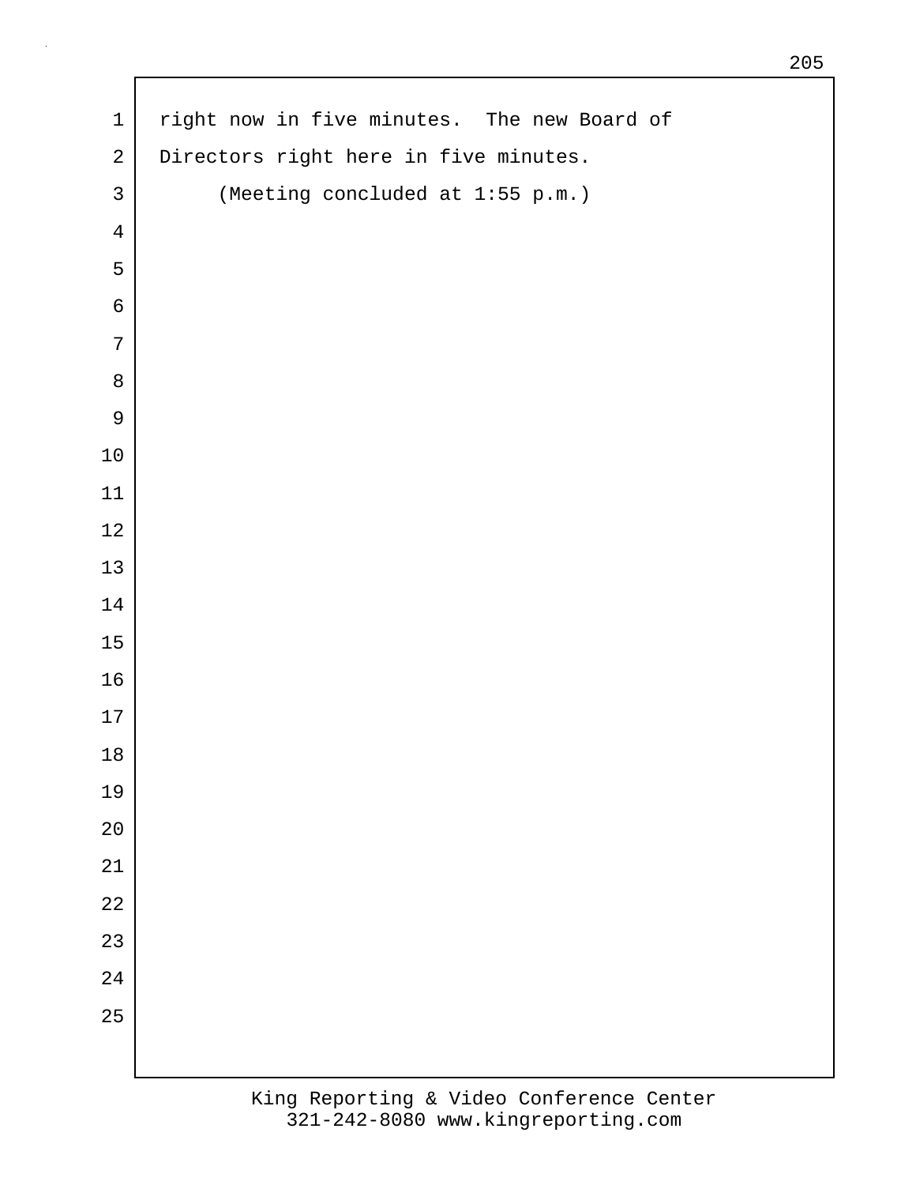right now in five minutes. The new Board of Directors right here in five minutes.

(Meeting concluded at 1:55 p.m.)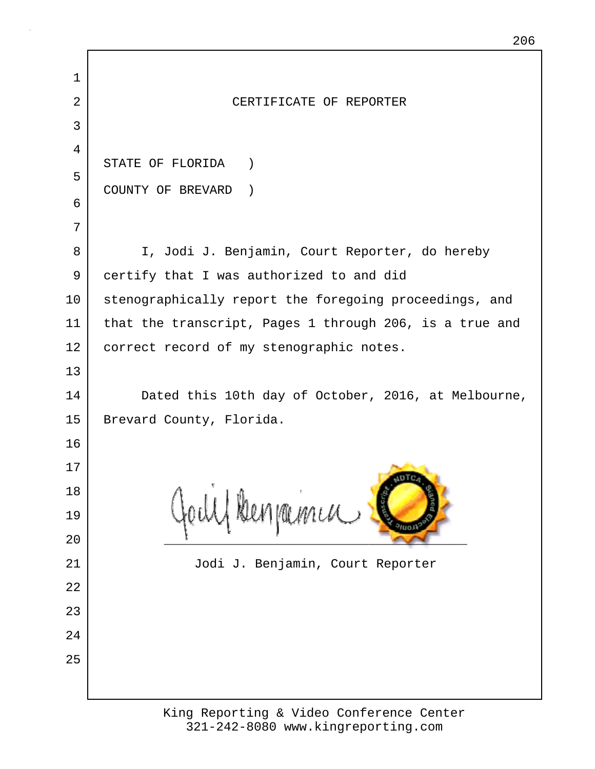# CERTIFICATE OF REPORTER

STATE OF FLORIDA )

COUNTY OF BREVARD )

I, Jodi J. Benjamin, Court Reporter, do hereby certify that I was authorized to and did stenographically report the foregoing proceedings, and that the transcript, Pages 1 through 206, is a true and correct record of my stenographic notes.

Dated this 10th day of October, 2016, at Melbourne, Brevard County, Florida.

NDTCA Signed Electronic Transcript

Jodi J. Benjamin, Court Reporter

King Reporting & Video Conference Center
321-242-8080 www.kingreporting.com